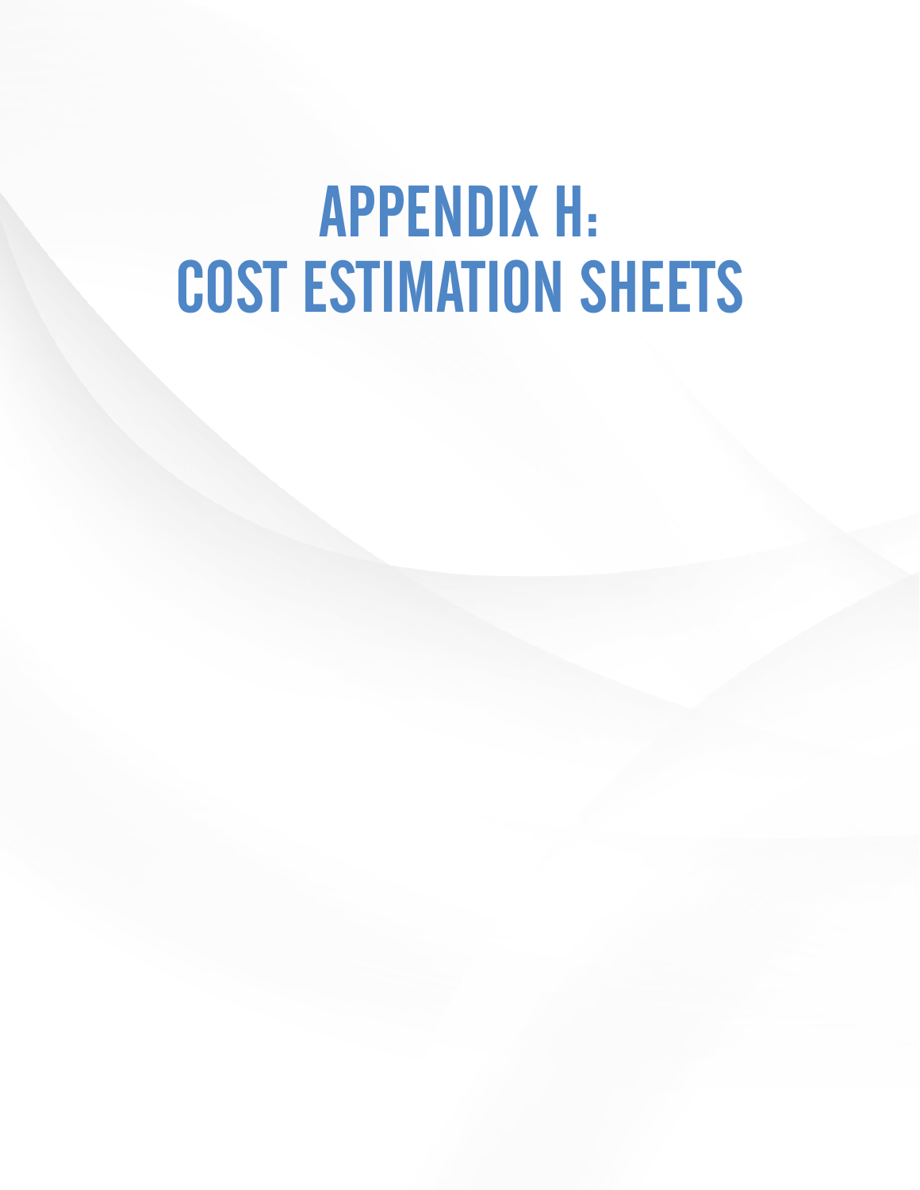# APPENDIX H: COST ESTIMATION SHEETS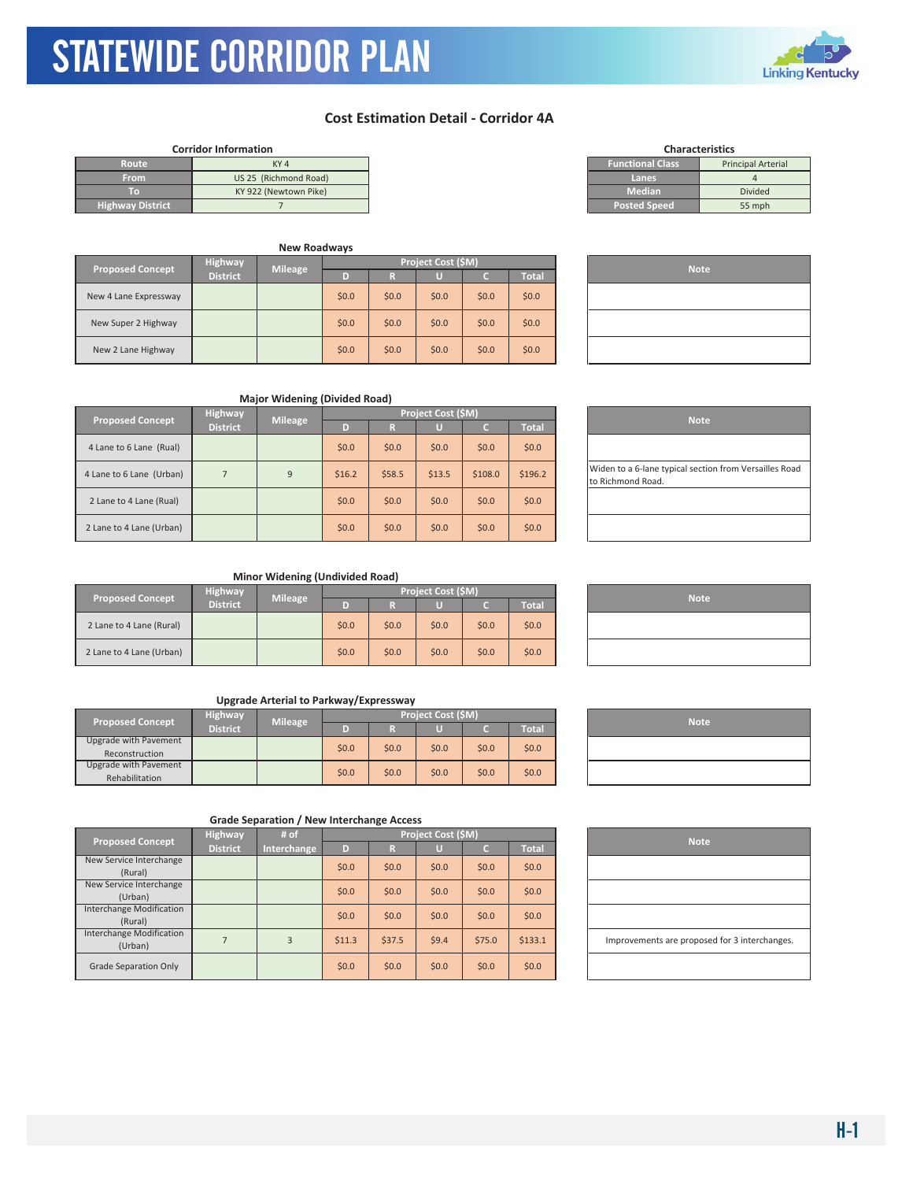# STATEWIDE CORRIDOR PLAN

## Cost Estimation Detail - Corridor 4A

**Corridor Information**

| | |
|---|---|
| Route | KY 4 |
| From | US 25 (Richmond Road) |
| To | KY 922 (Newtown Pike) |
| Highway District | 7 |

**Characteristics**

| | |
|---|---|
| Functional Class | Principal Arterial |
| Lanes | 4 |
| Median | Divided |
| Posted Speed | 55 mph |

**New Roadways**

| Proposed Concept | Highway District | Mileage | Project Cost ($M) | | | | | Note |
|---|---|---|---|---|---|---|---|---|
| | | | D | R | U | C | Total | |
| New 4 Lane Expressway | | | $0.0 | $0.0 | $0.0 | $0.0 | $0.0 | |
| New Super 2 Highway | | | $0.0 | $0.0 | $0.0 | $0.0 | $0.0 | |
| New 2 Lane Highway | | | $0.0 | $0.0 | $0.0 | $0.0 | $0.0 | |

**Major Widening (Divided Road)**

| Proposed Concept | Highway District | Mileage | Project Cost ($M) | | | | | Note |
|---|---|---|---|---|---|---|---|---|
| | | | D | R | U | C | Total | |
| 4 Lane to 6 Lane (Rual) | | | $0.0 | $0.0 | $0.0 | $0.0 | $0.0 | |
| 4 Lane to 6 Lane (Urban) | 7 | 9 | $16.2 | $58.5 | $13.5 | $108.0 | $196.2 | Widen to a 6-lane typical section from Versailles Road to Richmond Road. |
| 2 Lane to 4 Lane (Rual) | | | $0.0 | $0.0 | $0.0 | $0.0 | $0.0 | |
| 2 Lane to 4 Lane (Urban) | | | $0.0 | $0.0 | $0.0 | $0.0 | $0.0 | |

**Minor Widening (Undivided Road)**

| Proposed Concept | Highway District | Mileage | Project Cost ($M) | | | | | Note |
|---|---|---|---|---|---|---|---|---|
| | | | D | R | U | C | Total | |
| 2 Lane to 4 Lane (Rural) | | | $0.0 | $0.0 | $0.0 | $0.0 | $0.0 | |
| 2 Lane to 4 Lane (Urban) | | | $0.0 | $0.0 | $0.0 | $0.0 | $0.0 | |

**Upgrade Arterial to Parkway/Expressway**

| Proposed Concept | Highway District | Mileage | Project Cost ($M) | | | | | Note |
|---|---|---|---|---|---|---|---|---|
| | | | D | R | U | C | Total | |
| Upgrade with Pavement Reconstruction | | | $0.0 | $0.0 | $0.0 | $0.0 | $0.0 | |
| Upgrade with Pavement Rehabilitation | | | $0.0 | $0.0 | $0.0 | $0.0 | $0.0 | |

**Grade Separation / New Interchange Access**

| Proposed Concept | Highway District | # of Interchange | Project Cost ($M) | | | | | Note |
|---|---|---|---|---|---|---|---|---|
| | | | D | R | U | C | Total | |
| New Service Interchange (Rural) | | | $0.0 | $0.0 | $0.0 | $0.0 | $0.0 | |
| New Service Interchange (Urban) | | | $0.0 | $0.0 | $0.0 | $0.0 | $0.0 | |
| Interchange Modification (Rural) | | | $0.0 | $0.0 | $0.0 | $0.0 | $0.0 | |
| Interchange Modification (Urban) | 7 | 3 | $11.3 | $37.5 | $9.4 | $75.0 | $133.1 | Improvements are proposed for 3 interchanges. |
| Grade Separation Only | | | $0.0 | $0.0 | $0.0 | $0.0 | $0.0 | |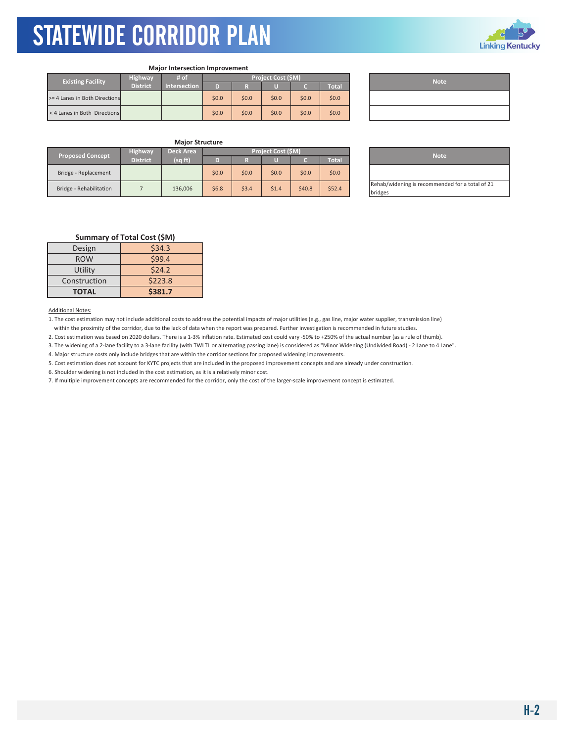# STATEWIDE CORRIDOR PLAN

### Major Intersection Improvement

| Existing Facility | Highway District | # of Intersection | Project Cost ($M) | | | | |
|---|---|---|---|---|---|---|---|
| | | | D | R | U | C | Total |
| >= 4 Lanes in Both Directions | | | $0.0 | $0.0 | $0.0 | $0.0 | $0.0 |
| < 4 Lanes in Both Directions | | | $0.0 | $0.0 | $0.0 | $0.0 | $0.0 |

| Note |
|---|
| |
| |

### Major Structure

| Proposed Concept | Highway District | Deck Area (sq ft) | Project Cost ($M) | | | | |
|---|---|---|---|---|---|---|---|
| | | | D | R | U | C | Total |
| Bridge - Replacement | | | $0.0 | $0.0 | $0.0 | $0.0 | $0.0 |
| Bridge - Rehabilitation | 7 | 136,006 | $6.8 | $3.4 | $1.4 | $40.8 | $52.4 |

| Note |
|---|
| |
| Rehab/widening is recommended for a total of 21 bridges |

### Summary of Total Cost ($M)

| | |
|---|---|
| Design | $34.3 |
| ROW | $99.4 |
| Utility | $24.2 |
| Construction | $223.8 |
| **TOTAL** | **$381.7** |

Additional Notes:

1. The cost estimation may not include additional costs to address the potential impacts of major utilities (e.g., gas line, major water supplier, transmission line) within the proximity of the corridor, due to the lack of data when the report was prepared. Further investigation is recommended in future studies.
2. Cost estimation was based on 2020 dollars. There is a 1-3% inflation rate. Estimated cost could vary -50% to +250% of the actual number (as a rule of thumb).
3. The widening of a 2-lane facility to a 3-lane facility (with TWLTL or alternating passing lane) is considered as "Minor Widening (Undivided Road) - 2 Lane to 4 Lane".
4. Major structure costs only include bridges that are within the corridor sections for proposed widening improvements.
5. Cost estimation does not account for KYTC projects that are included in the proposed improvement concepts and are already under construction.
6. Shoulder widening is not included in the cost estimation, as it is a relatively minor cost.
7. If multiple improvement concepts are recommended for the corridor, only the cost of the larger-scale improvement concept is estimated.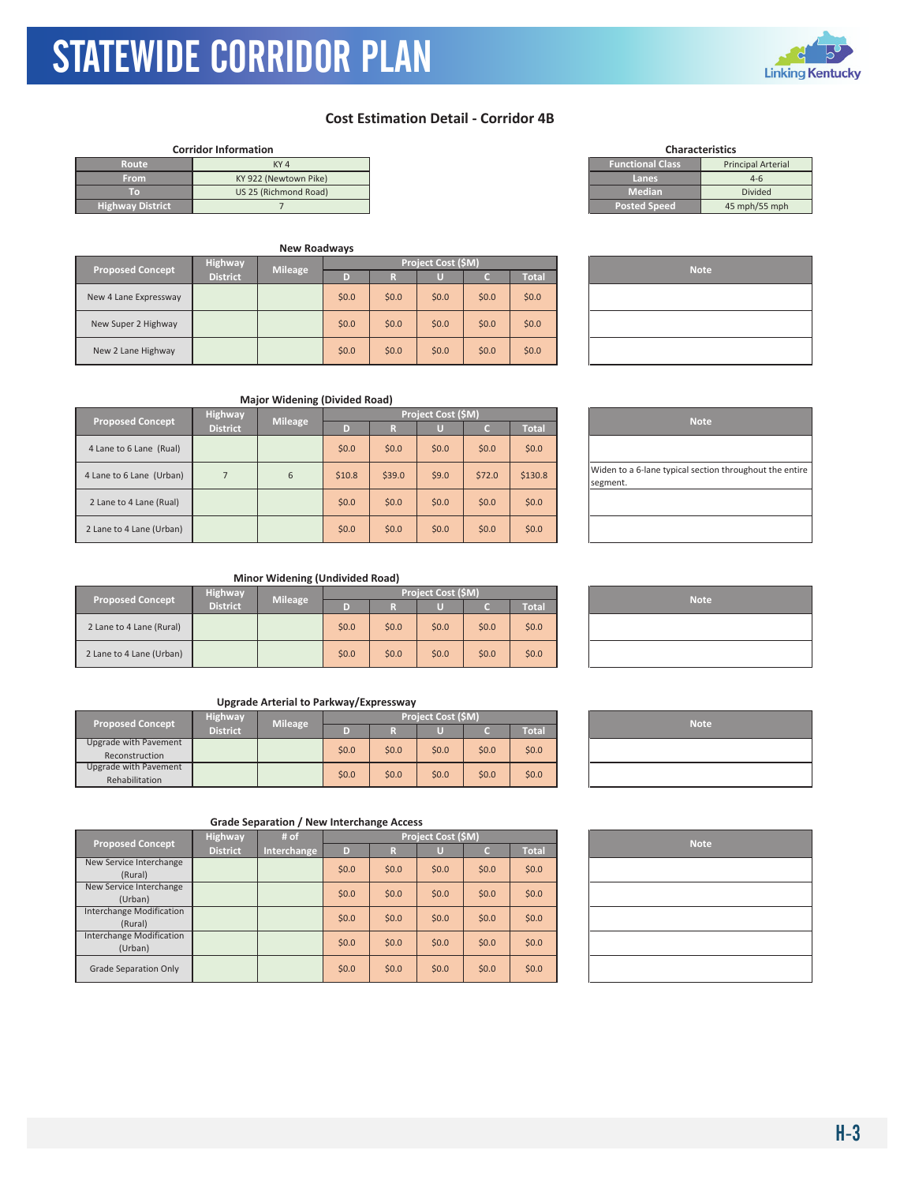# STATEWIDE CORRIDOR PLAN

## Cost Estimation Detail - Corridor 4B

**Corridor Information**

| Route | KY 4 |
|---|---|
| From | KY 922 (Newtown Pike) |
| To | US 25 (Richmond Road) |
| Highway District | 7 |

**Characteristics**

| Functional Class | Principal Arterial |
|---|---|
| Lanes | 4-6 |
| Median | Divided |
| Posted Speed | 45 mph/55 mph |

**New Roadways**

| Proposed Concept | Highway District | Mileage | Project Cost ($M) | | | | | Note |
|---|---|---|---|---|---|---|---|---|
| | | | D | R | U | C | Total | |
| New 4 Lane Expressway | | | $0.0 | $0.0 | $0.0 | $0.0 | $0.0 | |
| New Super 2 Highway | | | $0.0 | $0.0 | $0.0 | $0.0 | $0.0 | |
| New 2 Lane Highway | | | $0.0 | $0.0 | $0.0 | $0.0 | $0.0 | |

**Major Widening (Divided Road)**

| Proposed Concept | Highway District | Mileage | Project Cost ($M) | | | | | Note |
|---|---|---|---|---|---|---|---|---|
| | | | D | R | U | C | Total | |
| 4 Lane to 6 Lane (Rual) | | | $0.0 | $0.0 | $0.0 | $0.0 | $0.0 | |
| 4 Lane to 6 Lane (Urban) | 7 | 6 | $10.8 | $39.0 | $9.0 | $72.0 | $130.8 | Widen to a 6-lane typical section throughout the entire segment. |
| 2 Lane to 4 Lane (Rual) | | | $0.0 | $0.0 | $0.0 | $0.0 | $0.0 | |
| 2 Lane to 4 Lane (Urban) | | | $0.0 | $0.0 | $0.0 | $0.0 | $0.0 | |

**Minor Widening (Undivided Road)**

| Proposed Concept | Highway District | Mileage | Project Cost ($M) | | | | | Note |
|---|---|---|---|---|---|---|---|---|
| | | | D | R | U | C | Total | |
| 2 Lane to 4 Lane (Rural) | | | $0.0 | $0.0 | $0.0 | $0.0 | $0.0 | |
| 2 Lane to 4 Lane (Urban) | | | $0.0 | $0.0 | $0.0 | $0.0 | $0.0 | |

**Upgrade Arterial to Parkway/Expressway**

| Proposed Concept | Highway District | Mileage | Project Cost ($M) | | | | | Note |
|---|---|---|---|---|---|---|---|---|
| | | | D | R | U | C | Total | |
| Upgrade with Pavement Reconstruction | | | $0.0 | $0.0 | $0.0 | $0.0 | $0.0 | |
| Upgrade with Pavement Rehabilitation | | | $0.0 | $0.0 | $0.0 | $0.0 | $0.0 | |

**Grade Separation / New Interchange Access**

| Proposed Concept | Highway District | # of Interchange | Project Cost ($M) | | | | | Note |
|---|---|---|---|---|---|---|---|---|
| | | | D | R | U | C | Total | |
| New Service Interchange (Rural) | | | $0.0 | $0.0 | $0.0 | $0.0 | $0.0 | |
| New Service Interchange (Urban) | | | $0.0 | $0.0 | $0.0 | $0.0 | $0.0 | |
| Interchange Modification (Rural) | | | $0.0 | $0.0 | $0.0 | $0.0 | $0.0 | |
| Interchange Modification (Urban) | | | $0.0 | $0.0 | $0.0 | $0.0 | $0.0 | |
| Grade Separation Only | | | $0.0 | $0.0 | $0.0 | $0.0 | $0.0 | |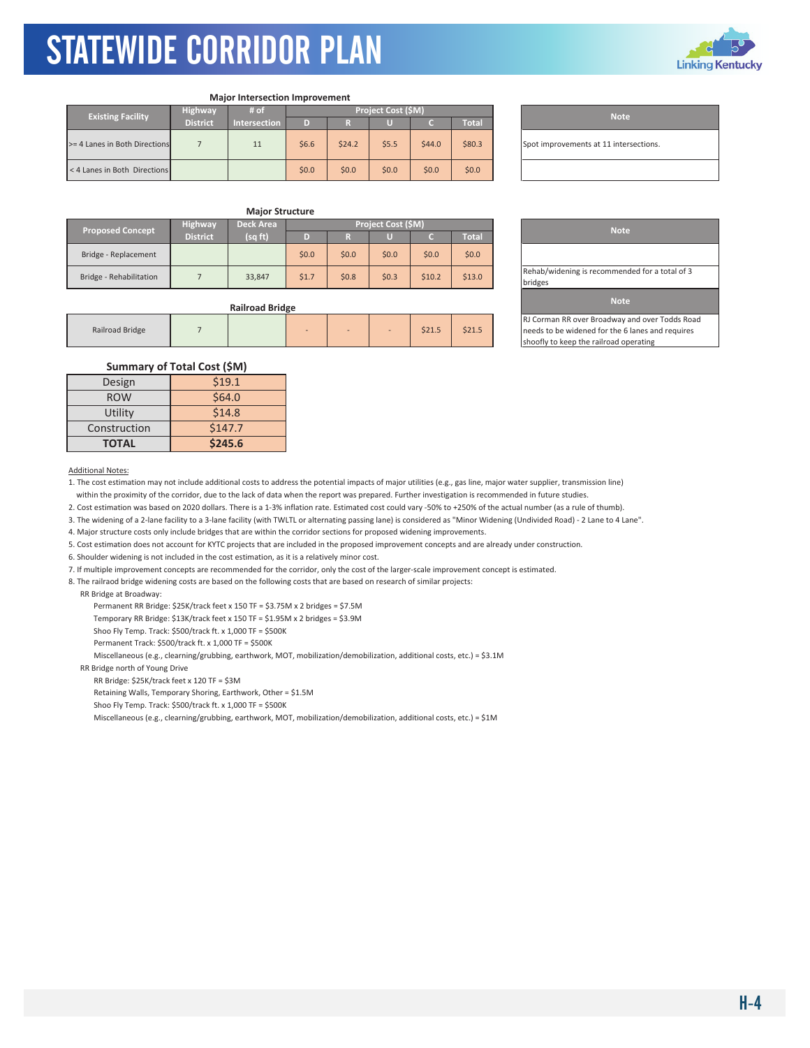# STATEWIDE CORRIDOR PLAN

### Major Intersection Improvement

| Existing Facility | Highway District | # of Intersection | Project Cost ($M) | | | | |
|---|---|---|---|---|---|---|---|
| | | | D | R | U | C | Total |
| >= 4 Lanes in Both Directions | 7 | 11 | $6.6 | $24.2 | $5.5 | $44.0 | $80.3 |
| < 4 Lanes in Both Directions | | | $0.0 | $0.0 | $0.0 | $0.0 | $0.0 |

| Note |
|---|
| Spot improvements at 11 intersections. |
| |

### Major Structure

| Proposed Concept | Highway District | Deck Area (sq ft) | Project Cost ($M) | | | | |
|---|---|---|---|---|---|---|---|
| | | | D | R | U | C | Total |
| Bridge - Replacement | | | $0.0 | $0.0 | $0.0 | $0.0 | $0.0 |
| Bridge - Rehabilitation | 7 | 33,847 | $1.7 | $0.8 | $0.3 | $10.2 | $13.0 |

| Note |
|---|
| |
| Rehab/widening is recommended for a total of 3 bridges |

### Railroad Bridge

| | | | | | | | |
|---|---|---|---|---|---|---|---|
| Railroad Bridge | 7 | | - | - | - | $21.5 | $21.5 |

| Note |
|---|
| RJ Corman RR over Broadway and over Todds Road needs to be widened for the 6 lanes and requires shoofly to keep the railroad operating |

### Summary of Total Cost ($M)

| | |
|---|---|
| Design | $19.1 |
| ROW | $64.0 |
| Utility | $14.8 |
| Construction | $147.7 |
| **TOTAL** | **$245.6** |

Additional Notes:

1. The cost estimation may not include additional costs to address the potential impacts of major utilities (e.g., gas line, major water supplier, transmission line) within the proximity of the corridor, due to the lack of data when the report was prepared. Further investigation is recommended in future studies.
2. Cost estimation was based on 2020 dollars. There is a 1-3% inflation rate. Estimated cost could vary -50% to +250% of the actual number (as a rule of thumb).
3. The widening of a 2-lane facility to a 3-lane facility (with TWLTL or alternating passing lane) is considered as "Minor Widening (Undivided Road) - 2 Lane to 4 Lane".
4. Major structure costs only include bridges that are within the corridor sections for proposed widening improvements.
5. Cost estimation does not account for KYTC projects that are included in the proposed improvement concepts and are already under construction.
6. Shoulder widening is not included in the cost estimation, as it is a relatively minor cost.
7. If multiple improvement concepts are recommended for the corridor, only the cost of the larger-scale improvement concept is estimated.
8. The railraod bridge widening costs are based on the following costs that are based on research of similar projects:

   RR Bridge at Broadway:
   - Permanent RR Bridge: $25K/track feet x 150 TF = $3.75M x 2 bridges = $7.5M
   - Temporary RR Bridge: $13K/track feet x 150 TF = $1.95M x 2 bridges = $3.9M
   - Shoo Fly Temp. Track: $500/track ft. x 1,000 TF = $500K
   - Permanent Track: $500/track ft. x 1,000 TF = $500K
   - Miscellaneous (e.g., clearning/grubbing, earthwork, MOT, mobilization/demobilization, additional costs, etc.) = $3.1M

   RR Bridge north of Young Drive
   - RR Bridge: $25K/track feet x 120 TF = $3M
   - Retaining Walls, Temporary Shoring, Earthwork, Other = $1.5M
   - Shoo Fly Temp. Track: $500/track ft. x 1,000 TF = $500K
   - Miscellaneous (e.g., clearning/grubbing, earthwork, MOT, mobilization/demobilization, additional costs, etc.) = $1M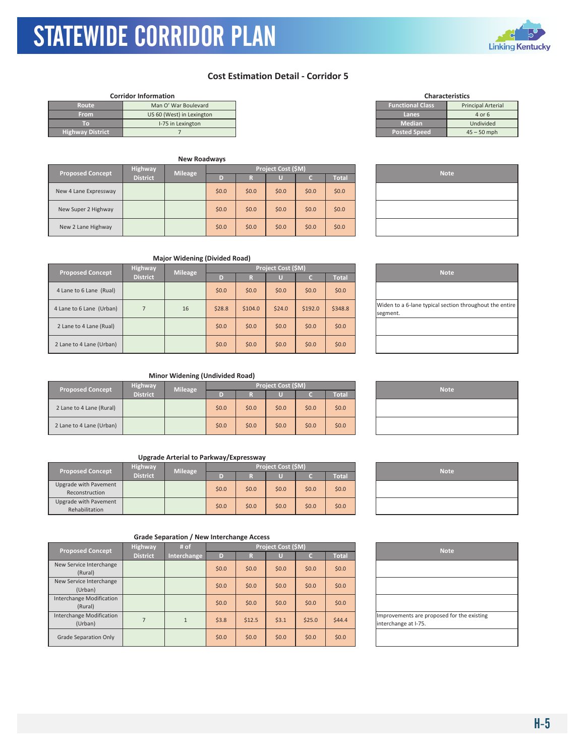## Cost Estimation Detail - Corridor 5

**Corridor Information**

| | |
|---|---|
| Route | Man O' War Boulevard |
| From | US 60 (West) in Lexington |
| To | I-75 in Lexington |
| Highway District | 7 |

**Characteristics**

| | |
|---|---|
| Functional Class | Principal Arterial |
| Lanes | 4 or 6 |
| Median | Undivided |
| Posted Speed | 45 – 50 mph |

### New Roadways

| Proposed Concept | Highway District | Mileage | Project Cost ($M) | | | | | Note |
|---|---|---|---|---|---|---|---|---|
| | | | D | R | U | C | Total | |
| New 4 Lane Expressway | | | $0.0 | $0.0 | $0.0 | $0.0 | $0.0 | |
| New Super 2 Highway | | | $0.0 | $0.0 | $0.0 | $0.0 | $0.0 | |
| New 2 Lane Highway | | | $0.0 | $0.0 | $0.0 | $0.0 | $0.0 | |

### Major Widening (Divided Road)

| Proposed Concept | Highway District | Mileage | Project Cost ($M) | | | | | Note |
|---|---|---|---|---|---|---|---|---|
| | | | D | R | U | C | Total | |
| 4 Lane to 6 Lane (Rual) | | | $0.0 | $0.0 | $0.0 | $0.0 | $0.0 | |
| 4 Lane to 6 Lane (Urban) | 7 | 16 | $28.8 | $104.0 | $24.0 | $192.0 | $348.8 | Widen to a 6-lane typical section throughout the entire segment. |
| 2 Lane to 4 Lane (Rual) | | | $0.0 | $0.0 | $0.0 | $0.0 | $0.0 | |
| 2 Lane to 4 Lane (Urban) | | | $0.0 | $0.0 | $0.0 | $0.0 | $0.0 | |

### Minor Widening (Undivided Road)

| Proposed Concept | Highway District | Mileage | Project Cost ($M) | | | | | Note |
|---|---|---|---|---|---|---|---|---|
| | | | D | R | U | C | Total | |
| 2 Lane to 4 Lane (Rural) | | | $0.0 | $0.0 | $0.0 | $0.0 | $0.0 | |
| 2 Lane to 4 Lane (Urban) | | | $0.0 | $0.0 | $0.0 | $0.0 | $0.0 | |

### Upgrade Arterial to Parkway/Expressway

| Proposed Concept | Highway District | Mileage | Project Cost ($M) | | | | | Note |
|---|---|---|---|---|---|---|---|---|
| | | | D | R | U | C | Total | |
| Upgrade with Pavement Reconstruction | | | $0.0 | $0.0 | $0.0 | $0.0 | $0.0 | |
| Upgrade with Pavement Rehabilitation | | | $0.0 | $0.0 | $0.0 | $0.0 | $0.0 | |

### Grade Separation / New Interchange Access

| Proposed Concept | Highway District | # of Interchange | Project Cost ($M) | | | | | Note |
|---|---|---|---|---|---|---|---|---|
| | | | D | R | U | C | Total | |
| New Service Interchange (Rural) | | | $0.0 | $0.0 | $0.0 | $0.0 | $0.0 | |
| New Service Interchange (Urban) | | | $0.0 | $0.0 | $0.0 | $0.0 | $0.0 | |
| Interchange Modification (Rural) | | | $0.0 | $0.0 | $0.0 | $0.0 | $0.0 | |
| Interchange Modification (Urban) | 7 | 1 | $3.8 | $12.5 | $3.1 | $25.0 | $44.4 | Improvements are proposed for the existing interchange at I-75. |
| Grade Separation Only | | | $0.0 | $0.0 | $0.0 | $0.0 | $0.0 | |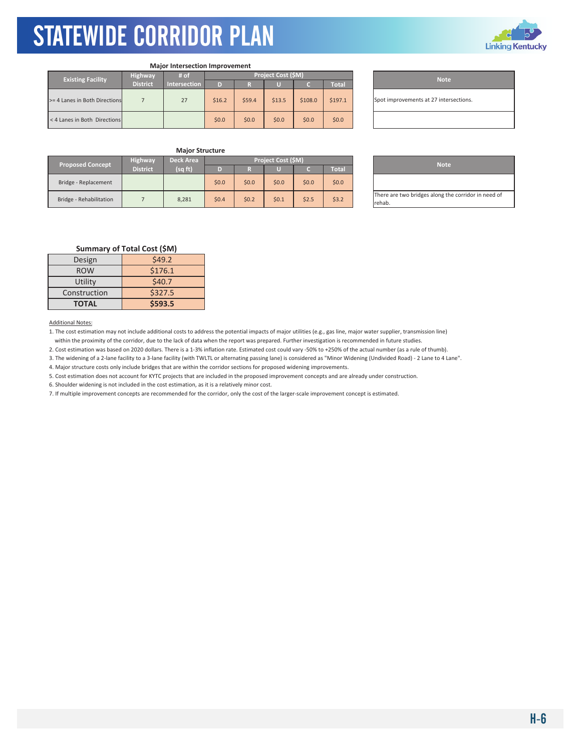### Major Intersection Improvement

| Existing Facility | Highway District | # of Intersection | Project Cost ($M) | | | | | Note |
|---|---|---|---|---|---|---|---|---|
| | | | D | R | U | C | Total | |
| >= 4 Lanes in Both Directions | 7 | 27 | $16.2 | $59.4 | $13.5 | $108.0 | $197.1 | Spot improvements at 27 intersections. |
| < 4 Lanes in Both Directions | | | $0.0 | $0.0 | $0.0 | $0.0 | $0.0 | |

### Major Structure

| Proposed Concept | Highway District | Deck Area (sq ft) | Project Cost ($M) | | | | | Note |
|---|---|---|---|---|---|---|---|---|
| | | | D | R | U | C | Total | |
| Bridge - Replacement | | | $0.0 | $0.0 | $0.0 | $0.0 | $0.0 | |
| Bridge - Rehabilitation | 7 | 8,281 | $0.4 | $0.2 | $0.1 | $2.5 | $3.2 | There are two bridges along the corridor in need of rehab. |

### Summary of Total Cost ($M)

| | |
|---|---|
| Design | $49.2 |
| ROW | $176.1 |
| Utility | $40.7 |
| Construction | $327.5 |
| **TOTAL** | **$593.5** |

Additional Notes:

1. The cost estimation may not include additional costs to address the potential impacts of major utilities (e.g., gas line, major water supplier, transmission line) within the proximity of the corridor, due to the lack of data when the report was prepared. Further investigation is recommended in future studies.
2. Cost estimation was based on 2020 dollars. There is a 1-3% inflation rate. Estimated cost could vary -50% to +250% of the actual number (as a rule of thumb).
3. The widening of a 2-lane facility to a 3-lane facility (with TWLTL or alternating passing lane) is considered as "Minor Widening (Undivided Road) - 2 Lane to 4 Lane".
4. Major structure costs only include bridges that are within the corridor sections for proposed widening improvements.
5. Cost estimation does not account for KYTC projects that are included in the proposed improvement concepts and are already under construction.
6. Shoulder widening is not included in the cost estimation, as it is a relatively minor cost.
7. If multiple improvement concepts are recommended for the corridor, only the cost of the larger-scale improvement concept is estimated.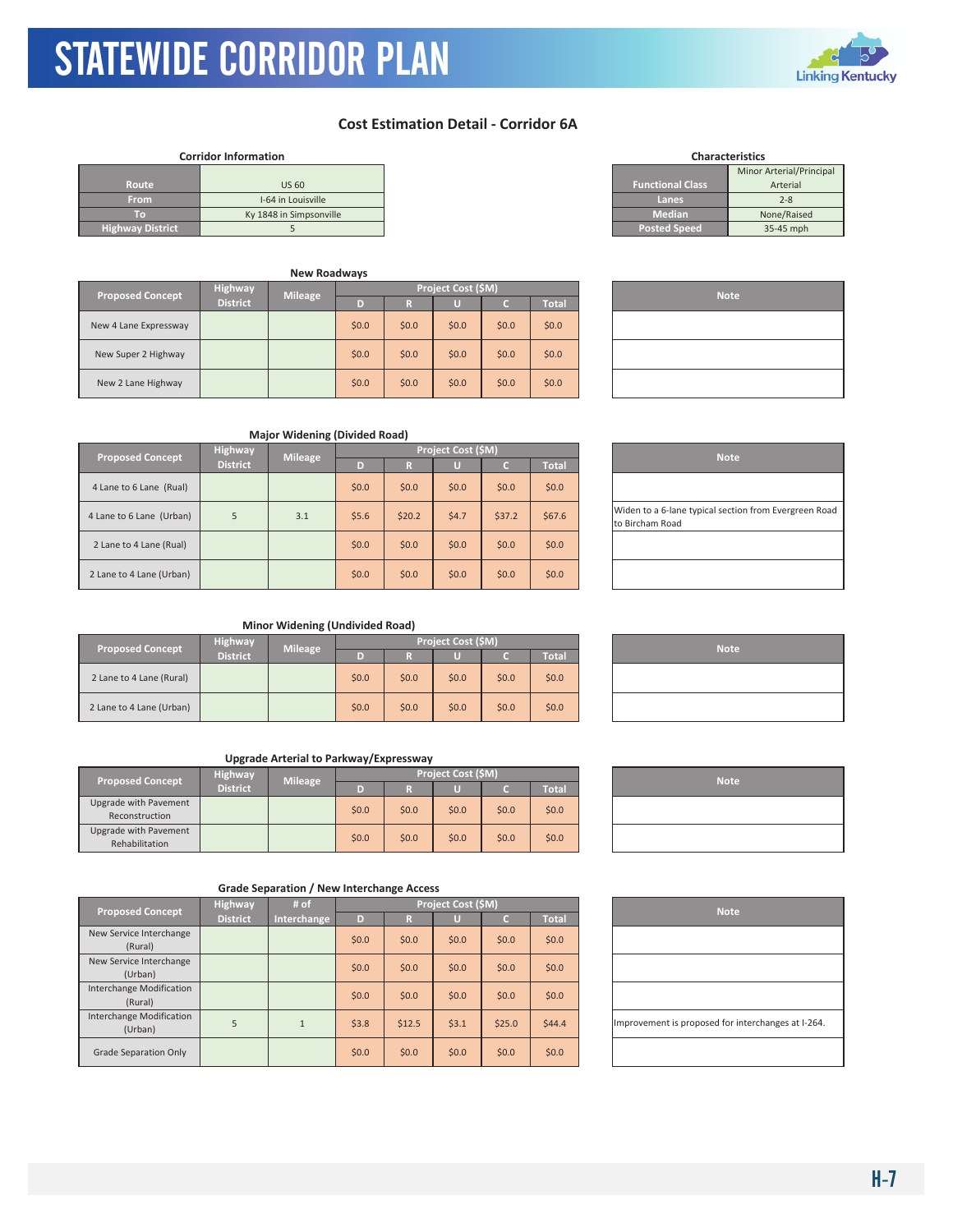## Cost Estimation Detail - Corridor 6A

**Corridor Information**

| | |
|---|---|
| Route | US 60 |
| From | I-64 in Louisville |
| To | Ky 1848 in Simpsonville |
| Highway District | 5 |

**Characteristics**

| | |
|---|---|
| Functional Class | Minor Arterial/Principal Arterial |
| Lanes | 2-8 |
| Median | None/Raised |
| Posted Speed | 35-45 mph |

**New Roadways**

| Proposed Concept | Highway District | Mileage | Project Cost ($M) | | | | | Note |
|---|---|---|---|---|---|---|---|---|
| | | | D | R | U | C | Total | |
| New 4 Lane Expressway | | | $0.0 | $0.0 | $0.0 | $0.0 | $0.0 | |
| New Super 2 Highway | | | $0.0 | $0.0 | $0.0 | $0.0 | $0.0 | |
| New 2 Lane Highway | | | $0.0 | $0.0 | $0.0 | $0.0 | $0.0 | |

**Major Widening (Divided Road)**

| Proposed Concept | Highway District | Mileage | Project Cost ($M) | | | | | Note |
|---|---|---|---|---|---|---|---|---|
| | | | D | R | U | C | Total | |
| 4 Lane to 6 Lane (Rual) | | | $0.0 | $0.0 | $0.0 | $0.0 | $0.0 | |
| 4 Lane to 6 Lane (Urban) | 5 | 3.1 | $5.6 | $20.2 | $4.7 | $37.2 | $67.6 | Widen to a 6-lane typical section from Evergreen Road to Bircham Road |
| 2 Lane to 4 Lane (Rual) | | | $0.0 | $0.0 | $0.0 | $0.0 | $0.0 | |
| 2 Lane to 4 Lane (Urban) | | | $0.0 | $0.0 | $0.0 | $0.0 | $0.0 | |

**Minor Widening (Undivided Road)**

| Proposed Concept | Highway District | Mileage | Project Cost ($M) | | | | | Note |
|---|---|---|---|---|---|---|---|---|
| | | | D | R | U | C | Total | |
| 2 Lane to 4 Lane (Rural) | | | $0.0 | $0.0 | $0.0 | $0.0 | $0.0 | |
| 2 Lane to 4 Lane (Urban) | | | $0.0 | $0.0 | $0.0 | $0.0 | $0.0 | |

**Upgrade Arterial to Parkway/Expressway**

| Proposed Concept | Highway District | Mileage | Project Cost ($M) | | | | | Note |
|---|---|---|---|---|---|---|---|---|
| | | | D | R | U | C | Total | |
| Upgrade with Pavement Reconstruction | | | $0.0 | $0.0 | $0.0 | $0.0 | $0.0 | |
| Upgrade with Pavement Rehabilitation | | | $0.0 | $0.0 | $0.0 | $0.0 | $0.0 | |

**Grade Separation / New Interchange Access**

| Proposed Concept | Highway District | # of Interchange | Project Cost ($M) | | | | | Note |
|---|---|---|---|---|---|---|---|---|
| | | | D | R | U | C | Total | |
| New Service Interchange (Rural) | | | $0.0 | $0.0 | $0.0 | $0.0 | $0.0 | |
| New Service Interchange (Urban) | | | $0.0 | $0.0 | $0.0 | $0.0 | $0.0 | |
| Interchange Modification (Rural) | | | $0.0 | $0.0 | $0.0 | $0.0 | $0.0 | |
| Interchange Modification (Urban) | 5 | 1 | $3.8 | $12.5 | $3.1 | $25.0 | $44.4 | Improvement is proposed for interchanges at I-264. |
| Grade Separation Only | | | $0.0 | $0.0 | $0.0 | $0.0 | $0.0 | |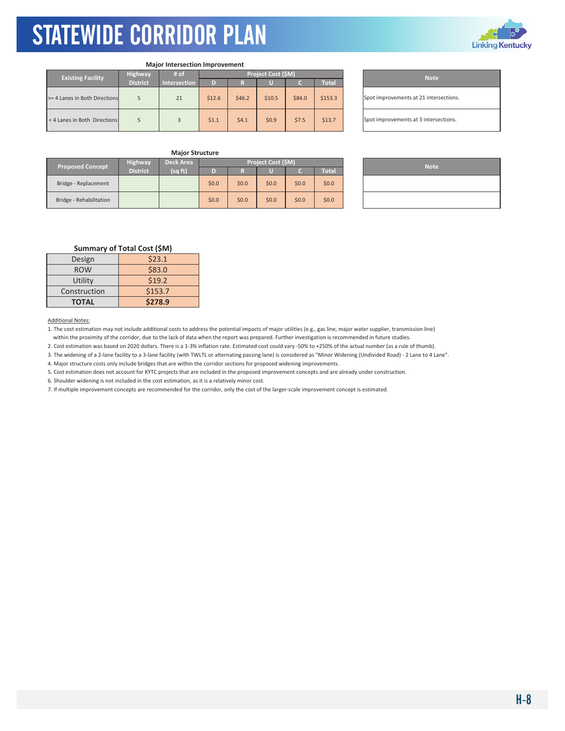### Major Intersection Improvement

| Existing Facility | Highway District | # of Intersection | Project Cost ($M) | | | | | Note |
|---|---|---|---|---|---|---|---|---|
| | | | D | R | U | C | Total | |
| >= 4 Lanes in Both Directions | 5 | 21 | $12.6 | $46.2 | $10.5 | $84.0 | $153.3 | Spot improvements at 21 intersections. |
| < 4 Lanes in Both Directions | 5 | 3 | $1.1 | $4.1 | $0.9 | $7.5 | $13.7 | Spot improvements at 3 intersections. |

### Major Structure

| Proposed Concept | Highway District | Deck Area (sq ft) | Project Cost ($M) | | | | | Note |
|---|---|---|---|---|---|---|---|---|
| | | | D | R | U | C | Total | |
| Bridge - Replacement | | | $0.0 | $0.0 | $0.0 | $0.0 | $0.0 | |
| Bridge - Rehabilitation | | | $0.0 | $0.0 | $0.0 | $0.0 | $0.0 | |

### Summary of Total Cost ($M)

| | |
|---|---|
| Design | $23.1 |
| ROW | $83.0 |
| Utility | $19.2 |
| Construction | $153.7 |
| **TOTAL** | **$278.9** |

Additional Notes:

1. The cost estimation may not include additional costs to address the potential impacts of major utilities (e.g., gas line, major water supplier, transmission line) within the proximity of the corridor, due to the lack of data when the report was prepared. Further investigation is recommended in future studies.
2. Cost estimation was based on 2020 dollars. There is a 1-3% inflation rate. Estimated cost could vary -50% to +250% of the actual number (as a rule of thumb).
3. The widening of a 2-lane facility to a 3-lane facility (with TWLTL or alternating passing lane) is considered as "Minor Widening (Undivided Road) - 2 Lane to 4 Lane".
4. Major structure costs only include bridges that are within the corridor sections for proposed widening improvements.
5. Cost estimation does not account for KYTC projects that are included in the proposed improvement concepts and are already under construction.
6. Shoulder widening is not included in the cost estimation, as it is a relatively minor cost.
7. If multiple improvement concepts are recommended for the corridor, only the cost of the larger-scale improvement concept is estimated.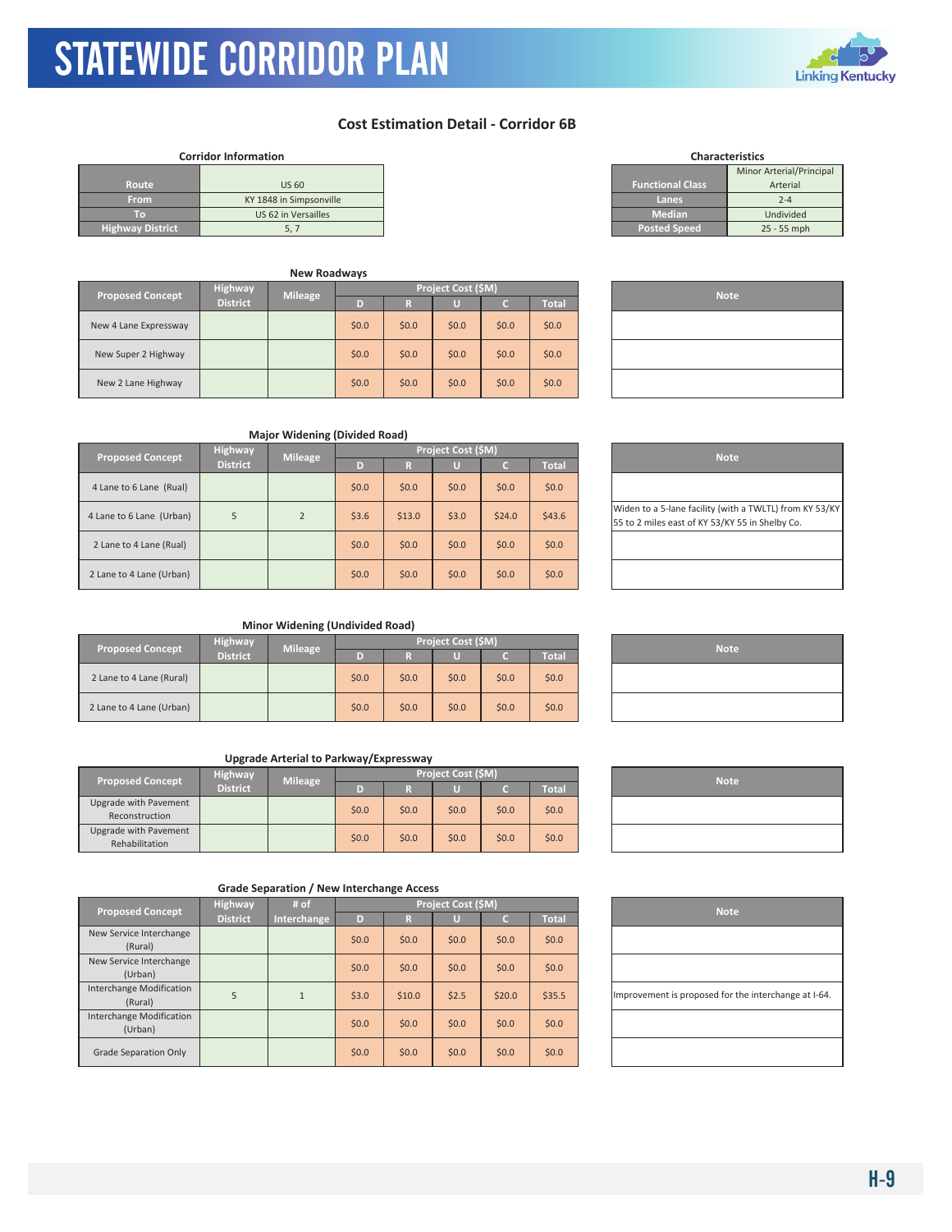# STATEWIDE CORRIDOR PLAN

## Cost Estimation Detail - Corridor 6B

**Corridor Information**

| | |
|---|---|
| Route | US 60 |
| From | KY 1848 in Simpsonville |
| To | US 62 in Versailles |
| Highway District | 5, 7 |

**Characteristics**

| | |
|---|---|
| Functional Class | Minor Arterial/Principal Arterial |
| Lanes | 2-4 |
| Median | Undivided |
| Posted Speed | 25 - 55 mph |

### New Roadways

| Proposed Concept | Highway District | Mileage | Project Cost ($M) | | | | | Note |
|---|---|---|---|---|---|---|---|---|
| | | | D | R | U | C | Total | |
| New 4 Lane Expressway | | | $0.0 | $0.0 | $0.0 | $0.0 | $0.0 | |
| New Super 2 Highway | | | $0.0 | $0.0 | $0.0 | $0.0 | $0.0 | |
| New 2 Lane Highway | | | $0.0 | $0.0 | $0.0 | $0.0 | $0.0 | |

### Major Widening (Divided Road)

| Proposed Concept | Highway District | Mileage | Project Cost ($M) | | | | | Note |
|---|---|---|---|---|---|---|---|---|
| | | | D | R | U | C | Total | |
| 4 Lane to 6 Lane (Rual) | | | $0.0 | $0.0 | $0.0 | $0.0 | $0.0 | |
| 4 Lane to 6 Lane (Urban) | 5 | 2 | $3.6 | $13.0 | $3.0 | $24.0 | $43.6 | Widen to a 5-lane facility (with a TWLTL) from KY 53/KY 55 to 2 miles east of KY 53/KY 55 in Shelby Co. |
| 2 Lane to 4 Lane (Rual) | | | $0.0 | $0.0 | $0.0 | $0.0 | $0.0 | |
| 2 Lane to 4 Lane (Urban) | | | $0.0 | $0.0 | $0.0 | $0.0 | $0.0 | |

### Minor Widening (Undivided Road)

| Proposed Concept | Highway District | Mileage | Project Cost ($M) | | | | | Note |
|---|---|---|---|---|---|---|---|---|
| | | | D | R | U | C | Total | |
| 2 Lane to 4 Lane (Rural) | | | $0.0 | $0.0 | $0.0 | $0.0 | $0.0 | |
| 2 Lane to 4 Lane (Urban) | | | $0.0 | $0.0 | $0.0 | $0.0 | $0.0 | |

### Upgrade Arterial to Parkway/Expressway

| Proposed Concept | Highway District | Mileage | Project Cost ($M) | | | | | Note |
|---|---|---|---|---|---|---|---|---|
| | | | D | R | U | C | Total | |
| Upgrade with Pavement Reconstruction | | | $0.0 | $0.0 | $0.0 | $0.0 | $0.0 | |
| Upgrade with Pavement Rehabilitation | | | $0.0 | $0.0 | $0.0 | $0.0 | $0.0 | |

### Grade Separation / New Interchange Access

| Proposed Concept | Highway District | # of Interchange | Project Cost ($M) | | | | | Note |
|---|---|---|---|---|---|---|---|---|
| | | | D | R | U | C | Total | |
| New Service Interchange (Rural) | | | $0.0 | $0.0 | $0.0 | $0.0 | $0.0 | |
| New Service Interchange (Urban) | | | $0.0 | $0.0 | $0.0 | $0.0 | $0.0 | |
| Interchange Modification (Rural) | 5 | 1 | $3.0 | $10.0 | $2.5 | $20.0 | $35.5 | Improvement is proposed for the interchange at I-64. |
| Interchange Modification (Urban) | | | $0.0 | $0.0 | $0.0 | $0.0 | $0.0 | |
| Grade Separation Only | | | $0.0 | $0.0 | $0.0 | $0.0 | $0.0 | |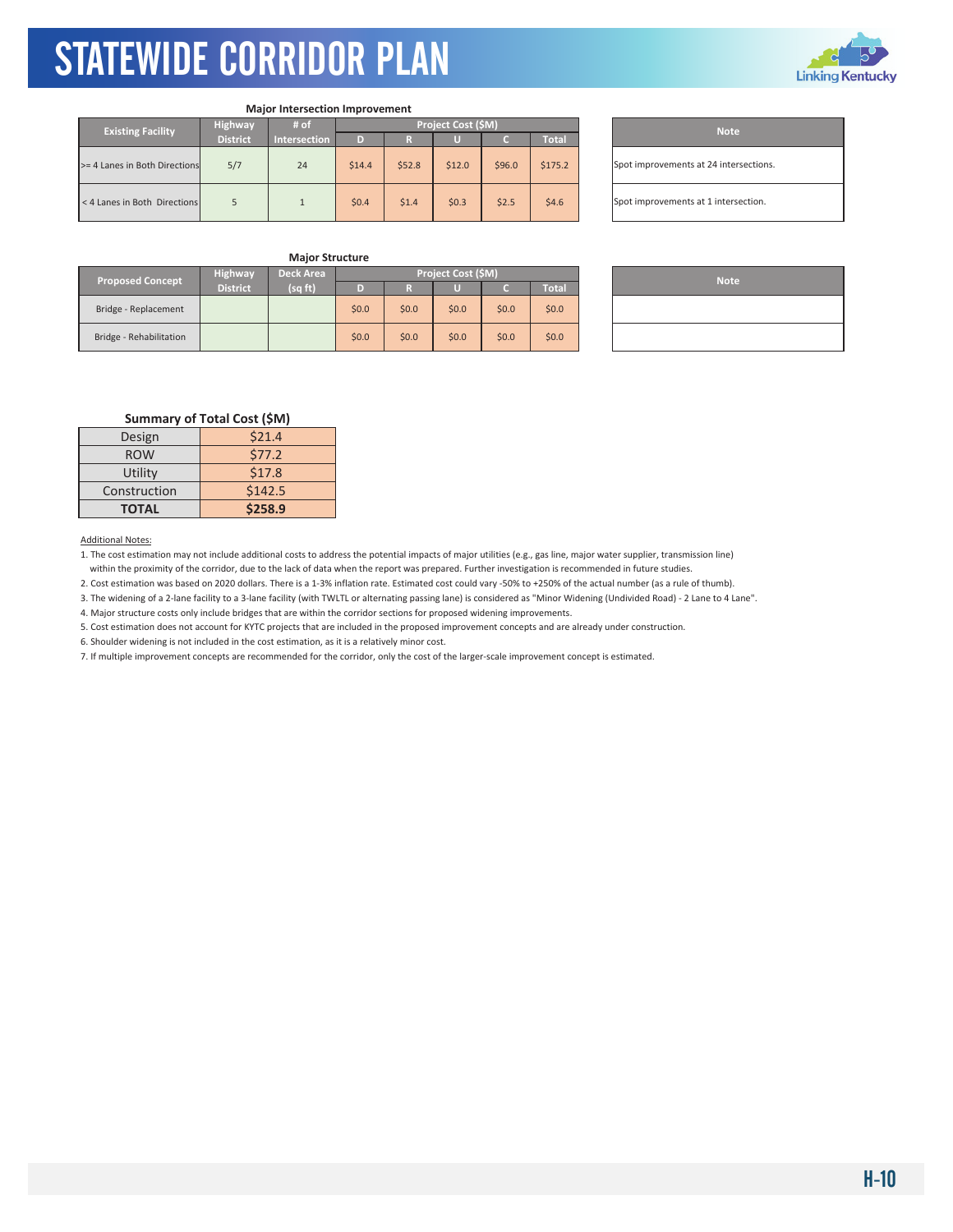# STATEWIDE CORRIDOR PLAN

**Major Intersection Improvement**

| Existing Facility | Highway District | # of Intersection | Project Cost ($M) | | | | | Note |
|---|---|---|---|---|---|---|---|---|
| | | | D | R | U | C | Total | |
| >= 4 Lanes in Both Directions | 5/7 | 24 | $14.4 | $52.8 | $12.0 | $96.0 | $175.2 | Spot improvements at 24 intersections. |
| < 4 Lanes in Both Directions | 5 | 1 | $0.4 | $1.4 | $0.3 | $2.5 | $4.6 | Spot improvements at 1 intersection. |

**Major Structure**

| Proposed Concept | Highway District | Deck Area (sq ft) | Project Cost ($M) | | | | | Note |
|---|---|---|---|---|---|---|---|---|
| | | | D | R | U | C | Total | |
| Bridge - Replacement | | | $0.0 | $0.0 | $0.0 | $0.0 | $0.0 | |
| Bridge - Rehabilitation | | | $0.0 | $0.0 | $0.0 | $0.0 | $0.0 | |

**Summary of Total Cost ($M)**

| | |
|---|---|
| Design | $21.4 |
| ROW | $77.2 |
| Utility | $17.8 |
| Construction | $142.5 |
| **TOTAL** | **$258.9** |

Additional Notes:

1. The cost estimation may not include additional costs to address the potential impacts of major utilities (e.g., gas line, major water supplier, transmission line) within the proximity of the corridor, due to the lack of data when the report was prepared. Further investigation is recommended in future studies.
2. Cost estimation was based on 2020 dollars. There is a 1-3% inflation rate. Estimated cost could vary -50% to +250% of the actual number (as a rule of thumb).
3. The widening of a 2-lane facility to a 3-lane facility (with TWLTL or alternating passing lane) is considered as "Minor Widening (Undivided Road) - 2 Lane to 4 Lane".
4. Major structure costs only include bridges that are within the corridor sections for proposed widening improvements.
5. Cost estimation does not account for KYTC projects that are included in the proposed improvement concepts and are already under construction.
6. Shoulder widening is not included in the cost estimation, as it is a relatively minor cost.
7. If multiple improvement concepts are recommended for the corridor, only the cost of the larger-scale improvement concept is estimated.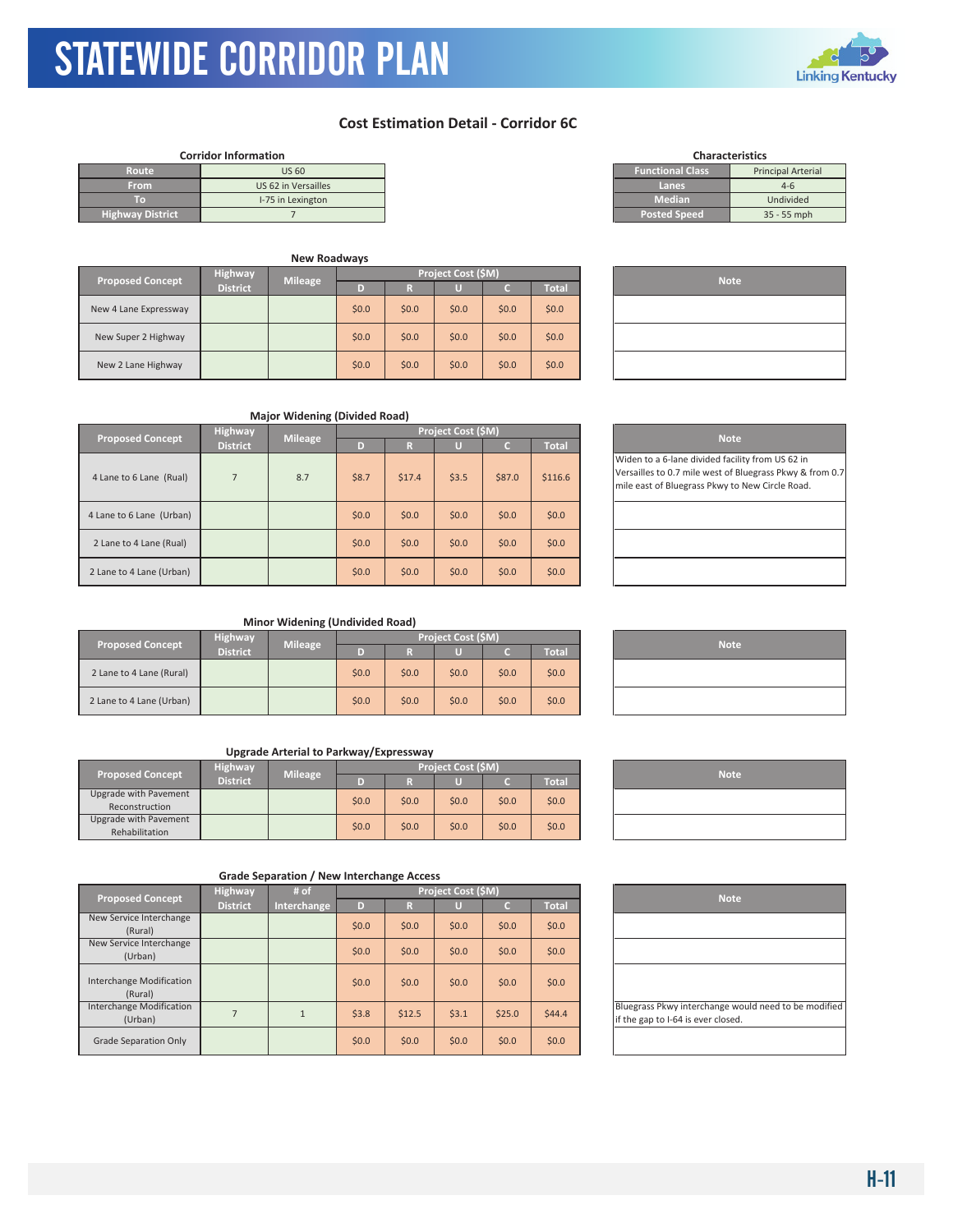## Cost Estimation Detail - Corridor 6C

**Corridor Information**

| | |
|---|---|
| Route | US 60 |
| From | US 62 in Versailles |
| To | I-75 in Lexington |
| Highway District | 7 |

**Characteristics**

| | |
|---|---|
| Functional Class | Principal Arterial |
| Lanes | 4-6 |
| Median | Undivided |
| Posted Speed | 35 - 55 mph |

### New Roadways

| Proposed Concept | Highway District | Mileage | Project Cost ($M) D | R | U | C | Total | Note |
|---|---|---|---|---|---|---|---|---|
| New 4 Lane Expressway | | | $0.0 | $0.0 | $0.0 | $0.0 | $0.0 | |
| New Super 2 Highway | | | $0.0 | $0.0 | $0.0 | $0.0 | $0.0 | |
| New 2 Lane Highway | | | $0.0 | $0.0 | $0.0 | $0.0 | $0.0 | |

### Major Widening (Divided Road)

| Proposed Concept | Highway District | Mileage | Project Cost ($M) D | R | U | C | Total | Note |
|---|---|---|---|---|---|---|---|---|
| 4 Lane to 6 Lane (Rual) | 7 | 8.7 | $8.7 | $17.4 | $3.5 | $87.0 | $116.6 | Widen to a 6-lane divided facility from US 62 in Versailles to 0.7 mile west of Bluegrass Pkwy & from 0.7 mile east of Bluegrass Pkwy to New Circle Road. |
| 4 Lane to 6 Lane (Urban) | | | $0.0 | $0.0 | $0.0 | $0.0 | $0.0 | |
| 2 Lane to 4 Lane (Rual) | | | $0.0 | $0.0 | $0.0 | $0.0 | $0.0 | |
| 2 Lane to 4 Lane (Urban) | | | $0.0 | $0.0 | $0.0 | $0.0 | $0.0 | |

### Minor Widening (Undivided Road)

| Proposed Concept | Highway District | Mileage | Project Cost ($M) D | R | U | C | Total | Note |
|---|---|---|---|---|---|---|---|---|
| 2 Lane to 4 Lane (Rural) | | | $0.0 | $0.0 | $0.0 | $0.0 | $0.0 | |
| 2 Lane to 4 Lane (Urban) | | | $0.0 | $0.0 | $0.0 | $0.0 | $0.0 | |

### Upgrade Arterial to Parkway/Expressway

| Proposed Concept | Highway District | Mileage | Project Cost ($M) D | R | U | C | Total | Note |
|---|---|---|---|---|---|---|---|---|
| Upgrade with Pavement Reconstruction | | | $0.0 | $0.0 | $0.0 | $0.0 | $0.0 | |
| Upgrade with Pavement Rehabilitation | | | $0.0 | $0.0 | $0.0 | $0.0 | $0.0 | |

### Grade Separation / New Interchange Access

| Proposed Concept | Highway District | # of Interchange | Project Cost ($M) D | R | U | C | Total | Note |
|---|---|---|---|---|---|---|---|---|
| New Service Interchange (Rural) | | | $0.0 | $0.0 | $0.0 | $0.0 | $0.0 | |
| New Service Interchange (Urban) | | | $0.0 | $0.0 | $0.0 | $0.0 | $0.0 | |
| Interchange Modification (Rural) | | | $0.0 | $0.0 | $0.0 | $0.0 | $0.0 | |
| Interchange Modification (Urban) | 7 | 1 | $3.8 | $12.5 | $3.1 | $25.0 | $44.4 | Bluegrass Pkwy interchange would need to be modified if the gap to I-64 is ever closed. |
| Grade Separation Only | | | $0.0 | $0.0 | $0.0 | $0.0 | $0.0 | |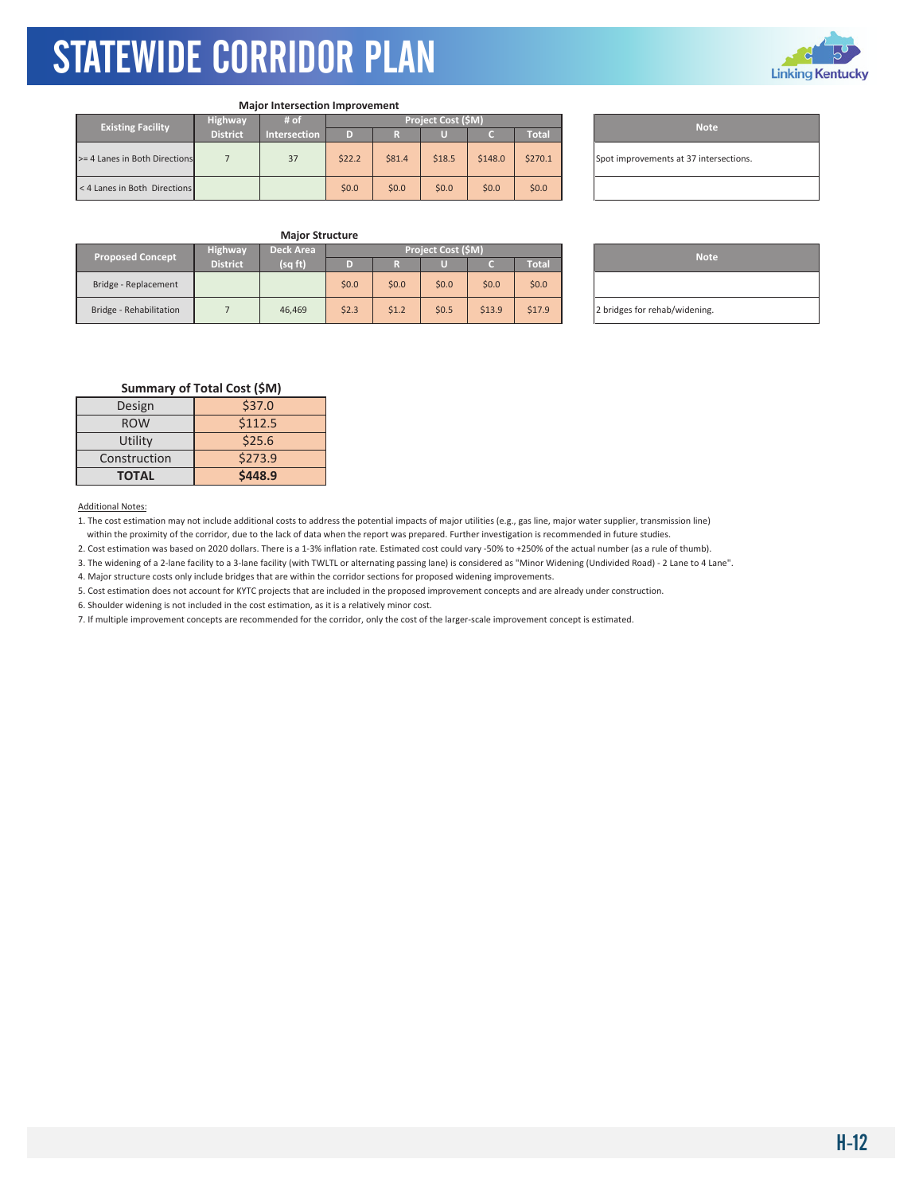# STATEWIDE CORRIDOR PLAN

**Major Intersection Improvement**

| Existing Facility | Highway District | # of Intersection | Project Cost ($M) | | | | | Note |
|---|---|---|---|---|---|---|---|---|
| | | | D | R | U | C | Total | |
| >= 4 Lanes in Both Directions | 7 | 37 | $22.2 | $81.4 | $18.5 | $148.0 | $270.1 | Spot improvements at 37 intersections. |
| < 4 Lanes in Both Directions | | | $0.0 | $0.0 | $0.0 | $0.0 | $0.0 | |

**Major Structure**

| Proposed Concept | Highway District | Deck Area (sq ft) | Project Cost ($M) | | | | | Note |
|---|---|---|---|---|---|---|---|---|
| | | | D | R | U | C | Total | |
| Bridge - Replacement | | | $0.0 | $0.0 | $0.0 | $0.0 | $0.0 | |
| Bridge - Rehabilitation | 7 | 46,469 | $2.3 | $1.2 | $0.5 | $13.9 | $17.9 | 2 bridges for rehab/widening. |

**Summary of Total Cost ($M)**

| | |
|---|---|
| Design | $37.0 |
| ROW | $112.5 |
| Utility | $25.6 |
| Construction | $273.9 |
| **TOTAL** | **$448.9** |

Additional Notes:

1. The cost estimation may not include additional costs to address the potential impacts of major utilities (e.g., gas line, major water supplier, transmission line) within the proximity of the corridor, due to the lack of data when the report was prepared. Further investigation is recommended in future studies.
2. Cost estimation was based on 2020 dollars. There is a 1-3% inflation rate. Estimated cost could vary -50% to +250% of the actual number (as a rule of thumb).
3. The widening of a 2-lane facility to a 3-lane facility (with TWLTL or alternating passing lane) is considered as "Minor Widening (Undivided Road) - 2 Lane to 4 Lane".
4. Major structure costs only include bridges that are within the corridor sections for proposed widening improvements.
5. Cost estimation does not account for KYTC projects that are included in the proposed improvement concepts and are already under construction.
6. Shoulder widening is not included in the cost estimation, as it is a relatively minor cost.
7. If multiple improvement concepts are recommended for the corridor, only the cost of the larger-scale improvement concept is estimated.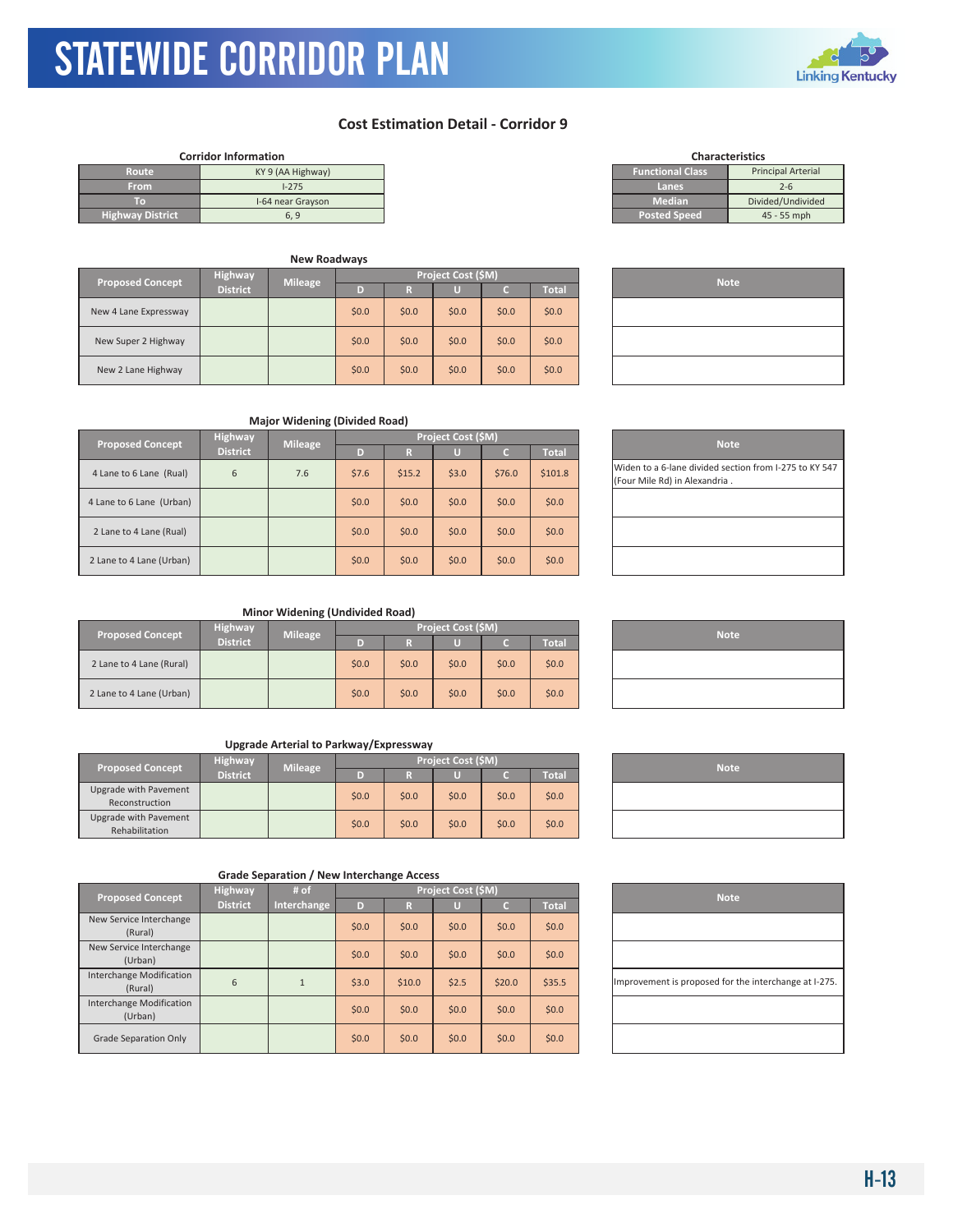# STATEWIDE CORRIDOR PLAN

## Cost Estimation Detail - Corridor 9

**Corridor Information**

| Route | KY 9 (AA Highway) |
|---|---|
| From | I-275 |
| To | I-64 near Grayson |
| Highway District | 6, 9 |

**Characteristics**

| Functional Class | Principal Arterial |
|---|---|
| Lanes | 2-6 |
| Median | Divided/Undivided |
| Posted Speed | 45 - 55 mph |

### New Roadways

| Proposed Concept | Highway District | Mileage | Project Cost ($M) D | R | U | C | Total | Note |
|---|---|---|---|---|---|---|---|---|
| New 4 Lane Expressway | | | $0.0 | $0.0 | $0.0 | $0.0 | $0.0 | |
| New Super 2 Highway | | | $0.0 | $0.0 | $0.0 | $0.0 | $0.0 | |
| New 2 Lane Highway | | | $0.0 | $0.0 | $0.0 | $0.0 | $0.0 | |

### Major Widening (Divided Road)

| Proposed Concept | Highway District | Mileage | Project Cost ($M) D | R | U | C | Total | Note |
|---|---|---|---|---|---|---|---|---|
| 4 Lane to 6 Lane (Rual) | 6 | 7.6 | $7.6 | $15.2 | $3.0 | $76.0 | $101.8 | Widen to a 6-lane divided section from I-275 to KY 547 (Four Mile Rd) in Alexandria . |
| 4 Lane to 6 Lane (Urban) | | | $0.0 | $0.0 | $0.0 | $0.0 | $0.0 | |
| 2 Lane to 4 Lane (Rual) | | | $0.0 | $0.0 | $0.0 | $0.0 | $0.0 | |
| 2 Lane to 4 Lane (Urban) | | | $0.0 | $0.0 | $0.0 | $0.0 | $0.0 | |

### Minor Widening (Undivided Road)

| Proposed Concept | Highway District | Mileage | Project Cost ($M) D | R | U | C | Total | Note |
|---|---|---|---|---|---|---|---|---|
| 2 Lane to 4 Lane (Rural) | | | $0.0 | $0.0 | $0.0 | $0.0 | $0.0 | |
| 2 Lane to 4 Lane (Urban) | | | $0.0 | $0.0 | $0.0 | $0.0 | $0.0 | |

### Upgrade Arterial to Parkway/Expressway

| Proposed Concept | Highway District | Mileage | Project Cost ($M) D | R | U | C | Total | Note |
|---|---|---|---|---|---|---|---|---|
| Upgrade with Pavement Reconstruction | | | $0.0 | $0.0 | $0.0 | $0.0 | $0.0 | |
| Upgrade with Pavement Rehabilitation | | | $0.0 | $0.0 | $0.0 | $0.0 | $0.0 | |

### Grade Separation / New Interchange Access

| Proposed Concept | Highway District | # of Interchange | Project Cost ($M) D | R | U | C | Total | Note |
|---|---|---|---|---|---|---|---|---|
| New Service Interchange (Rural) | | | $0.0 | $0.0 | $0.0 | $0.0 | $0.0 | |
| New Service Interchange (Urban) | | | $0.0 | $0.0 | $0.0 | $0.0 | $0.0 | |
| Interchange Modification (Rural) | 6 | 1 | $3.0 | $10.0 | $2.5 | $20.0 | $35.5 | Improvement is proposed for the interchange at I-275. |
| Interchange Modification (Urban) | | | $0.0 | $0.0 | $0.0 | $0.0 | $0.0 | |
| Grade Separation Only | | | $0.0 | $0.0 | $0.0 | $0.0 | $0.0 | |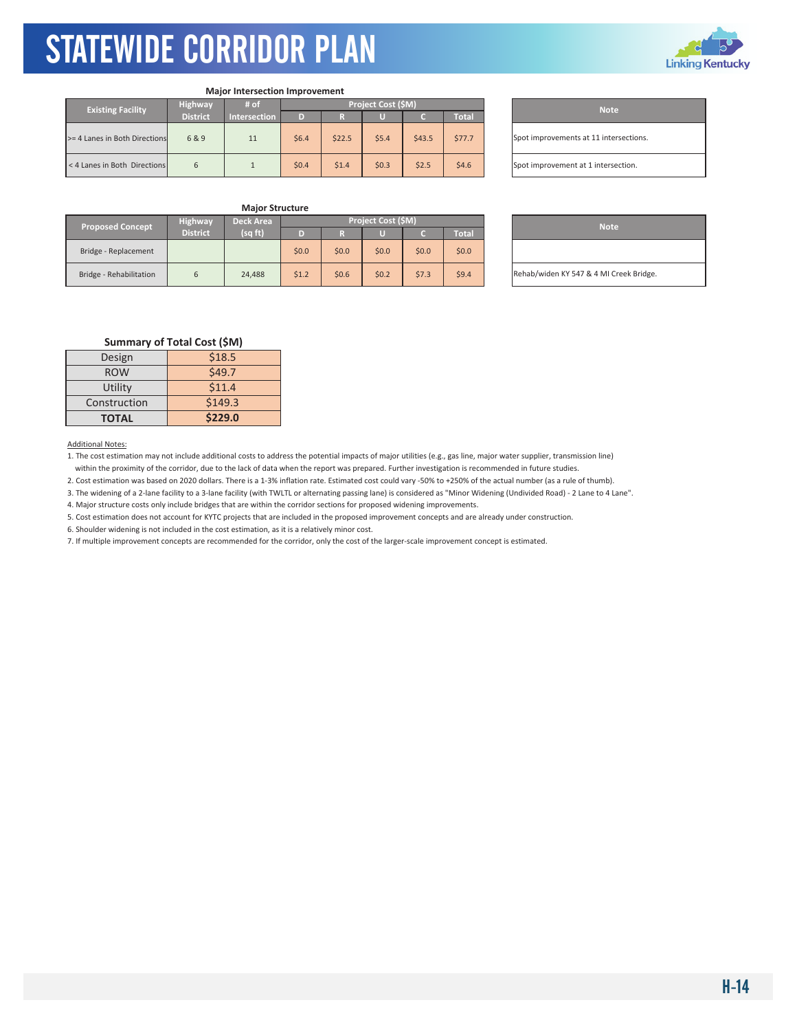# STATEWIDE CORRIDOR PLAN

### Major Intersection Improvement

| Existing Facility | Highway District | # of Intersection | Project Cost ($M) | | | | | Note |
|---|---|---|---|---|---|---|---|---|
| | | | D | R | U | C | Total | |
| >= 4 Lanes in Both Directions | 6 & 9 | 11 | $6.4 | $22.5 | $5.4 | $43.5 | $77.7 | Spot improvements at 11 intersections. |
| < 4 Lanes in Both Directions | 6 | 1 | $0.4 | $1.4 | $0.3 | $2.5 | $4.6 | Spot improvement at 1 intersection. |

### Major Structure

| Proposed Concept | Highway District | Deck Area (sq ft) | Project Cost ($M) | | | | | Note |
|---|---|---|---|---|---|---|---|---|
| | | | D | R | U | C | Total | |
| Bridge - Replacement | | | $0.0 | $0.0 | $0.0 | $0.0 | $0.0 | |
| Bridge - Rehabilitation | 6 | 24,488 | $1.2 | $0.6 | $0.2 | $7.3 | $9.4 | Rehab/widen KY 547 & 4 MI Creek Bridge. |

### Summary of Total Cost ($M)

| | |
|---|---|
| Design | $18.5 |
| ROW | $49.7 |
| Utility | $11.4 |
| Construction | $149.3 |
| **TOTAL** | **$229.0** |

Additional Notes:

1. The cost estimation may not include additional costs to address the potential impacts of major utilities (e.g., gas line, major water supplier, transmission line) within the proximity of the corridor, due to the lack of data when the report was prepared. Further investigation is recommended in future studies.
2. Cost estimation was based on 2020 dollars. There is a 1-3% inflation rate. Estimated cost could vary -50% to +250% of the actual number (as a rule of thumb).
3. The widening of a 2-lane facility to a 3-lane facility (with TWLTL or alternating passing lane) is considered as "Minor Widening (Undivided Road) - 2 Lane to 4 Lane".
4. Major structure costs only include bridges that are within the corridor sections for proposed widening improvements.
5. Cost estimation does not account for KYTC projects that are included in the proposed improvement concepts and are already under construction.
6. Shoulder widening is not included in the cost estimation, as it is a relatively minor cost.
7. If multiple improvement concepts are recommended for the corridor, only the cost of the larger-scale improvement concept is estimated.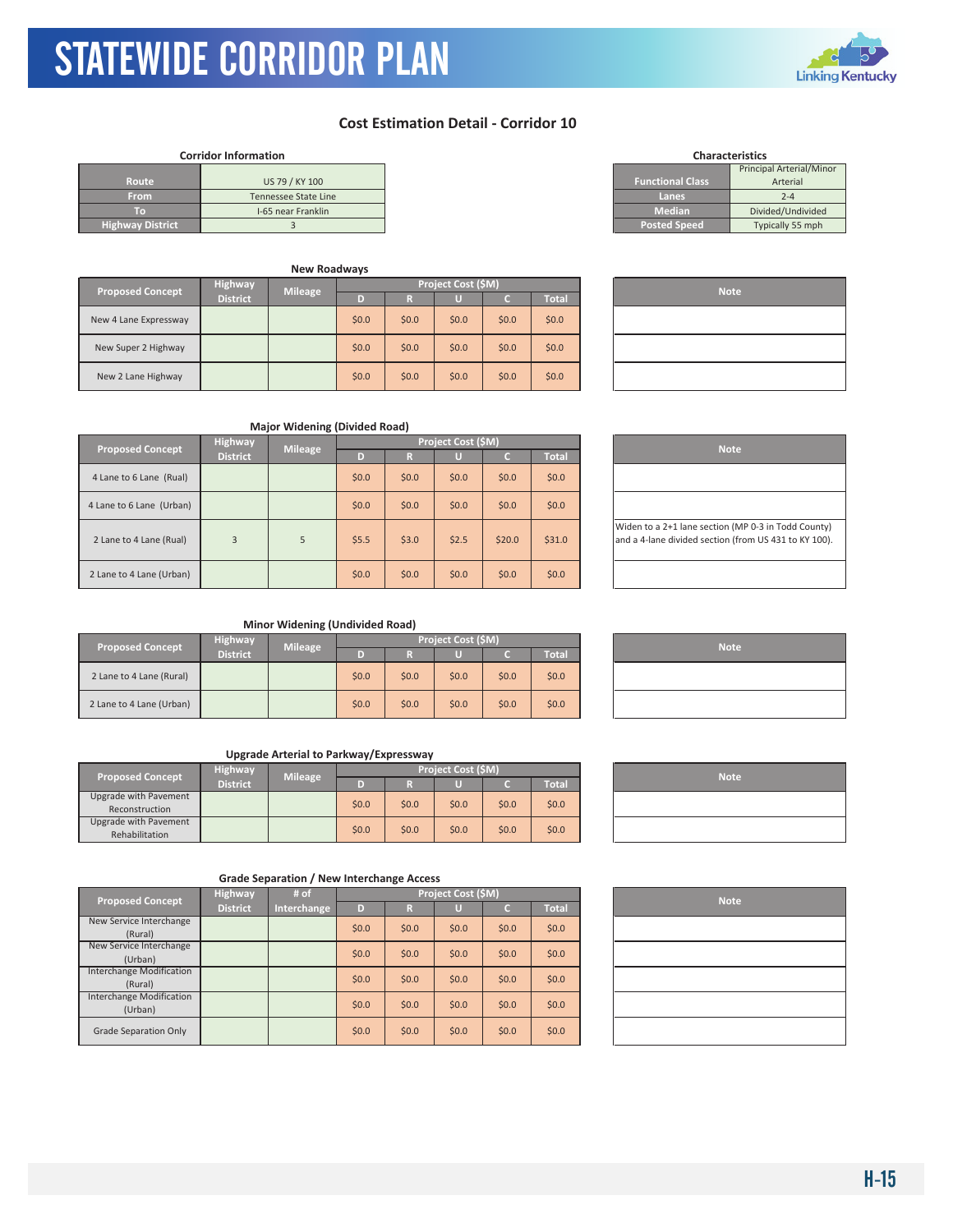# STATEWIDE CORRIDOR PLAN

## Cost Estimation Detail - Corridor 10

### Corridor Information

| | |
|---|---|
| Route | US 79 / KY 100 |
| From | Tennessee State Line |
| To | I-65 near Franklin |
| Highway District | 3 |

### Characteristics

| | |
|---|---|
| Functional Class | Principal Arterial/Minor Arterial |
| Lanes | 2-4 |
| Median | Divided/Undivided |
| Posted Speed | Typically 55 mph |

### New Roadways

| Proposed Concept | Highway District | Mileage | Project Cost ($M) D | R | U | C | Total | Note |
|---|---|---|---|---|---|---|---|---|
| New 4 Lane Expressway | | | $0.0 | $0.0 | $0.0 | $0.0 | $0.0 | |
| New Super 2 Highway | | | $0.0 | $0.0 | $0.0 | $0.0 | $0.0 | |
| New 2 Lane Highway | | | $0.0 | $0.0 | $0.0 | $0.0 | $0.0 | |

### Major Widening (Divided Road)

| Proposed Concept | Highway District | Mileage | Project Cost ($M) D | R | U | C | Total | Note |
|---|---|---|---|---|---|---|---|---|
| 4 Lane to 6 Lane (Rual) | | | $0.0 | $0.0 | $0.0 | $0.0 | $0.0 | |
| 4 Lane to 6 Lane (Urban) | | | $0.0 | $0.0 | $0.0 | $0.0 | $0.0 | |
| 2 Lane to 4 Lane (Rual) | 3 | 5 | $5.5 | $3.0 | $2.5 | $20.0 | $31.0 | Widen to a 2+1 lane section (MP 0-3 in Todd County) and a 4-lane divided section (from US 431 to KY 100). |
| 2 Lane to 4 Lane (Urban) | | | $0.0 | $0.0 | $0.0 | $0.0 | $0.0 | |

### Minor Widening (Undivided Road)

| Proposed Concept | Highway District | Mileage | Project Cost ($M) D | R | U | C | Total | Note |
|---|---|---|---|---|---|---|---|---|
| 2 Lane to 4 Lane (Rural) | | | $0.0 | $0.0 | $0.0 | $0.0 | $0.0 | |
| 2 Lane to 4 Lane (Urban) | | | $0.0 | $0.0 | $0.0 | $0.0 | $0.0 | |

### Upgrade Arterial to Parkway/Expressway

| Proposed Concept | Highway District | Mileage | Project Cost ($M) D | R | U | C | Total | Note |
|---|---|---|---|---|---|---|---|---|
| Upgrade with Pavement Reconstruction | | | $0.0 | $0.0 | $0.0 | $0.0 | $0.0 | |
| Upgrade with Pavement Rehabilitation | | | $0.0 | $0.0 | $0.0 | $0.0 | $0.0 | |

### Grade Separation / New Interchange Access

| Proposed Concept | Highway District | # of Interchange | Project Cost ($M) D | R | U | C | Total | Note |
|---|---|---|---|---|---|---|---|---|
| New Service Interchange (Rural) | | | $0.0 | $0.0 | $0.0 | $0.0 | $0.0 | |
| New Service Interchange (Urban) | | | $0.0 | $0.0 | $0.0 | $0.0 | $0.0 | |
| Interchange Modification (Rural) | | | $0.0 | $0.0 | $0.0 | $0.0 | $0.0 | |
| Interchange Modification (Urban) | | | $0.0 | $0.0 | $0.0 | $0.0 | $0.0 | |
| Grade Separation Only | | | $0.0 | $0.0 | $0.0 | $0.0 | $0.0 | |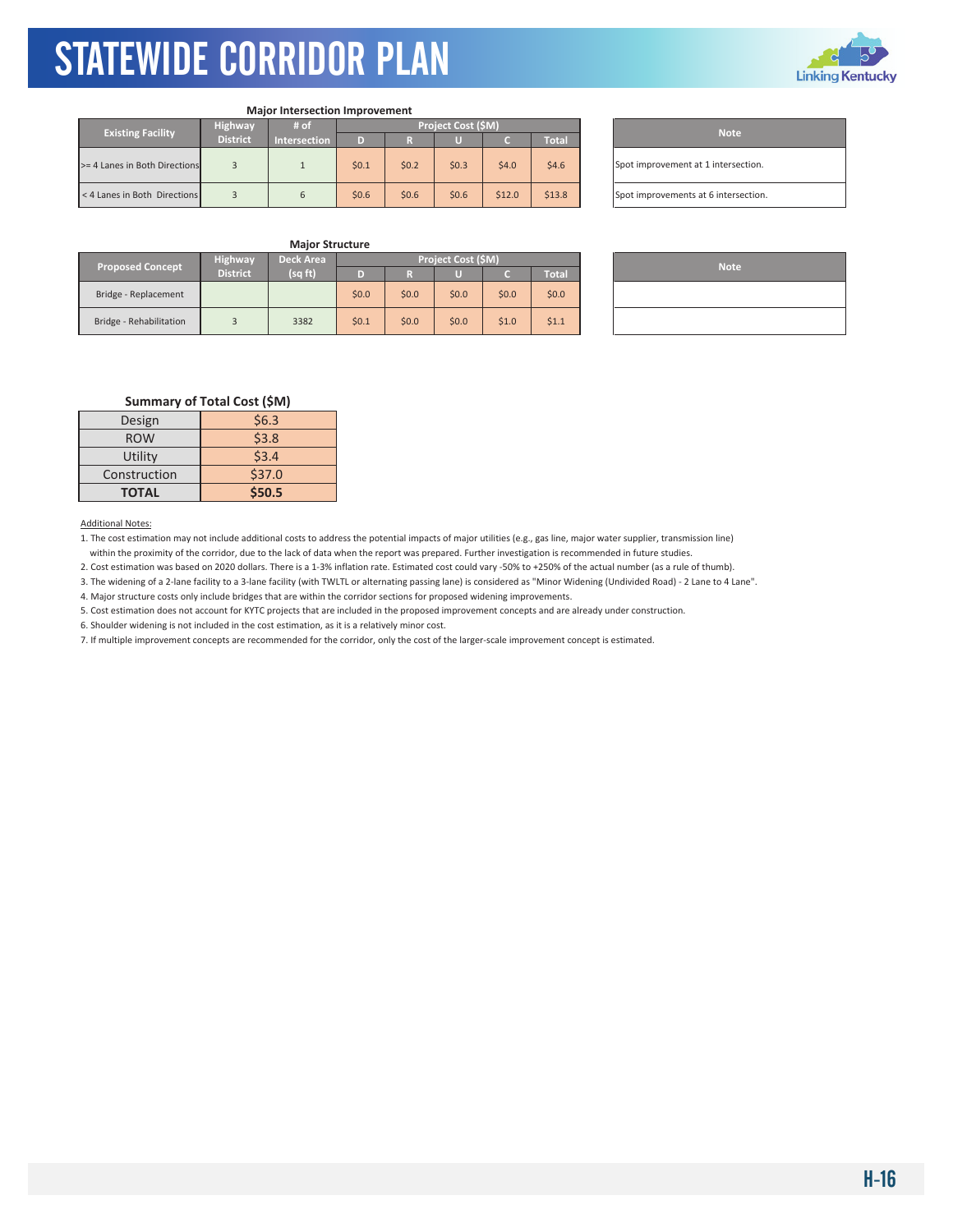### Major Intersection Improvement

| Existing Facility | Highway District | # of Intersection | Project Cost ($M) | | | | | Note |
|---|---|---|---|---|---|---|---|---|
| | | | D | R | U | C | Total | |
| >= 4 Lanes in Both Directions | 3 | 1 | $0.1 | $0.2 | $0.3 | $4.0 | $4.6 | Spot improvement at 1 intersection. |
| < 4 Lanes in Both Directions | 3 | 6 | $0.6 | $0.6 | $0.6 | $12.0 | $13.8 | Spot improvements at 6 intersection. |

### Major Structure

| Proposed Concept | Highway District | Deck Area (sq ft) | Project Cost ($M) | | | | | Note |
|---|---|---|---|---|---|---|---|---|
| | | | D | R | U | C | Total | |
| Bridge - Replacement | | | $0.0 | $0.0 | $0.0 | $0.0 | $0.0 | |
| Bridge - Rehabilitation | 3 | 3382 | $0.1 | $0.0 | $0.0 | $1.0 | $1.1 | |

### Summary of Total Cost ($M)

| | |
|---|---|
| Design | $6.3 |
| ROW | $3.8 |
| Utility | $3.4 |
| Construction | $37.0 |
| **TOTAL** | **$50.5** |

Additional Notes:

1. The cost estimation may not include additional costs to address the potential impacts of major utilities (e.g., gas line, major water supplier, transmission line) within the proximity of the corridor, due to the lack of data when the report was prepared. Further investigation is recommended in future studies.
2. Cost estimation was based on 2020 dollars. There is a 1-3% inflation rate. Estimated cost could vary -50% to +250% of the actual number (as a rule of thumb).
3. The widening of a 2-lane facility to a 3-lane facility (with TWTLTL or alternating passing lane) is considered as "Minor Widening (Undivided Road) - 2 Lane to 4 Lane".
4. Major structure costs only include bridges that are within the corridor sections for proposed widening improvements.
5. Cost estimation does not account for KYTC projects that are included in the proposed improvement concepts and are already under construction.
6. Shoulder widening is not included in the cost estimation, as it is a relatively minor cost.
7. If multiple improvement concepts are recommended for the corridor, only the cost of the larger-scale improvement concept is estimated.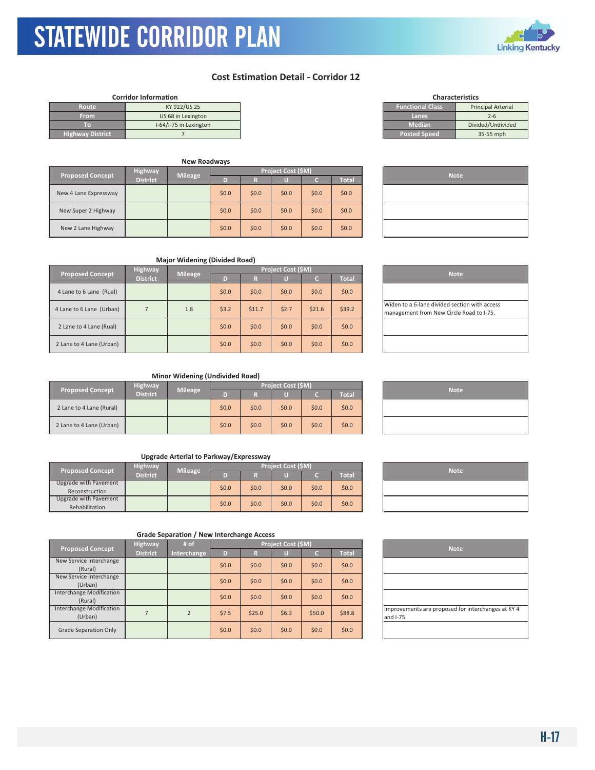# STATEWIDE CORRIDOR PLAN

## Cost Estimation Detail - Corridor 12

**Corridor Information**

| | |
|---|---|
| Route | KY 922/US 25 |
| From | US 68 in Lexington |
| To | I-64/I-75 in Lexington |
| Highway District | 7 |

**Characteristics**

| | |
|---|---|
| Functional Class | Principal Arterial |
| Lanes | 2-6 |
| Median | Divided/Undivided |
| Posted Speed | 35-55 mph |

### New Roadways

| Proposed Concept | Highway District | Mileage | Project Cost ($M) | | | | | Note |
|---|---|---|---|---|---|---|---|---|
| | | | D | R | U | C | Total | |
| New 4 Lane Expressway | | | $0.0 | $0.0 | $0.0 | $0.0 | $0.0 | |
| New Super 2 Highway | | | $0.0 | $0.0 | $0.0 | $0.0 | $0.0 | |
| New 2 Lane Highway | | | $0.0 | $0.0 | $0.0 | $0.0 | $0.0 | |

### Major Widening (Divided Road)

| Proposed Concept | Highway District | Mileage | Project Cost ($M) | | | | | Note |
|---|---|---|---|---|---|---|---|---|
| | | | D | R | U | C | Total | |
| 4 Lane to 6 Lane (Rual) | | | $0.0 | $0.0 | $0.0 | $0.0 | $0.0 | |
| 4 Lane to 6 Lane (Urban) | 7 | 1.8 | $3.2 | $11.7 | $2.7 | $21.6 | $39.2 | Widen to a 6-lane divided section with access management from New Circle Road to I-75. |
| 2 Lane to 4 Lane (Rual) | | | $0.0 | $0.0 | $0.0 | $0.0 | $0.0 | |
| 2 Lane to 4 Lane (Urban) | | | $0.0 | $0.0 | $0.0 | $0.0 | $0.0 | |

### Minor Widening (Undivided Road)

| Proposed Concept | Highway District | Mileage | Project Cost ($M) | | | | | Note |
|---|---|---|---|---|---|---|---|---|
| | | | D | R | U | C | Total | |
| 2 Lane to 4 Lane (Rural) | | | $0.0 | $0.0 | $0.0 | $0.0 | $0.0 | |
| 2 Lane to 4 Lane (Urban) | | | $0.0 | $0.0 | $0.0 | $0.0 | $0.0 | |

### Upgrade Arterial to Parkway/Expressway

| Proposed Concept | Highway District | Mileage | Project Cost ($M) | | | | | Note |
|---|---|---|---|---|---|---|---|---|
| | | | D | R | U | C | Total | |
| Upgrade with Pavement Reconstruction | | | $0.0 | $0.0 | $0.0 | $0.0 | $0.0 | |
| Upgrade with Pavement Rehabilitation | | | $0.0 | $0.0 | $0.0 | $0.0 | $0.0 | |

### Grade Separation / New Interchange Access

| Proposed Concept | Highway District | # of Interchange | Project Cost ($M) | | | | | Note |
|---|---|---|---|---|---|---|---|---|
| | | | D | R | U | C | Total | |
| New Service Interchange (Rural) | | | $0.0 | $0.0 | $0.0 | $0.0 | $0.0 | |
| New Service Interchange (Urban) | | | $0.0 | $0.0 | $0.0 | $0.0 | $0.0 | |
| Interchange Modification (Rural) | | | $0.0 | $0.0 | $0.0 | $0.0 | $0.0 | |
| Interchange Modification (Urban) | 7 | 2 | $7.5 | $25.0 | $6.3 | $50.0 | $88.8 | Improvements are proposed for interchanges at KY 4 and I-75. |
| Grade Separation Only | | | $0.0 | $0.0 | $0.0 | $0.0 | $0.0 | |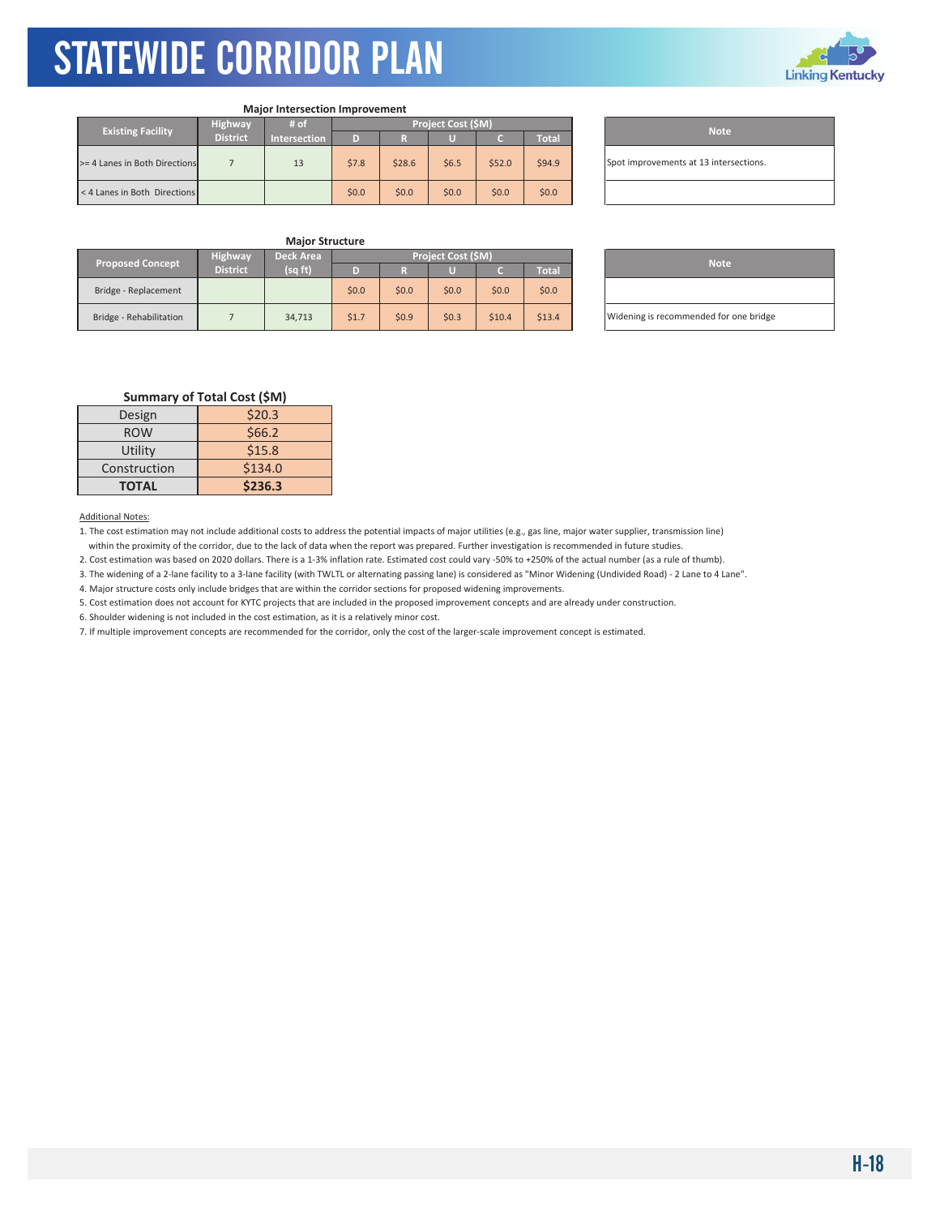# STATEWIDE CORRIDOR PLAN

### Major Intersection Improvement

| Existing Facility | Highway District | # of Intersection | Project Cost ($M) | | | | | Note |
|---|---|---|---|---|---|---|---|---|
| | | | D | R | U | C | Total | |
| >= 4 Lanes in Both Directions | 7 | 13 | $7.8 | $28.6 | $6.5 | $52.0 | $94.9 | Spot improvements at 13 intersections. |
| < 4 Lanes in Both Directions | | | $0.0 | $0.0 | $0.0 | $0.0 | $0.0 | |

### Major Structure

| Proposed Concept | Highway District | Deck Area (sq ft) | Project Cost ($M) | | | | | Note |
|---|---|---|---|---|---|---|---|---|
| | | | D | R | U | C | Total | |
| Bridge - Replacement | | | $0.0 | $0.0 | $0.0 | $0.0 | $0.0 | |
| Bridge - Rehabilitation | 7 | 34,713 | $1.7 | $0.9 | $0.3 | $10.4 | $13.4 | Widening is recommended for one bridge |

### Summary of Total Cost ($M)

| | |
|---|---|
| Design | $20.3 |
| ROW | $66.2 |
| Utility | $15.8 |
| Construction | $134.0 |
| **TOTAL** | **$236.3** |

Additional Notes:

1. The cost estimation may not include additional costs to address the potential impacts of major utilities (e.g., gas line, major water supplier, transmission line) within the proximity of the corridor, due to the lack of data when the report was prepared. Further investigation is recommended in future studies.
2. Cost estimation was based on 2020 dollars. There is a 1-3% inflation rate. Estimated cost could vary -50% to +250% of the actual number (as a rule of thumb).
3. The widening of a 2-lane facility to a 3-lane facility (with TWLTL or alternating passing lane) is considered as "Minor Widening (Undivided Road) - 2 Lane to 4 Lane".
4. Major structure costs only include bridges that are within the corridor sections for proposed widening improvements.
5. Cost estimation does not account for KYTC projects that are included in the proposed improvement concepts and are already under construction.
6. Shoulder widening is not included in the cost estimation, as it is a relatively minor cost.
7. If multiple improvement concepts are recommended for the corridor, only the cost of the larger-scale improvement concept is estimated.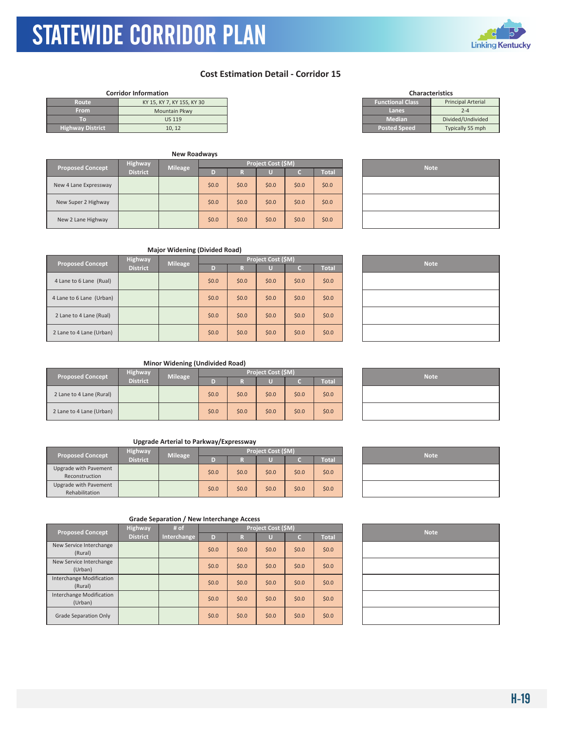# STATEWIDE CORRIDOR PLAN

## Cost Estimation Detail - Corridor 15

**Corridor Information**

| Route | KY 15, KY 7, KY 15S, KY 30 |
|---|---|
| From | Mountain Pkwy |
| To | US 119 |
| Highway District | 10, 12 |

**Characteristics**

| Functional Class | Principal Arterial |
|---|---|
| Lanes | 2-4 |
| Median | Divided/Undivided |
| Posted Speed | Typically 55 mph |

### New Roadways

| Proposed Concept | Highway District | Mileage | Project Cost ($M) D | R | U | C | Total | Note |
|---|---|---|---|---|---|---|---|---|
| New 4 Lane Expressway | | | $0.0 | $0.0 | $0.0 | $0.0 | $0.0 | |
| New Super 2 Highway | | | $0.0 | $0.0 | $0.0 | $0.0 | $0.0 | |
| New 2 Lane Highway | | | $0.0 | $0.0 | $0.0 | $0.0 | $0.0 | |

### Major Widening (Divided Road)

| Proposed Concept | Highway District | Mileage | Project Cost ($M) D | R | U | C | Total | Note |
|---|---|---|---|---|---|---|---|---|
| 4 Lane to 6 Lane (Rual) | | | $0.0 | $0.0 | $0.0 | $0.0 | $0.0 | |
| 4 Lane to 6 Lane (Urban) | | | $0.0 | $0.0 | $0.0 | $0.0 | $0.0 | |
| 2 Lane to 4 Lane (Rual) | | | $0.0 | $0.0 | $0.0 | $0.0 | $0.0 | |
| 2 Lane to 4 Lane (Urban) | | | $0.0 | $0.0 | $0.0 | $0.0 | $0.0 | |

### Minor Widening (Undivided Road)

| Proposed Concept | Highway District | Mileage | Project Cost ($M) D | R | U | C | Total | Note |
|---|---|---|---|---|---|---|---|---|
| 2 Lane to 4 Lane (Rural) | | | $0.0 | $0.0 | $0.0 | $0.0 | $0.0 | |
| 2 Lane to 4 Lane (Urban) | | | $0.0 | $0.0 | $0.0 | $0.0 | $0.0 | |

### Upgrade Arterial to Parkway/Expressway

| Proposed Concept | Highway District | Mileage | Project Cost ($M) D | R | U | C | Total | Note |
|---|---|---|---|---|---|---|---|---|
| Upgrade with Pavement Reconstruction | | | $0.0 | $0.0 | $0.0 | $0.0 | $0.0 | |
| Upgrade with Pavement Rehabilitation | | | $0.0 | $0.0 | $0.0 | $0.0 | $0.0 | |

### Grade Separation / New Interchange Access

| Proposed Concept | Highway District | # of Interchange | Project Cost ($M) D | R | U | C | Total | Note |
|---|---|---|---|---|---|---|---|---|
| New Service Interchange (Rural) | | | $0.0 | $0.0 | $0.0 | $0.0 | $0.0 | |
| New Service Interchange (Urban) | | | $0.0 | $0.0 | $0.0 | $0.0 | $0.0 | |
| Interchange Modification (Rural) | | | $0.0 | $0.0 | $0.0 | $0.0 | $0.0 | |
| Interchange Modification (Urban) | | | $0.0 | $0.0 | $0.0 | $0.0 | $0.0 | |
| Grade Separation Only | | | $0.0 | $0.0 | $0.0 | $0.0 | $0.0 | |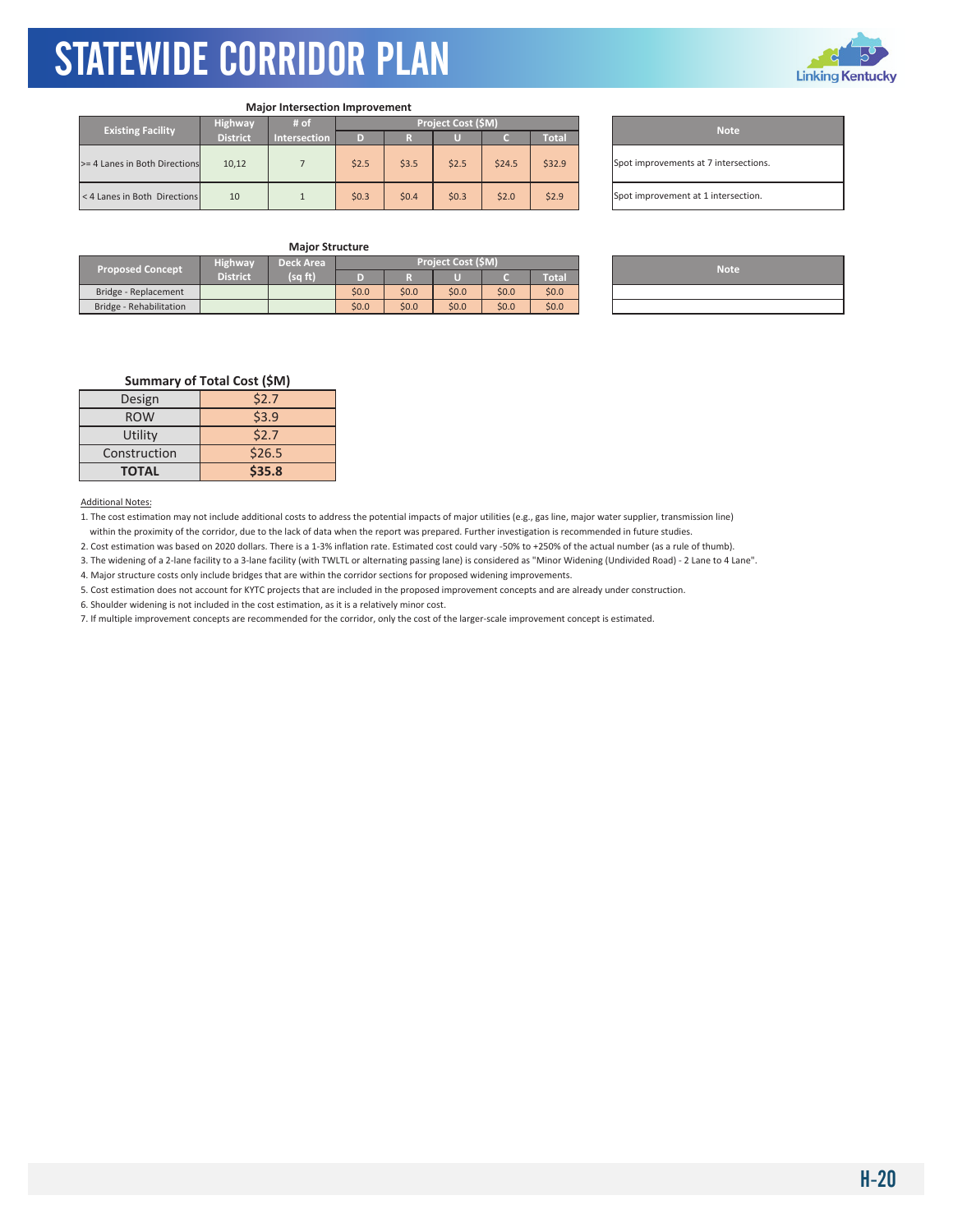# STATEWIDE CORRIDOR PLAN

**Major Intersection Improvement**

| Existing Facility | Highway District | # of Intersection | Project Cost ($M) | | | | | Note |
|---|---|---|---|---|---|---|---|---|
| | | | D | R | U | C | Total | |
| >= 4 Lanes in Both Directions | 10,12 | 7 | $2.5 | $3.5 | $2.5 | $24.5 | $32.9 | Spot improvements at 7 intersections. |
| < 4 Lanes in Both Directions | 10 | 1 | $0.3 | $0.4 | $0.3 | $2.0 | $2.9 | Spot improvement at 1 intersection. |

**Major Structure**

| Proposed Concept | Highway District | Deck Area (sq ft) | Project Cost ($M) | | | | | Note |
|---|---|---|---|---|---|---|---|---|
| | | | D | R | U | C | Total | |
| Bridge - Replacement | | | $0.0 | $0.0 | $0.0 | $0.0 | $0.0 | |
| Bridge - Rehabilitation | | | $0.0 | $0.0 | $0.0 | $0.0 | $0.0 | |

**Summary of Total Cost ($M)**

| | |
|---|---|
| Design | $2.7 |
| ROW | $3.9 |
| Utility | $2.7 |
| Construction | $26.5 |
| **TOTAL** | **$35.8** |

Additional Notes:

1. The cost estimation may not include additional costs to address the potential impacts of major utilities (e.g., gas line, major water supplier, transmission line) within the proximity of the corridor, due to the lack of data when the report was prepared. Further investigation is recommended in future studies.
2. Cost estimation was based on 2020 dollars. There is a 1-3% inflation rate. Estimated cost could vary -50% to +250% of the actual number (as a rule of thumb).
3. The widening of a 2-lane facility to a 3-lane facility (with TWLTL or alternating passing lane) is considered as "Minor Widening (Undivided Road) - 2 Lane to 4 Lane".
4. Major structure costs only include bridges that are within the corridor sections for proposed widening improvements.
5. Cost estimation does not account for KYTC projects that are included in the proposed improvement concepts and are already under construction.
6. Shoulder widening is not included in the cost estimation, as it is a relatively minor cost.
7. If multiple improvement concepts are recommended for the corridor, only the cost of the larger-scale improvement concept is estimated.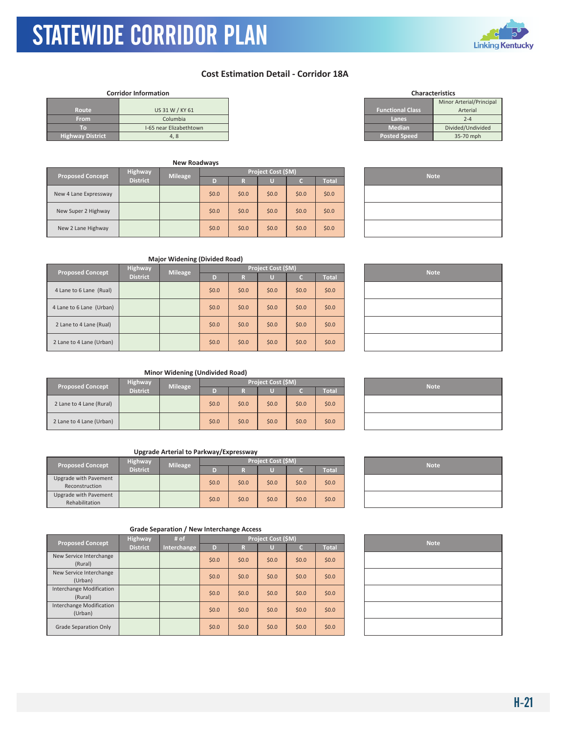# STATEWIDE CORRIDOR PLAN

## Cost Estimation Detail - Corridor 18A

**Corridor Information**

| | |
|---|---|
| Route | US 31 W / KY 61 |
| From | Columbia |
| To | I-65 near Elizabethtown |
| Highway District | 4, 8 |

**Characteristics**

| | |
|---|---|
| Functional Class | Minor Arterial/Principal Arterial |
| Lanes | 2-4 |
| Median | Divided/Undivided |
| Posted Speed | 35-70 mph |

**New Roadways**

| Proposed Concept | Highway District | Mileage | Project Cost ($M) | | | | | Note |
|---|---|---|---|---|---|---|---|---|
| | | | D | R | U | C | Total | |
| New 4 Lane Expressway | | | $0.0 | $0.0 | $0.0 | $0.0 | $0.0 | |
| New Super 2 Highway | | | $0.0 | $0.0 | $0.0 | $0.0 | $0.0 | |
| New 2 Lane Highway | | | $0.0 | $0.0 | $0.0 | $0.0 | $0.0 | |

**Major Widening (Divided Road)**

| Proposed Concept | Highway District | Mileage | Project Cost ($M) | | | | | Note |
|---|---|---|---|---|---|---|---|---|
| | | | D | R | U | C | Total | |
| 4 Lane to 6 Lane (Rual) | | | $0.0 | $0.0 | $0.0 | $0.0 | $0.0 | |
| 4 Lane to 6 Lane (Urban) | | | $0.0 | $0.0 | $0.0 | $0.0 | $0.0 | |
| 2 Lane to 4 Lane (Rual) | | | $0.0 | $0.0 | $0.0 | $0.0 | $0.0 | |
| 2 Lane to 4 Lane (Urban) | | | $0.0 | $0.0 | $0.0 | $0.0 | $0.0 | |

**Minor Widening (Undivided Road)**

| Proposed Concept | Highway District | Mileage | Project Cost ($M) | | | | | Note |
|---|---|---|---|---|---|---|---|---|
| | | | D | R | U | C | Total | |
| 2 Lane to 4 Lane (Rural) | | | $0.0 | $0.0 | $0.0 | $0.0 | $0.0 | |
| 2 Lane to 4 Lane (Urban) | | | $0.0 | $0.0 | $0.0 | $0.0 | $0.0 | |

**Upgrade Arterial to Parkway/Expressway**

| Proposed Concept | Highway District | Mileage | Project Cost ($M) | | | | | Note |
|---|---|---|---|---|---|---|---|---|
| | | | D | R | U | C | Total | |
| Upgrade with Pavement Reconstruction | | | $0.0 | $0.0 | $0.0 | $0.0 | $0.0 | |
| Upgrade with Pavement Rehabilitation | | | $0.0 | $0.0 | $0.0 | $0.0 | $0.0 | |

**Grade Separation / New Interchange Access**

| Proposed Concept | Highway District | # of Interchange | Project Cost ($M) | | | | | Note |
|---|---|---|---|---|---|---|---|---|
| | | | D | R | U | C | Total | |
| New Service Interchange (Rural) | | | $0.0 | $0.0 | $0.0 | $0.0 | $0.0 | |
| New Service Interchange (Urban) | | | $0.0 | $0.0 | $0.0 | $0.0 | $0.0 | |
| Interchange Modification (Rural) | | | $0.0 | $0.0 | $0.0 | $0.0 | $0.0 | |
| Interchange Modification (Urban) | | | $0.0 | $0.0 | $0.0 | $0.0 | $0.0 | |
| Grade Separation Only | | | $0.0 | $0.0 | $0.0 | $0.0 | $0.0 | |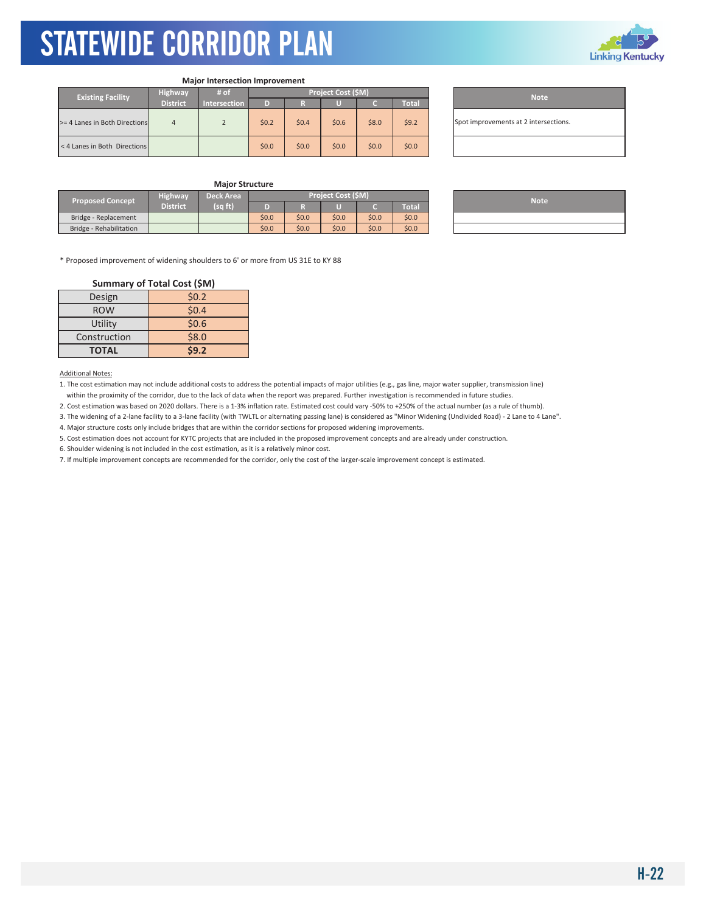### Major Intersection Improvement

| Existing Facility | Highway District | # of Intersection | Project Cost ($M) | | | | |
|---|---|---|---|---|---|---|---|
| | | | D | R | U | C | Total |
| >= 4 Lanes in Both Directions | 4 | 2 | $0.2 | $0.4 | $0.6 | $8.0 | $9.2 |
| < 4 Lanes in Both Directions | | | $0.0 | $0.0 | $0.0 | $0.0 | $0.0 |

| Note |
|---|
| Spot improvements at 2 intersections. |
| |

### Major Structure

| Proposed Concept | Highway District | Deck Area (sq ft) | Project Cost ($M) | | | | |
|---|---|---|---|---|---|---|---|
| | | | D | R | U | C | Total |
| Bridge - Replacement | | | $0.0 | $0.0 | $0.0 | $0.0 | $0.0 |
| Bridge - Rehabilitation | | | $0.0 | $0.0 | $0.0 | $0.0 | $0.0 |

| Note |
|---|
| |
| |

* Proposed improvement of widening shoulders to 6' or more from US 31E to KY 88

### Summary of Total Cost ($M)

| | |
|---|---|
| Design | $0.2 |
| ROW | $0.4 |
| Utility | $0.6 |
| Construction | $8.0 |
| **TOTAL** | **$9.2** |

Additional Notes:

1. The cost estimation may not include additional costs to address the potential impacts of major utilities (e.g., gas line, major water supplier, transmission line) within the proximity of the corridor, due to the lack of data when the report was prepared. Further investigation is recommended in future studies.
2. Cost estimation was based on 2020 dollars. There is a 1-3% inflation rate. Estimated cost could vary -50% to +250% of the actual number (as a rule of thumb).
3. The widening of a 2-lane facility to a 3-lane facility (with TWLTL or alternating passing lane) is considered as "Minor Widening (Undivided Road) - 2 Lane to 4 Lane".
4. Major structure costs only include bridges that are within the corridor sections for proposed widening improvements.
5. Cost estimation does not account for KYTC projects that are included in the proposed improvement concepts and are already under construction.
6. Shoulder widening is not included in the cost estimation, as it is a relatively minor cost.
7. If multiple improvement concepts are recommended for the corridor, only the cost of the larger-scale improvement concept is estimated.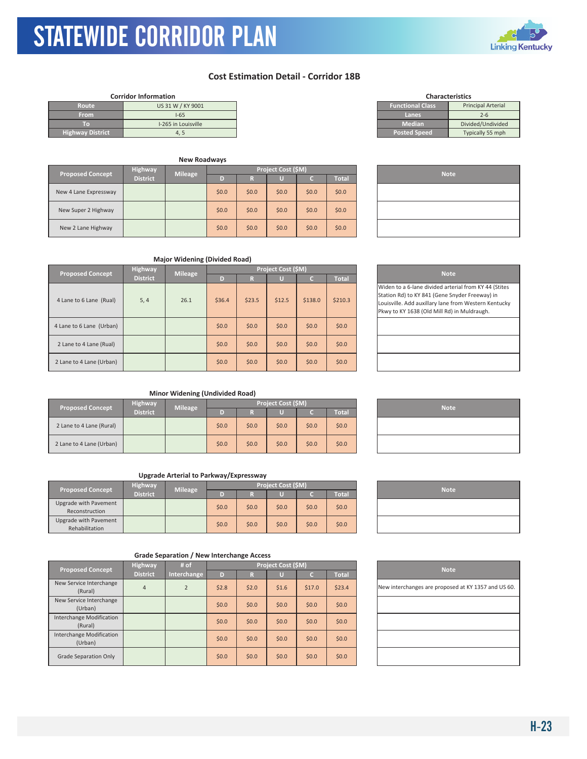# STATEWIDE CORRIDOR PLAN

## Cost Estimation Detail - Corridor 18B

**Corridor Information**

| Route | US 31 W / KY 9001 |
|---|---|
| From | I-65 |
| To | I-265 in Louisville |
| Highway District | 4, 5 |

**Characteristics**

| Functional Class | Principal Arterial |
|---|---|
| Lanes | 2-6 |
| Median | Divided/Undivided |
| Posted Speed | Typically 55 mph |

**New Roadways**

| Proposed Concept | Highway District | Mileage | Project Cost ($M) D | R | U | C | Total | Note |
|---|---|---|---|---|---|---|---|---|
| New 4 Lane Expressway | | | $0.0 | $0.0 | $0.0 | $0.0 | $0.0 | |
| New Super 2 Highway | | | $0.0 | $0.0 | $0.0 | $0.0 | $0.0 | |
| New 2 Lane Highway | | | $0.0 | $0.0 | $0.0 | $0.0 | $0.0 | |

**Major Widening (Divided Road)**

| Proposed Concept | Highway District | Mileage | Project Cost ($M) D | R | U | C | Total | Note |
|---|---|---|---|---|---|---|---|---|
| 4 Lane to 6 Lane (Rual) | 5, 4 | 26.1 | $36.4 | $23.5 | $12.5 | $138.0 | $210.3 | Widen to a 6-lane divided arterial from KY 44 (Stites Station Rd) to KY 841 (Gene Snyder Freeway) in Louisville. Add auxillary lane from Western Kentucky Pkwy to KY 1638 (Old Mill Rd) in Muldraugh. |
| 4 Lane to 6 Lane (Urban) | | | $0.0 | $0.0 | $0.0 | $0.0 | $0.0 | |
| 2 Lane to 4 Lane (Rual) | | | $0.0 | $0.0 | $0.0 | $0.0 | $0.0 | |
| 2 Lane to 4 Lane (Urban) | | | $0.0 | $0.0 | $0.0 | $0.0 | $0.0 | |

**Minor Widening (Undivided Road)**

| Proposed Concept | Highway District | Mileage | Project Cost ($M) D | R | U | C | Total | Note |
|---|---|---|---|---|---|---|---|---|
| 2 Lane to 4 Lane (Rural) | | | $0.0 | $0.0 | $0.0 | $0.0 | $0.0 | |
| 2 Lane to 4 Lane (Urban) | | | $0.0 | $0.0 | $0.0 | $0.0 | $0.0 | |

**Upgrade Arterial to Parkway/Expressway**

| Proposed Concept | Highway District | Mileage | Project Cost ($M) D | R | U | C | Total | Note |
|---|---|---|---|---|---|---|---|---|
| Upgrade with Pavement Reconstruction | | | $0.0 | $0.0 | $0.0 | $0.0 | $0.0 | |
| Upgrade with Pavement Rehabilitation | | | $0.0 | $0.0 | $0.0 | $0.0 | $0.0 | |

**Grade Separation / New Interchange Access**

| Proposed Concept | Highway District | # of Interchange | Project Cost ($M) D | R | U | C | Total | Note |
|---|---|---|---|---|---|---|---|---|
| New Service Interchange (Rural) | 4 | 2 | $2.8 | $2.0 | $1.6 | $17.0 | $23.4 | New interchanges are proposed at KY 1357 and US 60. |
| New Service Interchange (Urban) | | | $0.0 | $0.0 | $0.0 | $0.0 | $0.0 | |
| Interchange Modification (Rural) | | | $0.0 | $0.0 | $0.0 | $0.0 | $0.0 | |
| Interchange Modification (Urban) | | | $0.0 | $0.0 | $0.0 | $0.0 | $0.0 | |
| Grade Separation Only | | | $0.0 | $0.0 | $0.0 | $0.0 | $0.0 | |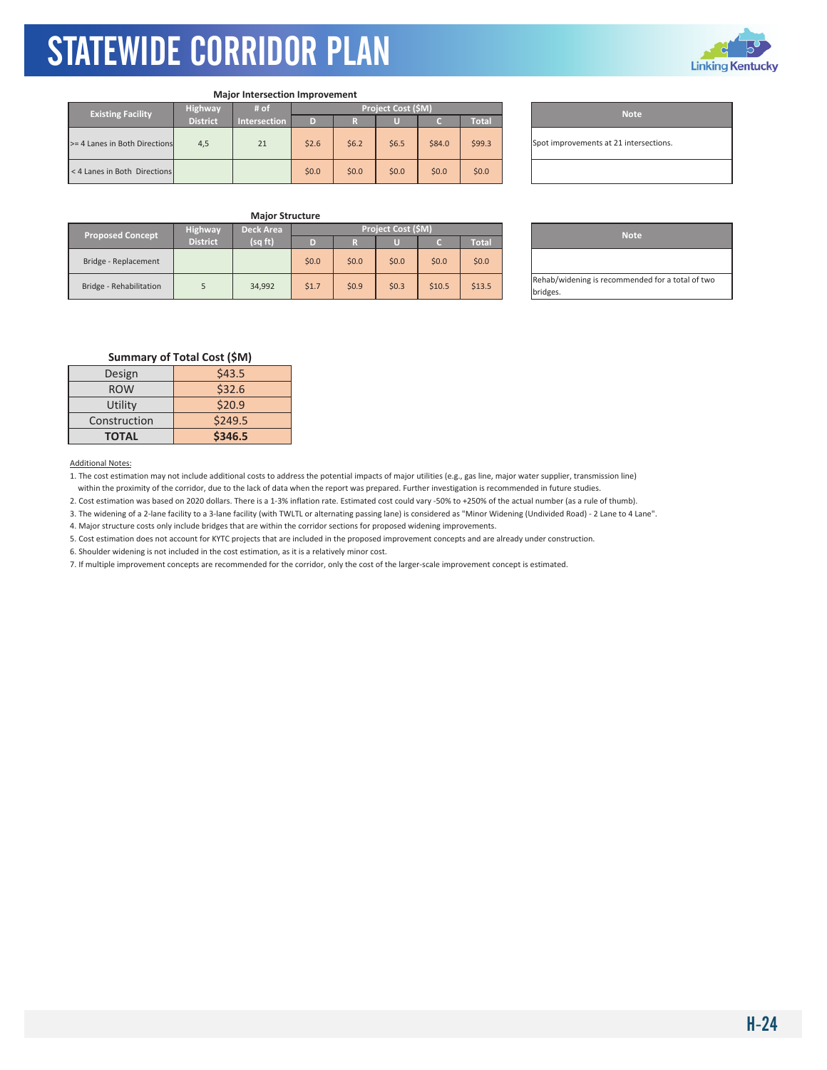# STATEWIDE CORRIDOR PLAN

### Major Intersection Improvement

| Existing Facility | Highway District | # of Intersection | Project Cost ($M) | | | | |
|---|---|---|---|---|---|---|---|
| | | | D | R | U | C | Total |
| >= 4 Lanes in Both Directions | 4,5 | 21 | $2.6 | $6.2 | $6.5 | $84.0 | $99.3 |
| < 4 Lanes in Both Directions | | | $0.0 | $0.0 | $0.0 | $0.0 | $0.0 |

| Note |
|---|
| Spot improvements at 21 intersections. |
| |

### Major Structure

| Proposed Concept | Highway District | Deck Area (sq ft) | Project Cost ($M) | | | | |
|---|---|---|---|---|---|---|---|
| | | | D | R | U | C | Total |
| Bridge - Replacement | | | $0.0 | $0.0 | $0.0 | $0.0 | $0.0 |
| Bridge - Rehabilitation | 5 | 34,992 | $1.7 | $0.9 | $0.3 | $10.5 | $13.5 |

| Note |
|---|
| |
| Rehab/widening is recommended for a total of two bridges. |

### Summary of Total Cost ($M)

| | |
|---|---|
| Design | $43.5 |
| ROW | $32.6 |
| Utility | $20.9 |
| Construction | $249.5 |
| **TOTAL** | **$346.5** |

Additional Notes:

1. The cost estimation may not include additional costs to address the potential impacts of major utilities (e.g., gas line, major water supplier, transmission line) within the proximity of the corridor, due to the lack of data when the report was prepared. Further investigation is recommended in future studies.
2. Cost estimation was based on 2020 dollars. There is a 1-3% inflation rate. Estimated cost could vary -50% to +250% of the actual number (as a rule of thumb).
3. The widening of a 2-lane facility to a 3-lane facility (with TWLTL or alternating passing lane) is considered as "Minor Widening (Undivided Road) - 2 Lane to 4 Lane".
4. Major structure costs only include bridges that are within the corridor sections for proposed widening improvements.
5. Cost estimation does not account for KYTC projects that are included in the proposed improvement concepts and are already under construction.
6. Shoulder widening is not included in the cost estimation, as it is a relatively minor cost.
7. If multiple improvement concepts are recommended for the corridor, only the cost of the larger-scale improvement concept is estimated.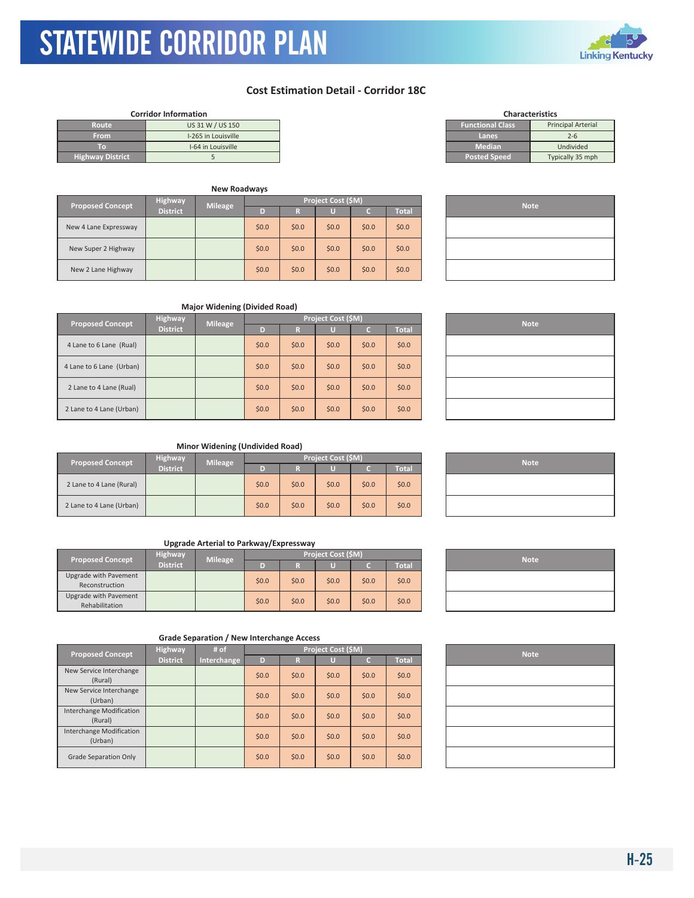# STATEWIDE CORRIDOR PLAN

## Cost Estimation Detail - Corridor 18C

**Corridor Information**

| | |
|---|---|
| Route | US 31 W / US 150 |
| From | I-265 in Louisville |
| To | I-64 in Louisville |
| Highway District | 5 |

**Characteristics**

| | |
|---|---|
| Functional Class | Principal Arterial |
| Lanes | 2-6 |
| Median | Undivided |
| Posted Speed | Typically 35 mph |

**New Roadways**

| Proposed Concept | Highway District | Mileage | Project Cost ($M) D | R | U | C | Total | Note |
|---|---|---|---|---|---|---|---|---|
| New 4 Lane Expressway | | | $0.0 | $0.0 | $0.0 | $0.0 | $0.0 | |
| New Super 2 Highway | | | $0.0 | $0.0 | $0.0 | $0.0 | $0.0 | |
| New 2 Lane Highway | | | $0.0 | $0.0 | $0.0 | $0.0 | $0.0 | |

**Major Widening (Divided Road)**

| Proposed Concept | Highway District | Mileage | Project Cost ($M) D | R | U | C | Total | Note |
|---|---|---|---|---|---|---|---|---|
| 4 Lane to 6 Lane (Rual) | | | $0.0 | $0.0 | $0.0 | $0.0 | $0.0 | |
| 4 Lane to 6 Lane (Urban) | | | $0.0 | $0.0 | $0.0 | $0.0 | $0.0 | |
| 2 Lane to 4 Lane (Rual) | | | $0.0 | $0.0 | $0.0 | $0.0 | $0.0 | |
| 2 Lane to 4 Lane (Urban) | | | $0.0 | $0.0 | $0.0 | $0.0 | $0.0 | |

**Minor Widening (Undivided Road)**

| Proposed Concept | Highway District | Mileage | Project Cost ($M) D | R | U | C | Total | Note |
|---|---|---|---|---|---|---|---|---|
| 2 Lane to 4 Lane (Rural) | | | $0.0 | $0.0 | $0.0 | $0.0 | $0.0 | |
| 2 Lane to 4 Lane (Urban) | | | $0.0 | $0.0 | $0.0 | $0.0 | $0.0 | |

**Upgrade Arterial to Parkway/Expressway**

| Proposed Concept | Highway District | Mileage | Project Cost ($M) D | R | U | C | Total | Note |
|---|---|---|---|---|---|---|---|---|
| Upgrade with Pavement Reconstruction | | | $0.0 | $0.0 | $0.0 | $0.0 | $0.0 | |
| Upgrade with Pavement Rehabilitation | | | $0.0 | $0.0 | $0.0 | $0.0 | $0.0 | |

**Grade Separation / New Interchange Access**

| Proposed Concept | Highway District | # of Interchange | Project Cost ($M) D | R | U | C | Total | Note |
|---|---|---|---|---|---|---|---|---|
| New Service Interchange (Rural) | | | $0.0 | $0.0 | $0.0 | $0.0 | $0.0 | |
| New Service Interchange (Urban) | | | $0.0 | $0.0 | $0.0 | $0.0 | $0.0 | |
| Interchange Modification (Rural) | | | $0.0 | $0.0 | $0.0 | $0.0 | $0.0 | |
| Interchange Modification (Urban) | | | $0.0 | $0.0 | $0.0 | $0.0 | $0.0 | |
| Grade Separation Only | | | $0.0 | $0.0 | $0.0 | $0.0 | $0.0 | |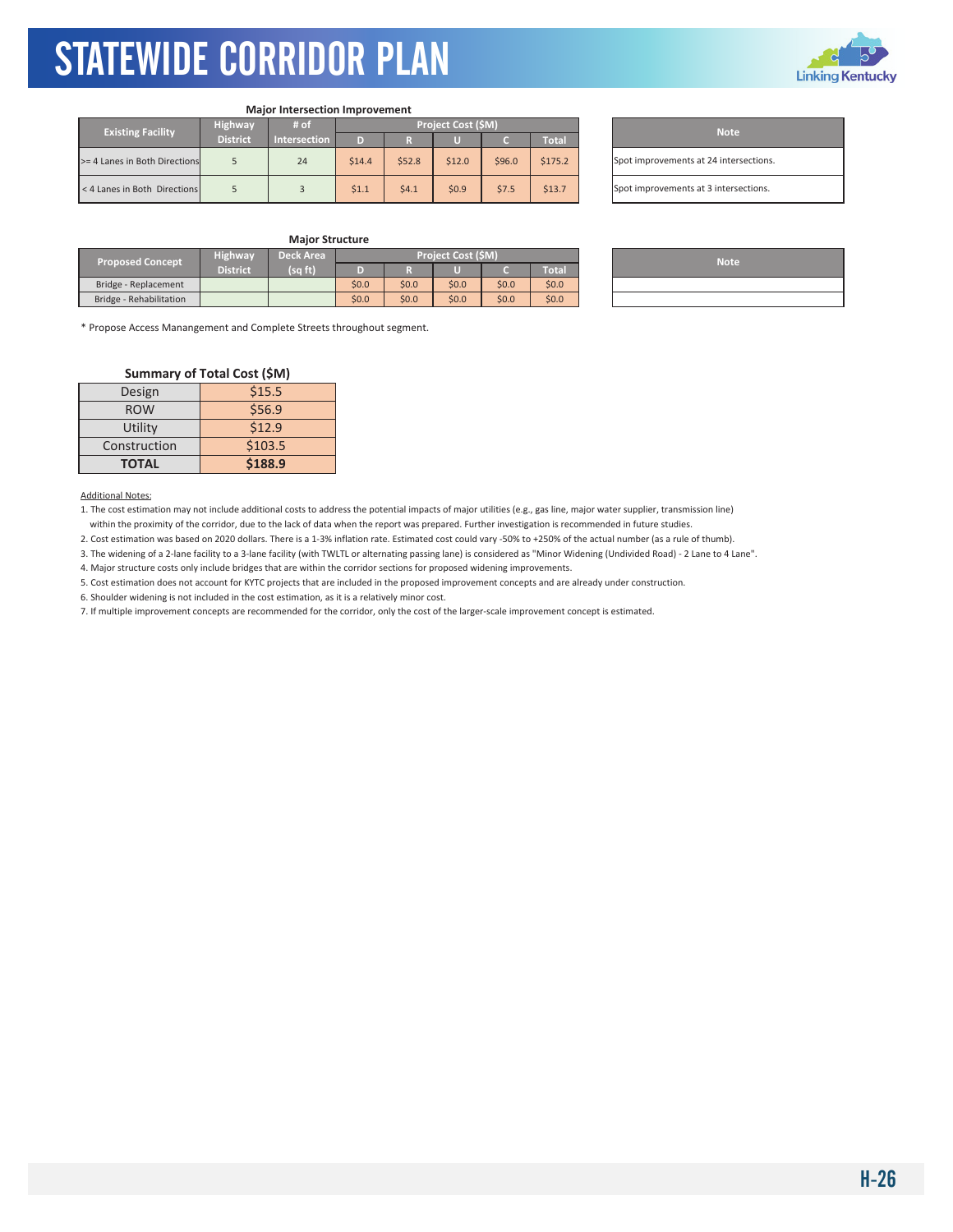# STATEWIDE CORRIDOR PLAN

**Major Intersection Improvement**

| Existing Facility | Highway District | # of Intersection | Project Cost ($M) | | | | | Note |
|---|---|---|---|---|---|---|---|---|
| | | | D | R | U | C | Total | |
| >= 4 Lanes in Both Directions | 5 | 24 | $14.4 | $52.8 | $12.0 | $96.0 | $175.2 | Spot improvements at 24 intersections. |
| < 4 Lanes in Both Directions | 5 | 3 | $1.1 | $4.1 | $0.9 | $7.5 | $13.7 | Spot improvements at 3 intersections. |

**Major Structure**

| Proposed Concept | Highway District | Deck Area (sq ft) | Project Cost ($M) | | | | | Note |
|---|---|---|---|---|---|---|---|---|
| | | | D | R | U | C | Total | |
| Bridge - Replacement | | | $0.0 | $0.0 | $0.0 | $0.0 | $0.0 | |
| Bridge - Rehabilitation | | | $0.0 | $0.0 | $0.0 | $0.0 | $0.0 | |

* Propose Access Manangement and Complete Streets throughout segment.

**Summary of Total Cost ($M)**

| | |
|---|---|
| Design | $15.5 |
| ROW | $56.9 |
| Utility | $12.9 |
| Construction | $103.5 |
| **TOTAL** | **$188.9** |

Additional Notes:

1. The cost estimation may not include additional costs to address the potential impacts of major utilities (e.g., gas line, major water supplier, transmission line) within the proximity of the corridor, due to the lack of data when the report was prepared. Further investigation is recommended in future studies.
2. Cost estimation was based on 2020 dollars. There is a 1-3% inflation rate. Estimated cost could vary -50% to +250% of the actual number (as a rule of thumb).
3. The widening of a 2-lane facility to a 3-lane facility (with TWLTL or alternating passing lane) is considered as "Minor Widening (Undivided Road) - 2 Lane to 4 Lane".
4. Major structure costs only include bridges that are within the corridor sections for proposed widening improvements.
5. Cost estimation does not account for KYTC projects that are included in the proposed improvement concepts and are already under construction.
6. Shoulder widening is not included in the cost estimation, as it is a relatively minor cost.
7. If multiple improvement concepts are recommended for the corridor, only the cost of the larger-scale improvement concept is estimated.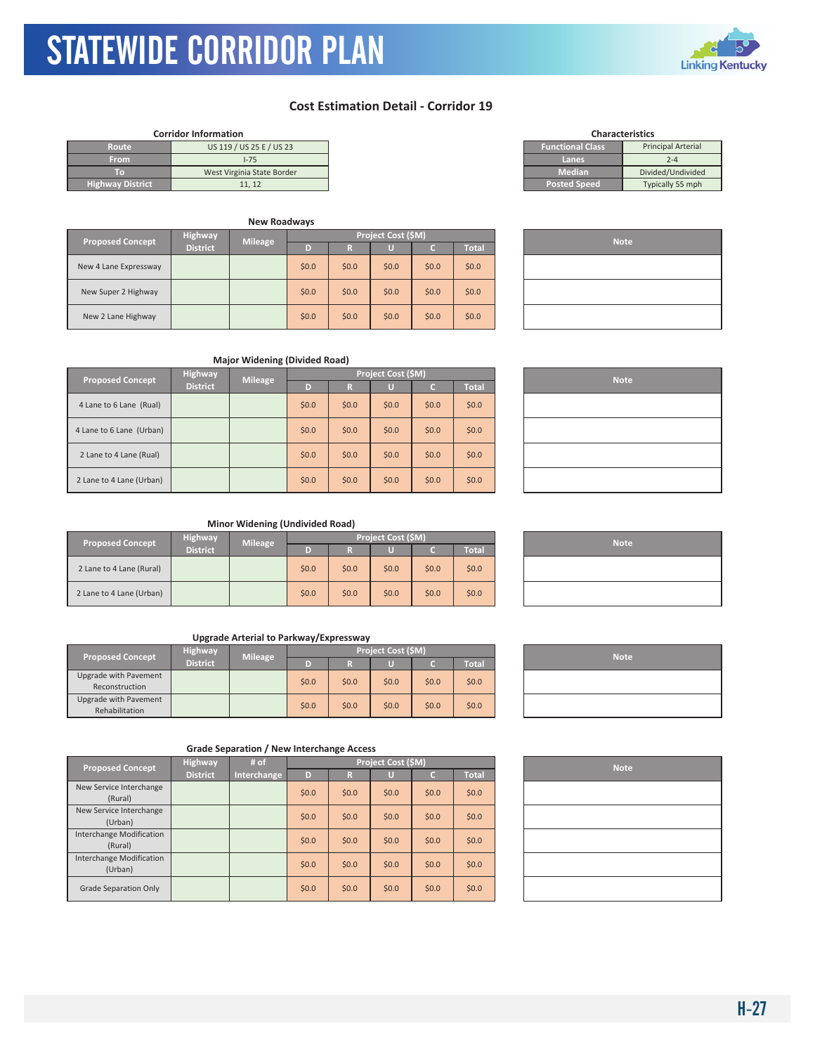# STATEWIDE CORRIDOR PLAN

## Cost Estimation Detail - Corridor 19

**Corridor Information**

| Field | Value |
|---|---|
| Route | US 119 / US 25 E / US 23 |
| From | I-75 |
| To | West Virginia State Border |
| Highway District | 11, 12 |

**Characteristics**

| Field | Value |
|---|---|
| Functional Class | Principal Arterial |
| Lanes | 2-4 |
| Median | Divided/Undivided |
| Posted Speed | Typically 55 mph |

### New Roadways

| Proposed Concept | Highway District | Mileage | Project Cost ($M) | | | | | Note |
|---|---|---|---|---|---|---|---|---|
| | | | D | R | U | C | Total | |
| New 4 Lane Expressway | | | $0.0 | $0.0 | $0.0 | $0.0 | $0.0 | |
| New Super 2 Highway | | | $0.0 | $0.0 | $0.0 | $0.0 | $0.0 | |
| New 2 Lane Highway | | | $0.0 | $0.0 | $0.0 | $0.0 | $0.0 | |

### Major Widening (Divided Road)

| Proposed Concept | Highway District | Mileage | Project Cost ($M) | | | | | Note |
|---|---|---|---|---|---|---|---|---|
| | | | D | R | U | C | Total | |
| 4 Lane to 6 Lane (Rual) | | | $0.0 | $0.0 | $0.0 | $0.0 | $0.0 | |
| 4 Lane to 6 Lane (Urban) | | | $0.0 | $0.0 | $0.0 | $0.0 | $0.0 | |
| 2 Lane to 4 Lane (Rual) | | | $0.0 | $0.0 | $0.0 | $0.0 | $0.0 | |
| 2 Lane to 4 Lane (Urban) | | | $0.0 | $0.0 | $0.0 | $0.0 | $0.0 | |

### Minor Widening (Undivided Road)

| Proposed Concept | Highway District | Mileage | Project Cost ($M) | | | | | Note |
|---|---|---|---|---|---|---|---|---|
| | | | D | R | U | C | Total | |
| 2 Lane to 4 Lane (Rural) | | | $0.0 | $0.0 | $0.0 | $0.0 | $0.0 | |
| 2 Lane to 4 Lane (Urban) | | | $0.0 | $0.0 | $0.0 | $0.0 | $0.0 | |

### Upgrade Arterial to Parkway/Expressway

| Proposed Concept | Highway District | Mileage | Project Cost ($M) | | | | | Note |
|---|---|---|---|---|---|---|---|---|
| | | | D | R | U | C | Total | |
| Upgrade with Pavement Reconstruction | | | $0.0 | $0.0 | $0.0 | $0.0 | $0.0 | |
| Upgrade with Pavement Rehabilitation | | | $0.0 | $0.0 | $0.0 | $0.0 | $0.0 | |

### Grade Separation / New Interchange Access

| Proposed Concept | Highway District | # of Interchange | Project Cost ($M) | | | | | Note |
|---|---|---|---|---|---|---|---|---|
| | | | D | R | U | C | Total | |
| New Service Interchange (Rural) | | | $0.0 | $0.0 | $0.0 | $0.0 | $0.0 | |
| New Service Interchange (Urban) | | | $0.0 | $0.0 | $0.0 | $0.0 | $0.0 | |
| Interchange Modification (Rural) | | | $0.0 | $0.0 | $0.0 | $0.0 | $0.0 | |
| Interchange Modification (Urban) | | | $0.0 | $0.0 | $0.0 | $0.0 | $0.0 | |
| Grade Separation Only | | | $0.0 | $0.0 | $0.0 | $0.0 | $0.0 | |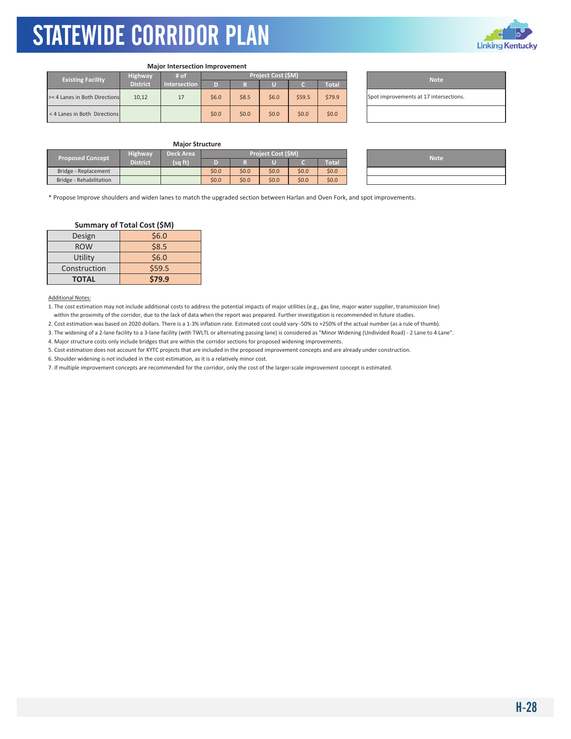# STATEWIDE CORRIDOR PLAN

**Major Intersection Improvement**

| Existing Facility | Highway District | # of Intersection | Project Cost ($M) | | | | |
|---|---|---|---|---|---|---|---|
| | | | D | R | U | C | Total |
| >= 4 Lanes in Both Directions | 10,12 | 17 | $6.0 | $8.5 | $6.0 | $59.5 | $79.9 |
| < 4 Lanes in Both Directions | | | $0.0 | $0.0 | $0.0 | $0.0 | $0.0 |

| Note |
|---|
| Spot improvements at 17 intersections. |
| |

**Major Structure**

| Proposed Concept | Highway District | Deck Area (sq ft) | Project Cost ($M) | | | | |
|---|---|---|---|---|---|---|---|
| | | | D | R | U | C | Total |
| Bridge - Replacement | | | $0.0 | $0.0 | $0.0 | $0.0 | $0.0 |
| Bridge - Rehabilitation | | | $0.0 | $0.0 | $0.0 | $0.0 | $0.0 |

| Note |
|---|
| |
| |

* Propose Improve shoulders and widen lanes to match the upgraded section between Harlan and Oven Fork, and spot improvements.

**Summary of Total Cost ($M)**

| | |
|---|---|
| Design | $6.0 |
| ROW | $8.5 |
| Utility | $6.0 |
| Construction | $59.5 |
| **TOTAL** | **$79.9** |

Additional Notes:

1. The cost estimation may not include additional costs to address the potential impacts of major utilities (e.g., gas line, major water supplier, transmission line) within the proximity of the corridor, due to the lack of data when the report was prepared. Further investigation is recommended in future studies.
2. Cost estimation was based on 2020 dollars. There is a 1-3% inflation rate. Estimated cost could vary -50% to +250% of the actual number (as a rule of thumb).
3. The widening of a 2-lane facility to a 3-lane facility (with TWLTL or alternating passing lane) is considered as "Minor Widening (Undivided Road) - 2 Lane to 4 Lane".
4. Major structure costs only include bridges that are within the corridor sections for proposed widening improvements.
5. Cost estimation does not account for KYTC projects that are included in the proposed improvement concepts and are already under construction.
6. Shoulder widening is not included in the cost estimation, as it is a relatively minor cost.
7. If multiple improvement concepts are recommended for the corridor, only the cost of the larger-scale improvement concept is estimated.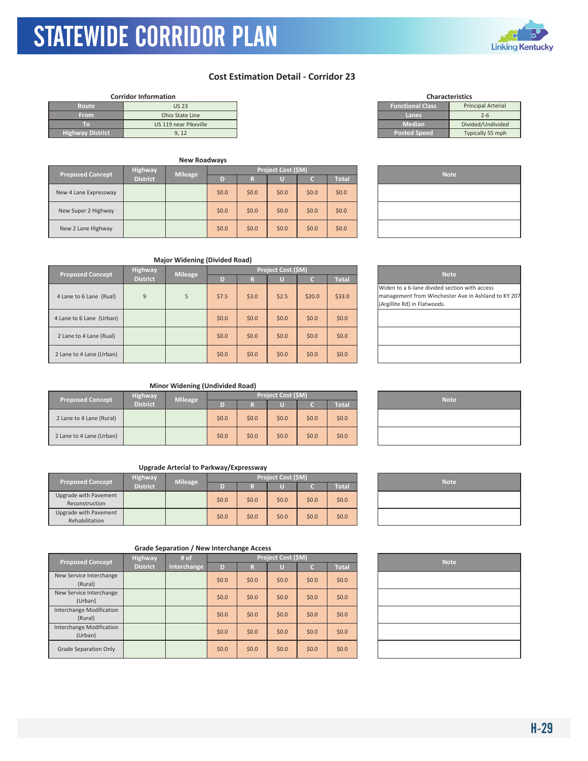# STATEWIDE CORRIDOR PLAN

## Cost Estimation Detail - Corridor 23

**Corridor Information**

| | |
|---|---|
| Route | US 23 |
| From | Ohio State Line |
| To | US 119 near Pikeville |
| Highway District | 9, 12 |

**Characteristics**

| | |
|---|---|
| Functional Class | Principal Arterial |
| Lanes | 2-6 |
| Median | Divided/Undivided |
| Posted Speed | Typically 55 mph |

### New Roadways

| Proposed Concept | Highway District | Mileage | Project Cost ($M) D | R | U | C | Total | Note |
|---|---|---|---|---|---|---|---|---|
| New 4 Lane Expressway | | | $0.0 | $0.0 | $0.0 | $0.0 | $0.0 | |
| New Super 2 Highway | | | $0.0 | $0.0 | $0.0 | $0.0 | $0.0 | |
| New 2 Lane Highway | | | $0.0 | $0.0 | $0.0 | $0.0 | $0.0 | |

### Major Widening (Divided Road)

| Proposed Concept | Highway District | Mileage | Project Cost ($M) D | R | U | C | Total | Note |
|---|---|---|---|---|---|---|---|---|
| 4 Lane to 6 Lane (Rual) | 9 | 5 | $7.5 | $3.0 | $2.5 | $20.0 | $33.0 | Widen to a 6-lane divided section with access management from Winchester Ave in Ashland to KY 207 (Argillite Rd) in Flatwoods. |
| 4 Lane to 6 Lane (Urban) | | | $0.0 | $0.0 | $0.0 | $0.0 | $0.0 | |
| 2 Lane to 4 Lane (Rual) | | | $0.0 | $0.0 | $0.0 | $0.0 | $0.0 | |
| 2 Lane to 4 Lane (Urban) | | | $0.0 | $0.0 | $0.0 | $0.0 | $0.0 | |

### Minor Widening (Undivided Road)

| Proposed Concept | Highway District | Mileage | Project Cost ($M) D | R | U | C | Total | Note |
|---|---|---|---|---|---|---|---|---|
| 2 Lane to 4 Lane (Rural) | | | $0.0 | $0.0 | $0.0 | $0.0 | $0.0 | |
| 2 Lane to 4 Lane (Urban) | | | $0.0 | $0.0 | $0.0 | $0.0 | $0.0 | |

### Upgrade Arterial to Parkway/Expressway

| Proposed Concept | Highway District | Mileage | Project Cost ($M) D | R | U | C | Total | Note |
|---|---|---|---|---|---|---|---|---|
| Upgrade with Pavement Reconstruction | | | $0.0 | $0.0 | $0.0 | $0.0 | $0.0 | |
| Upgrade with Pavement Rehabilitation | | | $0.0 | $0.0 | $0.0 | $0.0 | $0.0 | |

### Grade Separation / New Interchange Access

| Proposed Concept | Highway District | # of Interchange | Project Cost ($M) D | R | U | C | Total | Note |
|---|---|---|---|---|---|---|---|---|
| New Service Interchange (Rural) | | | $0.0 | $0.0 | $0.0 | $0.0 | $0.0 | |
| New Service Interchange (Urban) | | | $0.0 | $0.0 | $0.0 | $0.0 | $0.0 | |
| Interchange Modification (Rural) | | | $0.0 | $0.0 | $0.0 | $0.0 | $0.0 | |
| Interchange Modification (Urban) | | | $0.0 | $0.0 | $0.0 | $0.0 | $0.0 | |
| Grade Separation Only | | | $0.0 | $0.0 | $0.0 | $0.0 | $0.0 | |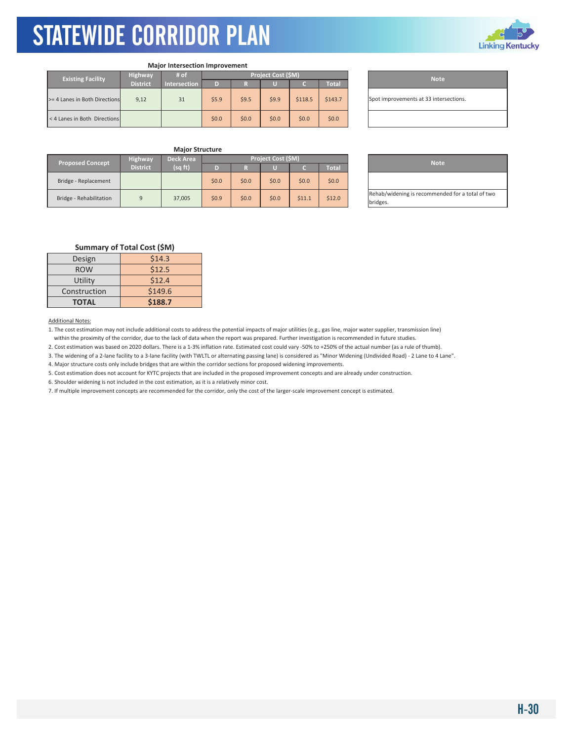# STATEWIDE CORRIDOR PLAN

**Major Intersection Improvement**

| Existing Facility | Highway District | # of Intersection | Project Cost ($M) | | | | |
|---|---|---|---|---|---|---|---|
| | | | D | R | U | C | Total |
| >= 4 Lanes in Both Directions | 9,12 | 31 | $5.9 | $9.5 | $9.9 | $118.5 | $143.7 |
| < 4 Lanes in Both Directions | | | $0.0 | $0.0 | $0.0 | $0.0 | $0.0 |

| Note |
|---|
| Spot improvements at 33 intersections. |
| |

**Major Structure**

| Proposed Concept | Highway District | Deck Area (sq ft) | Project Cost ($M) | | | | |
|---|---|---|---|---|---|---|---|
| | | | D | R | U | C | Total |
| Bridge - Replacement | | | $0.0 | $0.0 | $0.0 | $0.0 | $0.0 |
| Bridge - Rehabilitation | 9 | 37,005 | $0.9 | $0.0 | $0.0 | $11.1 | $12.0 |

| Note |
|---|
| |
| Rehab/widening is recommended for a total of two bridges. |

**Summary of Total Cost ($M)**

| | |
|---|---|
| Design | $14.3 |
| ROW | $12.5 |
| Utility | $12.4 |
| Construction | $149.6 |
| **TOTAL** | **$188.7** |

Additional Notes:

1. The cost estimation may not include additional costs to address the potential impacts of major utilities (e.g., gas line, major water supplier, transmission line) within the proximity of the corridor, due to the lack of data when the report was prepared. Further investigation is recommended in future studies.
2. Cost estimation was based on 2020 dollars. There is a 1-3% inflation rate. Estimated cost could vary -50% to +250% of the actual number (as a rule of thumb).
3. The widening of a 2-lane facility to a 3-lane facility (with TWLTL or alternating passing lane) is considered as "Minor Widening (Undivided Road) - 2 Lane to 4 Lane".
4. Major structure costs only include bridges that are within the corridor sections for proposed widening improvements.
5. Cost estimation does not account for KYTC projects that are included in the proposed improvement concepts and are already under construction.
6. Shoulder widening is not included in the cost estimation, as it is a relatively minor cost.
7. If multiple improvement concepts are recommended for the corridor, only the cost of the larger-scale improvement concept is estimated.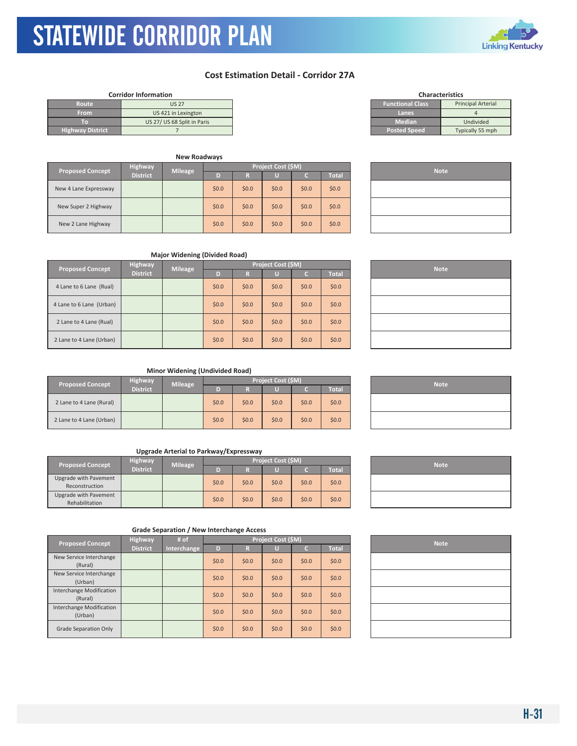# STATEWIDE CORRIDOR PLAN

## Cost Estimation Detail - Corridor 27A

**Corridor Information**

| | |
|---|---|
| Route | US 27 |
| From | US 421 in Lexington |
| To | US 27/ US 68 Split in Paris |
| Highway District | 7 |

**Characteristics**

| | |
|---|---|
| Functional Class | Principal Arterial |
| Lanes | 4 |
| Median | Undivided |
| Posted Speed | Typically 55 mph |

### New Roadways

| Proposed Concept | Highway District | Mileage | Project Cost ($M) D | R | U | C | Total | Note |
|---|---|---|---|---|---|---|---|---|
| New 4 Lane Expressway | | | $0.0 | $0.0 | $0.0 | $0.0 | $0.0 | |
| New Super 2 Highway | | | $0.0 | $0.0 | $0.0 | $0.0 | $0.0 | |
| New 2 Lane Highway | | | $0.0 | $0.0 | $0.0 | $0.0 | $0.0 | |

### Major Widening (Divided Road)

| Proposed Concept | Highway District | Mileage | Project Cost ($M) D | R | U | C | Total | Note |
|---|---|---|---|---|---|---|---|---|
| 4 Lane to 6 Lane (Rual) | | | $0.0 | $0.0 | $0.0 | $0.0 | $0.0 | |
| 4 Lane to 6 Lane (Urban) | | | $0.0 | $0.0 | $0.0 | $0.0 | $0.0 | |
| 2 Lane to 4 Lane (Rual) | | | $0.0 | $0.0 | $0.0 | $0.0 | $0.0 | |
| 2 Lane to 4 Lane (Urban) | | | $0.0 | $0.0 | $0.0 | $0.0 | $0.0 | |

### Minor Widening (Undivided Road)

| Proposed Concept | Highway District | Mileage | Project Cost ($M) D | R | U | C | Total | Note |
|---|---|---|---|---|---|---|---|---|
| 2 Lane to 4 Lane (Rural) | | | $0.0 | $0.0 | $0.0 | $0.0 | $0.0 | |
| 2 Lane to 4 Lane (Urban) | | | $0.0 | $0.0 | $0.0 | $0.0 | $0.0 | |

### Upgrade Arterial to Parkway/Expressway

| Proposed Concept | Highway District | Mileage | Project Cost ($M) D | R | U | C | Total | Note |
|---|---|---|---|---|---|---|---|---|
| Upgrade with Pavement Reconstruction | | | $0.0 | $0.0 | $0.0 | $0.0 | $0.0 | |
| Upgrade with Pavement Rehabilitation | | | $0.0 | $0.0 | $0.0 | $0.0 | $0.0 | |

### Grade Separation / New Interchange Access

| Proposed Concept | Highway District | # of Interchange | Project Cost ($M) D | R | U | C | Total | Note |
|---|---|---|---|---|---|---|---|---|
| New Service Interchange (Rural) | | | $0.0 | $0.0 | $0.0 | $0.0 | $0.0 | |
| New Service Interchange (Urban) | | | $0.0 | $0.0 | $0.0 | $0.0 | $0.0 | |
| Interchange Modification (Rural) | | | $0.0 | $0.0 | $0.0 | $0.0 | $0.0 | |
| Interchange Modification (Urban) | | | $0.0 | $0.0 | $0.0 | $0.0 | $0.0 | |
| Grade Separation Only | | | $0.0 | $0.0 | $0.0 | $0.0 | $0.0 | |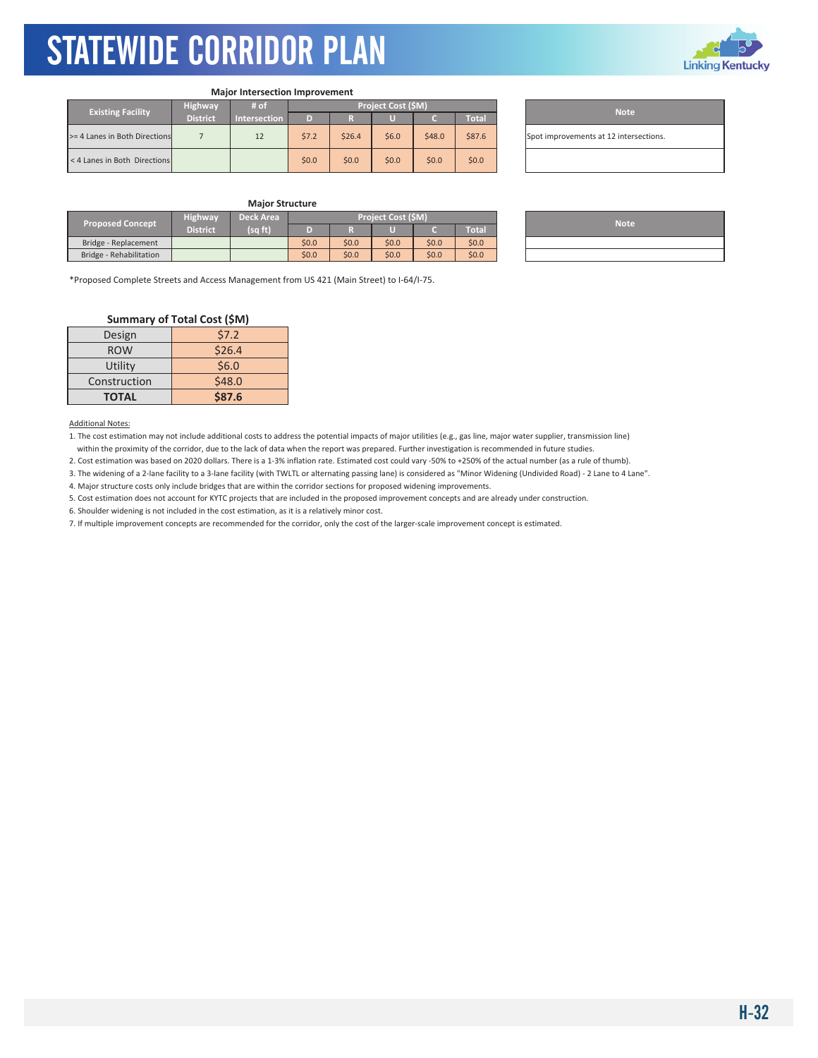# STATEWIDE CORRIDOR PLAN

**Major Intersection Improvement**

| Existing Facility | Highway District | # of Intersection | Project Cost ($M) | | | | |
|---|---|---|---|---|---|---|---|
| | | | D | R | U | C | Total |
| >= 4 Lanes in Both Directions | 7 | 12 | $7.2 | $26.4 | $6.0 | $48.0 | $87.6 |
| < 4 Lanes in Both Directions | | | $0.0 | $0.0 | $0.0 | $0.0 | $0.0 |

| Note |
|---|
| Spot improvements at 12 intersections. |
| |

**Major Structure**

| Proposed Concept | Highway District | Deck Area (sq ft) | Project Cost ($M) | | | | |
|---|---|---|---|---|---|---|---|
| | | | D | R | U | C | Total |
| Bridge - Replacement | | | $0.0 | $0.0 | $0.0 | $0.0 | $0.0 |
| Bridge - Rehabilitation | | | $0.0 | $0.0 | $0.0 | $0.0 | $0.0 |

| Note |
|---|
| |
| |

*Proposed Complete Streets and Access Management from US 421 (Main Street) to I-64/I-75.

**Summary of Total Cost ($M)**

| | |
|---|---|
| Design | $7.2 |
| ROW | $26.4 |
| Utility | $6.0 |
| Construction | $48.0 |
| **TOTAL** | **$87.6** |

Additional Notes:

1. The cost estimation may not include additional costs to address the potential impacts of major utilities (e.g., gas line, major water supplier, transmission line) within the proximity of the corridor, due to the lack of data when the report was prepared. Further investigation is recommended in future studies.
2. Cost estimation was based on 2020 dollars. There is a 1-3% inflation rate. Estimated cost could vary -50% to +250% of the actual number (as a rule of thumb).
3. The widening of a 2-lane facility to a 3-lane facility (with TWLTL or alternating passing lane) is considered as "Minor Widening (Undivided Road) - 2 Lane to 4 Lane".
4. Major structure costs only include bridges that are within the corridor sections for proposed widening improvements.
5. Cost estimation does not account for KYTC projects that are included in the proposed improvement concepts and are already under construction.
6. Shoulder widening is not included in the cost estimation, as it is a relatively minor cost.
7. If multiple improvement concepts are recommended for the corridor, only the cost of the larger-scale improvement concept is estimated.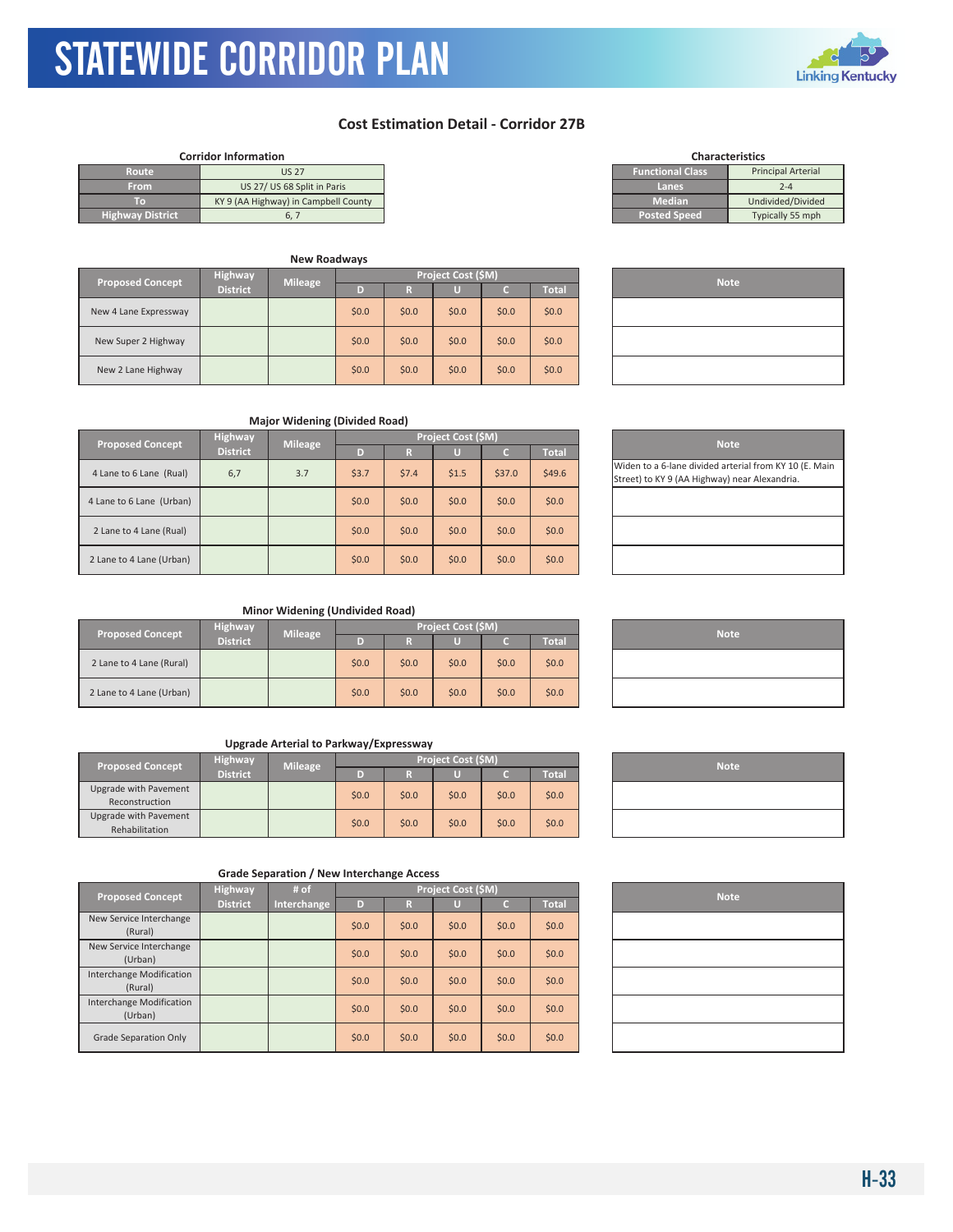# STATEWIDE CORRIDOR PLAN

## Cost Estimation Detail - Corridor 27B

**Corridor Information**

| Route | US 27 |
|---|---|
| From | US 27/ US 68 Split in Paris |
| To | KY 9 (AA Highway) in Campbell County |
| Highway District | 6, 7 |

**Characteristics**

| Functional Class | Principal Arterial |
|---|---|
| Lanes | 2-4 |
| Median | Undivided/Divided |
| Posted Speed | Typically 55 mph |

### New Roadways

| Proposed Concept | Highway District | Mileage | Project Cost ($M) | | | | | Note |
|---|---|---|---|---|---|---|---|---|
| | | | D | R | U | C | Total | |
| New 4 Lane Expressway | | | $0.0 | $0.0 | $0.0 | $0.0 | $0.0 | |
| New Super 2 Highway | | | $0.0 | $0.0 | $0.0 | $0.0 | $0.0 | |
| New 2 Lane Highway | | | $0.0 | $0.0 | $0.0 | $0.0 | $0.0 | |

### Major Widening (Divided Road)

| Proposed Concept | Highway District | Mileage | Project Cost ($M) | | | | | Note |
|---|---|---|---|---|---|---|---|---|
| | | | D | R | U | C | Total | |
| 4 Lane to 6 Lane (Rual) | 6,7 | 3.7 | $3.7 | $7.4 | $1.5 | $37.0 | $49.6 | Widen to a 6-lane divided arterial from KY 10 (E. Main Street) to KY 9 (AA Highway) near Alexandria. |
| 4 Lane to 6 Lane (Urban) | | | $0.0 | $0.0 | $0.0 | $0.0 | $0.0 | |
| 2 Lane to 4 Lane (Rual) | | | $0.0 | $0.0 | $0.0 | $0.0 | $0.0 | |
| 2 Lane to 4 Lane (Urban) | | | $0.0 | $0.0 | $0.0 | $0.0 | $0.0 | |

### Minor Widening (Undivided Road)

| Proposed Concept | Highway District | Mileage | Project Cost ($M) | | | | | Note |
|---|---|---|---|---|---|---|---|---|
| | | | D | R | U | C | Total | |
| 2 Lane to 4 Lane (Rural) | | | $0.0 | $0.0 | $0.0 | $0.0 | $0.0 | |
| 2 Lane to 4 Lane (Urban) | | | $0.0 | $0.0 | $0.0 | $0.0 | $0.0 | |

### Upgrade Arterial to Parkway/Expressway

| Proposed Concept | Highway District | Mileage | Project Cost ($M) | | | | | Note |
|---|---|---|---|---|---|---|---|---|
| | | | D | R | U | C | Total | |
| Upgrade with Pavement Reconstruction | | | $0.0 | $0.0 | $0.0 | $0.0 | $0.0 | |
| Upgrade with Pavement Rehabilitation | | | $0.0 | $0.0 | $0.0 | $0.0 | $0.0 | |

### Grade Separation / New Interchange Access

| Proposed Concept | Highway District | # of Interchange | Project Cost ($M) | | | | | Note |
|---|---|---|---|---|---|---|---|---|
| | | | D | R | U | C | Total | |
| New Service Interchange (Rural) | | | $0.0 | $0.0 | $0.0 | $0.0 | $0.0 | |
| New Service Interchange (Urban) | | | $0.0 | $0.0 | $0.0 | $0.0 | $0.0 | |
| Interchange Modification (Rural) | | | $0.0 | $0.0 | $0.0 | $0.0 | $0.0 | |
| Interchange Modification (Urban) | | | $0.0 | $0.0 | $0.0 | $0.0 | $0.0 | |
| Grade Separation Only | | | $0.0 | $0.0 | $0.0 | $0.0 | $0.0 | |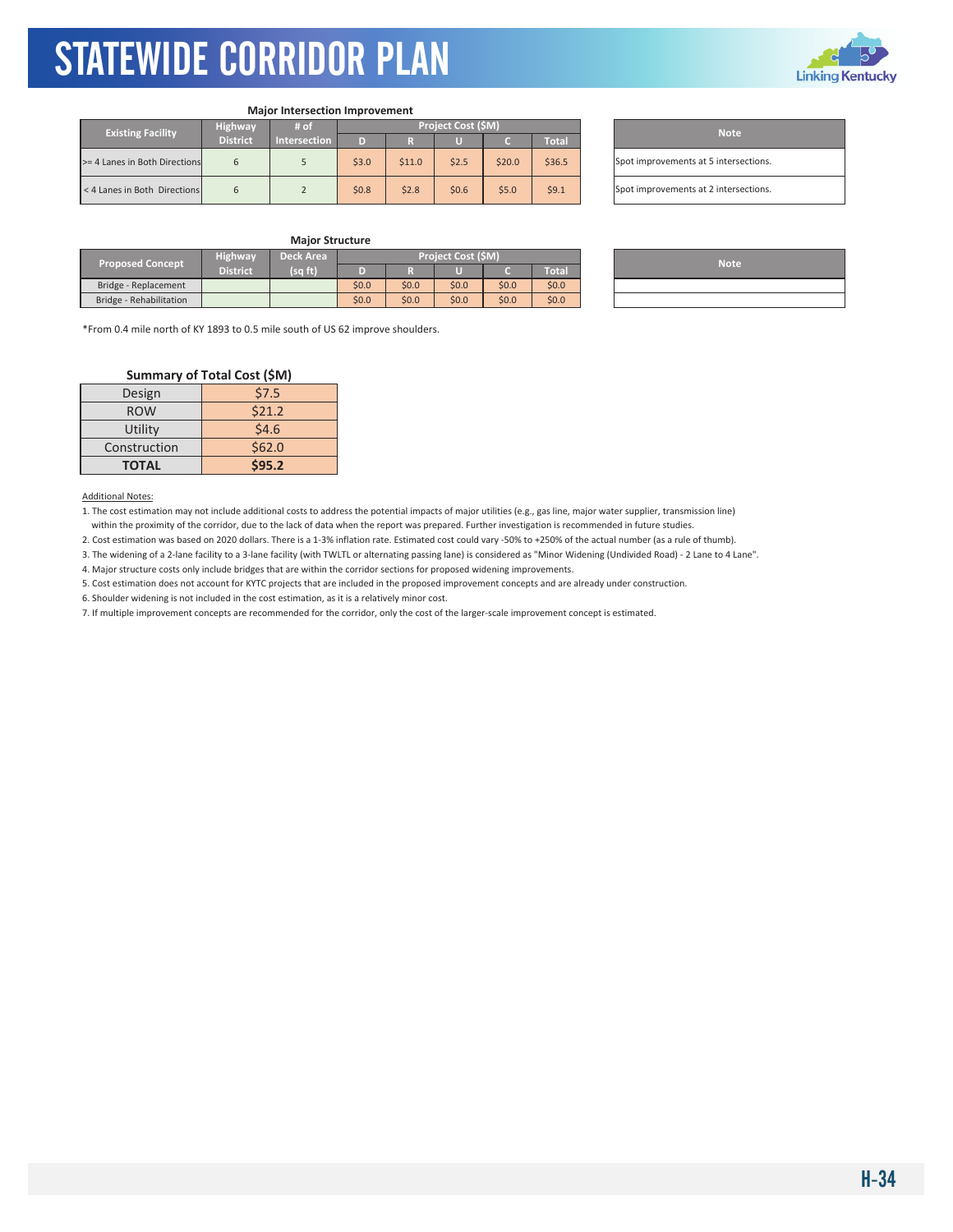### Major Intersection Improvement

| Existing Facility | Highway District | # of Intersection | Project Cost ($M) | | | | |
|---|---|---|---|---|---|---|---|
| | | | D | R | U | C | Total |
| >= 4 Lanes in Both Directions | 6 | 5 | $3.0 | $11.0 | $2.5 | $20.0 | $36.5 |
| < 4 Lanes in Both Directions | 6 | 2 | $0.8 | $2.8 | $0.6 | $5.0 | $9.1 |

| Note |
|---|
| Spot improvements at 5 intersections. |
| Spot improvements at 2 intersections. |

### Major Structure

| Proposed Concept | Highway District | Deck Area (sq ft) | Project Cost ($M) | | | | |
|---|---|---|---|---|---|---|---|
| | | | D | R | U | C | Total |
| Bridge - Replacement | | | $0.0 | $0.0 | $0.0 | $0.0 | $0.0 |
| Bridge - Rehabilitation | | | $0.0 | $0.0 | $0.0 | $0.0 | $0.0 |

| Note |
|---|
| |
| |

*From 0.4 mile north of KY 1893 to 0.5 mile south of US 62 improve shoulders.

### Summary of Total Cost ($M)

| | |
|---|---|
| Design | $7.5 |
| ROW | $21.2 |
| Utility | $4.6 |
| Construction | $62.0 |
| **TOTAL** | **$95.2** |

Additional Notes:

1. The cost estimation may not include additional costs to address the potential impacts of major utilities (e.g., gas line, major water supplier, transmission line) within the proximity of the corridor, due to the lack of data when the report was prepared. Further investigation is recommended in future studies.
2. Cost estimation was based on 2020 dollars. There is a 1-3% inflation rate. Estimated cost could vary -50% to +250% of the actual number (as a rule of thumb).
3. The widening of a 2-lane facility to a 3-lane facility (with TWTL or alternating passing lane) is considered as "Minor Widening (Undivided Road) - 2 Lane to 4 Lane".
4. Major structure costs only include bridges that are within the corridor sections for proposed widening improvements.
5. Cost estimation does not account for KYTC projects that are included in the proposed improvement concepts and are already under construction.
6. Shoulder widening is not included in the cost estimation, as it is a relatively minor cost.
7. If multiple improvement concepts are recommended for the corridor, only the cost of the larger-scale improvement concept is estimated.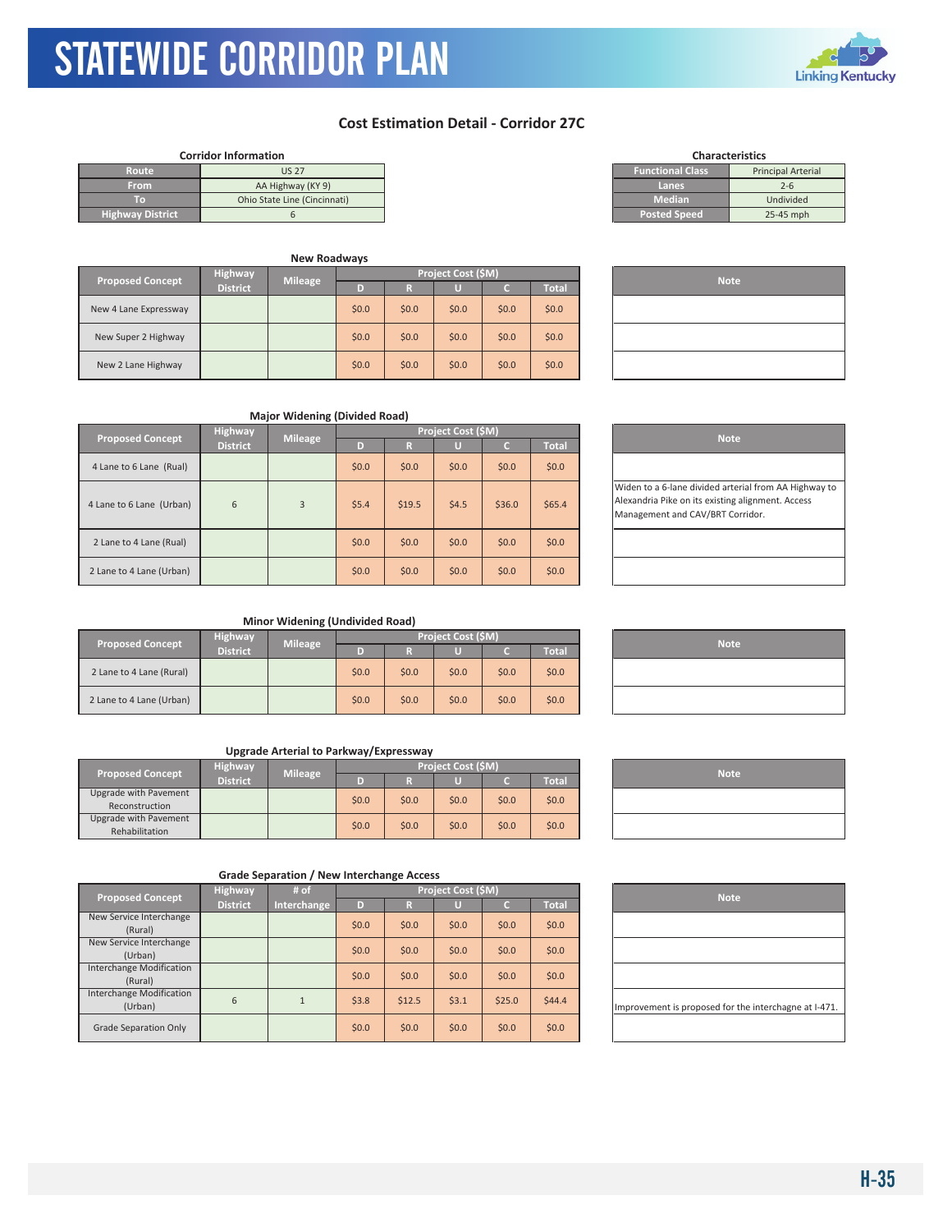# STATEWIDE CORRIDOR PLAN

## Cost Estimation Detail - Corridor 27C

**Corridor Information**

| | |
|---|---|
| Route | US 27 |
| From | AA Highway (KY 9) |
| To | Ohio State Line (Cincinnati) |
| Highway District | 6 |

**Characteristics**

| | |
|---|---|
| Functional Class | Principal Arterial |
| Lanes | 2-6 |
| Median | Undivided |
| Posted Speed | 25-45 mph |

### New Roadways

| Proposed Concept | Highway District | Mileage | Project Cost ($M) D | R | U | C | Total | Note |
|---|---|---|---|---|---|---|---|---|
| New 4 Lane Expressway | | | $0.0 | $0.0 | $0.0 | $0.0 | $0.0 | |
| New Super 2 Highway | | | $0.0 | $0.0 | $0.0 | $0.0 | $0.0 | |
| New 2 Lane Highway | | | $0.0 | $0.0 | $0.0 | $0.0 | $0.0 | |

### Major Widening (Divided Road)

| Proposed Concept | Highway District | Mileage | Project Cost ($M) D | R | U | C | Total | Note |
|---|---|---|---|---|---|---|---|---|
| 4 Lane to 6 Lane (Rual) | | | $0.0 | $0.0 | $0.0 | $0.0 | $0.0 | |
| 4 Lane to 6 Lane (Urban) | 6 | 3 | $5.4 | $19.5 | $4.5 | $36.0 | $65.4 | Widen to a 6-lane divided arterial from AA Highway to Alexandria Pike on its existing alignment. Access Management and CAV/BRT Corridor. |
| 2 Lane to 4 Lane (Rual) | | | $0.0 | $0.0 | $0.0 | $0.0 | $0.0 | |
| 2 Lane to 4 Lane (Urban) | | | $0.0 | $0.0 | $0.0 | $0.0 | $0.0 | |

### Minor Widening (Undivided Road)

| Proposed Concept | Highway District | Mileage | Project Cost ($M) D | R | U | C | Total | Note |
|---|---|---|---|---|---|---|---|---|
| 2 Lane to 4 Lane (Rural) | | | $0.0 | $0.0 | $0.0 | $0.0 | $0.0 | |
| 2 Lane to 4 Lane (Urban) | | | $0.0 | $0.0 | $0.0 | $0.0 | $0.0 | |

### Upgrade Arterial to Parkway/Expressway

| Proposed Concept | Highway District | Mileage | Project Cost ($M) D | R | U | C | Total | Note |
|---|---|---|---|---|---|---|---|---|
| Upgrade with Pavement Reconstruction | | | $0.0 | $0.0 | $0.0 | $0.0 | $0.0 | |
| Upgrade with Pavement Rehabilitation | | | $0.0 | $0.0 | $0.0 | $0.0 | $0.0 | |

### Grade Separation / New Interchange Access

| Proposed Concept | Highway District | # of Interchange | Project Cost ($M) D | R | U | C | Total | Note |
|---|---|---|---|---|---|---|---|---|
| New Service Interchange (Rural) | | | $0.0 | $0.0 | $0.0 | $0.0 | $0.0 | |
| New Service Interchange (Urban) | | | $0.0 | $0.0 | $0.0 | $0.0 | $0.0 | |
| Interchange Modification (Rural) | | | $0.0 | $0.0 | $0.0 | $0.0 | $0.0 | |
| Interchange Modification (Urban) | 6 | 1 | $3.8 | $12.5 | $3.1 | $25.0 | $44.4 | Improvement is proposed for the interchagne at I-471. |
| Grade Separation Only | | | $0.0 | $0.0 | $0.0 | $0.0 | $0.0 | |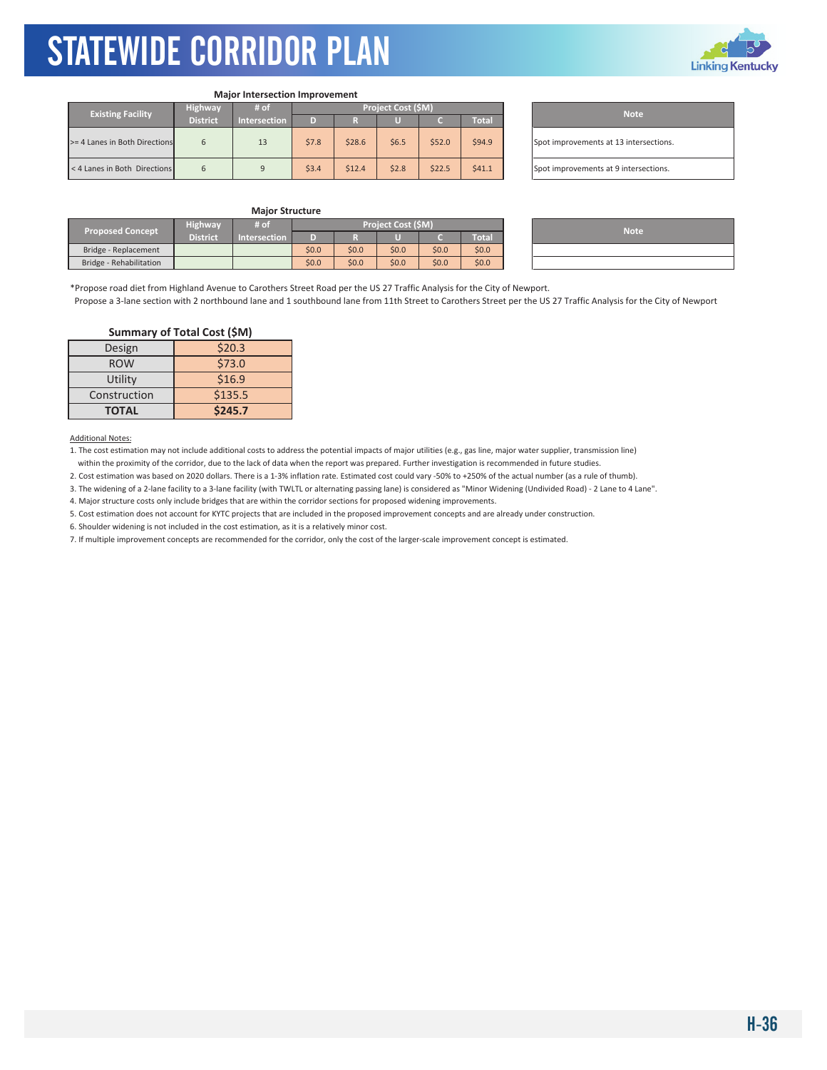# STATEWIDE CORRIDOR PLAN

### Major Intersection Improvement

| Existing Facility | Highway District | # of Intersection | Project Cost ($M) | | | | |
|---|---|---|---|---|---|---|---|
| | | | D | R | U | C | Total |
| >= 4 Lanes in Both Directions | 6 | 13 | $7.8 | $28.6 | $6.5 | $52.0 | $94.9 |
| < 4 Lanes in Both Directions | 6 | 9 | $3.4 | $12.4 | $2.8 | $22.5 | $41.1 |

| Note |
|---|
| Spot improvements at 13 intersections. |
| Spot improvements at 9 intersections. |

### Major Structure

| Proposed Concept | Highway District | # of Intersection | Project Cost ($M) | | | | |
|---|---|---|---|---|---|---|---|
| | | | D | R | U | C | Total |
| Bridge - Replacement | | | $0.0 | $0.0 | $0.0 | $0.0 | $0.0 |
| Bridge - Rehabilitation | | | $0.0 | $0.0 | $0.0 | $0.0 | $0.0 |

| Note |
|---|
| |
| |

*Propose road diet from Highland Avenue to Carothers Street Road per the US 27 Traffic Analysis for the City of Newport.
Propose a 3-lane section with 2 northbound lane and 1 southbound lane from 11th Street to Carothers Street per the US 27 Traffic Analysis for the City of Newport

### Summary of Total Cost ($M)

| | |
|---|---|
| Design | $20.3 |
| ROW | $73.0 |
| Utility | $16.9 |
| Construction | $135.5 |
| **TOTAL** | **$245.7** |

Additional Notes:

1. The cost estimation may not include additional costs to address the potential impacts of major utilities (e.g., gas line, major water supplier, transmission line) within the proximity of the corridor, due to the lack of data when the report was prepared. Further investigation is recommended in future studies.
2. Cost estimation was based on 2020 dollars. There is a 1-3% inflation rate. Estimated cost could vary -50% to +250% of the actual number (as a rule of thumb).
3. The widening of a 2-lane facility to a 3-lane facility (with TWLTL or alternating passing lane) is considered as "Minor Widening (Undivided Road) - 2 Lane to 4 Lane".
4. Major structure costs only include bridges that are within the corridor sections for proposed widening improvements.
5. Cost estimation does not account for KYTC projects that are included in the proposed improvement concepts and are already under construction.
6. Shoulder widening is not included in the cost estimation, as it is a relatively minor cost.
7. If multiple improvement concepts are recommended for the corridor, only the cost of the larger-scale improvement concept is estimated.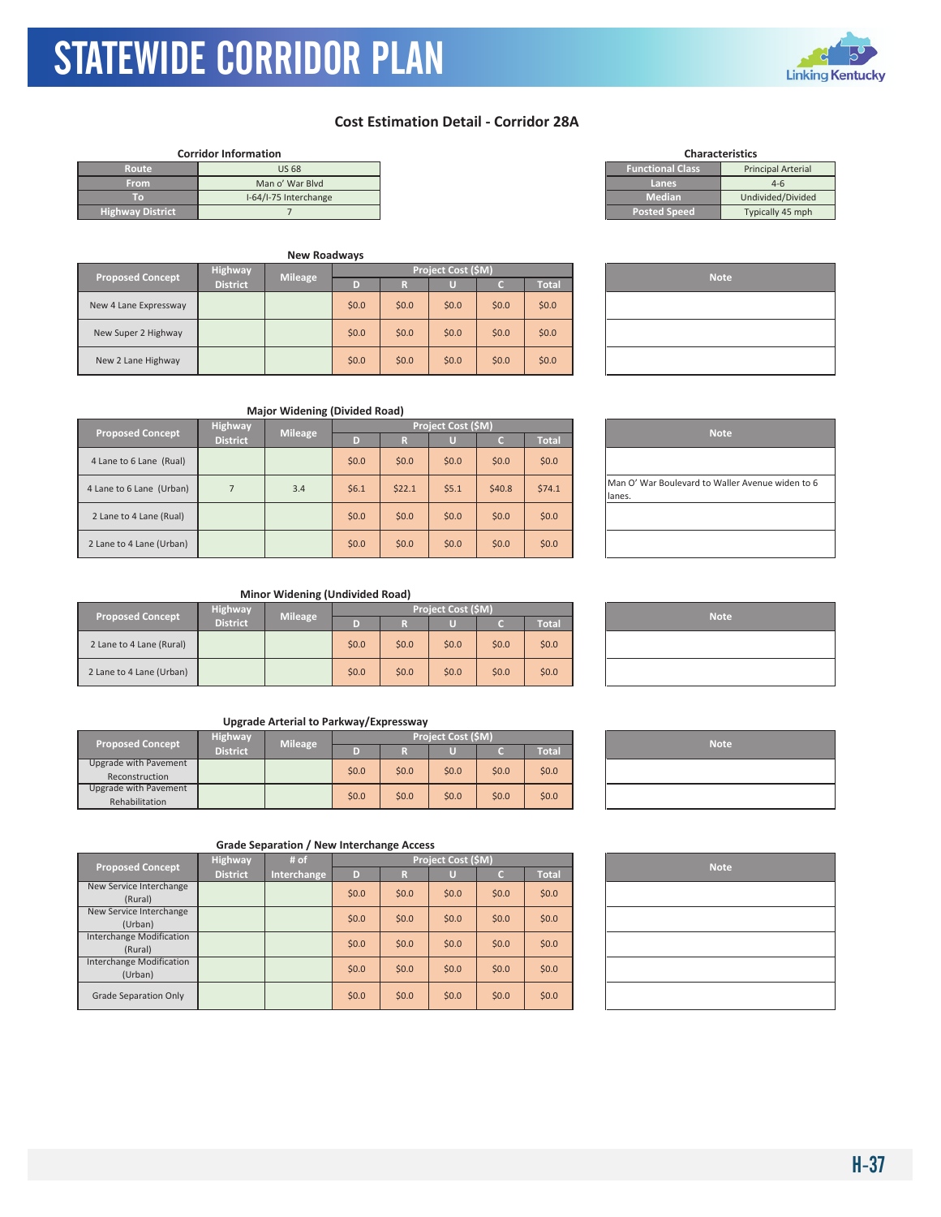## Cost Estimation Detail - Corridor 28A

**Corridor Information**

| | |
|---|---|
| Route | US 68 |
| From | Man o' War Blvd |
| To | I-64/I-75 Interchange |
| Highway District | 7 |

**Characteristics**

| | |
|---|---|
| Functional Class | Principal Arterial |
| Lanes | 4-6 |
| Median | Undivided/Divided |
| Posted Speed | Typically 45 mph |

**New Roadways**

| Proposed Concept | Highway District | Mileage | Project Cost ($M) D | R | U | C | Total | Note |
|---|---|---|---|---|---|---|---|---|
| New 4 Lane Expressway | | | $0.0 | $0.0 | $0.0 | $0.0 | $0.0 | |
| New Super 2 Highway | | | $0.0 | $0.0 | $0.0 | $0.0 | $0.0 | |
| New 2 Lane Highway | | | $0.0 | $0.0 | $0.0 | $0.0 | $0.0 | |

**Major Widening (Divided Road)**

| Proposed Concept | Highway District | Mileage | Project Cost ($M) D | R | U | C | Total | Note |
|---|---|---|---|---|---|---|---|---|
| 4 Lane to 6 Lane (Rual) | | | $0.0 | $0.0 | $0.0 | $0.0 | $0.0 | |
| 4 Lane to 6 Lane (Urban) | 7 | 3.4 | $6.1 | $22.1 | $5.1 | $40.8 | $74.1 | Man O' War Boulevard to Waller Avenue widen to 6 lanes. |
| 2 Lane to 4 Lane (Rual) | | | $0.0 | $0.0 | $0.0 | $0.0 | $0.0 | |
| 2 Lane to 4 Lane (Urban) | | | $0.0 | $0.0 | $0.0 | $0.0 | $0.0 | |

**Minor Widening (Undivided Road)**

| Proposed Concept | Highway District | Mileage | Project Cost ($M) D | R | U | C | Total | Note |
|---|---|---|---|---|---|---|---|---|
| 2 Lane to 4 Lane (Rural) | | | $0.0 | $0.0 | $0.0 | $0.0 | $0.0 | |
| 2 Lane to 4 Lane (Urban) | | | $0.0 | $0.0 | $0.0 | $0.0 | $0.0 | |

**Upgrade Arterial to Parkway/Expressway**

| Proposed Concept | Highway District | Mileage | Project Cost ($M) D | R | U | C | Total | Note |
|---|---|---|---|---|---|---|---|---|
| Upgrade with Pavement Reconstruction | | | $0.0 | $0.0 | $0.0 | $0.0 | $0.0 | |
| Upgrade with Pavement Rehabilitation | | | $0.0 | $0.0 | $0.0 | $0.0 | $0.0 | |

**Grade Separation / New Interchange Access**

| Proposed Concept | Highway District | # of Interchange | Project Cost ($M) D | R | U | C | Total | Note |
|---|---|---|---|---|---|---|---|---|
| New Service Interchange (Rural) | | | $0.0 | $0.0 | $0.0 | $0.0 | $0.0 | |
| New Service Interchange (Urban) | | | $0.0 | $0.0 | $0.0 | $0.0 | $0.0 | |
| Interchange Modification (Rural) | | | $0.0 | $0.0 | $0.0 | $0.0 | $0.0 | |
| Interchange Modification (Urban) | | | $0.0 | $0.0 | $0.0 | $0.0 | $0.0 | |
| Grade Separation Only | | | $0.0 | $0.0 | $0.0 | $0.0 | $0.0 | |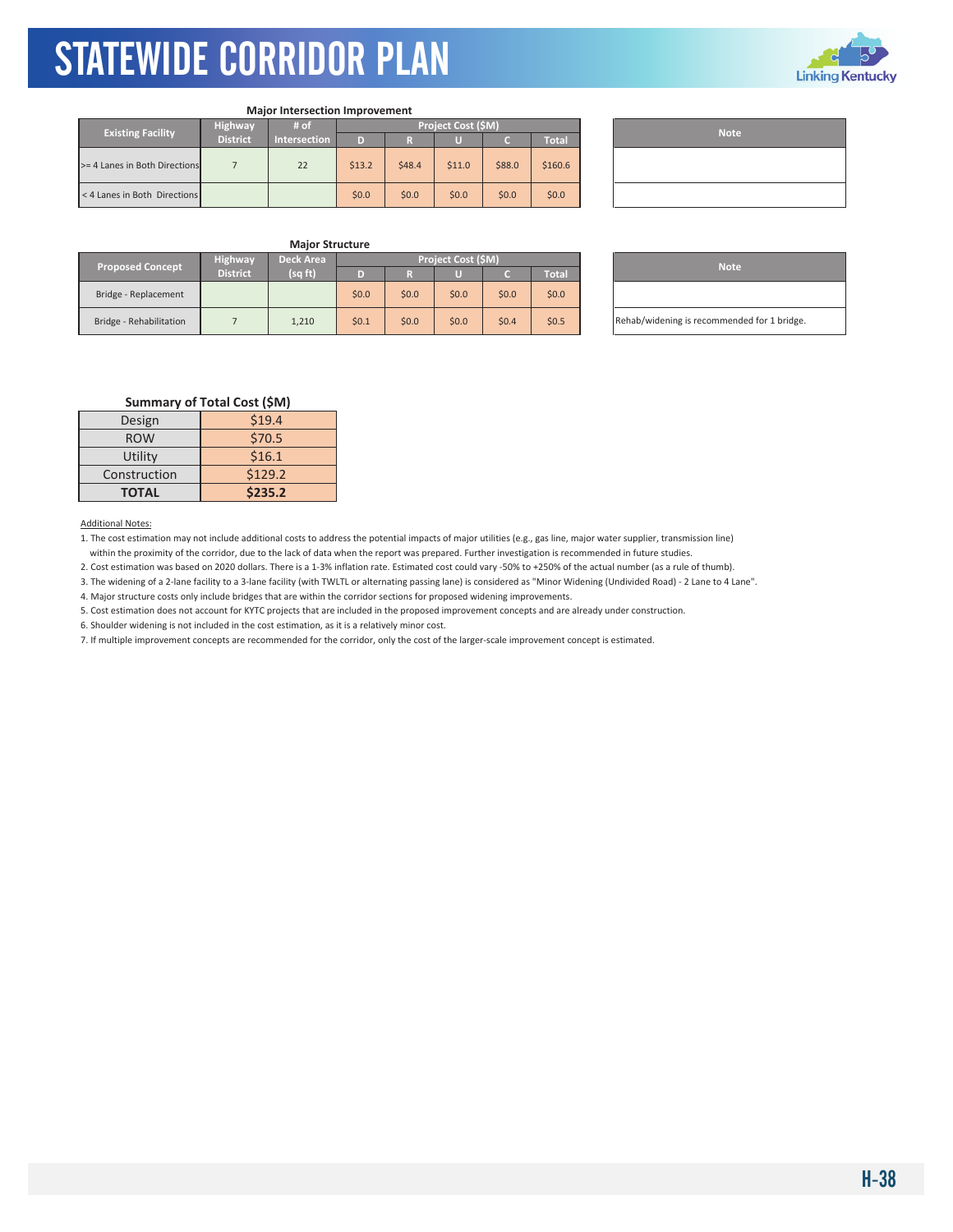### Major Intersection Improvement

| Existing Facility | Highway District | # of Intersection | Project Cost ($M) | | | | |
|---|---|---|---|---|---|---|---|
| | | | D | R | U | C | Total |
| >= 4 Lanes in Both Directions | 7 | 22 | $13.2 | $48.4 | $11.0 | $88.0 | $160.6 |
| < 4 Lanes in Both Directions | | | $0.0 | $0.0 | $0.0 | $0.0 | $0.0 |

| Note |
|---|
| |
| |

### Major Structure

| Proposed Concept | Highway District | Deck Area (sq ft) | Project Cost ($M) | | | | |
|---|---|---|---|---|---|---|---|
| | | | D | R | U | C | Total |
| Bridge - Replacement | | | $0.0 | $0.0 | $0.0 | $0.0 | $0.0 |
| Bridge - Rehabilitation | 7 | 1,210 | $0.1 | $0.0 | $0.0 | $0.4 | $0.5 |

| Note |
|---|
| |
| Rehab/widening is recommended for 1 bridge. |

### Summary of Total Cost ($M)

| | |
|---|---|
| Design | $19.4 |
| ROW | $70.5 |
| Utility | $16.1 |
| Construction | $129.2 |
| **TOTAL** | **$235.2** |

Additional Notes:

1. The cost estimation may not include additional costs to address the potential impacts of major utilities (e.g., gas line, major water supplier, transmission line) within the proximity of the corridor, due to the lack of data when the report was prepared. Further investigation is recommended in future studies.
2. Cost estimation was based on 2020 dollars. There is a 1-3% inflation rate. Estimated cost could vary -50% to +250% of the actual number (as a rule of thumb).
3. The widening of a 2-lane facility to a 3-lane facility (with TWLTL or alternating passing lane) is considered as "Minor Widening (Undivided Road) - 2 Lane to 4 Lane".
4. Major structure costs only include bridges that are within the corridor sections for proposed widening improvements.
5. Cost estimation does not account for KYTC projects that are included in the proposed improvement concepts and are already under construction.
6. Shoulder widening is not included in the cost estimation, as it is a relatively minor cost.
7. If multiple improvement concepts are recommended for the corridor, only the cost of the larger-scale improvement concept is estimated.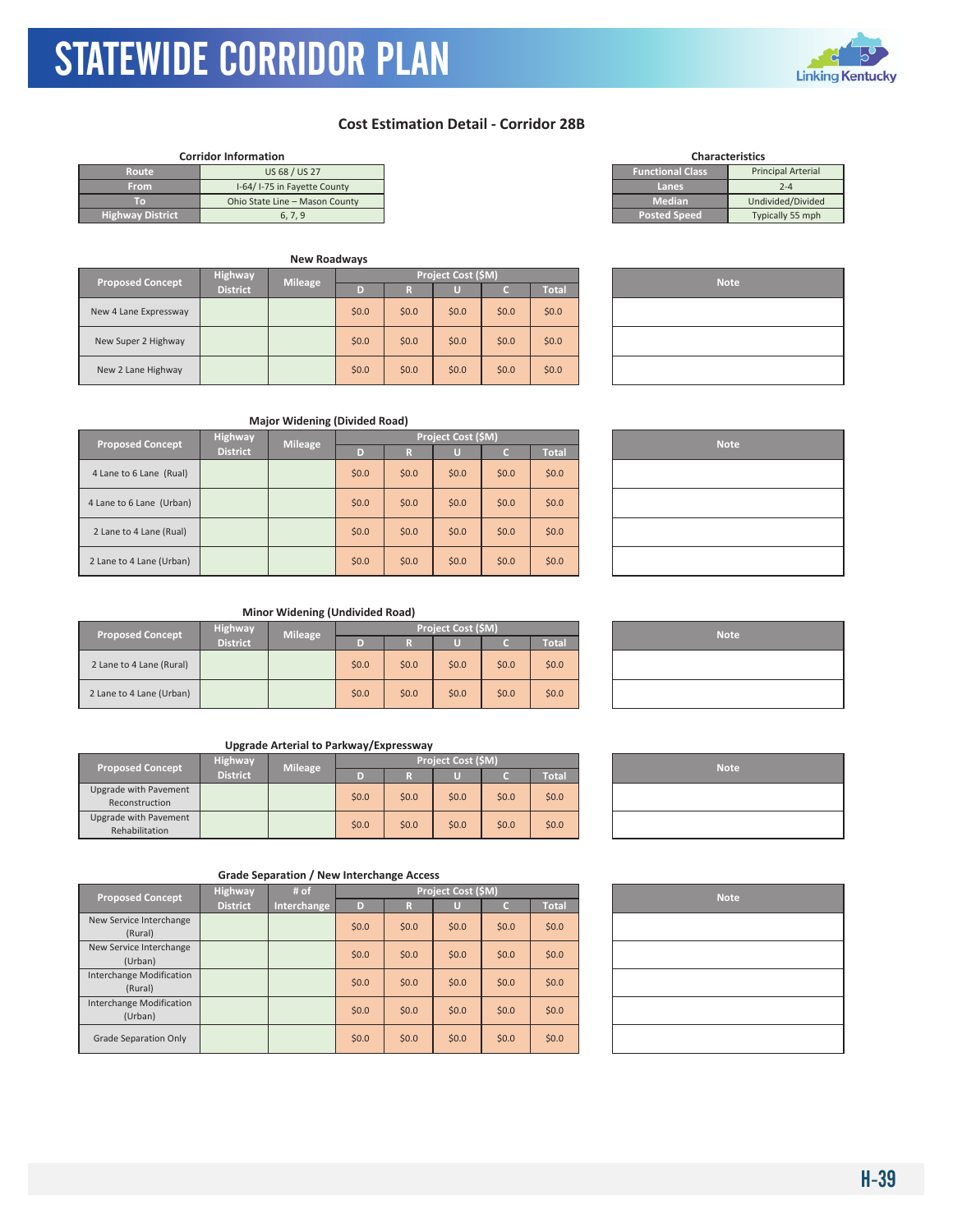# Cost Estimation Detail - Corridor 28B

**Corridor Information**

| | |
|---|---|
| Route | US 68 / US 27 |
| From | I-64/ I-75 in Fayette County |
| To | Ohio State Line – Mason County |
| Highway District | 6, 7, 9 |

**Characteristics**

| | |
|---|---|
| Functional Class | Principal Arterial |
| Lanes | 2-4 |
| Median | Undivided/Divided |
| Posted Speed | Typically 55 mph |

**New Roadways**

| Proposed Concept | Highway District | Mileage | Project Cost ($M) | | | | | Note |
|---|---|---|---|---|---|---|---|---|
| | | | D | R | U | C | Total | |
| New 4 Lane Expressway | | | $0.0 | $0.0 | $0.0 | $0.0 | $0.0 | |
| New Super 2 Highway | | | $0.0 | $0.0 | $0.0 | $0.0 | $0.0 | |
| New 2 Lane Highway | | | $0.0 | $0.0 | $0.0 | $0.0 | $0.0 | |

**Major Widening (Divided Road)**

| Proposed Concept | Highway District | Mileage | Project Cost ($M) | | | | | Note |
|---|---|---|---|---|---|---|---|---|
| | | | D | R | U | C | Total | |
| 4 Lane to 6 Lane (Rual) | | | $0.0 | $0.0 | $0.0 | $0.0 | $0.0 | |
| 4 Lane to 6 Lane (Urban) | | | $0.0 | $0.0 | $0.0 | $0.0 | $0.0 | |
| 2 Lane to 4 Lane (Rual) | | | $0.0 | $0.0 | $0.0 | $0.0 | $0.0 | |
| 2 Lane to 4 Lane (Urban) | | | $0.0 | $0.0 | $0.0 | $0.0 | $0.0 | |

**Minor Widening (Undivided Road)**

| Proposed Concept | Highway District | Mileage | Project Cost ($M) | | | | | Note |
|---|---|---|---|---|---|---|---|---|
| | | | D | R | U | C | Total | |
| 2 Lane to 4 Lane (Rural) | | | $0.0 | $0.0 | $0.0 | $0.0 | $0.0 | |
| 2 Lane to 4 Lane (Urban) | | | $0.0 | $0.0 | $0.0 | $0.0 | $0.0 | |

**Upgrade Arterial to Parkway/Expressway**

| Proposed Concept | Highway District | Mileage | Project Cost ($M) | | | | | Note |
|---|---|---|---|---|---|---|---|---|
| | | | D | R | U | C | Total | |
| Upgrade with Pavement Reconstruction | | | $0.0 | $0.0 | $0.0 | $0.0 | $0.0 | |
| Upgrade with Pavement Rehabilitation | | | $0.0 | $0.0 | $0.0 | $0.0 | $0.0 | |

**Grade Separation / New Interchange Access**

| Proposed Concept | Highway District | # of Interchange | Project Cost ($M) | | | | | Note |
|---|---|---|---|---|---|---|---|---|
| | | | D | R | U | C | Total | |
| New Service Interchange (Rural) | | | $0.0 | $0.0 | $0.0 | $0.0 | $0.0 | |
| New Service Interchange (Urban) | | | $0.0 | $0.0 | $0.0 | $0.0 | $0.0 | |
| Interchange Modification (Rural) | | | $0.0 | $0.0 | $0.0 | $0.0 | $0.0 | |
| Interchange Modification (Urban) | | | $0.0 | $0.0 | $0.0 | $0.0 | $0.0 | |
| Grade Separation Only | | | $0.0 | $0.0 | $0.0 | $0.0 | $0.0 | |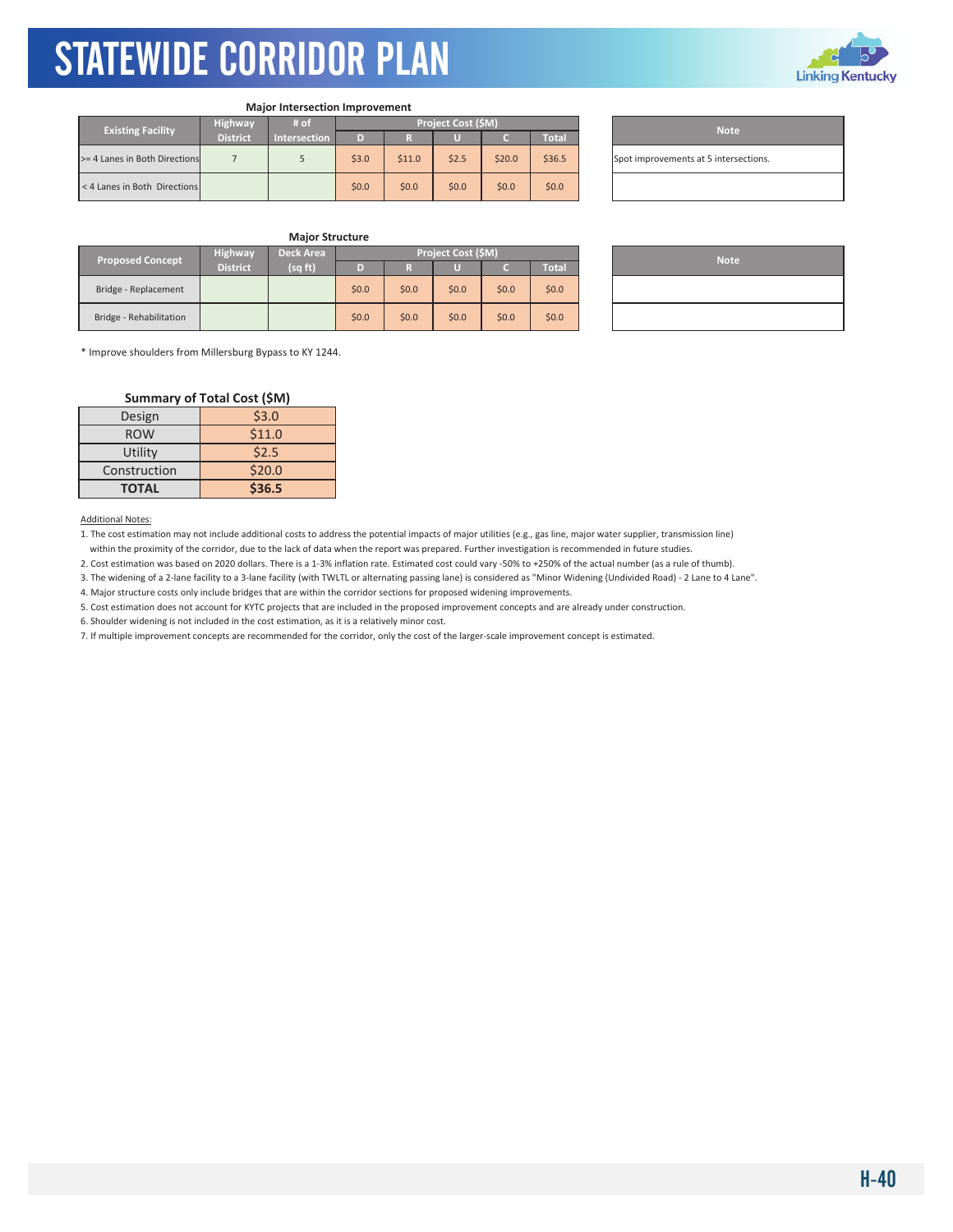# STATEWIDE CORRIDOR PLAN

**Major Intersection Improvement**

| Existing Facility | Highway District | # of Intersection | Project Cost ($M) | | | | | Note |
|---|---|---|---|---|---|---|---|---|
| | | | D | R | U | C | Total | |
| >= 4 Lanes in Both Directions | 7 | 5 | $3.0 | $11.0 | $2.5 | $20.0 | $36.5 | Spot improvements at 5 intersections. |
| < 4 Lanes in Both Directions | | | $0.0 | $0.0 | $0.0 | $0.0 | $0.0 | |

**Major Structure**

| Proposed Concept | Highway District | Deck Area (sq ft) | Project Cost ($M) | | | | | Note |
|---|---|---|---|---|---|---|---|---|
| | | | D | R | U | C | Total | |
| Bridge - Replacement | | | $0.0 | $0.0 | $0.0 | $0.0 | $0.0 | |
| Bridge - Rehabilitation | | | $0.0 | $0.0 | $0.0 | $0.0 | $0.0 | |

* Improve shoulders from Millersburg Bypass to KY 1244.

**Summary of Total Cost ($M)**

| | |
|---|---|
| Design | $3.0 |
| ROW | $11.0 |
| Utility | $2.5 |
| Construction | $20.0 |
| **TOTAL** | **$36.5** |

Additional Notes:

1. The cost estimation may not include additional costs to address the potential impacts of major utilities (e.g., gas line, major water supplier, transmission line) within the proximity of the corridor, due to the lack of data when the report was prepared. Further investigation is recommended in future studies.
2. Cost estimation was based on 2020 dollars. There is a 1-3% inflation rate. Estimated cost could vary -50% to +250% of the actual number (as a rule of thumb).
3. The widening of a 2-lane facility to a 3-lane facility (with TWLTL or alternating passing lane) is considered as "Minor Widening (Undivided Road) - 2 Lane to 4 Lane".
4. Major structure costs only include bridges that are within the corridor sections for proposed widening improvements.
5. Cost estimation does not account for KYTC projects that are included in the proposed improvement concepts and are already under construction.
6. Shoulder widening is not included in the cost estimation, as it is a relatively minor cost.
7. If multiple improvement concepts are recommended for the corridor, only the cost of the larger-scale improvement concept is estimated.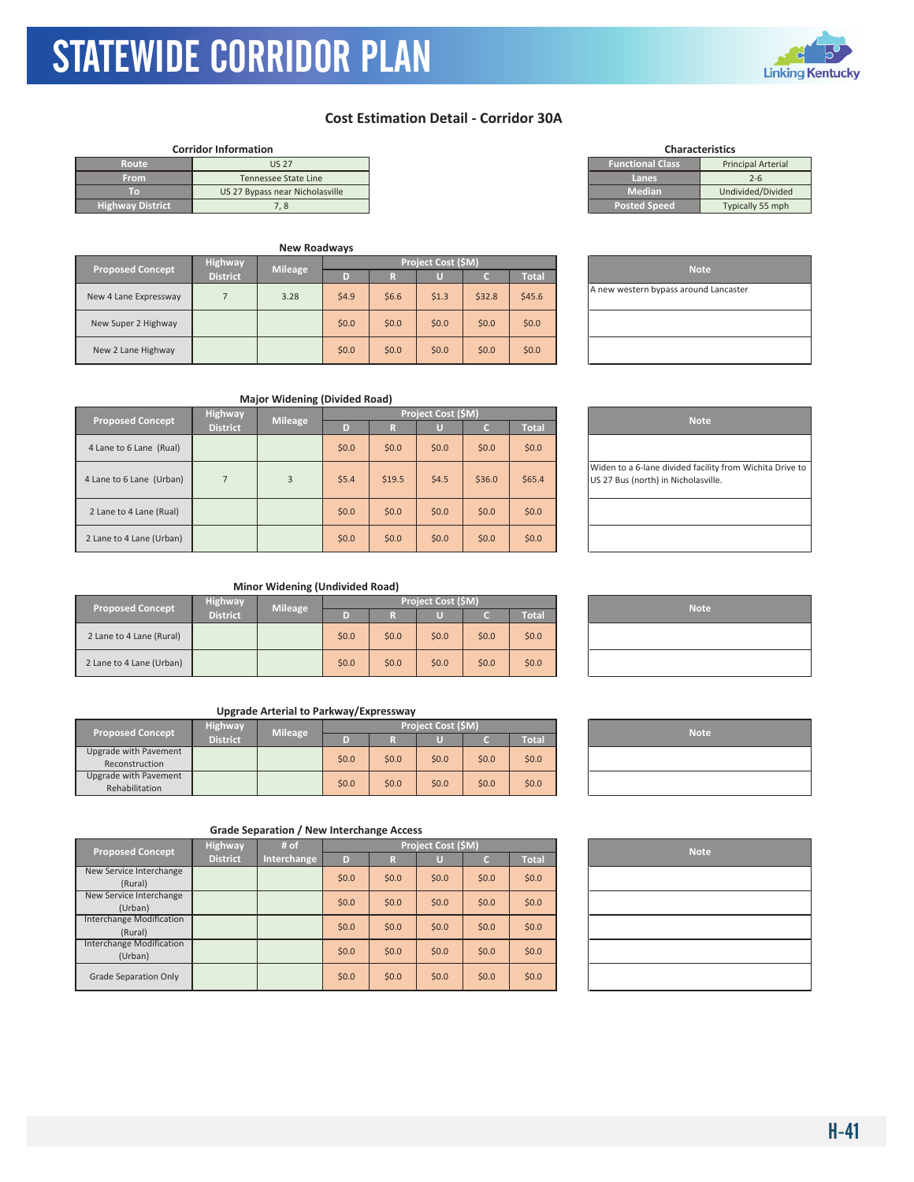# STATEWIDE CORRIDOR PLAN

## Cost Estimation Detail - Corridor 30A

**Corridor Information**

| | |
|---|---|
| Route | US 27 |
| From | Tennessee State Line |
| To | US 27 Bypass near Nicholasville |
| Highway District | 7, 8 |

**Characteristics**

| | |
|---|---|
| Functional Class | Principal Arterial |
| Lanes | 2-6 |
| Median | Undivided/Divided |
| Posted Speed | Typically 55 mph |

### New Roadways

| Proposed Concept | Highway District | Mileage | Project Cost ($M) D | R | U | C | Total | Note |
|---|---|---|---|---|---|---|---|---|
| New 4 Lane Expressway | 7 | 3.28 | $4.9 | $6.6 | $1.3 | $32.8 | $45.6 | A new western bypass around Lancaster |
| New Super 2 Highway | | | $0.0 | $0.0 | $0.0 | $0.0 | $0.0 | |
| New 2 Lane Highway | | | $0.0 | $0.0 | $0.0 | $0.0 | $0.0 | |

### Major Widening (Divided Road)

| Proposed Concept | Highway District | Mileage | Project Cost ($M) D | R | U | C | Total | Note |
|---|---|---|---|---|---|---|---|---|
| 4 Lane to 6 Lane (Rual) | | | $0.0 | $0.0 | $0.0 | $0.0 | $0.0 | |
| 4 Lane to 6 Lane (Urban) | 7 | 3 | $5.4 | $19.5 | $4.5 | $36.0 | $65.4 | Widen to a 6-lane divided facility from Wichita Drive to US 27 Bus (north) in Nicholasville. |
| 2 Lane to 4 Lane (Rual) | | | $0.0 | $0.0 | $0.0 | $0.0 | $0.0 | |
| 2 Lane to 4 Lane (Urban) | | | $0.0 | $0.0 | $0.0 | $0.0 | $0.0 | |

### Minor Widening (Undivided Road)

| Proposed Concept | Highway District | Mileage | Project Cost ($M) D | R | U | C | Total | Note |
|---|---|---|---|---|---|---|---|---|
| 2 Lane to 4 Lane (Rural) | | | $0.0 | $0.0 | $0.0 | $0.0 | $0.0 | |
| 2 Lane to 4 Lane (Urban) | | | $0.0 | $0.0 | $0.0 | $0.0 | $0.0 | |

### Upgrade Arterial to Parkway/Expressway

| Proposed Concept | Highway District | Mileage | Project Cost ($M) D | R | U | C | Total | Note |
|---|---|---|---|---|---|---|---|---|
| Upgrade with Pavement Reconstruction | | | $0.0 | $0.0 | $0.0 | $0.0 | $0.0 | |
| Upgrade with Pavement Rehabilitation | | | $0.0 | $0.0 | $0.0 | $0.0 | $0.0 | |

### Grade Separation / New Interchange Access

| Proposed Concept | Highway District | # of Interchange | Project Cost ($M) D | R | U | C | Total | Note |
|---|---|---|---|---|---|---|---|---|
| New Service Interchange (Rural) | | | $0.0 | $0.0 | $0.0 | $0.0 | $0.0 | |
| New Service Interchange (Urban) | | | $0.0 | $0.0 | $0.0 | $0.0 | $0.0 | |
| Interchange Modification (Rural) | | | $0.0 | $0.0 | $0.0 | $0.0 | $0.0 | |
| Interchange Modification (Urban) | | | $0.0 | $0.0 | $0.0 | $0.0 | $0.0 | |
| Grade Separation Only | | | $0.0 | $0.0 | $0.0 | $0.0 | $0.0 | |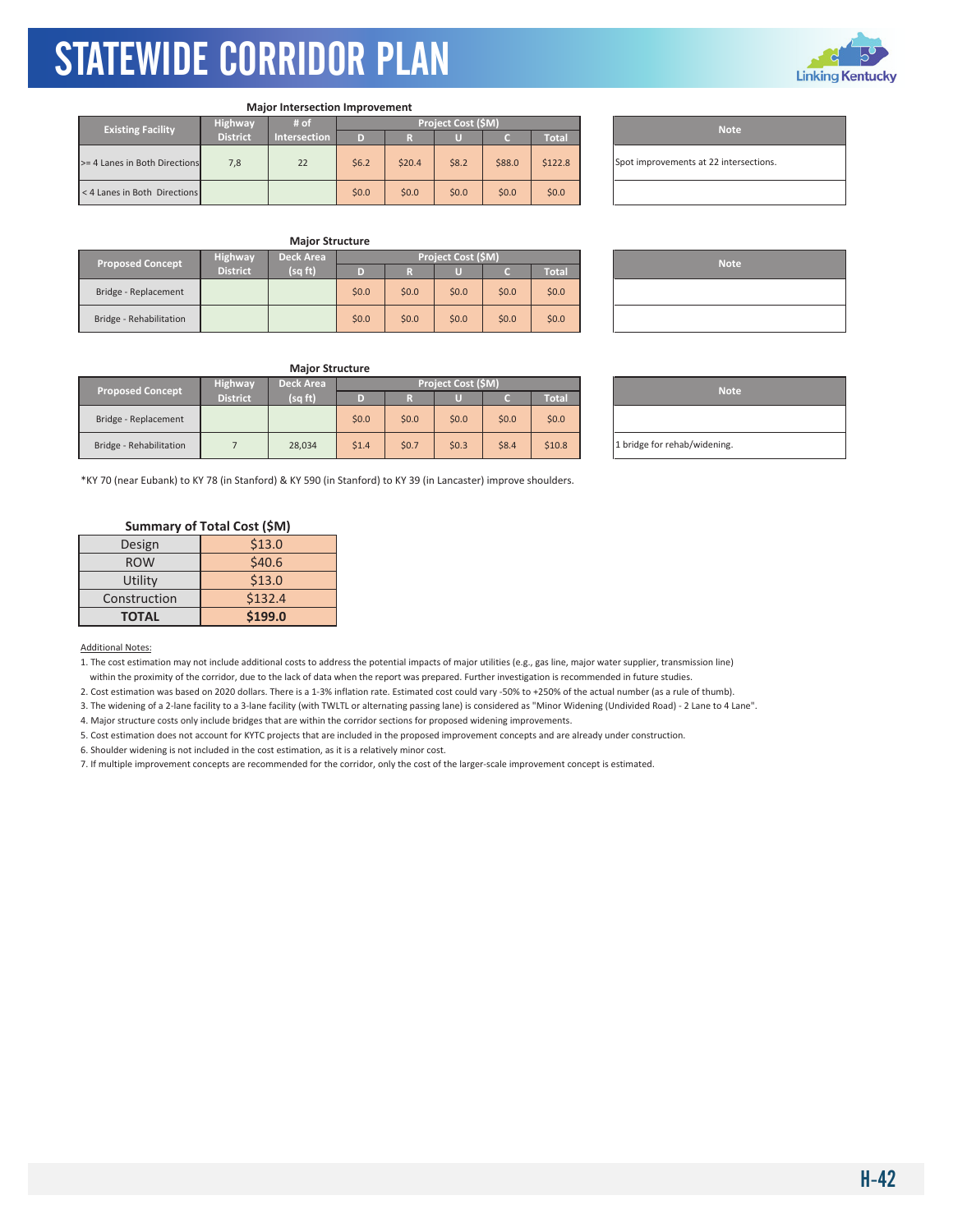### Major Intersection Improvement

| Existing Facility | Highway District | # of Intersection | Project Cost ($M) D | R | U | C | Total | Note |
|---|---|---|---|---|---|---|---|---|
| >= 4 Lanes in Both Directions | 7,8 | 22 | $6.2 | $20.4 | $8.2 | $88.0 | $122.8 | Spot improvements at 22 intersections. |
| < 4 Lanes in Both Directions | | | $0.0 | $0.0 | $0.0 | $0.0 | $0.0 | |

### Major Structure

| Proposed Concept | Highway District | Deck Area (sq ft) | Project Cost ($M) D | R | U | C | Total | Note |
|---|---|---|---|---|---|---|---|---|
| Bridge - Replacement | | | $0.0 | $0.0 | $0.0 | $0.0 | $0.0 | |
| Bridge - Rehabilitation | | | $0.0 | $0.0 | $0.0 | $0.0 | $0.0 | |

### Major Structure

| Proposed Concept | Highway District | Deck Area (sq ft) | Project Cost ($M) D | R | U | C | Total | Note |
|---|---|---|---|---|---|---|---|---|
| Bridge - Replacement | | | $0.0 | $0.0 | $0.0 | $0.0 | $0.0 | |
| Bridge - Rehabilitation | 7 | 28,034 | $1.4 | $0.7 | $0.3 | $8.4 | $10.8 | 1 bridge for rehab/widening. |

*KY 70 (near Eubank) to KY 78 (in Stanford) & KY 590 (in Stanford) to KY 39 (in Lancaster) improve shoulders.

### Summary of Total Cost ($M)

| | |
|---|---|
| Design | $13.0 |
| ROW | $40.6 |
| Utility | $13.0 |
| Construction | $132.4 |
| **TOTAL** | **$199.0** |

Additional Notes:

1. The cost estimation may not include additional costs to address the potential impacts of major utilities (e.g., gas line, major water supplier, transmission line) within the proximity of the corridor, due to the lack of data when the report was prepared. Further investigation is recommended in future studies.
2. Cost estimation was based on 2020 dollars. There is a 1-3% inflation rate. Estimated cost could vary -50% to +250% of the actual number (as a rule of thumb).
3. The widening of a 2-lane facility to a 3-lane facility (with TWLTL or alternating passing lane) is considered as "Minor Widening (Undivided Road) - 2 Lane to 4 Lane".
4. Major structure costs only include bridges that are within the corridor sections for proposed widening improvements.
5. Cost estimation does not account for KYTC projects that are included in the proposed improvement concepts and are already under construction.
6. Shoulder widening is not included in the cost estimation, as it is a relatively minor cost.
7. If multiple improvement concepts are recommended for the corridor, only the cost of the larger-scale improvement concept is estimated.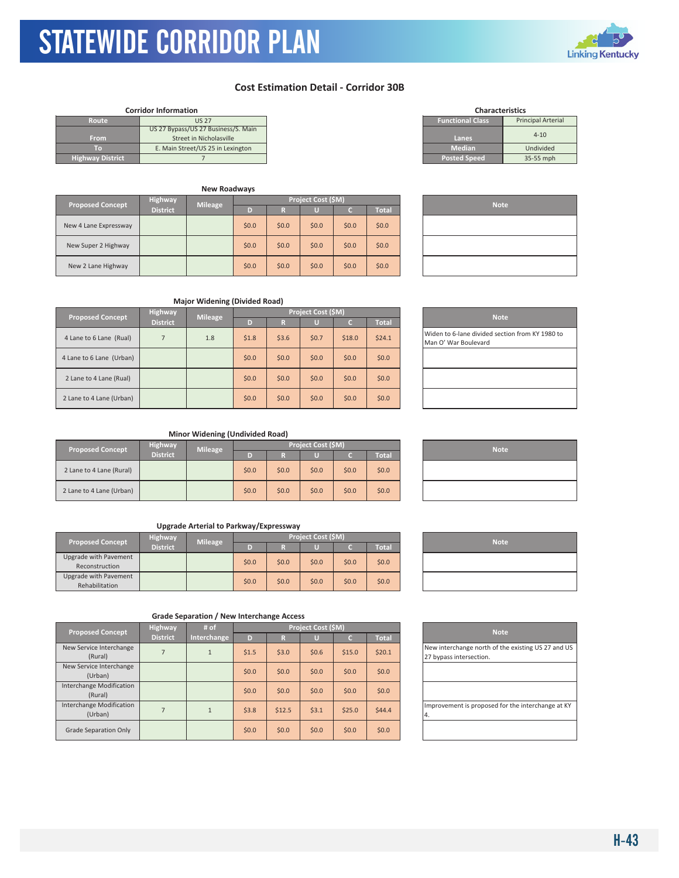# STATEWIDE CORRIDOR PLAN

## Cost Estimation Detail - Corridor 30B

**Corridor Information**

| | |
|---|---|
| Route | US 27 |
| From | US 27 Bypass/US 27 Business/S. Main Street in Nicholasville |
| To | E. Main Street/US 25 in Lexington |
| Highway District | 7 |

**Characteristics**

| | |
|---|---|
| Functional Class | Principal Arterial |
| Lanes | 4-10 |
| Median | Undivided |
| Posted Speed | 35-55 mph |

**New Roadways**

| Proposed Concept | Highway District | Mileage | Project Cost ($M) D | R | U | C | Total | Note |
|---|---|---|---|---|---|---|---|---|
| New 4 Lane Expressway | | | $0.0 | $0.0 | $0.0 | $0.0 | $0.0 | |
| New Super 2 Highway | | | $0.0 | $0.0 | $0.0 | $0.0 | $0.0 | |
| New 2 Lane Highway | | | $0.0 | $0.0 | $0.0 | $0.0 | $0.0 | |

**Major Widening (Divided Road)**

| Proposed Concept | Highway District | Mileage | Project Cost ($M) D | R | U | C | Total | Note |
|---|---|---|---|---|---|---|---|---|
| 4 Lane to 6 Lane (Rual) | 7 | 1.8 | $1.8 | $3.6 | $0.7 | $18.0 | $24.1 | Widen to 6-lane divided section from KY 1980 to Man O' War Boulevard |
| 4 Lane to 6 Lane (Urban) | | | $0.0 | $0.0 | $0.0 | $0.0 | $0.0 | |
| 2 Lane to 4 Lane (Rual) | | | $0.0 | $0.0 | $0.0 | $0.0 | $0.0 | |
| 2 Lane to 4 Lane (Urban) | | | $0.0 | $0.0 | $0.0 | $0.0 | $0.0 | |

**Minor Widening (Undivided Road)**

| Proposed Concept | Highway District | Mileage | Project Cost ($M) D | R | U | C | Total | Note |
|---|---|---|---|---|---|---|---|---|
| 2 Lane to 4 Lane (Rural) | | | $0.0 | $0.0 | $0.0 | $0.0 | $0.0 | |
| 2 Lane to 4 Lane (Urban) | | | $0.0 | $0.0 | $0.0 | $0.0 | $0.0 | |

**Upgrade Arterial to Parkway/Expressway**

| Proposed Concept | Highway District | Mileage | Project Cost ($M) D | R | U | C | Total | Note |
|---|---|---|---|---|---|---|---|---|
| Upgrade with Pavement Reconstruction | | | $0.0 | $0.0 | $0.0 | $0.0 | $0.0 | |
| Upgrade with Pavement Rehabilitation | | | $0.0 | $0.0 | $0.0 | $0.0 | $0.0 | |

**Grade Separation / New Interchange Access**

| Proposed Concept | Highway District | # of Interchange | Project Cost ($M) D | R | U | C | Total | Note |
|---|---|---|---|---|---|---|---|---|
| New Service Interchange (Rural) | 7 | 1 | $1.5 | $3.0 | $0.6 | $15.0 | $20.1 | New interchange north of the existing US 27 and US 27 bypass intersection. |
| New Service Interchange (Urban) | | | $0.0 | $0.0 | $0.0 | $0.0 | $0.0 | |
| Interchange Modification (Rural) | | | $0.0 | $0.0 | $0.0 | $0.0 | $0.0 | |
| Interchange Modification (Urban) | 7 | 1 | $3.8 | $12.5 | $3.1 | $25.0 | $44.4 | Improvement is proposed for the interchange at KY 4. |
| Grade Separation Only | | | $0.0 | $0.0 | $0.0 | $0.0 | $0.0 | |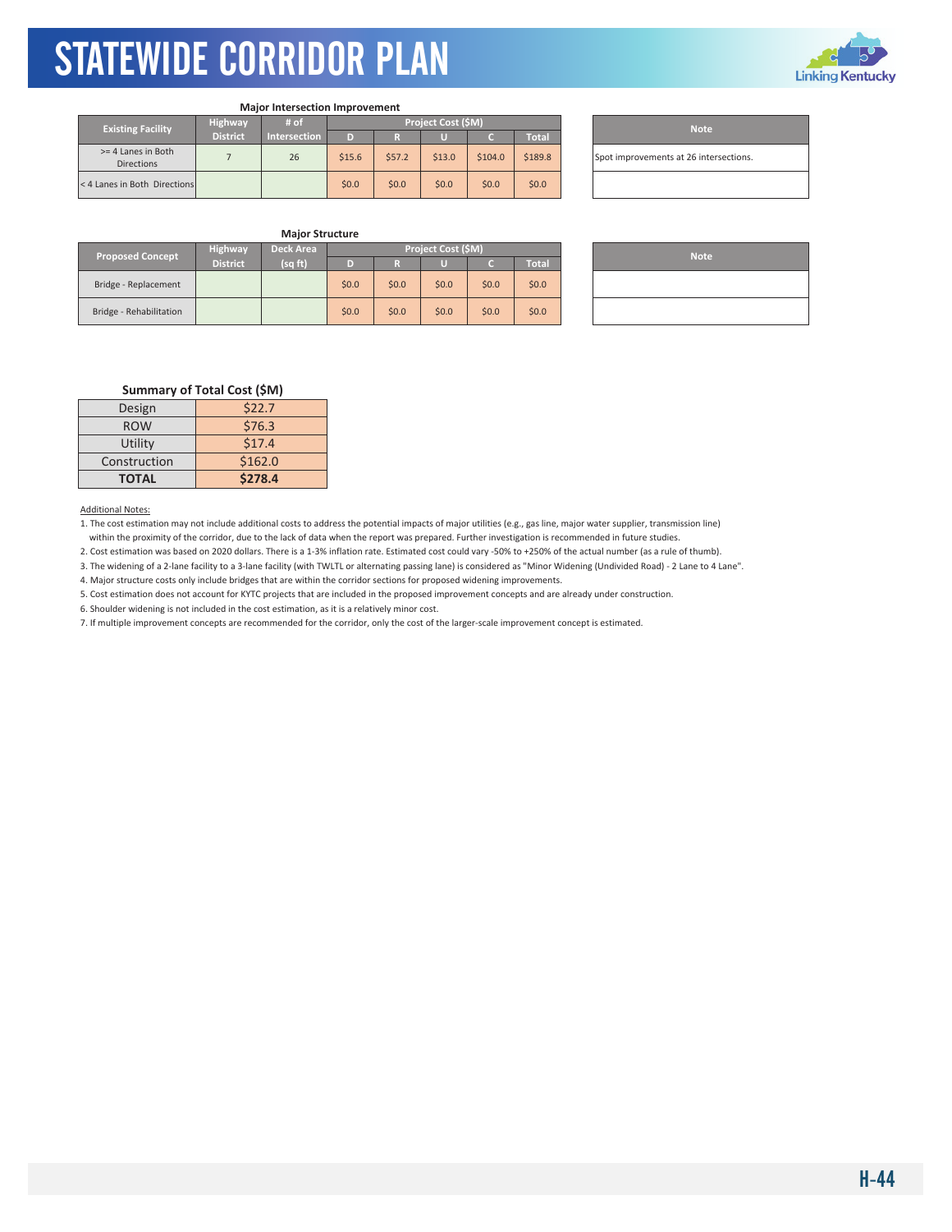### Major Intersection Improvement

| Existing Facility | Highway District | # of Intersection | Project Cost ($M) | | | | |
|---|---|---|---|---|---|---|---|
| | | | D | R | U | C | Total |
| >= 4 Lanes in Both Directions | 7 | 26 | $15.6 | $57.2 | $13.0 | $104.0 | $189.8 |
| < 4 Lanes in Both Directions | | | $0.0 | $0.0 | $0.0 | $0.0 | $0.0 |

| Note |
|---|
| Spot improvements at 26 intersections. |
| |

### Major Structure

| Proposed Concept | Highway District | Deck Area (sq ft) | Project Cost ($M) | | | | |
|---|---|---|---|---|---|---|---|
| | | | D | R | U | C | Total |
| Bridge - Replacement | | | $0.0 | $0.0 | $0.0 | $0.0 | $0.0 |
| Bridge - Rehabilitation | | | $0.0 | $0.0 | $0.0 | $0.0 | $0.0 |

| Note |
|---|
| |
| |

### Summary of Total Cost ($M)

| | |
|---|---|
| Design | $22.7 |
| ROW | $76.3 |
| Utility | $17.4 |
| Construction | $162.0 |
| **TOTAL** | **$278.4** |

Additional Notes:

1. The cost estimation may not include additional costs to address the potential impacts of major utilities (e.g., gas line, major water supplier, transmission line) within the proximity of the corridor, due to the lack of data when the report was prepared. Further investigation is recommended in future studies.
2. Cost estimation was based on 2020 dollars. There is a 1-3% inflation rate. Estimated cost could vary -50% to +250% of the actual number (as a rule of thumb).
3. The widening of a 2-lane facility to a 3-lane facility (with TWLTL or alternating passing lane) is considered as "Minor Widening (Undivided Road) - 2 Lane to 4 Lane".
4. Major structure costs only include bridges that are within the corridor sections for proposed widening improvements.
5. Cost estimation does not account for KYTC projects that are included in the proposed improvement concepts and are already under construction.
6. Shoulder widening is not included in the cost estimation, as it is a relatively minor cost.
7. If multiple improvement concepts are recommended for the corridor, only the cost of the larger-scale improvement concept is estimated.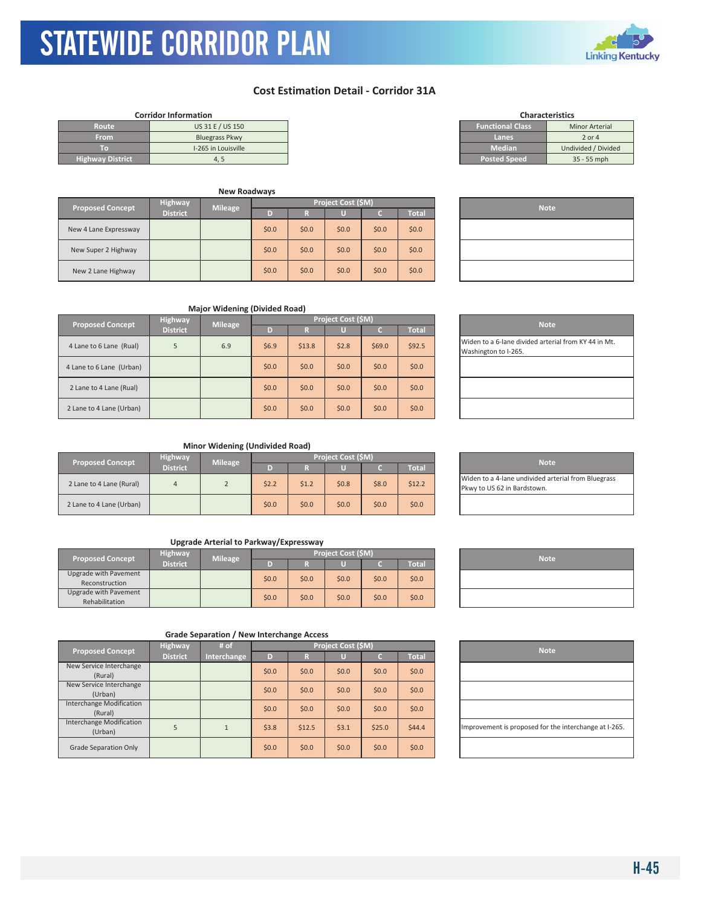# STATEWIDE CORRIDOR PLAN

## Cost Estimation Detail - Corridor 31A

**Corridor Information**

| | |
|---|---|
| Route | US 31 E / US 150 |
| From | Bluegrass Pkwy |
| To | I-265 in Louisville |
| Highway District | 4, 5 |

**Characteristics**

| | |
|---|---|
| Functional Class | Minor Arterial |
| Lanes | 2 or 4 |
| Median | Undivided / Divided |
| Posted Speed | 35 - 55 mph |

### New Roadways

| Proposed Concept | Highway District | Mileage | Project Cost ($M) D | R | U | C | Total | Note |
|---|---|---|---|---|---|---|---|---|
| New 4 Lane Expressway | | | $0.0 | $0.0 | $0.0 | $0.0 | $0.0 | |
| New Super 2 Highway | | | $0.0 | $0.0 | $0.0 | $0.0 | $0.0 | |
| New 2 Lane Highway | | | $0.0 | $0.0 | $0.0 | $0.0 | $0.0 | |

### Major Widening (Divided Road)

| Proposed Concept | Highway District | Mileage | Project Cost ($M) D | R | U | C | Total | Note |
|---|---|---|---|---|---|---|---|---|
| 4 Lane to 6 Lane (Rual) | 5 | 6.9 | $6.9 | $13.8 | $2.8 | $69.0 | $92.5 | Widen to a 6-lane divided arterial from KY 44 in Mt. Washington to I-265. |
| 4 Lane to 6 Lane (Urban) | | | $0.0 | $0.0 | $0.0 | $0.0 | $0.0 | |
| 2 Lane to 4 Lane (Rual) | | | $0.0 | $0.0 | $0.0 | $0.0 | $0.0 | |
| 2 Lane to 4 Lane (Urban) | | | $0.0 | $0.0 | $0.0 | $0.0 | $0.0 | |

### Minor Widening (Undivided Road)

| Proposed Concept | Highway District | Mileage | Project Cost ($M) D | R | U | C | Total | Note |
|---|---|---|---|---|---|---|---|---|
| 2 Lane to 4 Lane (Rural) | 4 | 2 | $2.2 | $1.2 | $0.8 | $8.0 | $12.2 | Widen to a 4-lane undivided arterial from Bluegrass Pkwy to US 62 in Bardstown. |
| 2 Lane to 4 Lane (Urban) | | | $0.0 | $0.0 | $0.0 | $0.0 | $0.0 | |

### Upgrade Arterial to Parkway/Expressway

| Proposed Concept | Highway District | Mileage | Project Cost ($M) D | R | U | C | Total | Note |
|---|---|---|---|---|---|---|---|---|
| Upgrade with Pavement Reconstruction | | | $0.0 | $0.0 | $0.0 | $0.0 | $0.0 | |
| Upgrade with Pavement Rehabilitation | | | $0.0 | $0.0 | $0.0 | $0.0 | $0.0 | |

### Grade Separation / New Interchange Access

| Proposed Concept | Highway District | # of Interchange | Project Cost ($M) D | R | U | C | Total | Note |
|---|---|---|---|---|---|---|---|---|
| New Service Interchange (Rural) | | | $0.0 | $0.0 | $0.0 | $0.0 | $0.0 | |
| New Service Interchange (Urban) | | | $0.0 | $0.0 | $0.0 | $0.0 | $0.0 | |
| Interchange Modification (Rural) | | | $0.0 | $0.0 | $0.0 | $0.0 | $0.0 | |
| Interchange Modification (Urban) | 5 | 1 | $3.8 | $12.5 | $3.1 | $25.0 | $44.4 | Improvement is proposed for the interchange at I-265. |
| Grade Separation Only | | | $0.0 | $0.0 | $0.0 | $0.0 | $0.0 | |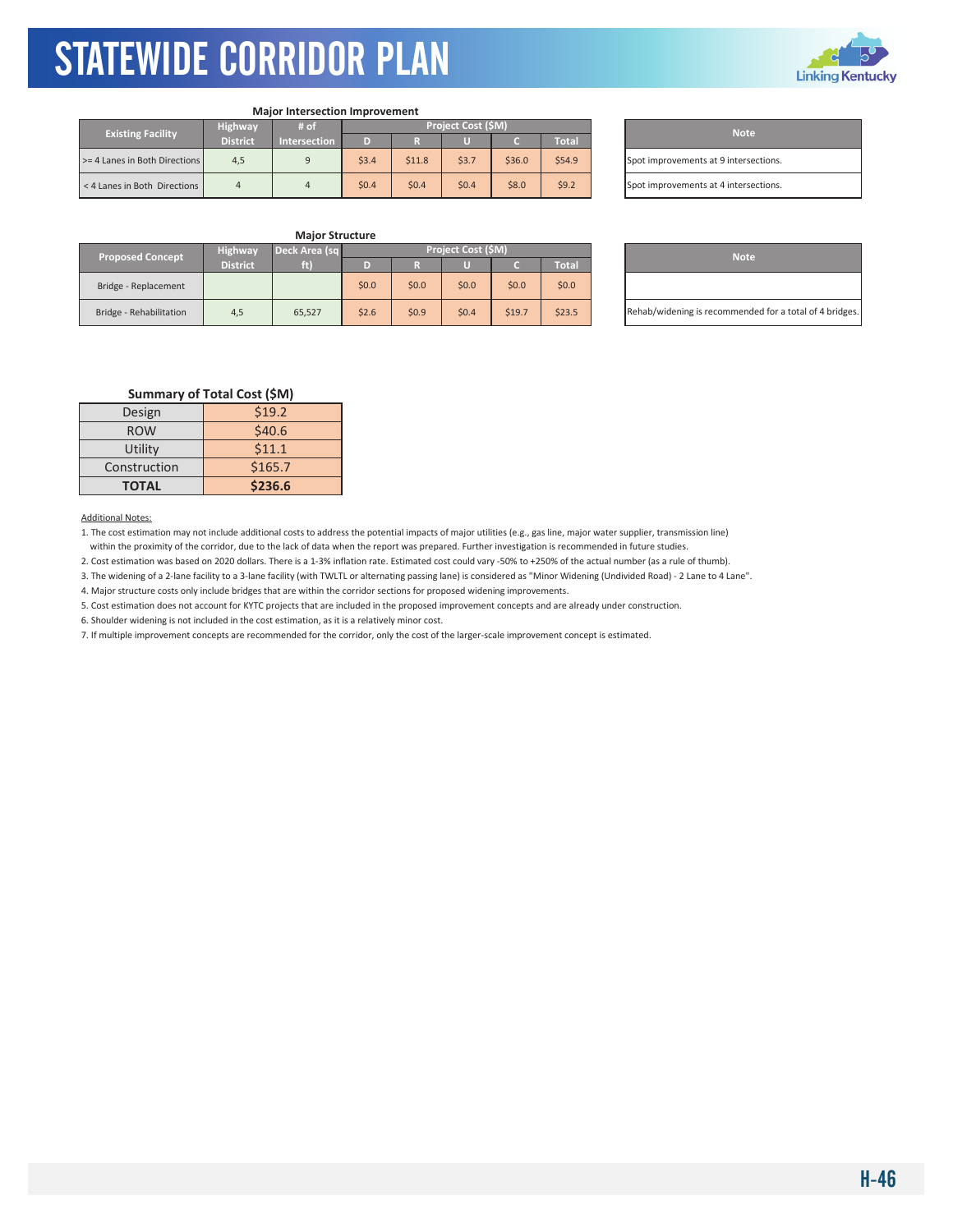# STATEWIDE CORRIDOR PLAN

**Major Intersection Improvement**

| Existing Facility | Highway District | # of Intersection | Project Cost ($M) | | | | |
|---|---|---|---|---|---|---|---|
| | | | D | R | U | C | Total |
| >= 4 Lanes in Both Directions | 4,5 | 9 | $3.4 | $11.8 | $3.7 | $36.0 | $54.9 |
| < 4 Lanes in Both Directions | 4 | 4 | $0.4 | $0.4 | $0.4 | $8.0 | $9.2 |

| Note |
|---|
| Spot improvements at 9 intersections. |
| Spot improvements at 4 intersections. |

**Major Structure**

| Proposed Concept | Highway District | Deck Area (sq ft) | Project Cost ($M) | | | | |
|---|---|---|---|---|---|---|---|
| | | | D | R | U | C | Total |
| Bridge - Replacement | | | $0.0 | $0.0 | $0.0 | $0.0 | $0.0 |
| Bridge - Rehabilitation | 4,5 | 65,527 | $2.6 | $0.9 | $0.4 | $19.7 | $23.5 |

| Note |
|---|
| |
| Rehab/widening is recommended for a total of 4 bridges. |

**Summary of Total Cost ($M)**

| | |
|---|---|
| Design | $19.2 |
| ROW | $40.6 |
| Utility | $11.1 |
| Construction | $165.7 |
| **TOTAL** | **$236.6** |

Additional Notes:

1. The cost estimation may not include additional costs to address the potential impacts of major utilities (e.g., gas line, major water supplier, transmission line) within the proximity of the corridor, due to the lack of data when the report was prepared. Further investigation is recommended in future studies.
2. Cost estimation was based on 2020 dollars. There is a 1-3% inflation rate. Estimated cost could vary -50% to +250% of the actual number (as a rule of thumb).
3. The widening of a 2-lane facility to a 3-lane facility (with TWLTL or alternating passing lane) is considered as "Minor Widening (Undivided Road) - 2 Lane to 4 Lane".
4. Major structure costs only include bridges that are within the corridor sections for proposed widening improvements.
5. Cost estimation does not account for KYTC projects that are included in the proposed improvement concepts and are already under construction.
6. Shoulder widening is not included in the cost estimation, as it is a relatively minor cost.
7. If multiple improvement concepts are recommended for the corridor, only the cost of the larger-scale improvement concept is estimated.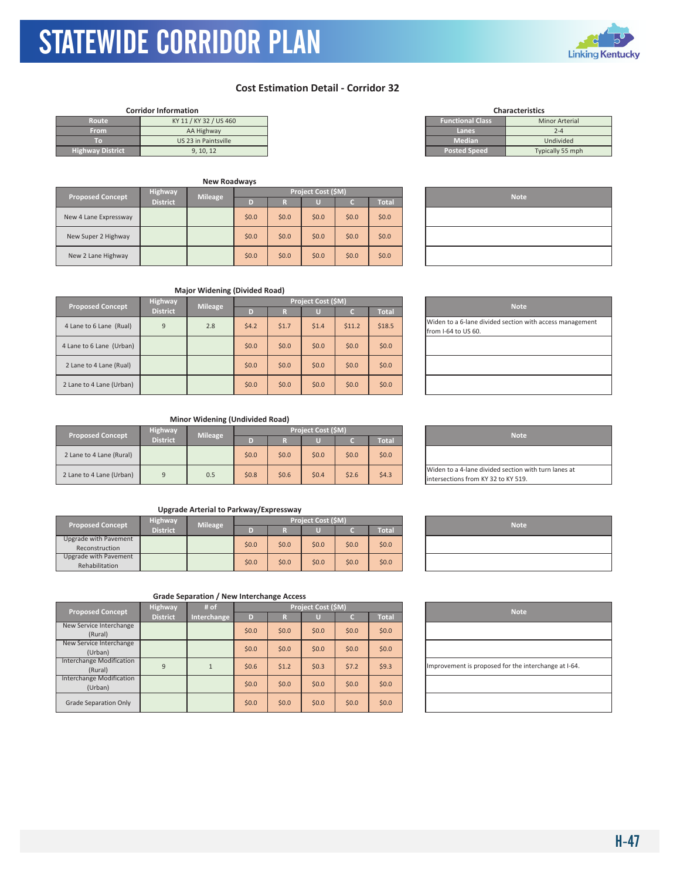# STATEWIDE CORRIDOR PLAN

## Cost Estimation Detail - Corridor 32

**Corridor Information**

| | |
|---|---|
| Route | KY 11 / KY 32 / US 460 |
| From | AA Highway |
| To | US 23 in Paintsville |
| Highway District | 9, 10, 12 |

**Characteristics**

| | |
|---|---|
| Functional Class | Minor Arterial |
| Lanes | 2-4 |
| Median | Undivided |
| Posted Speed | Typically 55 mph |

### New Roadways

| Proposed Concept | Highway District | Mileage | Project Cost ($M) | | | | | Note |
|---|---|---|---|---|---|---|---|---|
| | | | D | R | U | C | Total | |
| New 4 Lane Expressway | | | $0.0 | $0.0 | $0.0 | $0.0 | $0.0 | |
| New Super 2 Highway | | | $0.0 | $0.0 | $0.0 | $0.0 | $0.0 | |
| New 2 Lane Highway | | | $0.0 | $0.0 | $0.0 | $0.0 | $0.0 | |

### Major Widening (Divided Road)

| Proposed Concept | Highway District | Mileage | Project Cost ($M) | | | | | Note |
|---|---|---|---|---|---|---|---|---|
| | | | D | R | U | C | Total | |
| 4 Lane to 6 Lane (Rual) | 9 | 2.8 | $4.2 | $1.7 | $1.4 | $11.2 | $18.5 | Widen to a 6-lane divided section with access management from I-64 to US 60. |
| 4 Lane to 6 Lane (Urban) | | | $0.0 | $0.0 | $0.0 | $0.0 | $0.0 | |
| 2 Lane to 4 Lane (Rual) | | | $0.0 | $0.0 | $0.0 | $0.0 | $0.0 | |
| 2 Lane to 4 Lane (Urban) | | | $0.0 | $0.0 | $0.0 | $0.0 | $0.0 | |

### Minor Widening (Undivided Road)

| Proposed Concept | Highway District | Mileage | Project Cost ($M) | | | | | Note |
|---|---|---|---|---|---|---|---|---|
| | | | D | R | U | C | Total | |
| 2 Lane to 4 Lane (Rural) | | | $0.0 | $0.0 | $0.0 | $0.0 | $0.0 | |
| 2 Lane to 4 Lane (Urban) | 9 | 0.5 | $0.8 | $0.6 | $0.4 | $2.6 | $4.3 | Widen to a 4-lane divided section with turn lanes at intersections from KY 32 to KY 519. |

### Upgrade Arterial to Parkway/Expressway

| Proposed Concept | Highway District | Mileage | Project Cost ($M) | | | | | Note |
|---|---|---|---|---|---|---|---|---|
| | | | D | R | U | C | Total | |
| Upgrade with Pavement Reconstruction | | | $0.0 | $0.0 | $0.0 | $0.0 | $0.0 | |
| Upgrade with Pavement Rehabilitation | | | $0.0 | $0.0 | $0.0 | $0.0 | $0.0 | |

### Grade Separation / New Interchange Access

| Proposed Concept | Highway District | # of Interchange | Project Cost ($M) | | | | | Note |
|---|---|---|---|---|---|---|---|---|
| | | | D | R | U | C | Total | |
| New Service Interchange (Rural) | | | $0.0 | $0.0 | $0.0 | $0.0 | $0.0 | |
| New Service Interchange (Urban) | | | $0.0 | $0.0 | $0.0 | $0.0 | $0.0 | |
| Interchange Modification (Rural) | 9 | 1 | $0.6 | $1.2 | $0.3 | $7.2 | $9.3 | Improvement is proposed for the interchange at I-64. |
| Interchange Modification (Urban) | | | $0.0 | $0.0 | $0.0 | $0.0 | $0.0 | |
| Grade Separation Only | | | $0.0 | $0.0 | $0.0 | $0.0 | $0.0 | |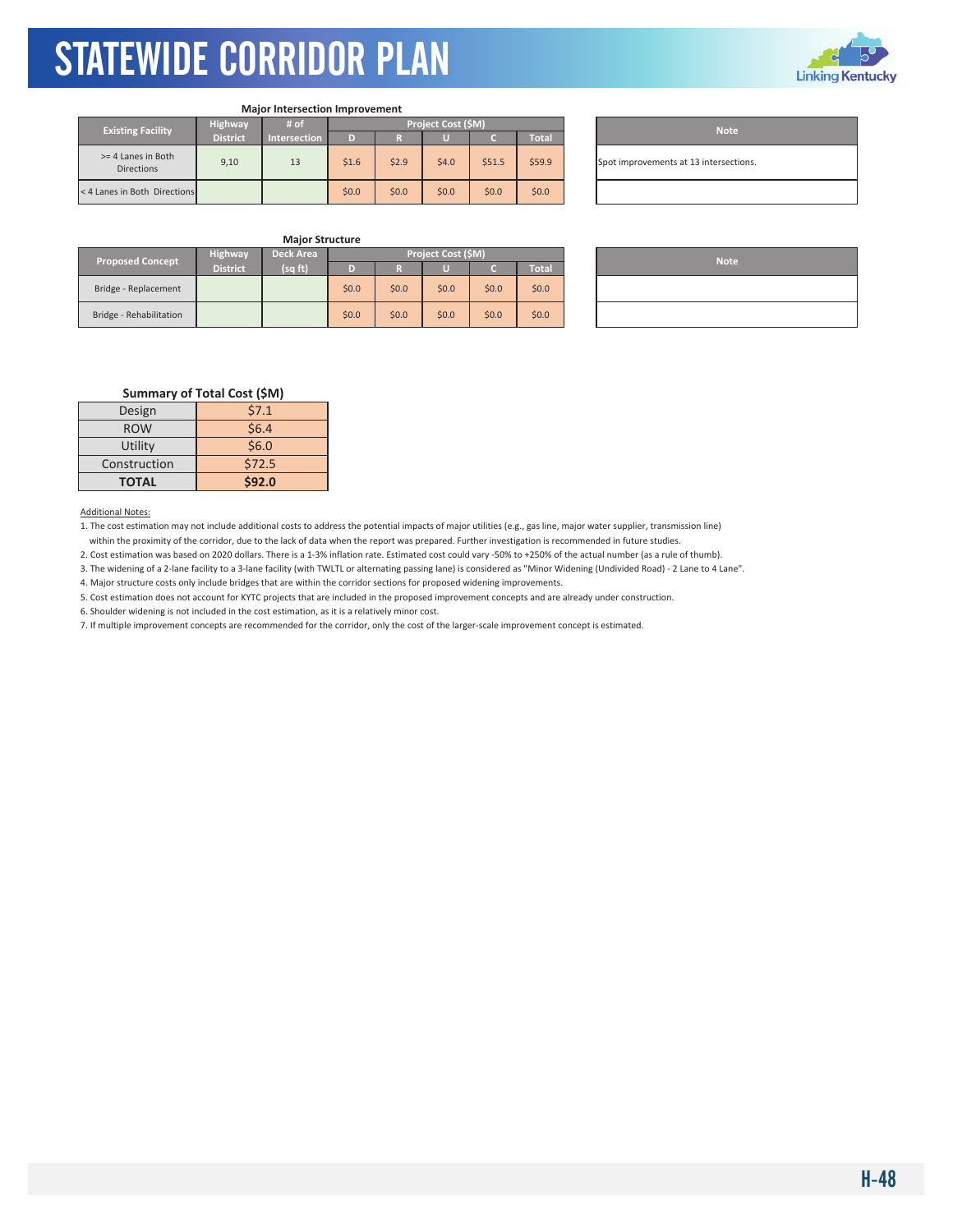## Major Intersection Improvement

| Existing Facility | Highway District | # of Intersection | Project Cost ($M) | | | | |
|---|---|---|---|---|---|---|---|
| | | | D | R | U | C | Total |
| >= 4 Lanes in Both Directions | 9,10 | 13 | $1.6 | $2.9 | $4.0 | $51.5 | $59.9 |
| < 4 Lanes in Both Directions | | | $0.0 | $0.0 | $0.0 | $0.0 | $0.0 |

| Note |
|---|
| Spot improvements at 13 intersections. |
| |

## Major Structure

| Proposed Concept | Highway District | Deck Area (sq ft) | Project Cost ($M) | | | | |
|---|---|---|---|---|---|---|---|
| | | | D | R | U | C | Total |
| Bridge - Replacement | | | $0.0 | $0.0 | $0.0 | $0.0 | $0.0 |
| Bridge - Rehabilitation | | | $0.0 | $0.0 | $0.0 | $0.0 | $0.0 |

| Note |
|---|
| |
| |

## Summary of Total Cost ($M)

| | |
|---|---|
| Design | $7.1 |
| ROW | $6.4 |
| Utility | $6.0 |
| Construction | $72.5 |
| **TOTAL** | **$92.0** |

Additional Notes:

1. The cost estimation may not include additional costs to address the potential impacts of major utilities (e.g., gas line, major water supplier, transmission line) within the proximity of the corridor, due to the lack of data when the report was prepared. Further investigation is recommended in future studies.
2. Cost estimation was based on 2020 dollars. There is a 1-3% inflation rate. Estimated cost could vary -50% to +250% of the actual number (as a rule of thumb).
3. The widening of a 2-lane facility to a 3-lane facility (with TWLTL or alternating passing lane) is considered as "Minor Widening (Undivided Road) - 2 Lane to 4 Lane".
4. Major structure costs only include bridges that are within the corridor sections for proposed widening improvements.
5. Cost estimation does not account for KYTC projects that are included in the proposed improvement concepts and are already under construction.
6. Shoulder widening is not included in the cost estimation, as it is a relatively minor cost.
7. If multiple improvement concepts are recommended for the corridor, only the cost of the larger-scale improvement concept is estimated.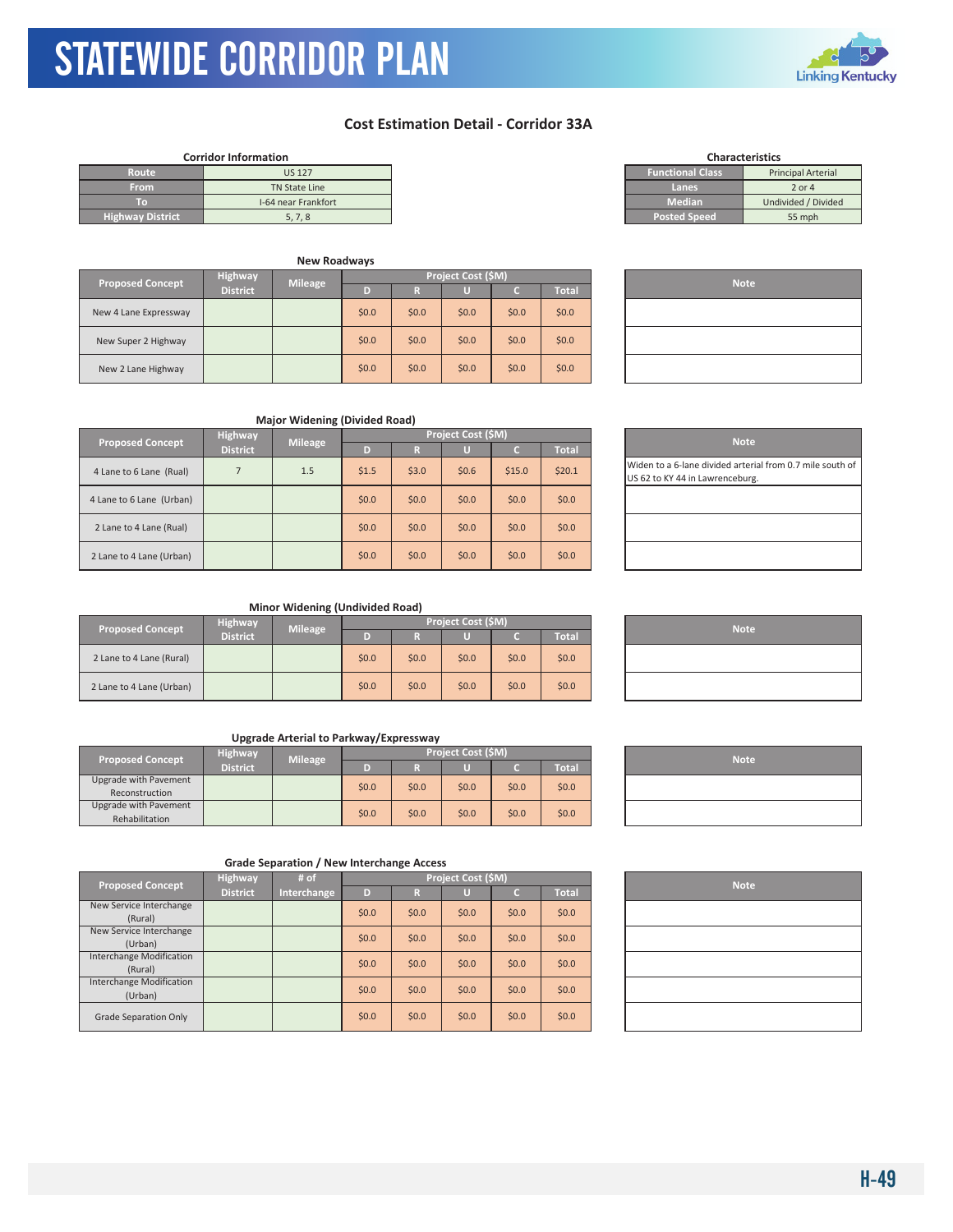# STATEWIDE CORRIDOR PLAN

## Cost Estimation Detail - Corridor 33A

**Corridor Information**

| | |
|---|---|
| Route | US 127 |
| From | TN State Line |
| To | I-64 near Frankfort |
| Highway District | 5, 7, 8 |

**Characteristics**

| | |
|---|---|
| Functional Class | Principal Arterial |
| Lanes | 2 or 4 |
| Median | Undivided / Divided |
| Posted Speed | 55 mph |

### New Roadways

| Proposed Concept | Highway District | Mileage | Project Cost ($M) D | R | U | C | Total | Note |
|---|---|---|---|---|---|---|---|---|
| New 4 Lane Expressway | | | $0.0 | $0.0 | $0.0 | $0.0 | $0.0 | |
| New Super 2 Highway | | | $0.0 | $0.0 | $0.0 | $0.0 | $0.0 | |
| New 2 Lane Highway | | | $0.0 | $0.0 | $0.0 | $0.0 | $0.0 | |

### Major Widening (Divided Road)

| Proposed Concept | Highway District | Mileage | Project Cost ($M) D | R | U | C | Total | Note |
|---|---|---|---|---|---|---|---|---|
| 4 Lane to 6 Lane (Rual) | 7 | 1.5 | $1.5 | $3.0 | $0.6 | $15.0 | $20.1 | Widen to a 6-lane divided arterial from 0.7 mile south of US 62 to KY 44 in Lawrenceburg. |
| 4 Lane to 6 Lane (Urban) | | | $0.0 | $0.0 | $0.0 | $0.0 | $0.0 | |
| 2 Lane to 4 Lane (Rual) | | | $0.0 | $0.0 | $0.0 | $0.0 | $0.0 | |
| 2 Lane to 4 Lane (Urban) | | | $0.0 | $0.0 | $0.0 | $0.0 | $0.0 | |

### Minor Widening (Undivided Road)

| Proposed Concept | Highway District | Mileage | Project Cost ($M) D | R | U | C | Total | Note |
|---|---|---|---|---|---|---|---|---|
| 2 Lane to 4 Lane (Rural) | | | $0.0 | $0.0 | $0.0 | $0.0 | $0.0 | |
| 2 Lane to 4 Lane (Urban) | | | $0.0 | $0.0 | $0.0 | $0.0 | $0.0 | |

### Upgrade Arterial to Parkway/Expressway

| Proposed Concept | Highway District | Mileage | Project Cost ($M) D | R | U | C | Total | Note |
|---|---|---|---|---|---|---|---|---|
| Upgrade with Pavement Reconstruction | | | $0.0 | $0.0 | $0.0 | $0.0 | $0.0 | |
| Upgrade with Pavement Rehabilitation | | | $0.0 | $0.0 | $0.0 | $0.0 | $0.0 | |

### Grade Separation / New Interchange Access

| Proposed Concept | Highway District | # of Interchange | Project Cost ($M) D | R | U | C | Total | Note |
|---|---|---|---|---|---|---|---|---|
| New Service Interchange (Rural) | | | $0.0 | $0.0 | $0.0 | $0.0 | $0.0 | |
| New Service Interchange (Urban) | | | $0.0 | $0.0 | $0.0 | $0.0 | $0.0 | |
| Interchange Modification (Rural) | | | $0.0 | $0.0 | $0.0 | $0.0 | $0.0 | |
| Interchange Modification (Urban) | | | $0.0 | $0.0 | $0.0 | $0.0 | $0.0 | |
| Grade Separation Only | | | $0.0 | $0.0 | $0.0 | $0.0 | $0.0 | |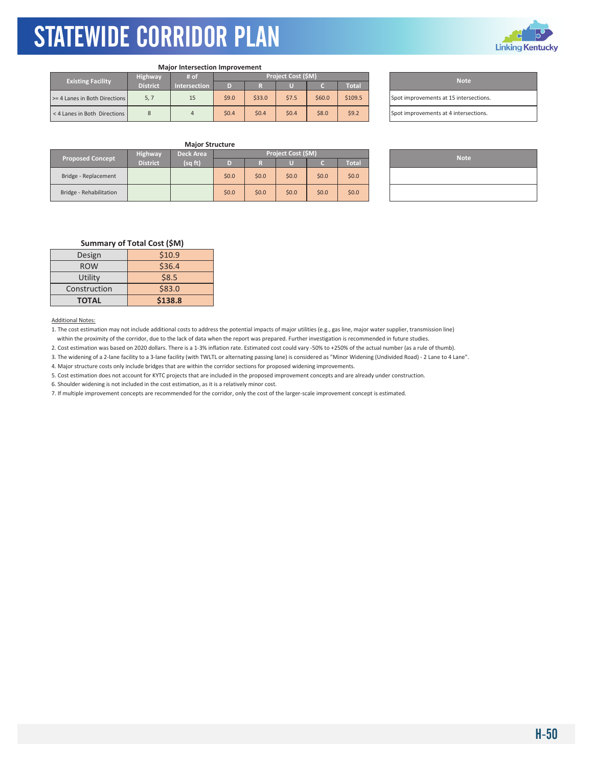# STATEWIDE CORRIDOR PLAN

### Major Intersection Improvement

| Existing Facility | Highway District | # of Intersection | Project Cost ($M) | | | | | Note |
|---|---|---|---|---|---|---|---|---|
| | | | D | R | U | C | Total | |
| >= 4 Lanes in Both Directions | 5, 7 | 15 | $9.0 | $33.0 | $7.5 | $60.0 | $109.5 | Spot improvements at 15 intersections. |
| < 4 Lanes in Both Directions | 8 | 4 | $0.4 | $0.4 | $0.4 | $8.0 | $9.2 | Spot improvements at 4 intersections. |

### Major Structure

| Proposed Concept | Highway District | Deck Area (sq ft) | Project Cost ($M) | | | | | Note |
|---|---|---|---|---|---|---|---|---|
| | | | D | R | U | C | Total | |
| Bridge - Replacement | | | $0.0 | $0.0 | $0.0 | $0.0 | $0.0 | |
| Bridge - Rehabilitation | | | $0.0 | $0.0 | $0.0 | $0.0 | $0.0 | |

### Summary of Total Cost ($M)

| | |
|---|---|
| Design | $10.9 |
| ROW | $36.4 |
| Utility | $8.5 |
| Construction | $83.0 |
| **TOTAL** | **$138.8** |

Additional Notes:

1. The cost estimation may not include additional costs to address the potential impacts of major utilities (e.g., gas line, major water supplier, transmission line) within the proximity of the corridor, due to the lack of data when the report was prepared. Further investigation is recommended in future studies.
2. Cost estimation was based on 2020 dollars. There is a 1-3% inflation rate. Estimated cost could vary -50% to +250% of the actual number (as a rule of thumb).
3. The widening of a 2-lane facility to a 3-lane facility (with TWLTL or alternating passing lane) is considered as "Minor Widening (Undivided Road) - 2 Lane to 4 Lane".
4. Major structure costs only include bridges that are within the corridor sections for proposed widening improvements.
5. Cost estimation does not account for KYTC projects that are included in the proposed improvement concepts and are already under construction.
6. Shoulder widening is not included in the cost estimation, as it is a relatively minor cost.
7. If multiple improvement concepts are recommended for the corridor, only the cost of the larger-scale improvement concept is estimated.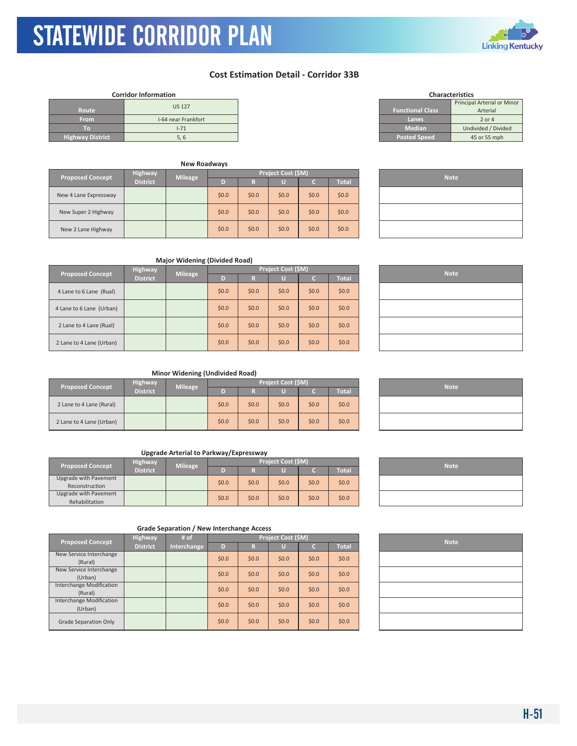## Cost Estimation Detail - Corridor 33B

**Corridor Information**

| | |
|---|---|
| Route | US 127 |
| From | I-64 near Frankfort |
| To | I-71 |
| Highway District | 5, 6 |

**Characteristics**

| | |
|---|---|
| Functional Class | Principal Arterial or Minor Arterial |
| Lanes | 2 or 4 |
| Median | Undivided / Divided |
| Posted Speed | 45 or 55 mph |

**New Roadways**

| Proposed Concept | Highway District | Mileage | Project Cost ($M) D | R | U | C | Total | Note |
|---|---|---|---|---|---|---|---|---|
| New 4 Lane Expressway | | | $0.0 | $0.0 | $0.0 | $0.0 | $0.0 | |
| New Super 2 Highway | | | $0.0 | $0.0 | $0.0 | $0.0 | $0.0 | |
| New 2 Lane Highway | | | $0.0 | $0.0 | $0.0 | $0.0 | $0.0 | |

**Major Widening (Divided Road)**

| Proposed Concept | Highway District | Mileage | Project Cost ($M) D | R | U | C | Total | Note |
|---|---|---|---|---|---|---|---|---|
| 4 Lane to 6 Lane (Rual) | | | $0.0 | $0.0 | $0.0 | $0.0 | $0.0 | |
| 4 Lane to 6 Lane (Urban) | | | $0.0 | $0.0 | $0.0 | $0.0 | $0.0 | |
| 2 Lane to 4 Lane (Rual) | | | $0.0 | $0.0 | $0.0 | $0.0 | $0.0 | |
| 2 Lane to 4 Lane (Urban) | | | $0.0 | $0.0 | $0.0 | $0.0 | $0.0 | |

**Minor Widening (Undivided Road)**

| Proposed Concept | Highway District | Mileage | Project Cost ($M) D | R | U | C | Total | Note |
|---|---|---|---|---|---|---|---|---|
| 2 Lane to 4 Lane (Rural) | | | $0.0 | $0.0 | $0.0 | $0.0 | $0.0 | |
| 2 Lane to 4 Lane (Urban) | | | $0.0 | $0.0 | $0.0 | $0.0 | $0.0 | |

**Upgrade Arterial to Parkway/Expressway**

| Proposed Concept | Highway District | Mileage | Project Cost ($M) D | R | U | C | Total | Note |
|---|---|---|---|---|---|---|---|---|
| Upgrade with Pavement Reconstruction | | | $0.0 | $0.0 | $0.0 | $0.0 | $0.0 | |
| Upgrade with Pavement Rehabilitation | | | $0.0 | $0.0 | $0.0 | $0.0 | $0.0 | |

**Grade Separation / New Interchange Access**

| Proposed Concept | Highway District | # of Interchange | Project Cost ($M) D | R | U | C | Total | Note |
|---|---|---|---|---|---|---|---|---|
| New Service Interchange (Rural) | | | $0.0 | $0.0 | $0.0 | $0.0 | $0.0 | |
| New Service Interchange (Urban) | | | $0.0 | $0.0 | $0.0 | $0.0 | $0.0 | |
| Interchange Modification (Rural) | | | $0.0 | $0.0 | $0.0 | $0.0 | $0.0 | |
| Interchange Modification (Urban) | | | $0.0 | $0.0 | $0.0 | $0.0 | $0.0 | |
| Grade Separation Only | | | $0.0 | $0.0 | $0.0 | $0.0 | $0.0 | |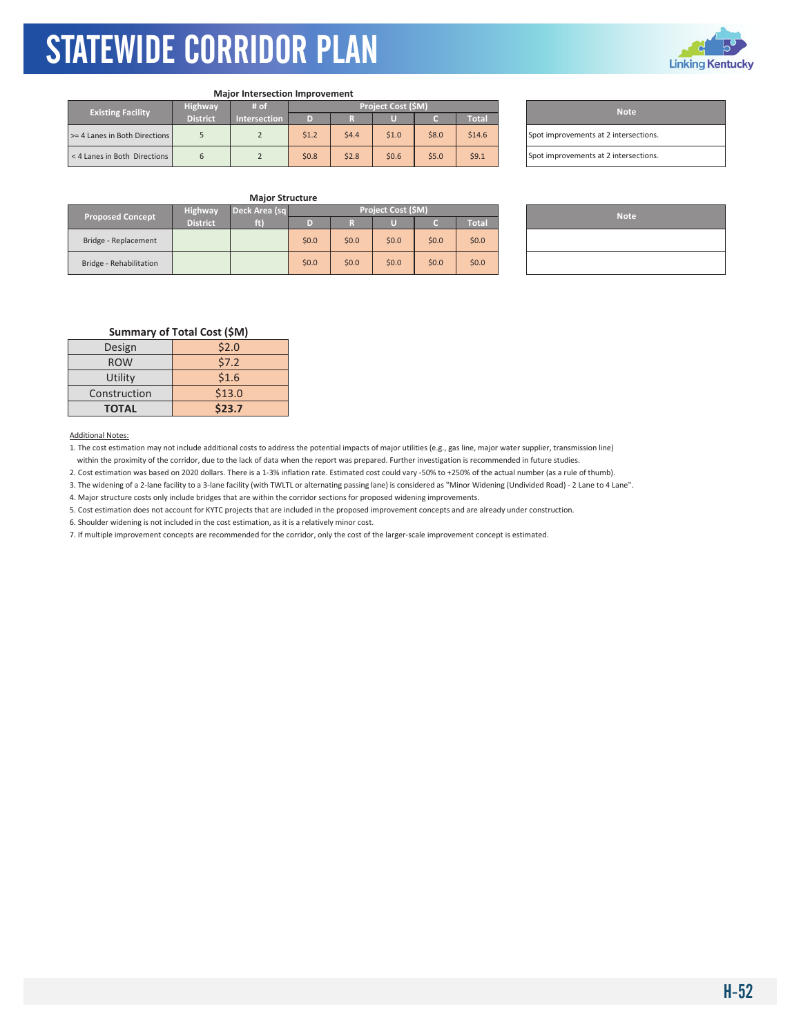# STATEWIDE CORRIDOR PLAN

### Major Intersection Improvement

| Existing Facility | Highway District | # of Intersection | Project Cost ($M) | | | | | Note |
|---|---|---|---|---|---|---|---|---|
| | | | D | R | U | C | Total | |
| >= 4 Lanes in Both Directions | 5 | 2 | $1.2 | $4.4 | $1.0 | $8.0 | $14.6 | Spot improvements at 2 intersections. |
| < 4 Lanes in Both Directions | 6 | 2 | $0.8 | $2.8 | $0.6 | $5.0 | $9.1 | Spot improvements at 2 intersections. |

### Major Structure

| Proposed Concept | Highway District | Deck Area (sq ft) | Project Cost ($M) | | | | | Note |
|---|---|---|---|---|---|---|---|---|
| | | | D | R | U | C | Total | |
| Bridge - Replacement | | | $0.0 | $0.0 | $0.0 | $0.0 | $0.0 | |
| Bridge - Rehabilitation | | | $0.0 | $0.0 | $0.0 | $0.0 | $0.0 | |

### Summary of Total Cost ($M)

| | |
|---|---|
| Design | $2.0 |
| ROW | $7.2 |
| Utility | $1.6 |
| Construction | $13.0 |
| **TOTAL** | **$23.7** |

Additional Notes:

1. The cost estimation may not include additional costs to address the potential impacts of major utilities (e.g., gas line, major water supplier, transmission line) within the proximity of the corridor, due to the lack of data when the report was prepared. Further investigation is recommended in future studies.
2. Cost estimation was based on 2020 dollars. There is a 1-3% inflation rate. Estimated cost could vary -50% to +250% of the actual number (as a rule of thumb).
3. The widening of a 2-lane facility to a 3-lane facility (with TWLTL or alternating passing lane) is considered as "Minor Widening (Undivided Road) - 2 Lane to 4 Lane".
4. Major structure costs only include bridges that are within the corridor sections for proposed widening improvements.
5. Cost estimation does not account for KYTC projects that are included in the proposed improvement concepts and are already under construction.
6. Shoulder widening is not included in the cost estimation, as it is a relatively minor cost.
7. If multiple improvement concepts are recommended for the corridor, only the cost of the larger-scale improvement concept is estimated.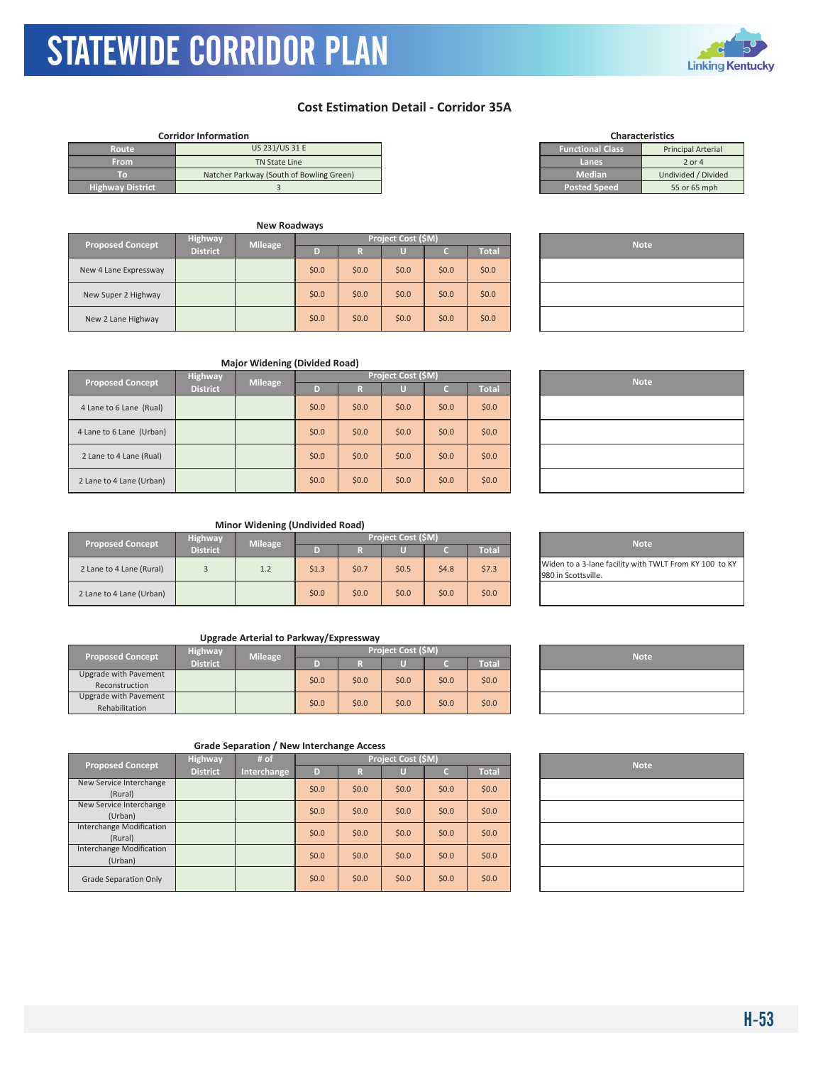# STATEWIDE CORRIDOR PLAN

## Cost Estimation Detail - Corridor 35A

**Corridor Information**

| | |
|---|---|
| Route | US 231/US 31 E |
| From | TN State Line |
| To | Natcher Parkway (South of Bowling Green) |
| Highway District | 3 |

**Characteristics**

| | |
|---|---|
| Functional Class | Principal Arterial |
| Lanes | 2 or 4 |
| Median | Undivided / Divided |
| Posted Speed | 55 or 65 mph |

**New Roadways**

| Proposed Concept | Highway District | Mileage | Project Cost ($M) | | | | | Note |
|---|---|---|---|---|---|---|---|---|
| | | | D | R | U | C | Total | |
| New 4 Lane Expressway | | | $0.0 | $0.0 | $0.0 | $0.0 | $0.0 | |
| New Super 2 Highway | | | $0.0 | $0.0 | $0.0 | $0.0 | $0.0 | |
| New 2 Lane Highway | | | $0.0 | $0.0 | $0.0 | $0.0 | $0.0 | |

**Major Widening (Divided Road)**

| Proposed Concept | Highway District | Mileage | Project Cost ($M) | | | | | Note |
|---|---|---|---|---|---|---|---|---|
| | | | D | R | U | C | Total | |
| 4 Lane to 6 Lane (Rual) | | | $0.0 | $0.0 | $0.0 | $0.0 | $0.0 | |
| 4 Lane to 6 Lane (Urban) | | | $0.0 | $0.0 | $0.0 | $0.0 | $0.0 | |
| 2 Lane to 4 Lane (Rual) | | | $0.0 | $0.0 | $0.0 | $0.0 | $0.0 | |
| 2 Lane to 4 Lane (Urban) | | | $0.0 | $0.0 | $0.0 | $0.0 | $0.0 | |

**Minor Widening (Undivided Road)**

| Proposed Concept | Highway District | Mileage | Project Cost ($M) | | | | | Note |
|---|---|---|---|---|---|---|---|---|
| | | | D | R | U | C | Total | |
| 2 Lane to 4 Lane (Rural) | 3 | 1.2 | $1.3 | $0.7 | $0.5 | $4.8 | $7.3 | Widen to a 3-lane facility with TWLT From KY 100 to KY 980 in Scottsville. |
| 2 Lane to 4 Lane (Urban) | | | $0.0 | $0.0 | $0.0 | $0.0 | $0.0 | |

**Upgrade Arterial to Parkway/Expressway**

| Proposed Concept | Highway District | Mileage | Project Cost ($M) | | | | | Note |
|---|---|---|---|---|---|---|---|---|
| | | | D | R | U | C | Total | |
| Upgrade with Pavement Reconstruction | | | $0.0 | $0.0 | $0.0 | $0.0 | $0.0 | |
| Upgrade with Pavement Rehabilitation | | | $0.0 | $0.0 | $0.0 | $0.0 | $0.0 | |

**Grade Separation / New Interchange Access**

| Proposed Concept | Highway District | # of Interchange | Project Cost ($M) | | | | | Note |
|---|---|---|---|---|---|---|---|---|
| | | | D | R | U | C | Total | |
| New Service Interchange (Rural) | | | $0.0 | $0.0 | $0.0 | $0.0 | $0.0 | |
| New Service Interchange (Urban) | | | $0.0 | $0.0 | $0.0 | $0.0 | $0.0 | |
| Interchange Modification (Rural) | | | $0.0 | $0.0 | $0.0 | $0.0 | $0.0 | |
| Interchange Modification (Urban) | | | $0.0 | $0.0 | $0.0 | $0.0 | $0.0 | |
| Grade Separation Only | | | $0.0 | $0.0 | $0.0 | $0.0 | $0.0 | |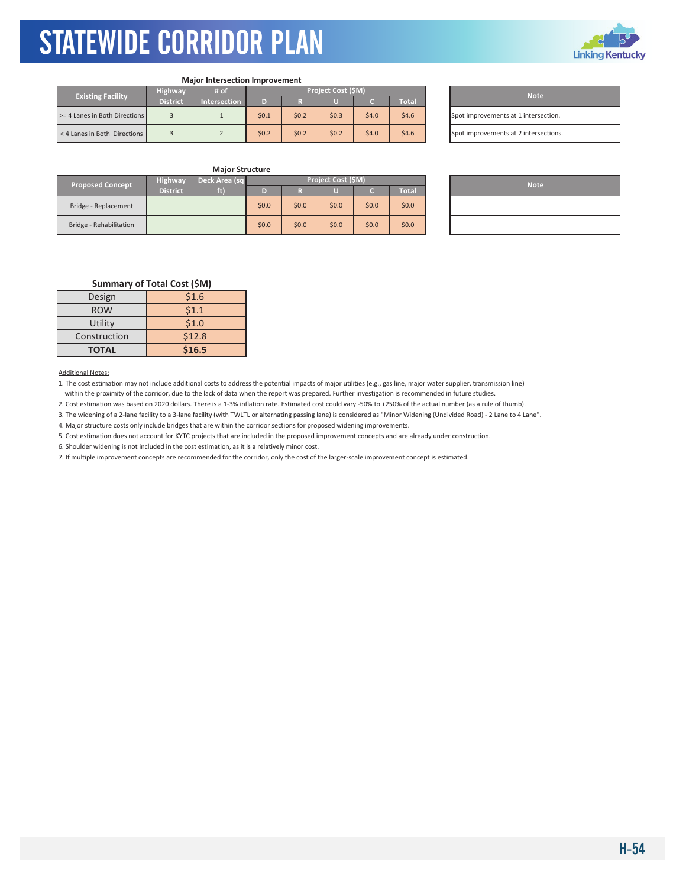# STATEWIDE CORRIDOR PLAN

### Major Intersection Improvement

| Existing Facility | Highway District | # of Intersection | Project Cost ($M) | | | | |
|---|---|---|---|---|---|---|---|
| | | | D | R | U | C | Total |
| >= 4 Lanes in Both Directions | 3 | 1 | $0.1 | $0.2 | $0.3 | $4.0 | $4.6 |
| < 4 Lanes in Both Directions | 3 | 2 | $0.2 | $0.2 | $0.2 | $4.0 | $4.6 |

| Note |
|---|
| Spot improvements at 1 intersection. |
| Spot improvements at 2 intersections. |

### Major Structure

| Proposed Concept | Highway District | Deck Area (sq ft) | Project Cost ($M) | | | | |
|---|---|---|---|---|---|---|---|
| | | | D | R | U | C | Total |
| Bridge - Replacement | | | $0.0 | $0.0 | $0.0 | $0.0 | $0.0 |
| Bridge - Rehabilitation | | | $0.0 | $0.0 | $0.0 | $0.0 | $0.0 |

| Note |
|---|
| |
| |

### Summary of Total Cost ($M)

| | |
|---|---|
| Design | $1.6 |
| ROW | $1.1 |
| Utility | $1.0 |
| Construction | $12.8 |
| **TOTAL** | **$16.5** |

Additional Notes:

1. The cost estimation may not include additional costs to address the potential impacts of major utilities (e.g., gas line, major water supplier, transmission line) within the proximity of the corridor, due to the lack of data when the report was prepared. Further investigation is recommended in future studies.
2. Cost estimation was based on 2020 dollars. There is a 1-3% inflation rate. Estimated cost could vary -50% to +250% of the actual number (as a rule of thumb).
3. The widening of a 2-lane facility to a 3-lane facility (with TWLTL or alternating passing lane) is considered as "Minor Widening (Undivided Road) - 2 Lane to 4 Lane".
4. Major structure costs only include bridges that are within the corridor sections for proposed widening improvements.
5. Cost estimation does not account for KYTC projects that are included in the proposed improvement concepts and are already under construction.
6. Shoulder widening is not included in the cost estimation, as it is a relatively minor cost.
7. If multiple improvement concepts are recommended for the corridor, only the cost of the larger-scale improvement concept is estimated.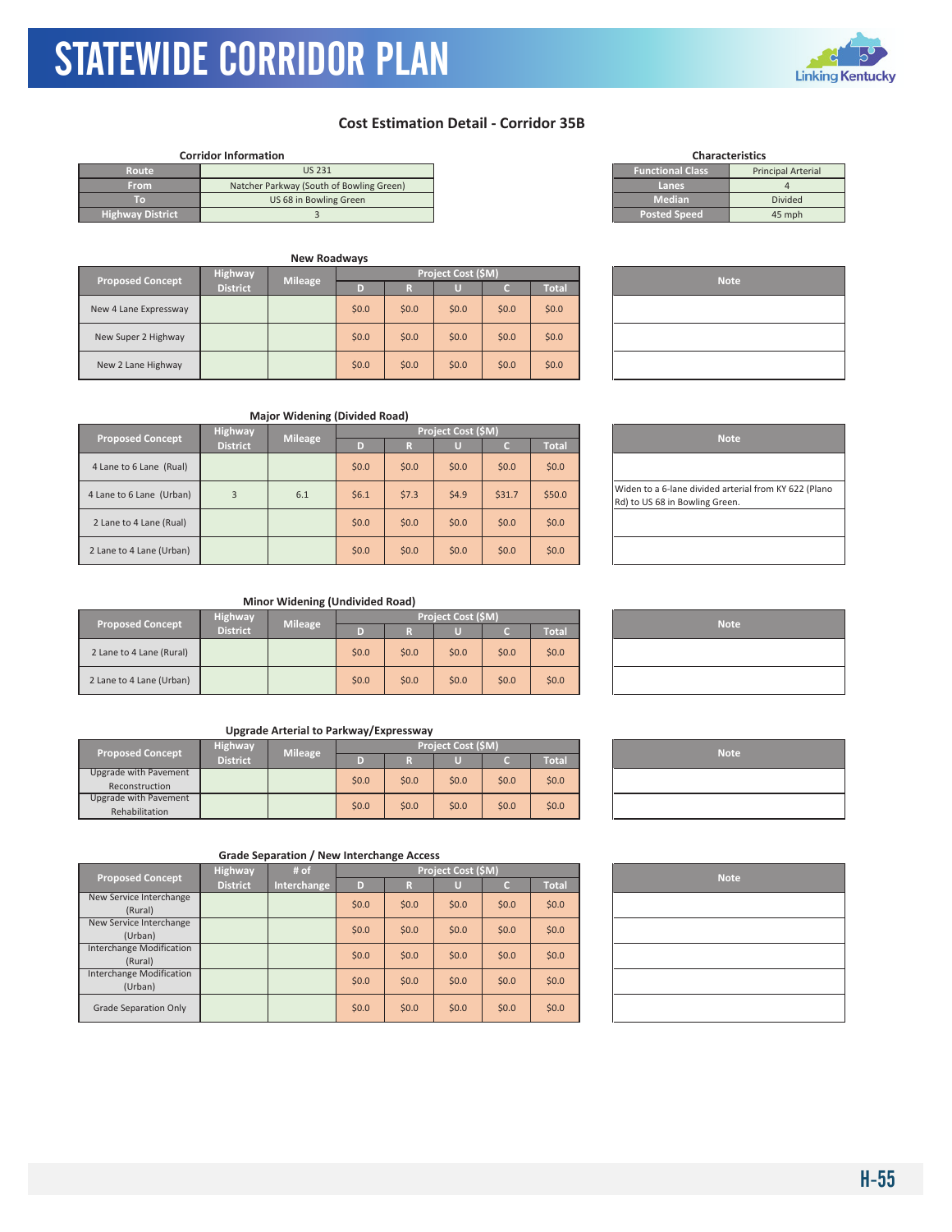# STATEWIDE CORRIDOR PLAN

## Cost Estimation Detail - Corridor 35B

**Corridor Information**

| | |
|---|---|
| Route | US 231 |
| From | Natcher Parkway (South of Bowling Green) |
| To | US 68 in Bowling Green |
| Highway District | 3 |

**Characteristics**

| | |
|---|---|
| Functional Class | Principal Arterial |
| Lanes | 4 |
| Median | Divided |
| Posted Speed | 45 mph |

**New Roadways**

| Proposed Concept | Highway District | Mileage | Project Cost ($M) | | | | | Note |
|---|---|---|---|---|---|---|---|---|
| | | | D | R | U | C | Total | |
| New 4 Lane Expressway | | | $0.0 | $0.0 | $0.0 | $0.0 | $0.0 | |
| New Super 2 Highway | | | $0.0 | $0.0 | $0.0 | $0.0 | $0.0 | |
| New 2 Lane Highway | | | $0.0 | $0.0 | $0.0 | $0.0 | $0.0 | |

**Major Widening (Divided Road)**

| Proposed Concept | Highway District | Mileage | Project Cost ($M) | | | | | Note |
|---|---|---|---|---|---|---|---|---|
| | | | D | R | U | C | Total | |
| 4 Lane to 6 Lane (Rual) | | | $0.0 | $0.0 | $0.0 | $0.0 | $0.0 | |
| 4 Lane to 6 Lane (Urban) | 3 | 6.1 | $6.1 | $7.3 | $4.9 | $31.7 | $50.0 | Widen to a 6-lane divided arterial from KY 622 (Plano Rd) to US 68 in Bowling Green. |
| 2 Lane to 4 Lane (Rual) | | | $0.0 | $0.0 | $0.0 | $0.0 | $0.0 | |
| 2 Lane to 4 Lane (Urban) | | | $0.0 | $0.0 | $0.0 | $0.0 | $0.0 | |

**Minor Widening (Undivided Road)**

| Proposed Concept | Highway District | Mileage | Project Cost ($M) | | | | | Note |
|---|---|---|---|---|---|---|---|---|
| | | | D | R | U | C | Total | |
| 2 Lane to 4 Lane (Rural) | | | $0.0 | $0.0 | $0.0 | $0.0 | $0.0 | |
| 2 Lane to 4 Lane (Urban) | | | $0.0 | $0.0 | $0.0 | $0.0 | $0.0 | |

**Upgrade Arterial to Parkway/Expressway**

| Proposed Concept | Highway District | Mileage | Project Cost ($M) | | | | | Note |
|---|---|---|---|---|---|---|---|---|
| | | | D | R | U | C | Total | |
| Upgrade with Pavement Reconstruction | | | $0.0 | $0.0 | $0.0 | $0.0 | $0.0 | |
| Upgrade with Pavement Rehabilitation | | | $0.0 | $0.0 | $0.0 | $0.0 | $0.0 | |

**Grade Separation / New Interchange Access**

| Proposed Concept | Highway District | # of Interchange | Project Cost ($M) | | | | | Note |
|---|---|---|---|---|---|---|---|---|
| | | | D | R | U | C | Total | |
| New Service Interchange (Rural) | | | $0.0 | $0.0 | $0.0 | $0.0 | $0.0 | |
| New Service Interchange (Urban) | | | $0.0 | $0.0 | $0.0 | $0.0 | $0.0 | |
| Interchange Modification (Rural) | | | $0.0 | $0.0 | $0.0 | $0.0 | $0.0 | |
| Interchange Modification (Urban) | | | $0.0 | $0.0 | $0.0 | $0.0 | $0.0 | |
| Grade Separation Only | | | $0.0 | $0.0 | $0.0 | $0.0 | $0.0 | |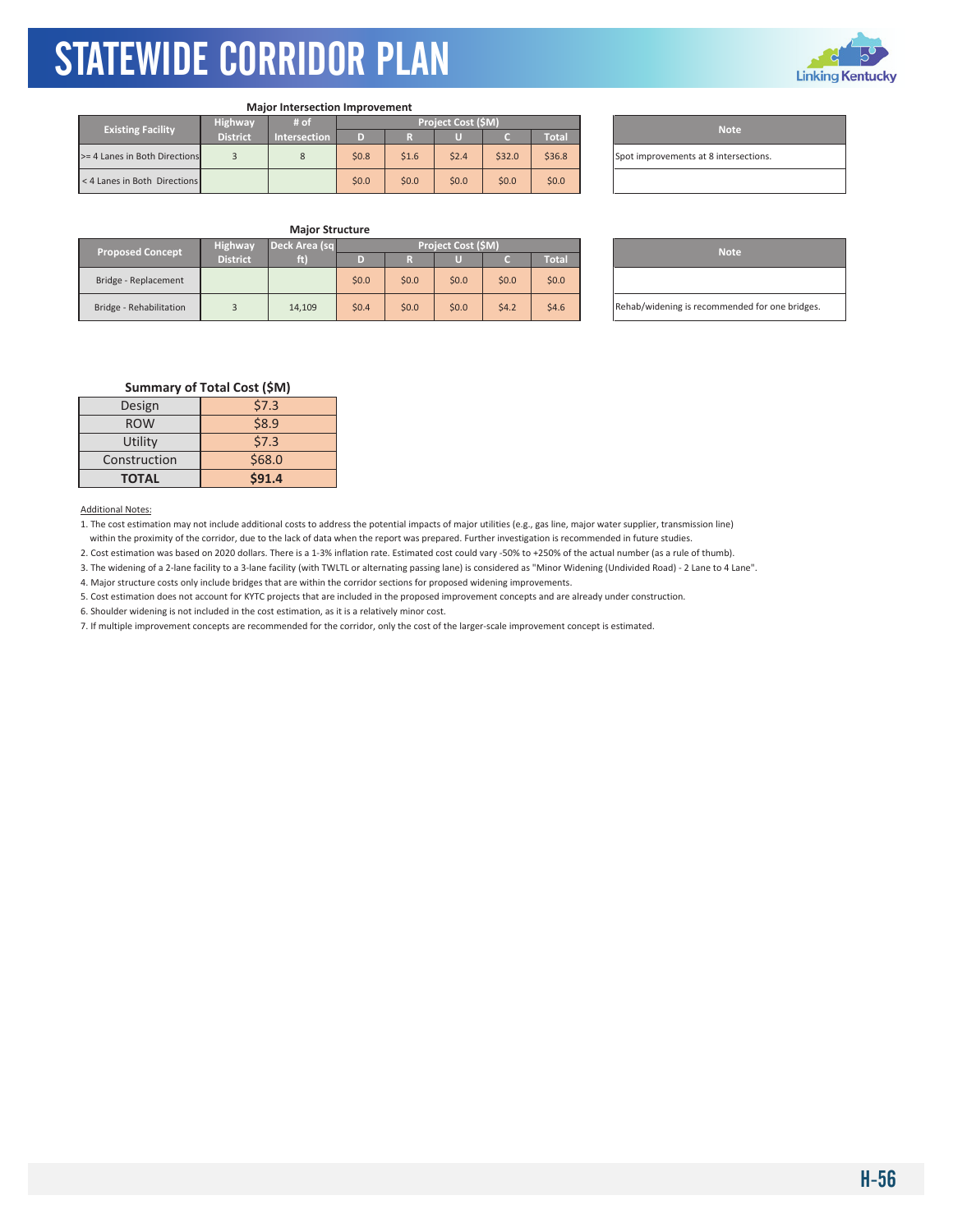### Major Intersection Improvement

| Existing Facility | Highway District | # of Intersection | Project Cost ($M) | | | | |
|---|---|---|---|---|---|---|---|
| | | | D | R | U | C | Total |
| >= 4 Lanes in Both Directions | 3 | 8 | $0.8 | $1.6 | $2.4 | $32.0 | $36.8 |
| < 4 Lanes in Both Directions | | | $0.0 | $0.0 | $0.0 | $0.0 | $0.0 |

| Note |
|---|
| Spot improvements at 8 intersections. |
| |

### Major Structure

| Proposed Concept | Highway District | Deck Area (sq ft) | Project Cost ($M) | | | | |
|---|---|---|---|---|---|---|---|
| | | | D | R | U | C | Total |
| Bridge - Replacement | | | $0.0 | $0.0 | $0.0 | $0.0 | $0.0 |
| Bridge - Rehabilitation | 3 | 14,109 | $0.4 | $0.0 | $0.0 | $4.2 | $4.6 |

| Note |
|---|
| |
| Rehab/widening is recommended for one bridges. |

### Summary of Total Cost ($M)

| | |
|---|---|
| Design | $7.3 |
| ROW | $8.9 |
| Utility | $7.3 |
| Construction | $68.0 |
| **TOTAL** | **$91.4** |

Additional Notes:

1. The cost estimation may not include additional costs to address the potential impacts of major utilities (e.g., gas line, major water supplier, transmission line) within the proximity of the corridor, due to the lack of data when the report was prepared. Further investigation is recommended in future studies.
2. Cost estimation was based on 2020 dollars. There is a 1-3% inflation rate. Estimated cost could vary -50% to +250% of the actual number (as a rule of thumb).
3. The widening of a 2-lane facility to a 3-lane facility (with TWLTL or alternating passing lane) is considered as "Minor Widening (Undivided Road) - 2 Lane to 4 Lane".
4. Major structure costs only include bridges that are within the corridor sections for proposed widening improvements.
5. Cost estimation does not account for KYTC projects that are included in the proposed improvement concepts and are already under construction.
6. Shoulder widening is not included in the cost estimation, as it is a relatively minor cost.
7. If multiple improvement concepts are recommended for the corridor, only the cost of the larger-scale improvement concept is estimated.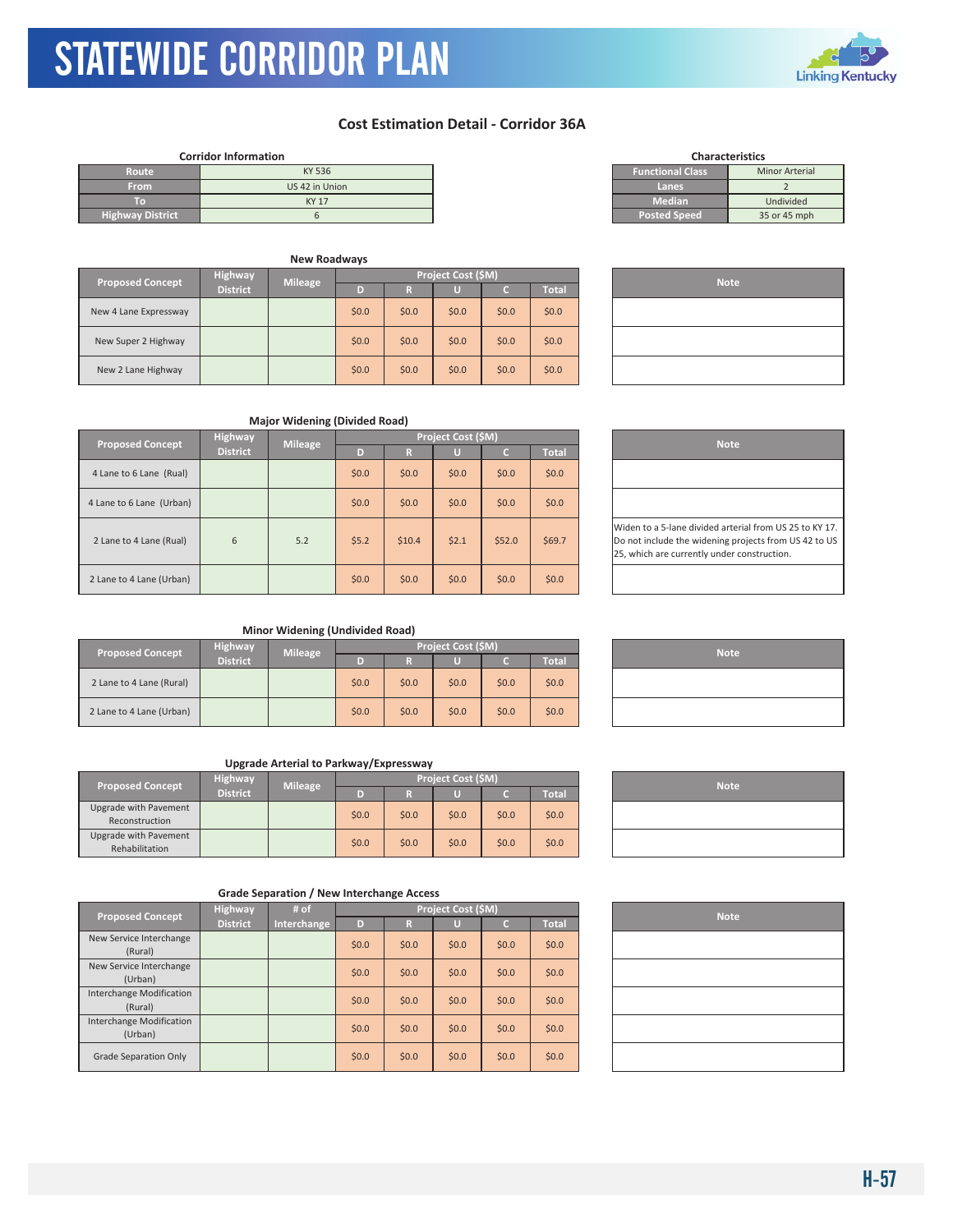# STATEWIDE CORRIDOR PLAN

## Cost Estimation Detail - Corridor 36A

**Corridor Information**

| Route | KY 536 |
|---|---|
| From | US 42 in Union |
| To | KY 17 |
| Highway District | 6 |

**Characteristics**

| Functional Class | Minor Arterial |
|---|---|
| Lanes | 2 |
| Median | Undivided |
| Posted Speed | 35 or 45 mph |

**New Roadways**

| Proposed Concept | Highway District | Mileage | Project Cost ($M) D | R | U | C | Total | Note |
|---|---|---|---|---|---|---|---|---|
| New 4 Lane Expressway | | | $0.0 | $0.0 | $0.0 | $0.0 | $0.0 | |
| New Super 2 Highway | | | $0.0 | $0.0 | $0.0 | $0.0 | $0.0 | |
| New 2 Lane Highway | | | $0.0 | $0.0 | $0.0 | $0.0 | $0.0 | |

**Major Widening (Divided Road)**

| Proposed Concept | Highway District | Mileage | Project Cost ($M) D | R | U | C | Total | Note |
|---|---|---|---|---|---|---|---|---|
| 4 Lane to 6 Lane (Rual) | | | $0.0 | $0.0 | $0.0 | $0.0 | $0.0 | |
| 4 Lane to 6 Lane (Urban) | | | $0.0 | $0.0 | $0.0 | $0.0 | $0.0 | |
| 2 Lane to 4 Lane (Rual) | 6 | 5.2 | $5.2 | $10.4 | $2.1 | $52.0 | $69.7 | Widen to a 5-lane divided arterial from US 25 to KY 17. Do not include the widening projects from US 42 to US 25, which are currently under construction. |
| 2 Lane to 4 Lane (Urban) | | | $0.0 | $0.0 | $0.0 | $0.0 | $0.0 | |

**Minor Widening (Undivided Road)**

| Proposed Concept | Highway District | Mileage | Project Cost ($M) D | R | U | C | Total | Note |
|---|---|---|---|---|---|---|---|---|
| 2 Lane to 4 Lane (Rural) | | | $0.0 | $0.0 | $0.0 | $0.0 | $0.0 | |
| 2 Lane to 4 Lane (Urban) | | | $0.0 | $0.0 | $0.0 | $0.0 | $0.0 | |

**Upgrade Arterial to Parkway/Expressway**

| Proposed Concept | Highway District | Mileage | Project Cost ($M) D | R | U | C | Total | Note |
|---|---|---|---|---|---|---|---|---|
| Upgrade with Pavement Reconstruction | | | $0.0 | $0.0 | $0.0 | $0.0 | $0.0 | |
| Upgrade with Pavement Rehabilitation | | | $0.0 | $0.0 | $0.0 | $0.0 | $0.0 | |

**Grade Separation / New Interchange Access**

| Proposed Concept | Highway District | # of Interchange | Project Cost ($M) D | R | U | C | Total | Note |
|---|---|---|---|---|---|---|---|---|
| New Service Interchange (Rural) | | | $0.0 | $0.0 | $0.0 | $0.0 | $0.0 | |
| New Service Interchange (Urban) | | | $0.0 | $0.0 | $0.0 | $0.0 | $0.0 | |
| Interchange Modification (Rural) | | | $0.0 | $0.0 | $0.0 | $0.0 | $0.0 | |
| Interchange Modification (Urban) | | | $0.0 | $0.0 | $0.0 | $0.0 | $0.0 | |
| Grade Separation Only | | | $0.0 | $0.0 | $0.0 | $0.0 | $0.0 | |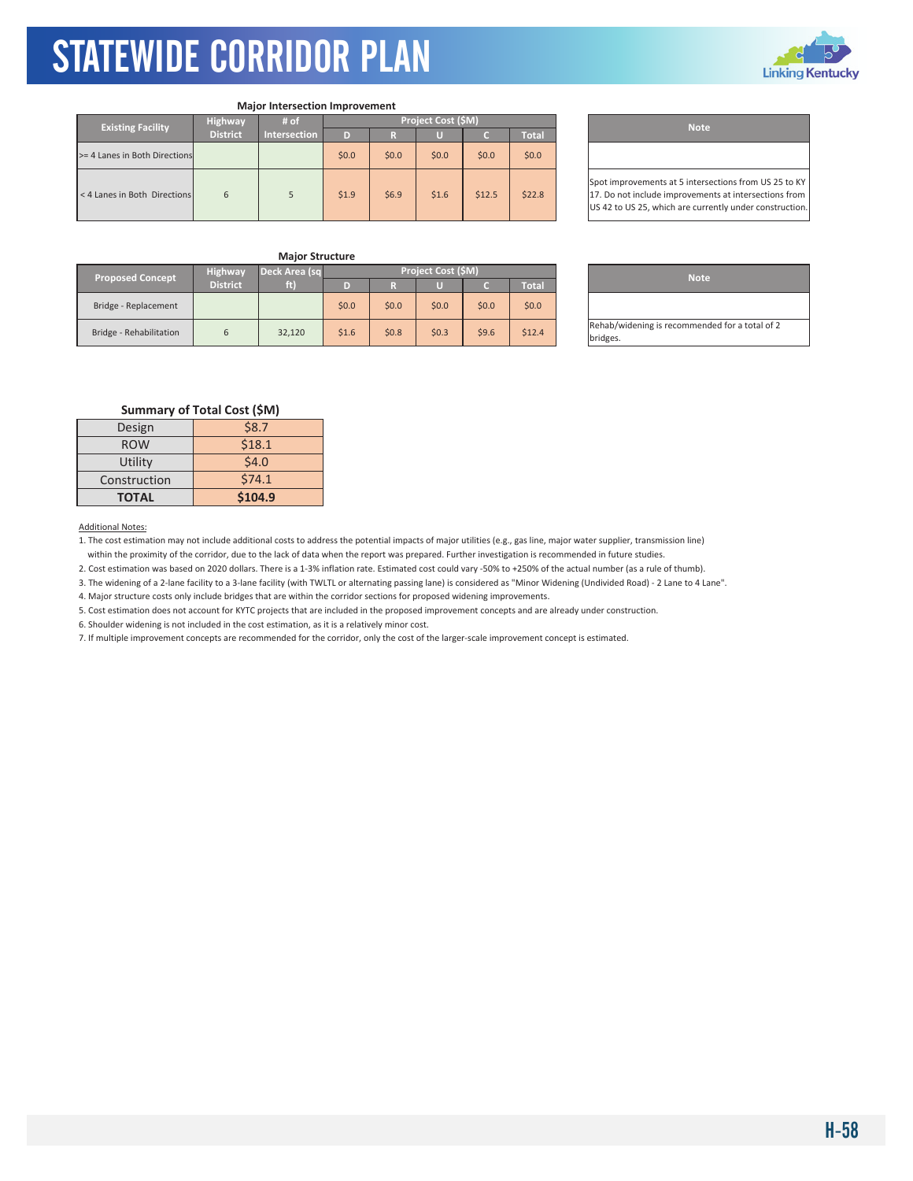### Major Intersection Improvement

| Existing Facility | Highway District | # of Intersection | Project Cost ($M) | | | | |
|---|---|---|---|---|---|---|---|
| | | | D | R | U | C | Total |
| >= 4 Lanes in Both Directions | | | $0.0 | $0.0 | $0.0 | $0.0 | $0.0 |
| < 4 Lanes in Both Directions | 6 | 5 | $1.9 | $6.9 | $1.6 | $12.5 | $22.8 |

| Note |
|---|
| |
| Spot improvements at 5 intersections from US 25 to KY 17. Do not include improvements at intersections from US 42 to US 25, which are currently under construction. |

### Major Structure

| Proposed Concept | Highway District | Deck Area (sq ft) | Project Cost ($M) | | | | |
|---|---|---|---|---|---|---|---|
| | | | D | R | U | C | Total |
| Bridge - Replacement | | | $0.0 | $0.0 | $0.0 | $0.0 | $0.0 |
| Bridge - Rehabilitation | 6 | 32,120 | $1.6 | $0.8 | $0.3 | $9.6 | $12.4 |

| Note |
|---|
| |
| Rehab/widening is recommended for a total of 2 bridges. |

### Summary of Total Cost ($M)

| | |
|---|---|
| Design | $8.7 |
| ROW | $18.1 |
| Utility | $4.0 |
| Construction | $74.1 |
| **TOTAL** | **$104.9** |

Additional Notes:

1. The cost estimation may not include additional costs to address the potential impacts of major utilities (e.g., gas line, major water supplier, transmission line) within the proximity of the corridor, due to the lack of data when the report was prepared. Further investigation is recommended in future studies.
2. Cost estimation was based on 2020 dollars. There is a 1-3% inflation rate. Estimated cost could vary -50% to +250% of the actual number (as a rule of thumb).
3. The widening of a 2-lane facility to a 3-lane facility (with TWLTL or alternating passing lane) is considered as "Minor Widening (Undivided Road) - 2 Lane to 4 Lane".
4. Major structure costs only include bridges that are within the corridor sections for proposed widening improvements.
5. Cost estimation does not account for KYTC projects that are included in the proposed improvement concepts and are already under construction.
6. Shoulder widening is not included in the cost estimation, as it is a relatively minor cost.
7. If multiple improvement concepts are recommended for the corridor, only the cost of the larger-scale improvement concept is estimated.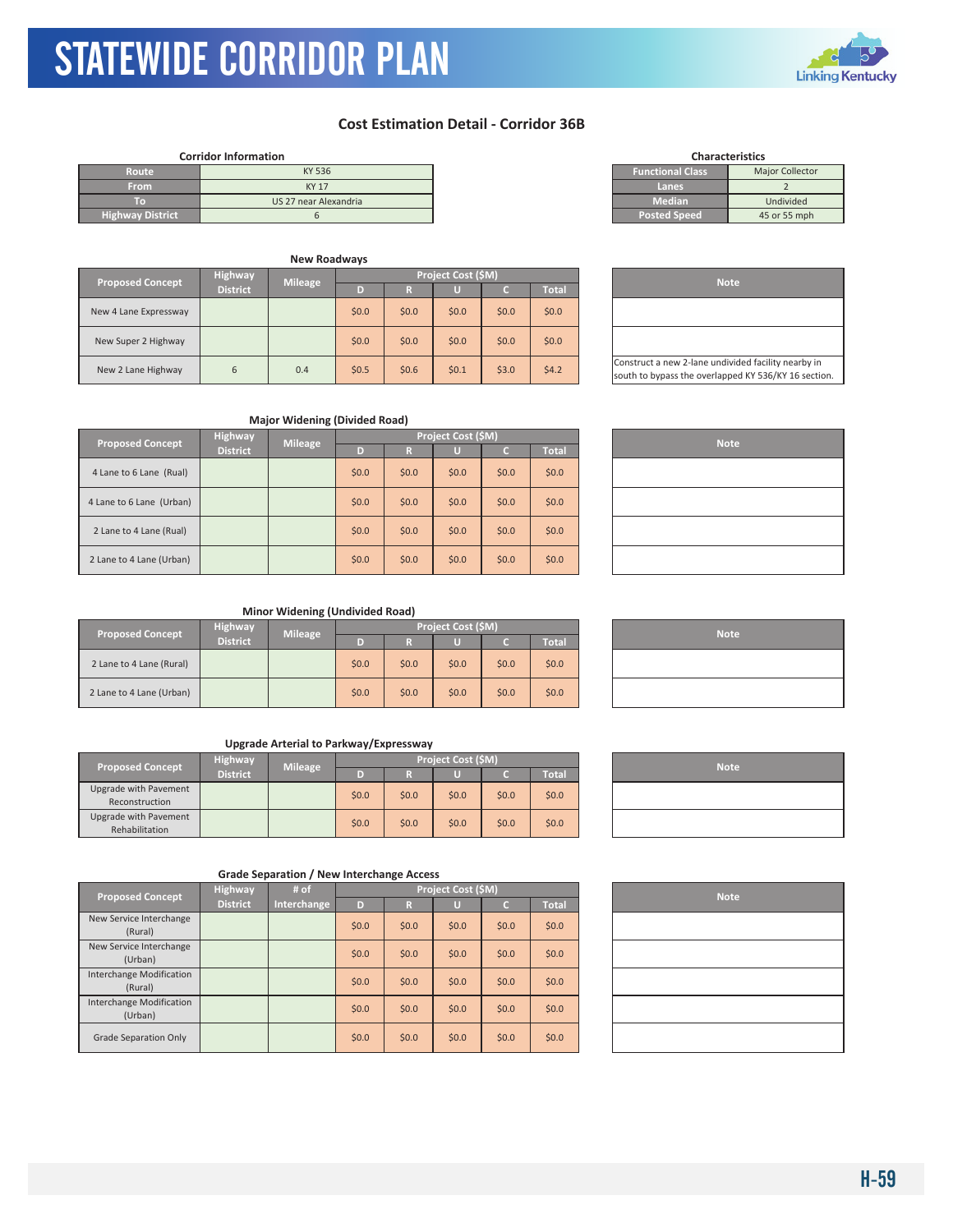# STATEWIDE CORRIDOR PLAN

## Cost Estimation Detail - Corridor 36B

**Corridor Information**

| | |
|---|---|
| Route | KY 536 |
| From | KY 17 |
| To | US 27 near Alexandria |
| Highway District | 6 |

**Characteristics**

| | |
|---|---|
| Functional Class | Major Collector |
| Lanes | 2 |
| Median | Undivided |
| Posted Speed | 45 or 55 mph |

**New Roadways**

| Proposed Concept | Highway District | Mileage | Project Cost ($M) | | | | | Note |
|---|---|---|---|---|---|---|---|---|
| | | | D | R | U | C | Total | |
| New 4 Lane Expressway | | | $0.0 | $0.0 | $0.0 | $0.0 | $0.0 | |
| New Super 2 Highway | | | $0.0 | $0.0 | $0.0 | $0.0 | $0.0 | |
| New 2 Lane Highway | 6 | 0.4 | $0.5 | $0.6 | $0.1 | $3.0 | $4.2 | Construct a new 2-lane undivided facility nearby in south to bypass the overlapped KY 536/KY 16 section. |

**Major Widening (Divided Road)**

| Proposed Concept | Highway District | Mileage | Project Cost ($M) | | | | | Note |
|---|---|---|---|---|---|---|---|---|
| | | | D | R | U | C | Total | |
| 4 Lane to 6 Lane (Rual) | | | $0.0 | $0.0 | $0.0 | $0.0 | $0.0 | |
| 4 Lane to 6 Lane (Urban) | | | $0.0 | $0.0 | $0.0 | $0.0 | $0.0 | |
| 2 Lane to 4 Lane (Rual) | | | $0.0 | $0.0 | $0.0 | $0.0 | $0.0 | |
| 2 Lane to 4 Lane (Urban) | | | $0.0 | $0.0 | $0.0 | $0.0 | $0.0 | |

**Minor Widening (Undivided Road)**

| Proposed Concept | Highway District | Mileage | Project Cost ($M) | | | | | Note |
|---|---|---|---|---|---|---|---|---|
| | | | D | R | U | C | Total | |
| 2 Lane to 4 Lane (Rural) | | | $0.0 | $0.0 | $0.0 | $0.0 | $0.0 | |
| 2 Lane to 4 Lane (Urban) | | | $0.0 | $0.0 | $0.0 | $0.0 | $0.0 | |

**Upgrade Arterial to Parkway/Expressway**

| Proposed Concept | Highway District | Mileage | Project Cost ($M) | | | | | Note |
|---|---|---|---|---|---|---|---|---|
| | | | D | R | U | C | Total | |
| Upgrade with Pavement Reconstruction | | | $0.0 | $0.0 | $0.0 | $0.0 | $0.0 | |
| Upgrade with Pavement Rehabilitation | | | $0.0 | $0.0 | $0.0 | $0.0 | $0.0 | |

**Grade Separation / New Interchange Access**

| Proposed Concept | Highway District | # of Interchange | Project Cost ($M) | | | | | Note |
|---|---|---|---|---|---|---|---|---|
| | | | D | R | U | C | Total | |
| New Service Interchange (Rural) | | | $0.0 | $0.0 | $0.0 | $0.0 | $0.0 | |
| New Service Interchange (Urban) | | | $0.0 | $0.0 | $0.0 | $0.0 | $0.0 | |
| Interchange Modification (Rural) | | | $0.0 | $0.0 | $0.0 | $0.0 | $0.0 | |
| Interchange Modification (Urban) | | | $0.0 | $0.0 | $0.0 | $0.0 | $0.0 | |
| Grade Separation Only | | | $0.0 | $0.0 | $0.0 | $0.0 | $0.0 | |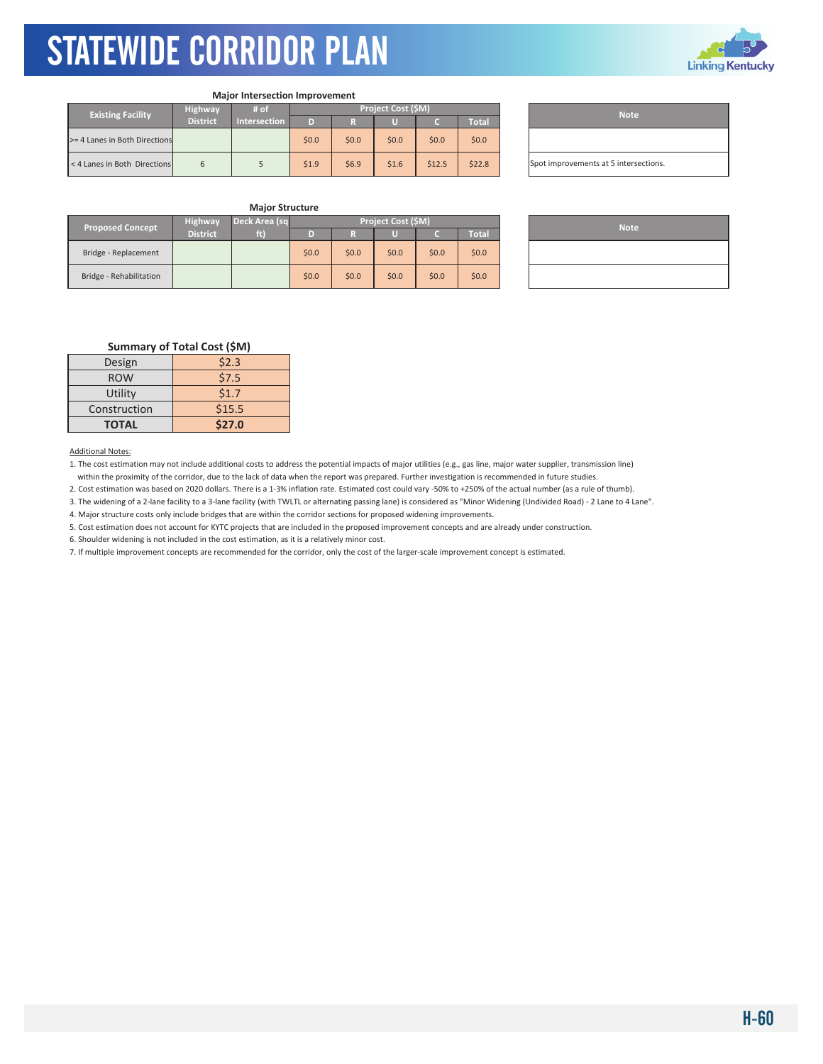# STATEWIDE CORRIDOR PLAN

**Major Intersection Improvement**

| Existing Facility | Highway District | # of Intersection | Project Cost ($M) | | | | | Note |
|---|---|---|---|---|---|---|---|---|
| | | | D | R | U | C | Total | |
| >= 4 Lanes in Both Directions | | | $0.0 | $0.0 | $0.0 | $0.0 | $0.0 | |
| < 4 Lanes in Both Directions | 6 | 5 | $1.9 | $6.9 | $1.6 | $12.5 | $22.8 | Spot improvements at 5 intersections. |

**Major Structure**

| Proposed Concept | Highway District | Deck Area (sq ft) | Project Cost ($M) | | | | | Note |
|---|---|---|---|---|---|---|---|---|
| | | | D | R | U | C | Total | |
| Bridge - Replacement | | | $0.0 | $0.0 | $0.0 | $0.0 | $0.0 | |
| Bridge - Rehabilitation | | | $0.0 | $0.0 | $0.0 | $0.0 | $0.0 | |

**Summary of Total Cost ($M)**

| | |
|---|---|
| Design | $2.3 |
| ROW | $7.5 |
| Utility | $1.7 |
| Construction | $15.5 |
| **TOTAL** | **$27.0** |

Additional Notes:

1. The cost estimation may not include additional costs to address the potential impacts of major utilities (e.g., gas line, major water supplier, transmission line) within the proximity of the corridor, due to the lack of data when the report was prepared. Further investigation is recommended in future studies.
2. Cost estimation was based on 2020 dollars. There is a 1-3% inflation rate. Estimated cost could vary -50% to +250% of the actual number (as a rule of thumb).
3. The widening of a 2-lane facility to a 3-lane facility (with TWLTL or alternating passing lane) is considered as "Minor Widening (Undivided Road) - 2 Lane to 4 Lane".
4. Major structure costs only include bridges that are within the corridor sections for proposed widening improvements.
5. Cost estimation does not account for KYTC projects that are included in the proposed improvement concepts and are already under construction.
6. Shoulder widening is not included in the cost estimation, as it is a relatively minor cost.
7. If multiple improvement concepts are recommended for the corridor, only the cost of the larger-scale improvement concept is estimated.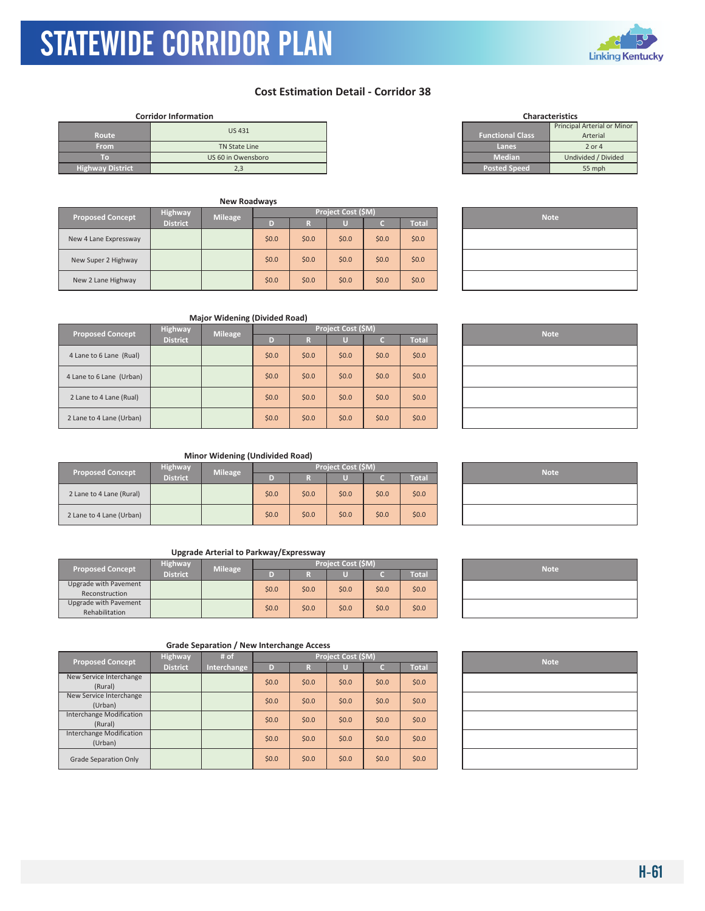## Cost Estimation Detail - Corridor 38

**Corridor Information**

| | |
|---|---|
| Route | US 431 |
| From | TN State Line |
| To | US 60 in Owensboro |
| Highway District | 2,3 |

**Characteristics**

| | |
|---|---|
| Functional Class | Principal Arterial or Minor Arterial |
| Lanes | 2 or 4 |
| Median | Undivided / Divided |
| Posted Speed | 55 mph |

**New Roadways**

| Proposed Concept | Highway District | Mileage | Project Cost ($M) D | R | U | C | Total | Note |
|---|---|---|---|---|---|---|---|---|
| New 4 Lane Expressway | | | $0.0 | $0.0 | $0.0 | $0.0 | $0.0 | |
| New Super 2 Highway | | | $0.0 | $0.0 | $0.0 | $0.0 | $0.0 | |
| New 2 Lane Highway | | | $0.0 | $0.0 | $0.0 | $0.0 | $0.0 | |

**Major Widening (Divided Road)**

| Proposed Concept | Highway District | Mileage | Project Cost ($M) D | R | U | C | Total | Note |
|---|---|---|---|---|---|---|---|---|
| 4 Lane to 6 Lane (Rual) | | | $0.0 | $0.0 | $0.0 | $0.0 | $0.0 | |
| 4 Lane to 6 Lane (Urban) | | | $0.0 | $0.0 | $0.0 | $0.0 | $0.0 | |
| 2 Lane to 4 Lane (Rual) | | | $0.0 | $0.0 | $0.0 | $0.0 | $0.0 | |
| 2 Lane to 4 Lane (Urban) | | | $0.0 | $0.0 | $0.0 | $0.0 | $0.0 | |

**Minor Widening (Undivided Road)**

| Proposed Concept | Highway District | Mileage | Project Cost ($M) D | R | U | C | Total | Note |
|---|---|---|---|---|---|---|---|---|
| 2 Lane to 4 Lane (Rural) | | | $0.0 | $0.0 | $0.0 | $0.0 | $0.0 | |
| 2 Lane to 4 Lane (Urban) | | | $0.0 | $0.0 | $0.0 | $0.0 | $0.0 | |

**Upgrade Arterial to Parkway/Expressway**

| Proposed Concept | Highway District | Mileage | Project Cost ($M) D | R | U | C | Total | Note |
|---|---|---|---|---|---|---|---|---|
| Upgrade with Pavement Reconstruction | | | $0.0 | $0.0 | $0.0 | $0.0 | $0.0 | |
| Upgrade with Pavement Rehabilitation | | | $0.0 | $0.0 | $0.0 | $0.0 | $0.0 | |

**Grade Separation / New Interchange Access**

| Proposed Concept | Highway District | # of Interchange | Project Cost ($M) D | R | U | C | Total | Note |
|---|---|---|---|---|---|---|---|---|
| New Service Interchange (Rural) | | | $0.0 | $0.0 | $0.0 | $0.0 | $0.0 | |
| New Service Interchange (Urban) | | | $0.0 | $0.0 | $0.0 | $0.0 | $0.0 | |
| Interchange Modification (Rural) | | | $0.0 | $0.0 | $0.0 | $0.0 | $0.0 | |
| Interchange Modification (Urban) | | | $0.0 | $0.0 | $0.0 | $0.0 | $0.0 | |
| Grade Separation Only | | | $0.0 | $0.0 | $0.0 | $0.0 | $0.0 | |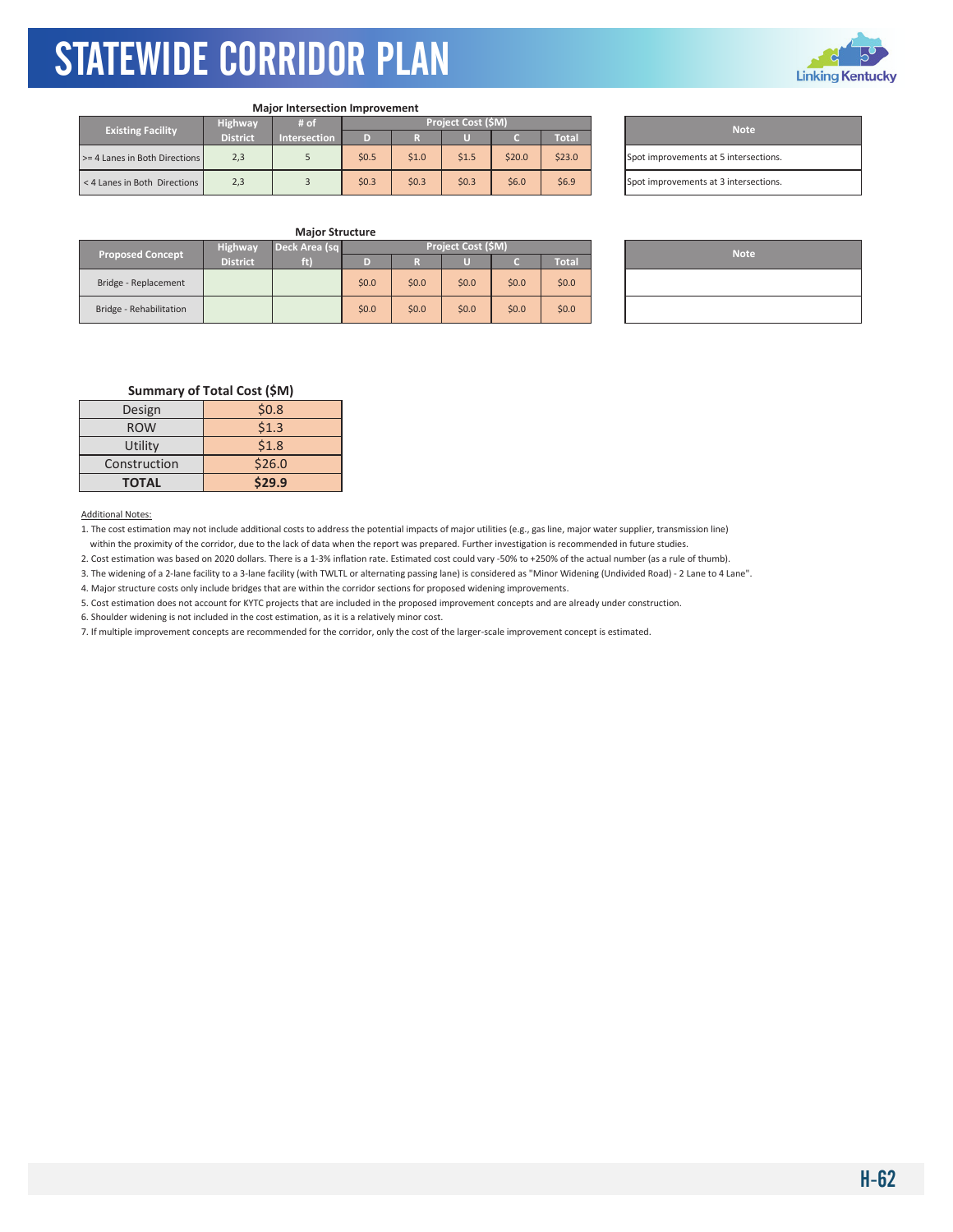# STATEWIDE CORRIDOR PLAN

**Major Intersection Improvement**

| Existing Facility | Highway District | # of Intersection | Project Cost ($M) | | | | | Note |
|---|---|---|---|---|---|---|---|---|
| | | | D | R | U | C | Total | |
| >= 4 Lanes in Both Directions | 2,3 | 5 | $0.5 | $1.0 | $1.5 | $20.0 | $23.0 | Spot improvements at 5 intersections. |
| < 4 Lanes in Both Directions | 2,3 | 3 | $0.3 | $0.3 | $0.3 | $6.0 | $6.9 | Spot improvements at 3 intersections. |

**Major Structure**

| Proposed Concept | Highway District | Deck Area (sq ft) | Project Cost ($M) | | | | | Note |
|---|---|---|---|---|---|---|---|---|
| | | | D | R | U | C | Total | |
| Bridge - Replacement | | | $0.0 | $0.0 | $0.0 | $0.0 | $0.0 | |
| Bridge - Rehabilitation | | | $0.0 | $0.0 | $0.0 | $0.0 | $0.0 | |

**Summary of Total Cost ($M)**

| | |
|---|---|
| Design | $0.8 |
| ROW | $1.3 |
| Utility | $1.8 |
| Construction | $26.0 |
| **TOTAL** | **$29.9** |

Additional Notes:

1. The cost estimation may not include additional costs to address the potential impacts of major utilities (e.g., gas line, major water supplier, transmission line) within the proximity of the corridor, due to the lack of data when the report was prepared. Further investigation is recommended in future studies.
2. Cost estimation was based on 2020 dollars. There is a 1-3% inflation rate. Estimated cost could vary -50% to +250% of the actual number (as a rule of thumb).
3. The widening of a 2-lane facility to a 3-lane facility (with TWLTL or alternating passing lane) is considered as "Minor Widening (Undivided Road) - 2 Lane to 4 Lane".
4. Major structure costs only include bridges that are within the corridor sections for proposed widening improvements.
5. Cost estimation does not account for KYTC projects that are included in the proposed improvement concepts and are already under construction.
6. Shoulder widening is not included in the cost estimation, as it is a relatively minor cost.
7. If multiple improvement concepts are recommended for the corridor, only the cost of the larger-scale improvement concept is estimated.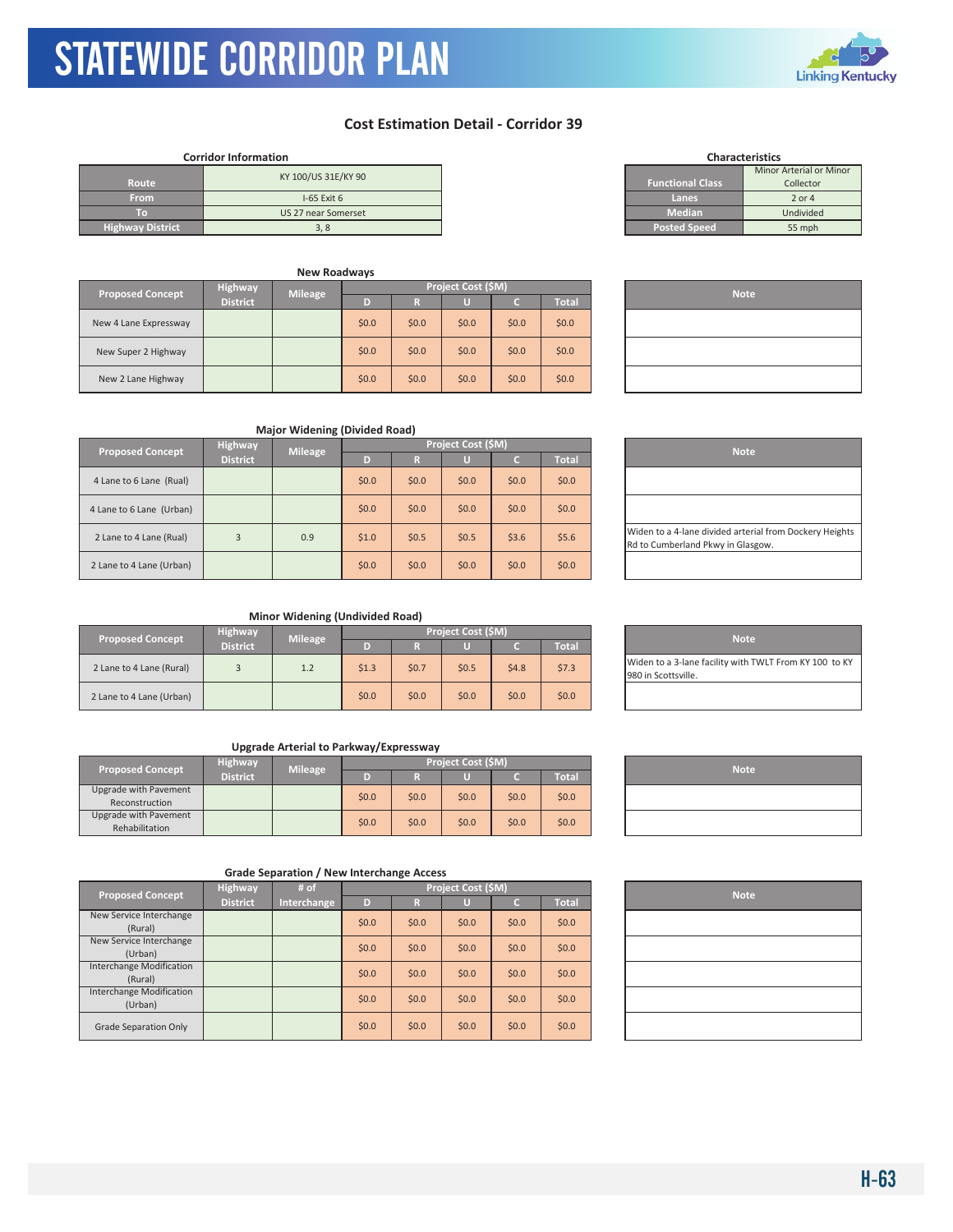# STATEWIDE CORRIDOR PLAN

## Cost Estimation Detail - Corridor 39

**Corridor Information**

| | |
|---|---|
| Route | KY 100/US 31E/KY 90 |
| From | I-65 Exit 6 |
| To | US 27 near Somerset |
| Highway District | 3, 8 |

**Characteristics**

| | |
|---|---|
| Functional Class | Minor Arterial or Minor Collector |
| Lanes | 2 or 4 |
| Median | Undivided |
| Posted Speed | 55 mph |

**New Roadways**

| Proposed Concept | Highway District | Mileage | Project Cost ($M) | | | | | Note |
|---|---|---|---|---|---|---|---|---|
| | | | D | R | U | C | Total | |
| New 4 Lane Expressway | | | $0.0 | $0.0 | $0.0 | $0.0 | $0.0 | |
| New Super 2 Highway | | | $0.0 | $0.0 | $0.0 | $0.0 | $0.0 | |
| New 2 Lane Highway | | | $0.0 | $0.0 | $0.0 | $0.0 | $0.0 | |

**Major Widening (Divided Road)**

| Proposed Concept | Highway District | Mileage | Project Cost ($M) | | | | | Note |
|---|---|---|---|---|---|---|---|---|
| | | | D | R | U | C | Total | |
| 4 Lane to 6 Lane (Rual) | | | $0.0 | $0.0 | $0.0 | $0.0 | $0.0 | |
| 4 Lane to 6 Lane (Urban) | | | $0.0 | $0.0 | $0.0 | $0.0 | $0.0 | |
| 2 Lane to 4 Lane (Rual) | 3 | 0.9 | $1.0 | $0.5 | $0.5 | $3.6 | $5.6 | Widen to a 4-lane divided arterial from Dockery Heights Rd to Cumberland Pkwy in Glasgow. |
| 2 Lane to 4 Lane (Urban) | | | $0.0 | $0.0 | $0.0 | $0.0 | $0.0 | |

**Minor Widening (Undivided Road)**

| Proposed Concept | Highway District | Mileage | Project Cost ($M) | | | | | Note |
|---|---|---|---|---|---|---|---|---|
| | | | D | R | U | C | Total | |
| 2 Lane to 4 Lane (Rural) | 3 | 1.2 | $1.3 | $0.7 | $0.5 | $4.8 | $7.3 | Widen to a 3-lane facility with TWLT From KY 100 to KY 980 in Scottsville. |
| 2 Lane to 4 Lane (Urban) | | | $0.0 | $0.0 | $0.0 | $0.0 | $0.0 | |

**Upgrade Arterial to Parkway/Expressway**

| Proposed Concept | Highway District | Mileage | Project Cost ($M) | | | | | Note |
|---|---|---|---|---|---|---|---|---|
| | | | D | R | U | C | Total | |
| Upgrade with Pavement Reconstruction | | | $0.0 | $0.0 | $0.0 | $0.0 | $0.0 | |
| Upgrade with Pavement Rehabilitation | | | $0.0 | $0.0 | $0.0 | $0.0 | $0.0 | |

**Grade Separation / New Interchange Access**

| Proposed Concept | Highway District | # of Interchange | Project Cost ($M) | | | | | Note |
|---|---|---|---|---|---|---|---|---|
| | | | D | R | U | C | Total | |
| New Service Interchange (Rural) | | | $0.0 | $0.0 | $0.0 | $0.0 | $0.0 | |
| New Service Interchange (Urban) | | | $0.0 | $0.0 | $0.0 | $0.0 | $0.0 | |
| Interchange Modification (Rural) | | | $0.0 | $0.0 | $0.0 | $0.0 | $0.0 | |
| Interchange Modification (Urban) | | | $0.0 | $0.0 | $0.0 | $0.0 | $0.0 | |
| Grade Separation Only | | | $0.0 | $0.0 | $0.0 | $0.0 | $0.0 | |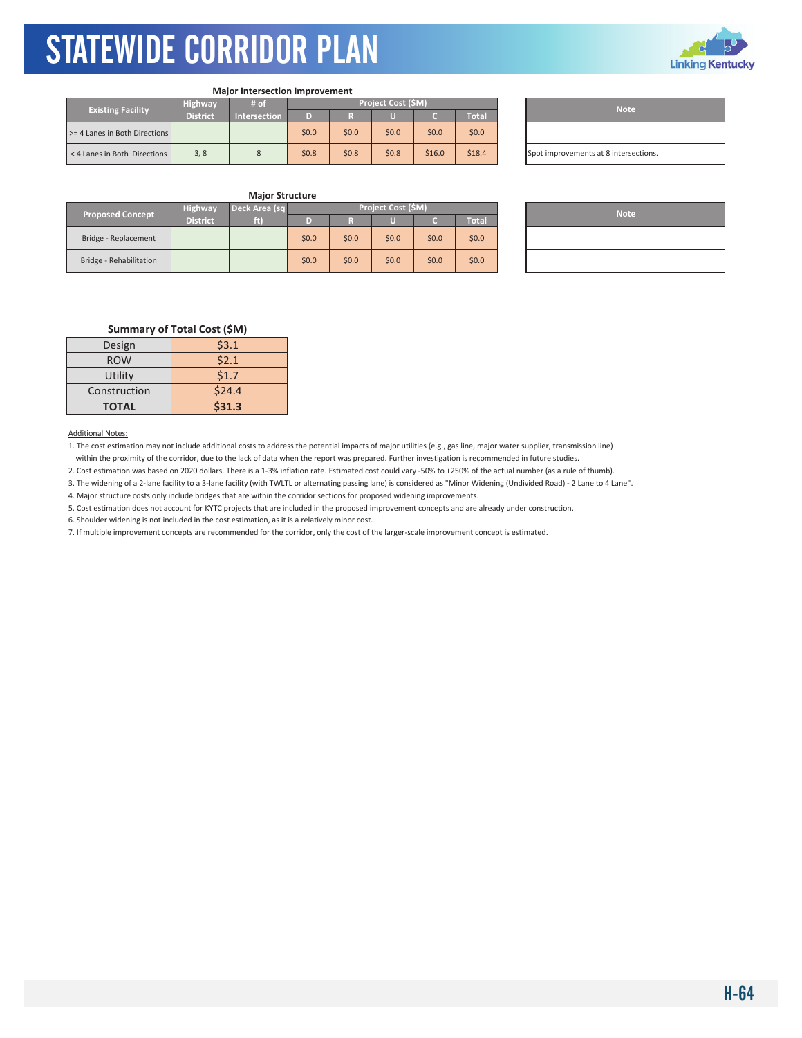### Major Intersection Improvement

| Existing Facility | Highway District | # of Intersection | Project Cost ($M) | | | | | Note |
|---|---|---|---|---|---|---|---|---|
| | | | D | R | U | C | Total | |
| >= 4 Lanes in Both Directions | | | $0.0 | $0.0 | $0.0 | $0.0 | $0.0 | |
| < 4 Lanes in Both Directions | 3, 8 | 8 | $0.8 | $0.8 | $0.8 | $16.0 | $18.4 | Spot improvements at 8 intersections. |

### Major Structure

| Proposed Concept | Highway District | Deck Area (sq ft) | Project Cost ($M) | | | | | Note |
|---|---|---|---|---|---|---|---|---|
| | | | D | R | U | C | Total | |
| Bridge - Replacement | | | $0.0 | $0.0 | $0.0 | $0.0 | $0.0 | |
| Bridge - Rehabilitation | | | $0.0 | $0.0 | $0.0 | $0.0 | $0.0 | |

### Summary of Total Cost ($M)

| | |
|---|---|
| Design | $3.1 |
| ROW | $2.1 |
| Utility | $1.7 |
| Construction | $24.4 |
| **TOTAL** | **$31.3** |

Additional Notes:

1. The cost estimation may not include additional costs to address the potential impacts of major utilities (e.g., gas line, major water supplier, transmission line) within the proximity of the corridor, due to the lack of data when the report was prepared. Further investigation is recommended in future studies.
2. Cost estimation was based on 2020 dollars. There is a 1-3% inflation rate. Estimated cost could vary -50% to +250% of the actual number (as a rule of thumb).
3. The widening of a 2-lane facility to a 3-lane facility (with TWLTL or alternating passing lane) is considered as "Minor Widening (Undivided Road) - 2 Lane to 4 Lane".
4. Major structure costs only include bridges that are within the corridor sections for proposed widening improvements.
5. Cost estimation does not account for KYTC projects that are included in the proposed improvement concepts and are already under construction.
6. Shoulder widening is not included in the cost estimation, as it is a relatively minor cost.
7. If multiple improvement concepts are recommended for the corridor, only the cost of the larger-scale improvement concept is estimated.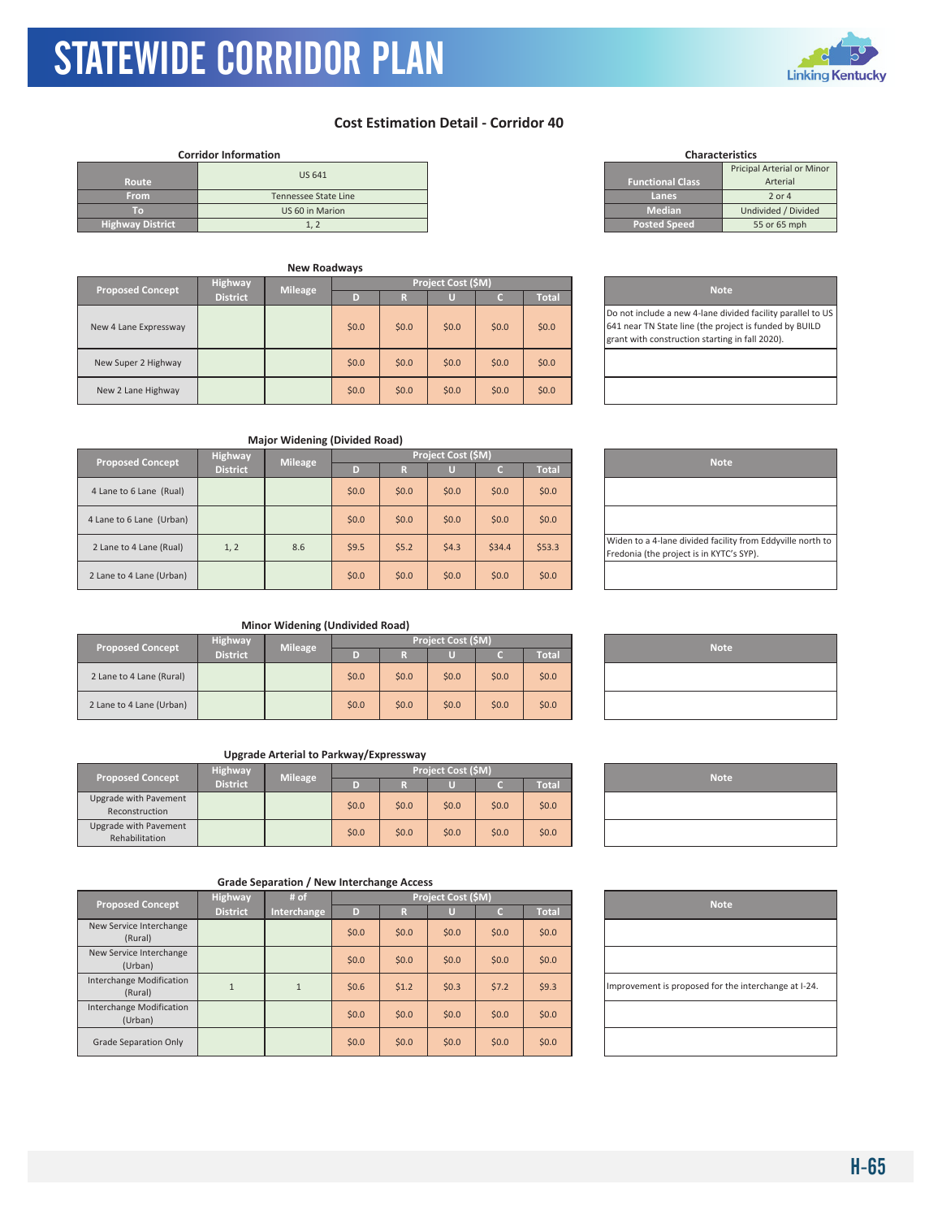# STATEWIDE CORRIDOR PLAN

## Cost Estimation Detail - Corridor 40

**Corridor Information**

| Route | US 641 |
|---|---|
| From | Tennessee State Line |
| To | US 60 in Marion |
| Highway District | 1, 2 |

**Characteristics**

| Functional Class | Pricipal Arterial or Minor Arterial |
|---|---|
| Lanes | 2 or 4 |
| Median | Undivided / Divided |
| Posted Speed | 55 or 65 mph |

### New Roadways

| Proposed Concept | Highway District | Mileage | Project Cost ($M) D | R | U | C | Total | Note |
|---|---|---|---|---|---|---|---|---|
| New 4 Lane Expressway | | | $0.0 | $0.0 | $0.0 | $0.0 | $0.0 | Do not include a new 4-lane divided facility parallel to US 641 near TN State line (the project is funded by BUILD grant with construction starting in fall 2020). |
| New Super 2 Highway | | | $0.0 | $0.0 | $0.0 | $0.0 | $0.0 | |
| New 2 Lane Highway | | | $0.0 | $0.0 | $0.0 | $0.0 | $0.0 | |

### Major Widening (Divided Road)

| Proposed Concept | Highway District | Mileage | Project Cost ($M) D | R | U | C | Total | Note |
|---|---|---|---|---|---|---|---|---|
| 4 Lane to 6 Lane (Rual) | | | $0.0 | $0.0 | $0.0 | $0.0 | $0.0 | |
| 4 Lane to 6 Lane (Urban) | | | $0.0 | $0.0 | $0.0 | $0.0 | $0.0 | |
| 2 Lane to 4 Lane (Rual) | 1, 2 | 8.6 | $9.5 | $5.2 | $4.3 | $34.4 | $53.3 | Widen to a 4-lane divided facility from Eddyville north to Fredonia (the project is in KYTC's SYP). |
| 2 Lane to 4 Lane (Urban) | | | $0.0 | $0.0 | $0.0 | $0.0 | $0.0 | |

### Minor Widening (Undivided Road)

| Proposed Concept | Highway District | Mileage | Project Cost ($M) D | R | U | C | Total | Note |
|---|---|---|---|---|---|---|---|---|
| 2 Lane to 4 Lane (Rural) | | | $0.0 | $0.0 | $0.0 | $0.0 | $0.0 | |
| 2 Lane to 4 Lane (Urban) | | | $0.0 | $0.0 | $0.0 | $0.0 | $0.0 | |

### Upgrade Arterial to Parkway/Expressway

| Proposed Concept | Highway District | Mileage | Project Cost ($M) D | R | U | C | Total | Note |
|---|---|---|---|---|---|---|---|---|
| Upgrade with Pavement Reconstruction | | | $0.0 | $0.0 | $0.0 | $0.0 | $0.0 | |
| Upgrade with Pavement Rehabilitation | | | $0.0 | $0.0 | $0.0 | $0.0 | $0.0 | |

### Grade Separation / New Interchange Access

| Proposed Concept | Highway District | # of Interchange | Project Cost ($M) D | R | U | C | Total | Note |
|---|---|---|---|---|---|---|---|---|
| New Service Interchange (Rural) | | | $0.0 | $0.0 | $0.0 | $0.0 | $0.0 | |
| New Service Interchange (Urban) | | | $0.0 | $0.0 | $0.0 | $0.0 | $0.0 | |
| Interchange Modification (Rural) | 1 | 1 | $0.6 | $1.2 | $0.3 | $7.2 | $9.3 | Improvement is proposed for the interchange at I-24. |
| Interchange Modification (Urban) | | | $0.0 | $0.0 | $0.0 | $0.0 | $0.0 | |
| Grade Separation Only | | | $0.0 | $0.0 | $0.0 | $0.0 | $0.0 | |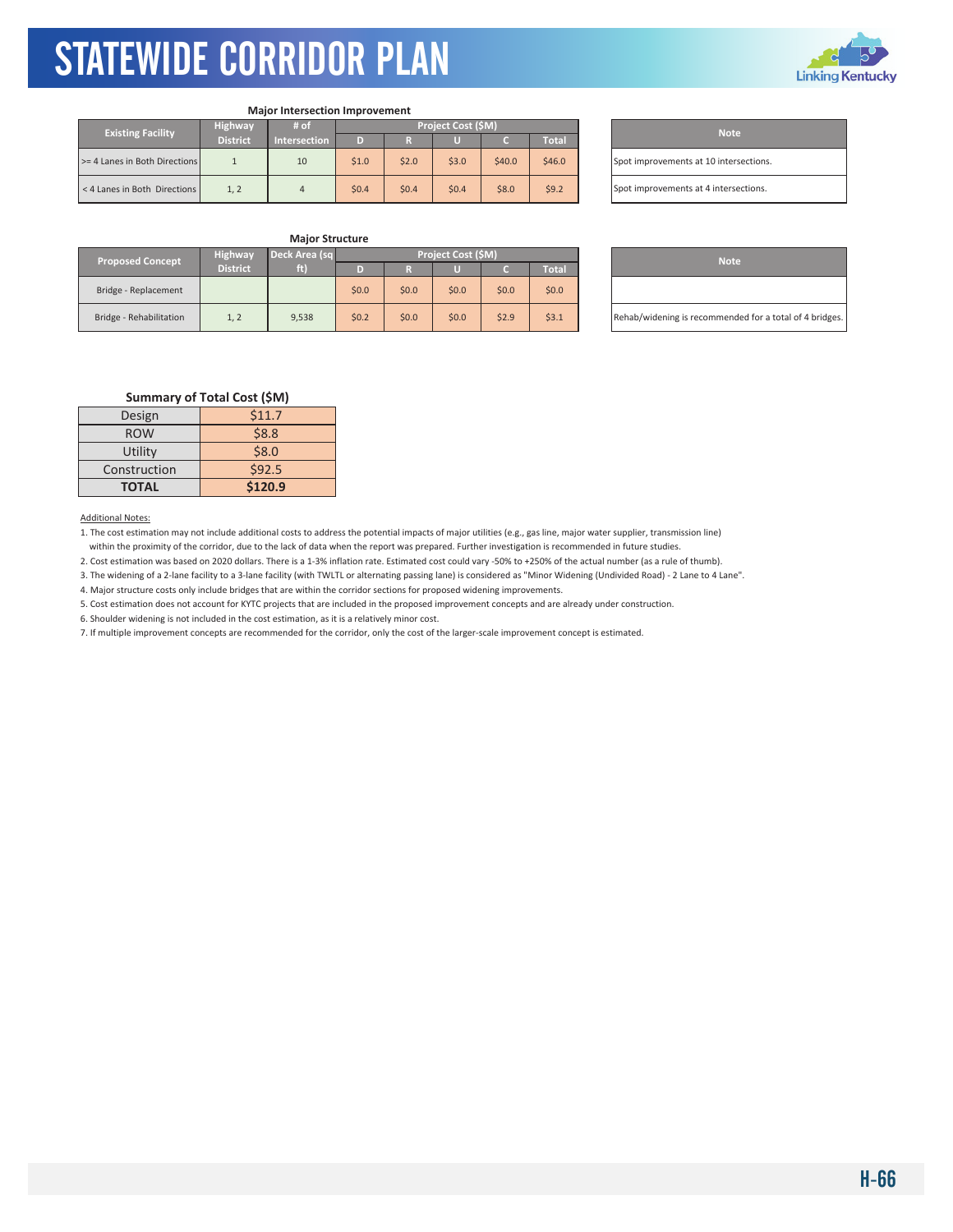# STATEWIDE CORRIDOR PLAN

**Major Intersection Improvement**

| Existing Facility | Highway District | # of Intersection | Project Cost ($M) | | | | | Note |
|---|---|---|---|---|---|---|---|---|
| | | | D | R | U | C | Total | |
| >= 4 Lanes in Both Directions | 1 | 10 | $1.0 | $2.0 | $3.0 | $40.0 | $46.0 | Spot improvements at 10 intersections. |
| < 4 Lanes in Both Directions | 1, 2 | 4 | $0.4 | $0.4 | $0.4 | $8.0 | $9.2 | Spot improvements at 4 intersections. |

**Major Structure**

| Proposed Concept | Highway District | Deck Area (sq ft) | Project Cost ($M) | | | | | Note |
|---|---|---|---|---|---|---|---|---|
| | | | D | R | U | C | Total | |
| Bridge - Replacement | | | $0.0 | $0.0 | $0.0 | $0.0 | $0.0 | |
| Bridge - Rehabilitation | 1, 2 | 9,538 | $0.2 | $0.0 | $0.0 | $2.9 | $3.1 | Rehab/widening is recommended for a total of 4 bridges. |

**Summary of Total Cost ($M)**

| | |
|---|---|
| Design | $11.7 |
| ROW | $8.8 |
| Utility | $8.0 |
| Construction | $92.5 |
| **TOTAL** | **$120.9** |

Additional Notes:

1. The cost estimation may not include additional costs to address the potential impacts of major utilities (e.g., gas line, major water supplier, transmission line) within the proximity of the corridor, due to the lack of data when the report was prepared. Further investigation is recommended in future studies.
2. Cost estimation was based on 2020 dollars. There is a 1-3% inflation rate. Estimated cost could vary -50% to +250% of the actual number (as a rule of thumb).
3. The widening of a 2-lane facility to a 3-lane facility (with TWLTL or alternating passing lane) is considered as "Minor Widening (Undivided Road) - 2 Lane to 4 Lane".
4. Major structure costs only include bridges that are within the corridor sections for proposed widening improvements.
5. Cost estimation does not account for KYTC projects that are included in the proposed improvement concepts and are already under construction.
6. Shoulder widening is not included in the cost estimation, as it is a relatively minor cost.
7. If multiple improvement concepts are recommended for the corridor, only the cost of the larger-scale improvement concept is estimated.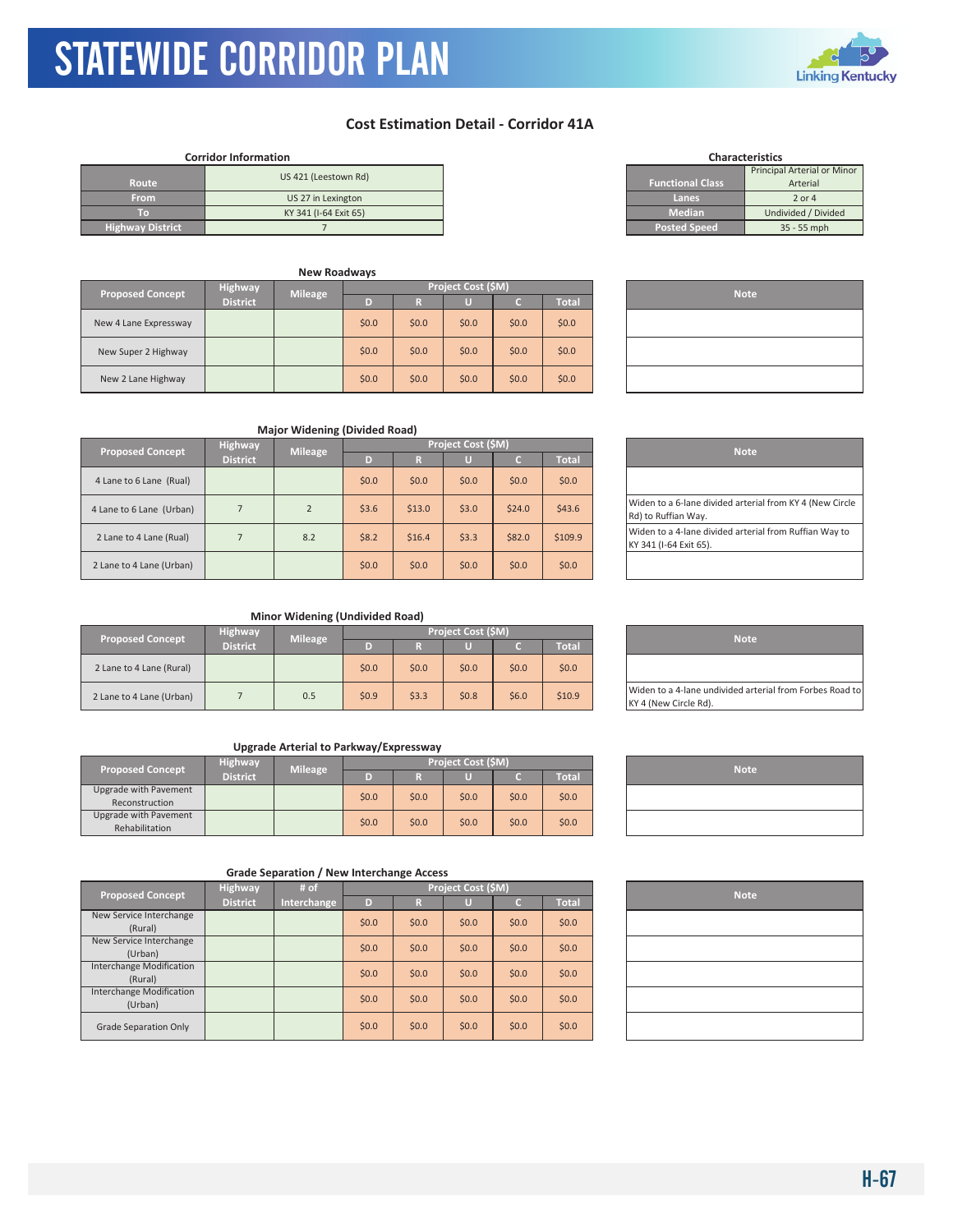# STATEWIDE CORRIDOR PLAN

## Cost Estimation Detail - Corridor 41A

**Corridor Information**

| | |
|---|---|
| Route | US 421 (Leestown Rd) |
| From | US 27 in Lexington |
| To | KY 341 (I-64 Exit 65) |
| Highway District | 7 |

**Characteristics**

| | |
|---|---|
| Functional Class | Principal Arterial or Minor Arterial |
| Lanes | 2 or 4 |
| Median | Undivided / Divided |
| Posted Speed | 35 - 55 mph |

**New Roadways**

| Proposed Concept | Highway District | Mileage | Project Cost ($M) | | | | | Note |
|---|---|---|---|---|---|---|---|---|
| | | | D | R | U | C | Total | |
| New 4 Lane Expressway | | | $0.0 | $0.0 | $0.0 | $0.0 | $0.0 | |
| New Super 2 Highway | | | $0.0 | $0.0 | $0.0 | $0.0 | $0.0 | |
| New 2 Lane Highway | | | $0.0 | $0.0 | $0.0 | $0.0 | $0.0 | |

**Major Widening (Divided Road)**

| Proposed Concept | Highway District | Mileage | Project Cost ($M) | | | | | Note |
|---|---|---|---|---|---|---|---|---|
| | | | D | R | U | C | Total | |
| 4 Lane to 6 Lane (Rual) | | | $0.0 | $0.0 | $0.0 | $0.0 | $0.0 | |
| 4 Lane to 6 Lane (Urban) | 7 | 2 | $3.6 | $13.0 | $3.0 | $24.0 | $43.6 | Widen to a 6-lane divided arterial from KY 4 (New Circle Rd) to Ruffian Way. |
| 2 Lane to 4 Lane (Rual) | 7 | 8.2 | $8.2 | $16.4 | $3.3 | $82.0 | $109.9 | Widen to a 4-lane divided arterial from Ruffian Way to KY 341 (I-64 Exit 65). |
| 2 Lane to 4 Lane (Urban) | | | $0.0 | $0.0 | $0.0 | $0.0 | $0.0 | |

**Minor Widening (Undivided Road)**

| Proposed Concept | Highway District | Mileage | Project Cost ($M) | | | | | Note |
|---|---|---|---|---|---|---|---|---|
| | | | D | R | U | C | Total | |
| 2 Lane to 4 Lane (Rural) | | | $0.0 | $0.0 | $0.0 | $0.0 | $0.0 | |
| 2 Lane to 4 Lane (Urban) | 7 | 0.5 | $0.9 | $3.3 | $0.8 | $6.0 | $10.9 | Widen to a 4-lane undivided arterial from Forbes Road to KY 4 (New Circle Rd). |

**Upgrade Arterial to Parkway/Expressway**

| Proposed Concept | Highway District | Mileage | Project Cost ($M) | | | | | Note |
|---|---|---|---|---|---|---|---|---|
| | | | D | R | U | C | Total | |
| Upgrade with Pavement Reconstruction | | | $0.0 | $0.0 | $0.0 | $0.0 | $0.0 | |
| Upgrade with Pavement Rehabilitation | | | $0.0 | $0.0 | $0.0 | $0.0 | $0.0 | |

**Grade Separation / New Interchange Access**

| Proposed Concept | Highway District | # of Interchange | Project Cost ($M) | | | | | Note |
|---|---|---|---|---|---|---|---|---|
| | | | D | R | U | C | Total | |
| New Service Interchange (Rural) | | | $0.0 | $0.0 | $0.0 | $0.0 | $0.0 | |
| New Service Interchange (Urban) | | | $0.0 | $0.0 | $0.0 | $0.0 | $0.0 | |
| Interchange Modification (Rural) | | | $0.0 | $0.0 | $0.0 | $0.0 | $0.0 | |
| Interchange Modification (Urban) | | | $0.0 | $0.0 | $0.0 | $0.0 | $0.0 | |
| Grade Separation Only | | | $0.0 | $0.0 | $0.0 | $0.0 | $0.0 | |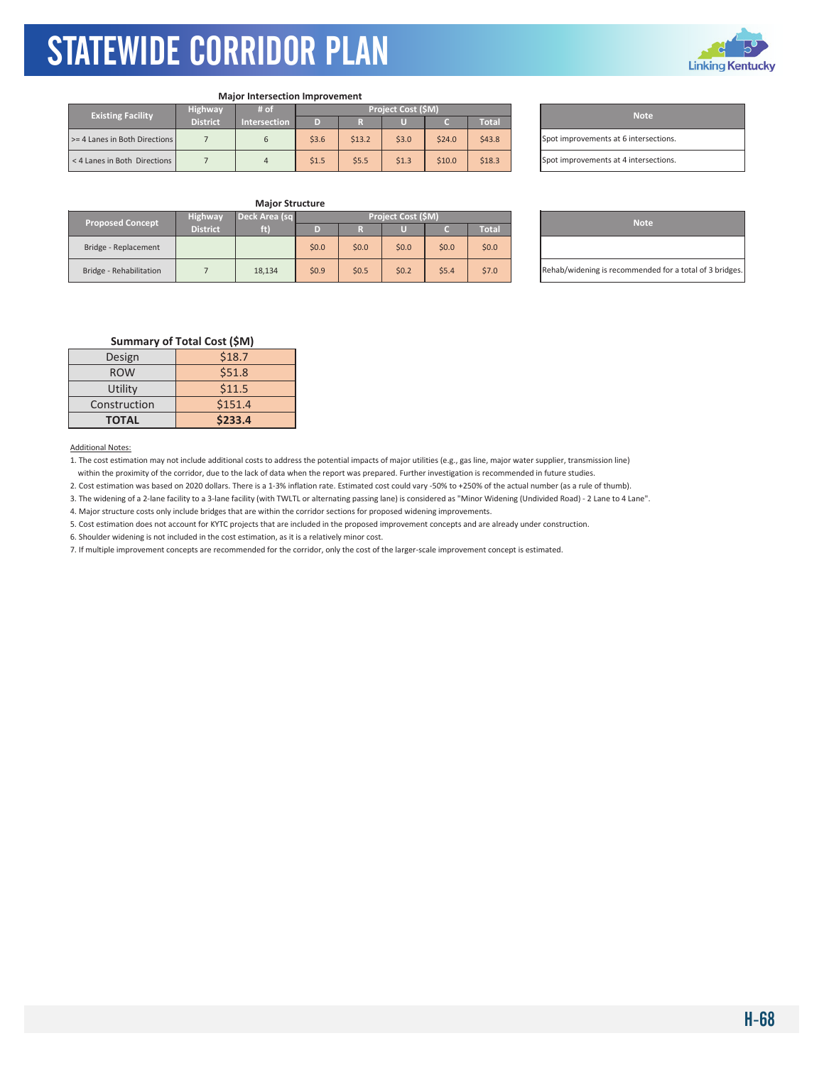# STATEWIDE CORRIDOR PLAN

### Major Intersection Improvement

| Existing Facility | Highway District | # of Intersection | Project Cost ($M) | | | | | Note |
|---|---|---|---|---|---|---|---|---|
| | | | D | R | U | C | Total | |
| >= 4 Lanes in Both Directions | 7 | 6 | $3.6 | $13.2 | $3.0 | $24.0 | $43.8 | Spot improvements at 6 intersections. |
| < 4 Lanes in Both Directions | 7 | 4 | $1.5 | $5.5 | $1.3 | $10.0 | $18.3 | Spot improvements at 4 intersections. |

### Major Structure

| Proposed Concept | Highway District | Deck Area (sq ft) | Project Cost ($M) | | | | | Note |
|---|---|---|---|---|---|---|---|---|
| | | | D | R | U | C | Total | |
| Bridge - Replacement | | | $0.0 | $0.0 | $0.0 | $0.0 | $0.0 | |
| Bridge - Rehabilitation | 7 | 18,134 | $0.9 | $0.5 | $0.2 | $5.4 | $7.0 | Rehab/widening is recommended for a total of 3 bridges. |

### Summary of Total Cost ($M)

| | |
|---|---|
| Design | $18.7 |
| ROW | $51.8 |
| Utility | $11.5 |
| Construction | $151.4 |
| **TOTAL** | **$233.4** |

Additional Notes:

1. The cost estimation may not include additional costs to address the potential impacts of major utilities (e.g., gas line, major water supplier, transmission line) within the proximity of the corridor, due to the lack of data when the report was prepared. Further investigation is recommended in future studies.
2. Cost estimation was based on 2020 dollars. There is a 1-3% inflation rate. Estimated cost could vary -50% to +250% of the actual number (as a rule of thumb).
3. The widening of a 2-lane facility to a 3-lane facility (with TWLTL or alternating passing lane) is considered as "Minor Widening (Undivided Road) - 2 Lane to 4 Lane".
4. Major structure costs only include bridges that are within the corridor sections for proposed widening improvements.
5. Cost estimation does not account for KYTC projects that are included in the proposed improvement concepts and are already under construction.
6. Shoulder widening is not included in the cost estimation, as it is a relatively minor cost.
7. If multiple improvement concepts are recommended for the corridor, only the cost of the larger-scale improvement concept is estimated.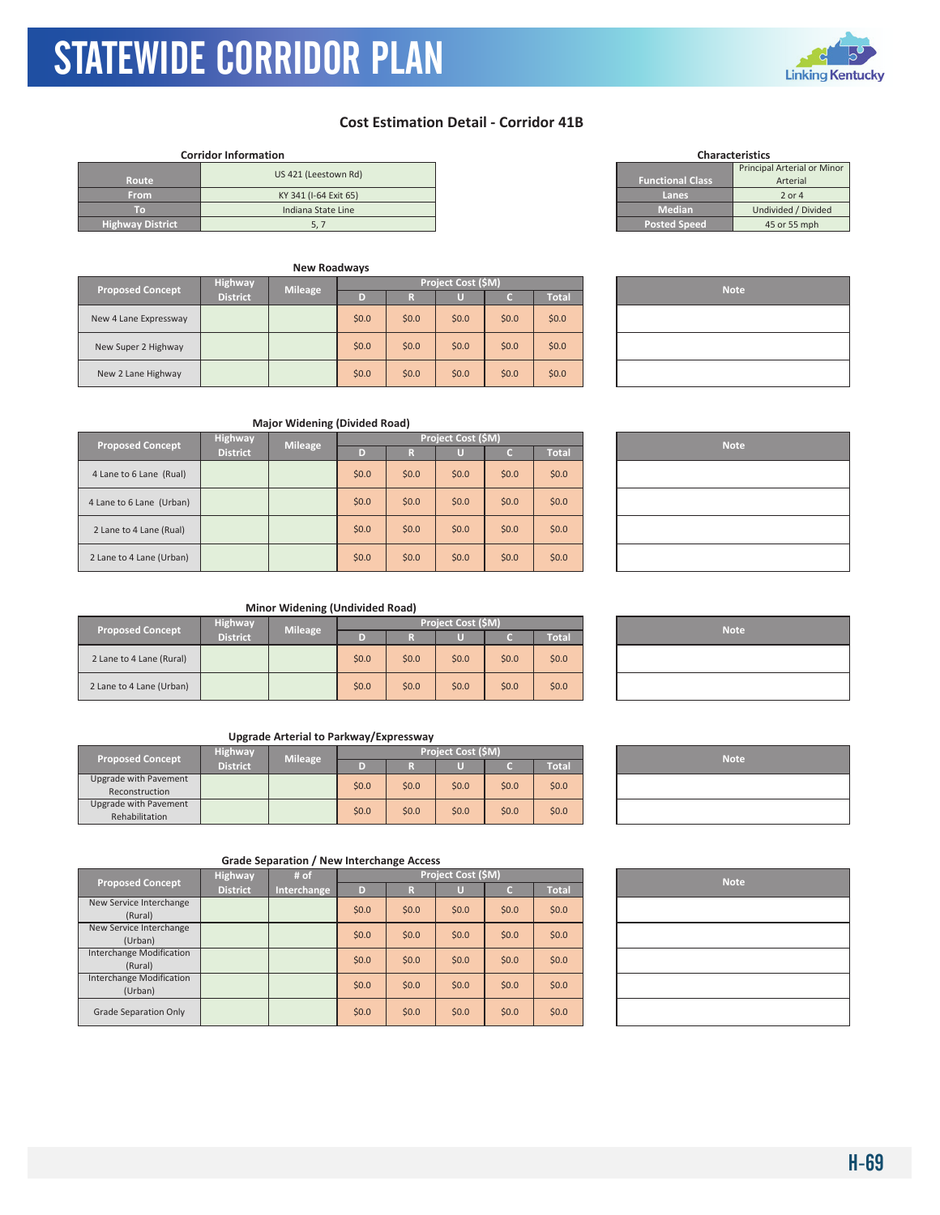# Cost Estimation Detail - Corridor 41B

**Corridor Information**

| | |
|---|---|
| Route | US 421 (Leestown Rd) |
| From | KY 341 (I-64 Exit 65) |
| To | Indiana State Line |
| Highway District | 5, 7 |

**Characteristics**

| | |
|---|---|
| Functional Class | Principal Arterial or Minor Arterial |
| Lanes | 2 or 4 |
| Median | Undivided / Divided |
| Posted Speed | 45 or 55 mph |

**New Roadways**

| Proposed Concept | Highway District | Mileage | Project Cost ($M) | | | | | Note |
|---|---|---|---|---|---|---|---|---|
| | | | D | R | U | C | Total | |
| New 4 Lane Expressway | | | $0.0 | $0.0 | $0.0 | $0.0 | $0.0 | |
| New Super 2 Highway | | | $0.0 | $0.0 | $0.0 | $0.0 | $0.0 | |
| New 2 Lane Highway | | | $0.0 | $0.0 | $0.0 | $0.0 | $0.0 | |

**Major Widening (Divided Road)**

| Proposed Concept | Highway District | Mileage | Project Cost ($M) | | | | | Note |
|---|---|---|---|---|---|---|---|---|
| | | | D | R | U | C | Total | |
| 4 Lane to 6 Lane (Rual) | | | $0.0 | $0.0 | $0.0 | $0.0 | $0.0 | |
| 4 Lane to 6 Lane (Urban) | | | $0.0 | $0.0 | $0.0 | $0.0 | $0.0 | |
| 2 Lane to 4 Lane (Rual) | | | $0.0 | $0.0 | $0.0 | $0.0 | $0.0 | |
| 2 Lane to 4 Lane (Urban) | | | $0.0 | $0.0 | $0.0 | $0.0 | $0.0 | |

**Minor Widening (Undivided Road)**

| Proposed Concept | Highway District | Mileage | Project Cost ($M) | | | | | Note |
|---|---|---|---|---|---|---|---|---|
| | | | D | R | U | C | Total | |
| 2 Lane to 4 Lane (Rural) | | | $0.0 | $0.0 | $0.0 | $0.0 | $0.0 | |
| 2 Lane to 4 Lane (Urban) | | | $0.0 | $0.0 | $0.0 | $0.0 | $0.0 | |

**Upgrade Arterial to Parkway/Expressway**

| Proposed Concept | Highway District | Mileage | Project Cost ($M) | | | | | Note |
|---|---|---|---|---|---|---|---|---|
| | | | D | R | U | C | Total | |
| Upgrade with Pavement Reconstruction | | | $0.0 | $0.0 | $0.0 | $0.0 | $0.0 | |
| Upgrade with Pavement Rehabilitation | | | $0.0 | $0.0 | $0.0 | $0.0 | $0.0 | |

**Grade Separation / New Interchange Access**

| Proposed Concept | Highway District | # of Interchange | Project Cost ($M) | | | | | Note |
|---|---|---|---|---|---|---|---|---|
| | | | D | R | U | C | Total | |
| New Service Interchange (Rural) | | | $0.0 | $0.0 | $0.0 | $0.0 | $0.0 | |
| New Service Interchange (Urban) | | | $0.0 | $0.0 | $0.0 | $0.0 | $0.0 | |
| Interchange Modification (Rural) | | | $0.0 | $0.0 | $0.0 | $0.0 | $0.0 | |
| Interchange Modification (Urban) | | | $0.0 | $0.0 | $0.0 | $0.0 | $0.0 | |
| Grade Separation Only | | | $0.0 | $0.0 | $0.0 | $0.0 | $0.0 | |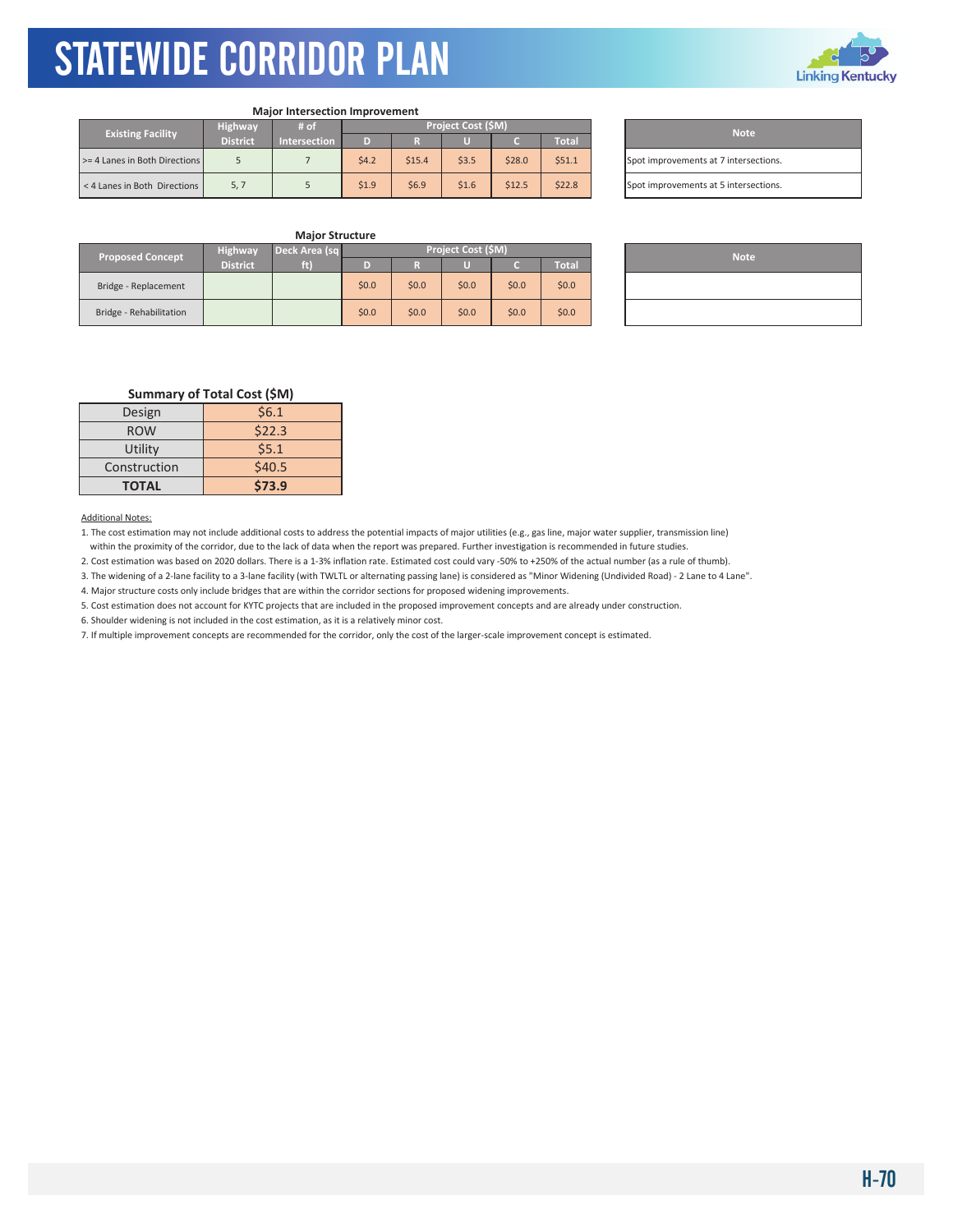# STATEWIDE CORRIDOR PLAN

**Major Intersection Improvement**

| Existing Facility | Highway District | # of Intersection | Project Cost ($M) | | | | |
|---|---|---|---|---|---|---|---|
| | | | D | R | U | C | Total |
| >= 4 Lanes in Both Directions | 5 | 7 | $4.2 | $15.4 | $3.5 | $28.0 | $51.1 |
| < 4 Lanes in Both Directions | 5, 7 | 5 | $1.9 | $6.9 | $1.6 | $12.5 | $22.8 |

| Note |
|---|
| Spot improvements at 7 intersections. |
| Spot improvements at 5 intersections. |

**Major Structure**

| Proposed Concept | Highway District | Deck Area (sq ft) | Project Cost ($M) | | | | |
|---|---|---|---|---|---|---|---|
| | | | D | R | U | C | Total |
| Bridge - Replacement | | | $0.0 | $0.0 | $0.0 | $0.0 | $0.0 |
| Bridge - Rehabilitation | | | $0.0 | $0.0 | $0.0 | $0.0 | $0.0 |

| Note |
|---|
| |
| |

**Summary of Total Cost ($M)**

| | |
|---|---|
| Design | $6.1 |
| ROW | $22.3 |
| Utility | $5.1 |
| Construction | $40.5 |
| **TOTAL** | **$73.9** |

Additional Notes:

1. The cost estimation may not include additional costs to address the potential impacts of major utilities (e.g., gas line, major water supplier, transmission line) within the proximity of the corridor, due to the lack of data when the report was prepared. Further investigation is recommended in future studies.
2. Cost estimation was based on 2020 dollars. There is a 1-3% inflation rate. Estimated cost could vary -50% to +250% of the actual number (as a rule of thumb).
3. The widening of a 2-lane facility to a 3-lane facility (with TWLTL or alternating passing lane) is considered as "Minor Widening (Undivided Road) - 2 Lane to 4 Lane".
4. Major structure costs only include bridges that are within the corridor sections for proposed widening improvements.
5. Cost estimation does not account for KYTC projects that are included in the proposed improvement concepts and are already under construction.
6. Shoulder widening is not included in the cost estimation, as it is a relatively minor cost.
7. If multiple improvement concepts are recommended for the corridor, only the cost of the larger-scale improvement concept is estimated.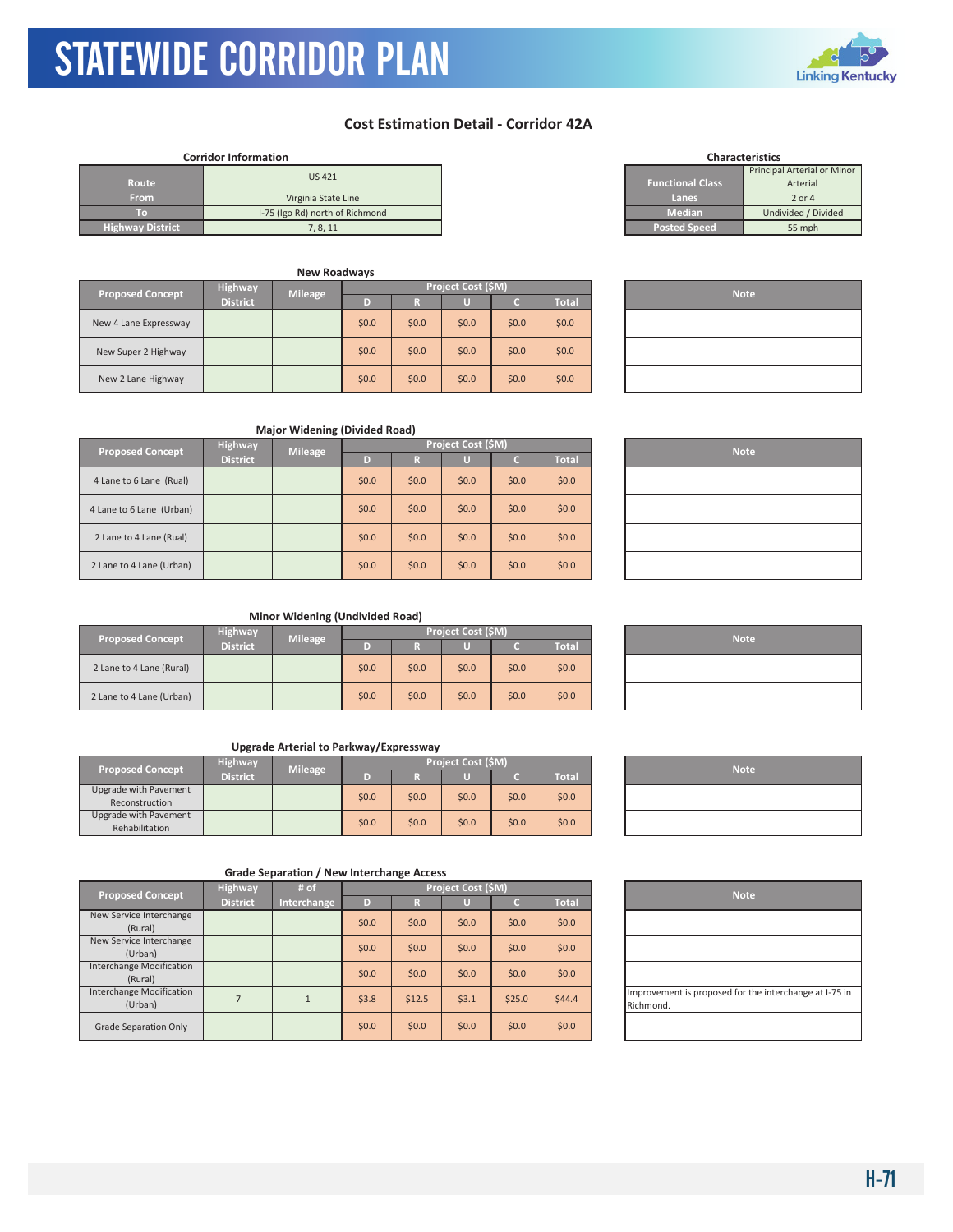# STATEWIDE CORRIDOR PLAN

## Cost Estimation Detail - Corridor 42A

**Corridor Information**

| | |
|---|---|
| Route | US 421 |
| From | Virginia State Line |
| To | I-75 (Igo Rd) north of Richmond |
| Highway District | 7, 8, 11 |

**Characteristics**

| | |
|---|---|
| Functional Class | Principal Arterial or Minor Arterial |
| Lanes | 2 or 4 |
| Median | Undivided / Divided |
| Posted Speed | 55 mph |

**New Roadways**

| Proposed Concept | Highway District | Mileage | Project Cost ($M) | | | | | Note |
|---|---|---|---|---|---|---|---|---|
| | | | D | R | U | C | Total | |
| New 4 Lane Expressway | | | $0.0 | $0.0 | $0.0 | $0.0 | $0.0 | |
| New Super 2 Highway | | | $0.0 | $0.0 | $0.0 | $0.0 | $0.0 | |
| New 2 Lane Highway | | | $0.0 | $0.0 | $0.0 | $0.0 | $0.0 | |

**Major Widening (Divided Road)**

| Proposed Concept | Highway District | Mileage | Project Cost ($M) | | | | | Note |
|---|---|---|---|---|---|---|---|---|
| | | | D | R | U | C | Total | |
| 4 Lane to 6 Lane (Rual) | | | $0.0 | $0.0 | $0.0 | $0.0 | $0.0 | |
| 4 Lane to 6 Lane (Urban) | | | $0.0 | $0.0 | $0.0 | $0.0 | $0.0 | |
| 2 Lane to 4 Lane (Rual) | | | $0.0 | $0.0 | $0.0 | $0.0 | $0.0 | |
| 2 Lane to 4 Lane (Urban) | | | $0.0 | $0.0 | $0.0 | $0.0 | $0.0 | |

**Minor Widening (Undivided Road)**

| Proposed Concept | Highway District | Mileage | Project Cost ($M) | | | | | Note |
|---|---|---|---|---|---|---|---|---|
| | | | D | R | U | C | Total | |
| 2 Lane to 4 Lane (Rural) | | | $0.0 | $0.0 | $0.0 | $0.0 | $0.0 | |
| 2 Lane to 4 Lane (Urban) | | | $0.0 | $0.0 | $0.0 | $0.0 | $0.0 | |

**Upgrade Arterial to Parkway/Expressway**

| Proposed Concept | Highway District | Mileage | Project Cost ($M) | | | | | Note |
|---|---|---|---|---|---|---|---|---|
| | | | D | R | U | C | Total | |
| Upgrade with Pavement Reconstruction | | | $0.0 | $0.0 | $0.0 | $0.0 | $0.0 | |
| Upgrade with Pavement Rehabilitation | | | $0.0 | $0.0 | $0.0 | $0.0 | $0.0 | |

**Grade Separation / New Interchange Access**

| Proposed Concept | Highway District | # of Interchange | Project Cost ($M) | | | | | Note |
|---|---|---|---|---|---|---|---|---|
| | | | D | R | U | C | Total | |
| New Service Interchange (Rural) | | | $0.0 | $0.0 | $0.0 | $0.0 | $0.0 | |
| New Service Interchange (Urban) | | | $0.0 | $0.0 | $0.0 | $0.0 | $0.0 | |
| Interchange Modification (Rural) | | | $0.0 | $0.0 | $0.0 | $0.0 | $0.0 | |
| Interchange Modification (Urban) | 7 | 1 | $3.8 | $12.5 | $3.1 | $25.0 | $44.4 | Improvement is proposed for the interchange at I-75 in Richmond. |
| Grade Separation Only | | | $0.0 | $0.0 | $0.0 | $0.0 | $0.0 | |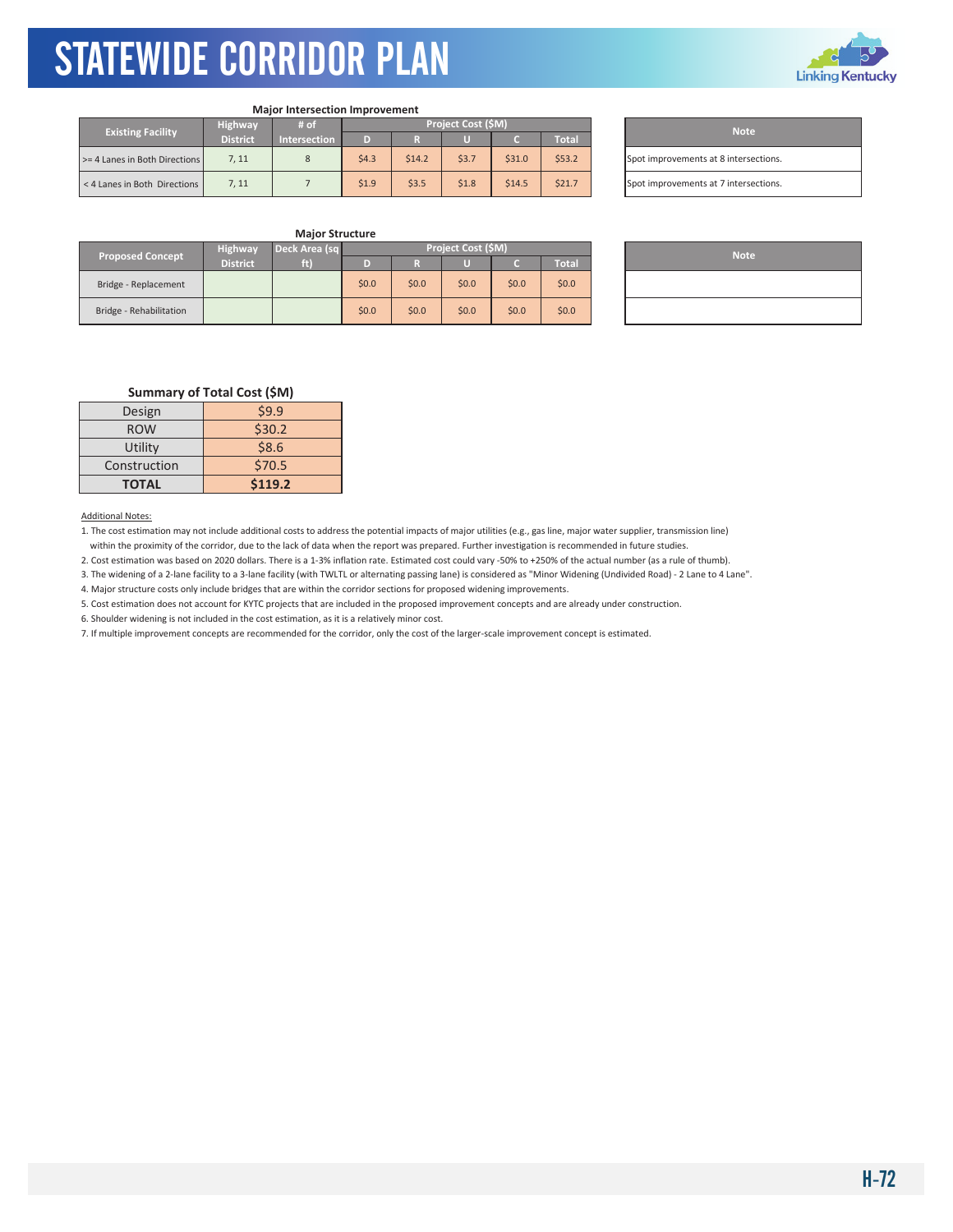# STATEWIDE CORRIDOR PLAN

**Major Intersection Improvement**

| Existing Facility | Highway District | # of Intersection | Project Cost ($M) | | | | | Note |
|---|---|---|---|---|---|---|---|---|
| | | | D | R | U | C | Total | |
| >= 4 Lanes in Both Directions | 7, 11 | 8 | $4.3 | $14.2 | $3.7 | $31.0 | $53.2 | Spot improvements at 8 intersections. |
| < 4 Lanes in Both Directions | 7, 11 | 7 | $1.9 | $3.5 | $1.8 | $14.5 | $21.7 | Spot improvements at 7 intersections. |

**Major Structure**

| Proposed Concept | Highway District | Deck Area (sq ft) | Project Cost ($M) | | | | | Note |
|---|---|---|---|---|---|---|---|---|
| | | | D | R | U | C | Total | |
| Bridge - Replacement | | | $0.0 | $0.0 | $0.0 | $0.0 | $0.0 | |
| Bridge - Rehabilitation | | | $0.0 | $0.0 | $0.0 | $0.0 | $0.0 | |

**Summary of Total Cost ($M)**

| | |
|---|---|
| Design | $9.9 |
| ROW | $30.2 |
| Utility | $8.6 |
| Construction | $70.5 |
| **TOTAL** | **$119.2** |

Additional Notes:

1. The cost estimation may not include additional costs to address the potential impacts of major utilities (e.g., gas line, major water supplier, transmission line) within the proximity of the corridor, due to the lack of data when the report was prepared. Further investigation is recommended in future studies.
2. Cost estimation was based on 2020 dollars. There is a 1-3% inflation rate. Estimated cost could vary -50% to +250% of the actual number (as a rule of thumb).
3. The widening of a 2-lane facility to a 3-lane facility (with TWLTL or alternating passing lane) is considered as "Minor Widening (Undivided Road) - 2 Lane to 4 Lane".
4. Major structure costs only include bridges that are within the corridor sections for proposed widening improvements.
5. Cost estimation does not account for KYTC projects that are included in the proposed improvement concepts and are already under construction.
6. Shoulder widening is not included in the cost estimation, as it is a relatively minor cost.
7. If multiple improvement concepts are recommended for the corridor, only the cost of the larger-scale improvement concept is estimated.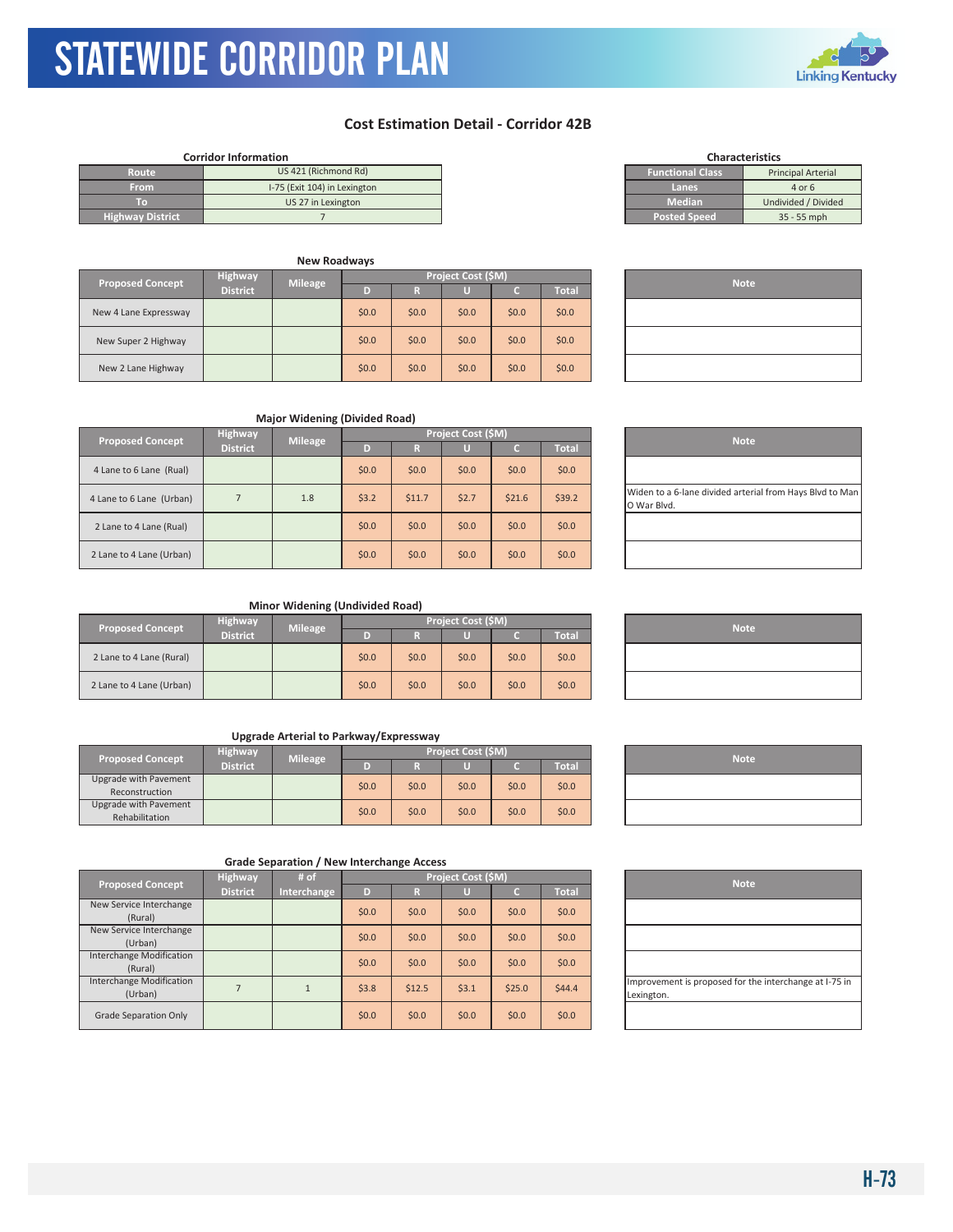# STATEWIDE CORRIDOR PLAN

## Cost Estimation Detail - Corridor 42B

**Corridor Information**

| | |
|---|---|
| Route | US 421 (Richmond Rd) |
| From | I-75 (Exit 104) in Lexington |
| To | US 27 in Lexington |
| Highway District | 7 |

**Characteristics**

| | |
|---|---|
| Functional Class | Principal Arterial |
| Lanes | 4 or 6 |
| Median | Undivided / Divided |
| Posted Speed | 35 - 55 mph |

**New Roadways**

| Proposed Concept | Highway District | Mileage | Project Cost ($M) D | R | U | C | Total | Note |
|---|---|---|---|---|---|---|---|---|
| New 4 Lane Expressway | | | $0.0 | $0.0 | $0.0 | $0.0 | $0.0 | |
| New Super 2 Highway | | | $0.0 | $0.0 | $0.0 | $0.0 | $0.0 | |
| New 2 Lane Highway | | | $0.0 | $0.0 | $0.0 | $0.0 | $0.0 | |

**Major Widening (Divided Road)**

| Proposed Concept | Highway District | Mileage | Project Cost ($M) D | R | U | C | Total | Note |
|---|---|---|---|---|---|---|---|---|
| 4 Lane to 6 Lane (Rual) | | | $0.0 | $0.0 | $0.0 | $0.0 | $0.0 | |
| 4 Lane to 6 Lane (Urban) | 7 | 1.8 | $3.2 | $11.7 | $2.7 | $21.6 | $39.2 | Widen to a 6-lane divided arterial from Hays Blvd to Man O War Blvd. |
| 2 Lane to 4 Lane (Rual) | | | $0.0 | $0.0 | $0.0 | $0.0 | $0.0 | |
| 2 Lane to 4 Lane (Urban) | | | $0.0 | $0.0 | $0.0 | $0.0 | $0.0 | |

**Minor Widening (Undivided Road)**

| Proposed Concept | Highway District | Mileage | Project Cost ($M) D | R | U | C | Total | Note |
|---|---|---|---|---|---|---|---|---|
| 2 Lane to 4 Lane (Rural) | | | $0.0 | $0.0 | $0.0 | $0.0 | $0.0 | |
| 2 Lane to 4 Lane (Urban) | | | $0.0 | $0.0 | $0.0 | $0.0 | $0.0 | |

**Upgrade Arterial to Parkway/Expressway**

| Proposed Concept | Highway District | Mileage | Project Cost ($M) D | R | U | C | Total | Note |
|---|---|---|---|---|---|---|---|---|
| Upgrade with Pavement Reconstruction | | | $0.0 | $0.0 | $0.0 | $0.0 | $0.0 | |
| Upgrade with Pavement Rehabilitation | | | $0.0 | $0.0 | $0.0 | $0.0 | $0.0 | |

**Grade Separation / New Interchange Access**

| Proposed Concept | Highway District | # of Interchange | Project Cost ($M) D | R | U | C | Total | Note |
|---|---|---|---|---|---|---|---|---|
| New Service Interchange (Rural) | | | $0.0 | $0.0 | $0.0 | $0.0 | $0.0 | |
| New Service Interchange (Urban) | | | $0.0 | $0.0 | $0.0 | $0.0 | $0.0 | |
| Interchange Modification (Rural) | | | $0.0 | $0.0 | $0.0 | $0.0 | $0.0 | |
| Interchange Modification (Urban) | 7 | 1 | $3.8 | $12.5 | $3.1 | $25.0 | $44.4 | Improvement is proposed for the interchange at I-75 in Lexington. |
| Grade Separation Only | | | $0.0 | $0.0 | $0.0 | $0.0 | $0.0 | |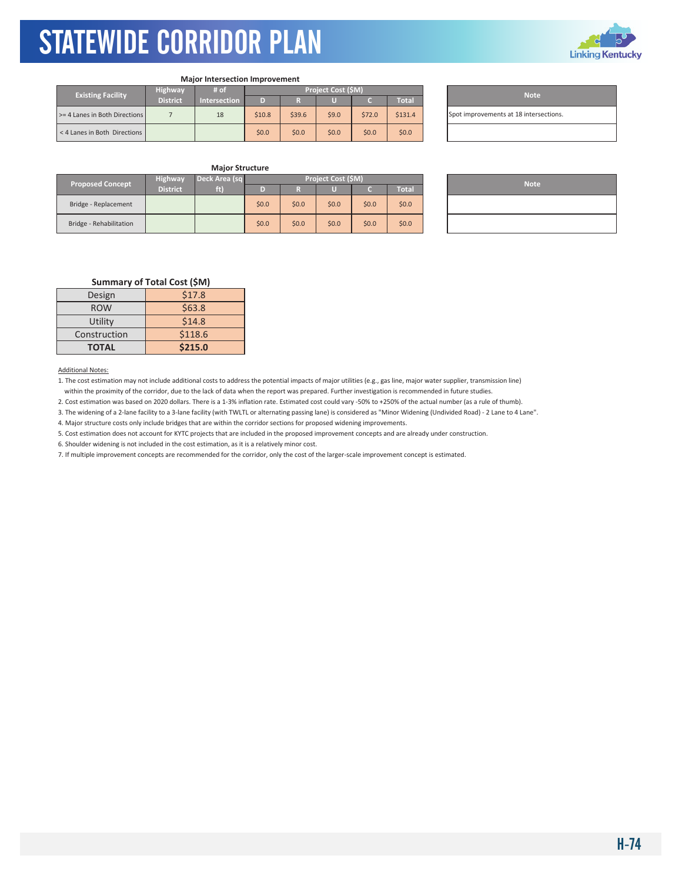**Major Intersection Improvement**

| Existing Facility | Highway District | # of Intersection | Project Cost ($M) | | | | | Note |
|---|---|---|---|---|---|---|---|---|
| | | | D | R | U | C | Total | |
| >= 4 Lanes in Both Directions | 7 | 18 | $10.8 | $39.6 | $9.0 | $72.0 | $131.4 | Spot improvements at 18 intersections. |
| < 4 Lanes in Both Directions | | | $0.0 | $0.0 | $0.0 | $0.0 | $0.0 | |

**Major Structure**

| Proposed Concept | Highway District | Deck Area (sq ft) | Project Cost ($M) | | | | | Note |
|---|---|---|---|---|---|---|---|---|
| | | | D | R | U | C | Total | |
| Bridge - Replacement | | | $0.0 | $0.0 | $0.0 | $0.0 | $0.0 | |
| Bridge - Rehabilitation | | | $0.0 | $0.0 | $0.0 | $0.0 | $0.0 | |

**Summary of Total Cost ($M)**

| | |
|---|---|
| Design | $17.8 |
| ROW | $63.8 |
| Utility | $14.8 |
| Construction | $118.6 |
| **TOTAL** | **$215.0** |

Additional Notes:

1. The cost estimation may not include additional costs to address the potential impacts of major utilities (e.g., gas line, major water supplier, transmission line) within the proximity of the corridor, due to the lack of data when the report was prepared. Further investigation is recommended in future studies.
2. Cost estimation was based on 2020 dollars. There is a 1-3% inflation rate. Estimated cost could vary -50% to +250% of the actual number (as a rule of thumb).
3. The widening of a 2-lane facility to a 3-lane facility (with TWLTL or alternating passing lane) is considered as "Minor Widening (Undivided Road) - 2 Lane to 4 Lane".
4. Major structure costs only include bridges that are within the corridor sections for proposed widening improvements.
5. Cost estimation does not account for KYTC projects that are included in the proposed improvement concepts and are already under construction.
6. Shoulder widening is not included in the cost estimation, as it is a relatively minor cost.
7. If multiple improvement concepts are recommended for the corridor, only the cost of the larger-scale improvement concept is estimated.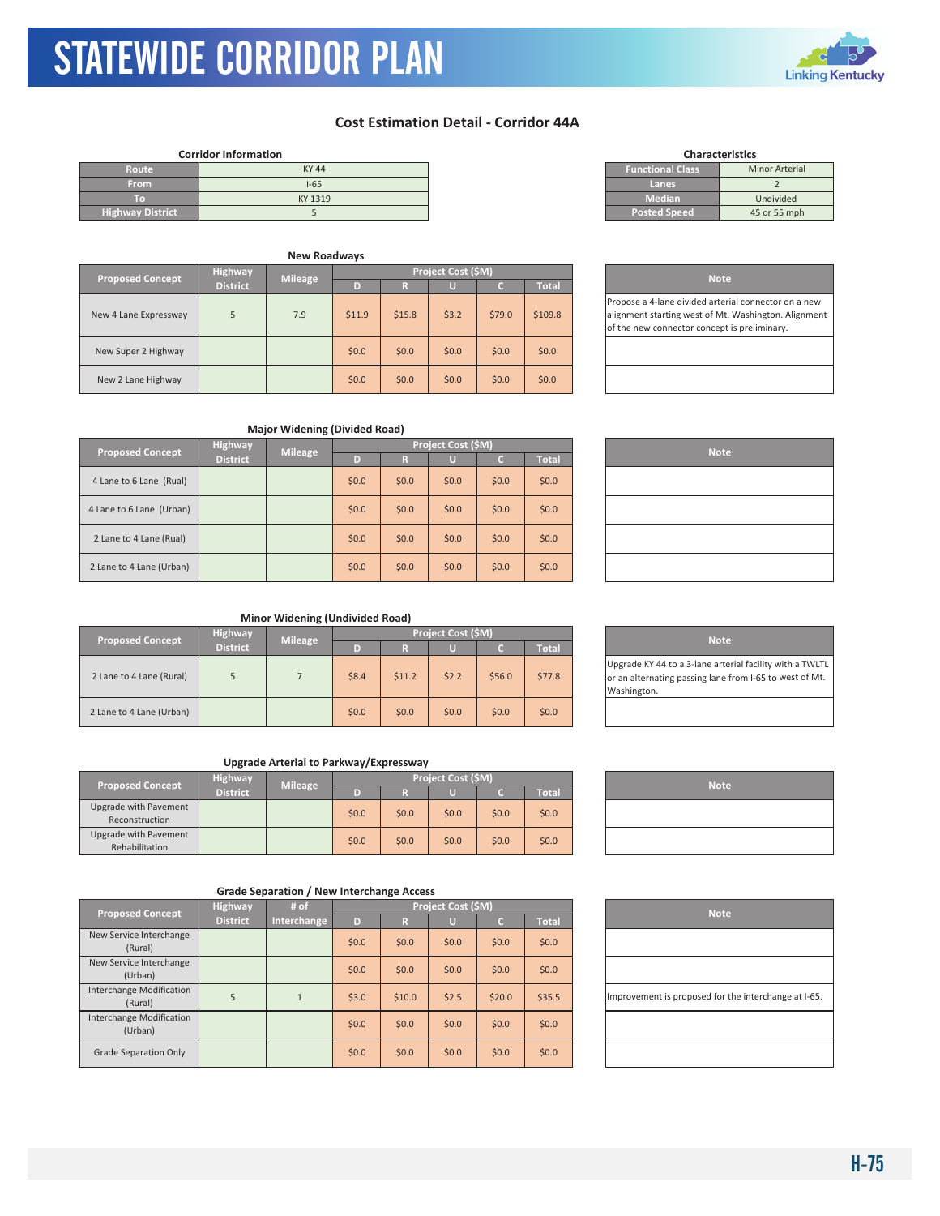# STATEWIDE CORRIDOR PLAN

## Cost Estimation Detail - Corridor 44A

**Corridor Information**

| | |
|---|---|
| Route | KY 44 |
| From | I-65 |
| To | KY 1319 |
| Highway District | 5 |

**Characteristics**

| | |
|---|---|
| Functional Class | Minor Arterial |
| Lanes | 2 |
| Median | Undivided |
| Posted Speed | 45 or 55 mph |

### New Roadways

| Proposed Concept | Highway District | Mileage | Project Cost ($M) D | R | U | C | Total | Note |
|---|---|---|---|---|---|---|---|---|
| New 4 Lane Expressway | 5 | 7.9 | $11.9 | $15.8 | $3.2 | $79.0 | $109.8 | Propose a 4-lane divided arterial connector on a new alignment starting west of Mt. Washington. Alignment of the new connector concept is preliminary. |
| New Super 2 Highway | | | $0.0 | $0.0 | $0.0 | $0.0 | $0.0 | |
| New 2 Lane Highway | | | $0.0 | $0.0 | $0.0 | $0.0 | $0.0 | |

### Major Widening (Divided Road)

| Proposed Concept | Highway District | Mileage | Project Cost ($M) D | R | U | C | Total | Note |
|---|---|---|---|---|---|---|---|---|
| 4 Lane to 6 Lane (Rual) | | | $0.0 | $0.0 | $0.0 | $0.0 | $0.0 | |
| 4 Lane to 6 Lane (Urban) | | | $0.0 | $0.0 | $0.0 | $0.0 | $0.0 | |
| 2 Lane to 4 Lane (Rual) | | | $0.0 | $0.0 | $0.0 | $0.0 | $0.0 | |
| 2 Lane to 4 Lane (Urban) | | | $0.0 | $0.0 | $0.0 | $0.0 | $0.0 | |

### Minor Widening (Undivided Road)

| Proposed Concept | Highway District | Mileage | Project Cost ($M) D | R | U | C | Total | Note |
|---|---|---|---|---|---|---|---|---|
| 2 Lane to 4 Lane (Rural) | 5 | 7 | $8.4 | $11.2 | $2.2 | $56.0 | $77.8 | Upgrade KY 44 to a 3-lane arterial facility with a TWLTL or an alternating passing lane from I-65 to west of Mt. Washington. |
| 2 Lane to 4 Lane (Urban) | | | $0.0 | $0.0 | $0.0 | $0.0 | $0.0 | |

### Upgrade Arterial to Parkway/Expressway

| Proposed Concept | Highway District | Mileage | Project Cost ($M) D | R | U | C | Total | Note |
|---|---|---|---|---|---|---|---|---|
| Upgrade with Pavement Reconstruction | | | $0.0 | $0.0 | $0.0 | $0.0 | $0.0 | |
| Upgrade with Pavement Rehabilitation | | | $0.0 | $0.0 | $0.0 | $0.0 | $0.0 | |

### Grade Separation / New Interchange Access

| Proposed Concept | Highway District | # of Interchange | Project Cost ($M) D | R | U | C | Total | Note |
|---|---|---|---|---|---|---|---|---|
| New Service Interchange (Rural) | | | $0.0 | $0.0 | $0.0 | $0.0 | $0.0 | |
| New Service Interchange (Urban) | | | $0.0 | $0.0 | $0.0 | $0.0 | $0.0 | |
| Interchange Modification (Rural) | 5 | 1 | $3.0 | $10.0 | $2.5 | $20.0 | $35.5 | Improvement is proposed for the interchange at I-65. |
| Interchange Modification (Urban) | | | $0.0 | $0.0 | $0.0 | $0.0 | $0.0 | |
| Grade Separation Only | | | $0.0 | $0.0 | $0.0 | $0.0 | $0.0 | |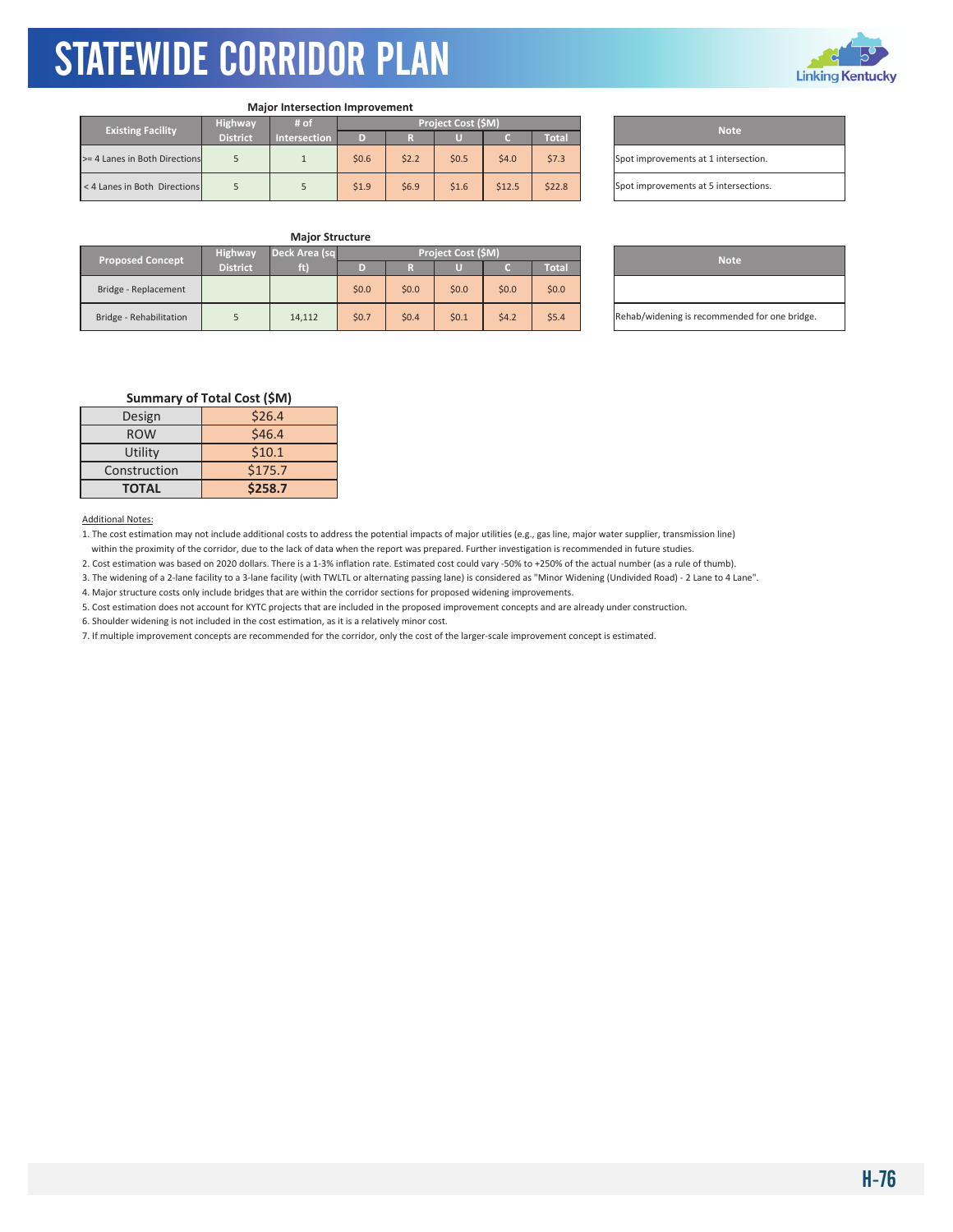# STATEWIDE CORRIDOR PLAN

### Major Intersection Improvement

| Existing Facility | Highway District | # of Intersection | Project Cost ($M) | | | | | Note |
|---|---|---|---|---|---|---|---|---|
| | | | D | R | U | C | Total | |
| >= 4 Lanes in Both Directions | 5 | 1 | $0.6 | $2.2 | $0.5 | $4.0 | $7.3 | Spot improvements at 1 intersection. |
| < 4 Lanes in Both Directions | 5 | 5 | $1.9 | $6.9 | $1.6 | $12.5 | $22.8 | Spot improvements at 5 intersections. |

### Major Structure

| Proposed Concept | Highway District | Deck Area (sq ft) | Project Cost ($M) | | | | | Note |
|---|---|---|---|---|---|---|---|---|
| | | | D | R | U | C | Total | |
| Bridge - Replacement | | | $0.0 | $0.0 | $0.0 | $0.0 | $0.0 | |
| Bridge - Rehabilitation | 5 | 14,112 | $0.7 | $0.4 | $0.1 | $4.2 | $5.4 | Rehab/widening is recommended for one bridge. |

### Summary of Total Cost ($M)

| | |
|---|---|
| Design | $26.4 |
| ROW | $46.4 |
| Utility | $10.1 |
| Construction | $175.7 |
| **TOTAL** | **$258.7** |

Additional Notes:

1. The cost estimation may not include additional costs to address the potential impacts of major utilities (e.g., gas line, major water supplier, transmission line) within the proximity of the corridor, due to the lack of data when the report was prepared. Further investigation is recommended in future studies.
2. Cost estimation was based on 2020 dollars. There is a 1-3% inflation rate. Estimated cost could vary -50% to +250% of the actual number (as a rule of thumb).
3. The widening of a 2-lane facility to a 3-lane facility (with TWLTL or alternating passing lane) is considered as "Minor Widening (Undivided Road) - 2 Lane to 4 Lane".
4. Major structure costs only include bridges that are within the corridor sections for proposed widening improvements.
5. Cost estimation does not account for KYTC projects that are included in the proposed improvement concepts and are already under construction.
6. Shoulder widening is not included in the cost estimation, as it is a relatively minor cost.
7. If multiple improvement concepts are recommended for the corridor, only the cost of the larger-scale improvement concept is estimated.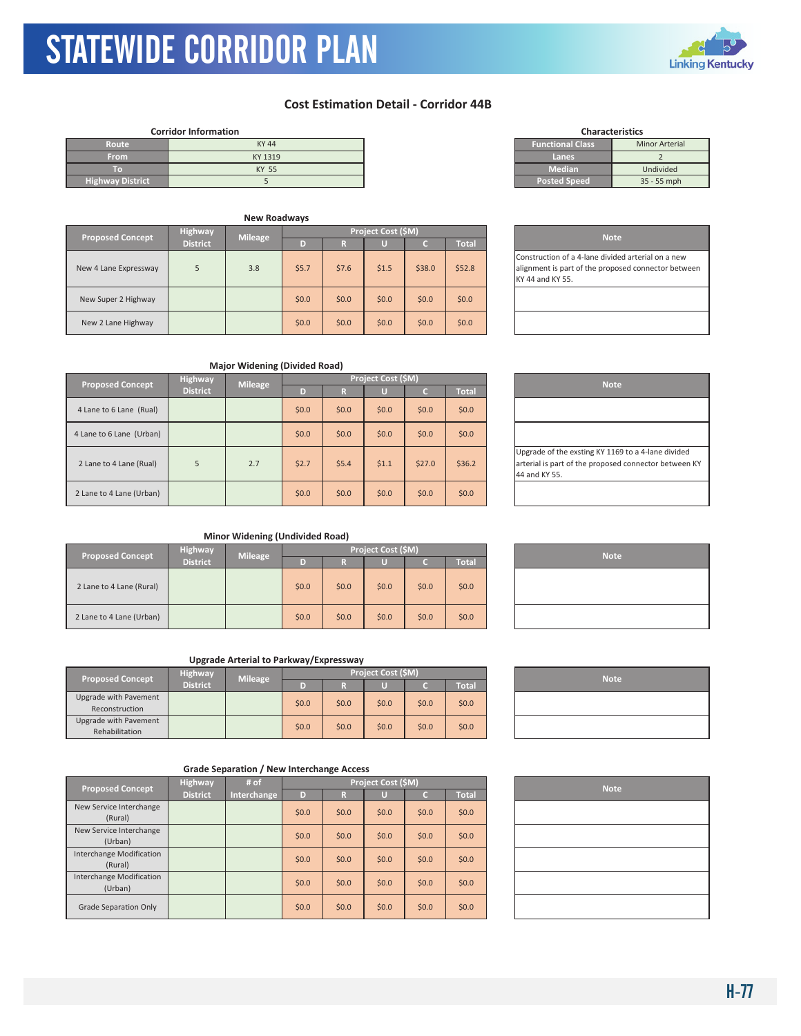# STATEWIDE CORRIDOR PLAN

## Cost Estimation Detail - Corridor 44B

**Corridor Information**

| | |
|---|---|
| Route | KY 44 |
| From | KY 1319 |
| To | KY 55 |
| Highway District | 5 |

**Characteristics**

| | |
|---|---|
| Functional Class | Minor Arterial |
| Lanes | 2 |
| Median | Undivided |
| Posted Speed | 35 - 55 mph |

**New Roadways**

| Proposed Concept | Highway District | Mileage | Project Cost ($M) | | | | | Note |
|---|---|---|---|---|---|---|---|---|
| | | | D | R | U | C | Total | |
| New 4 Lane Expressway | 5 | 3.8 | $5.7 | $7.6 | $1.5 | $38.0 | $52.8 | Construction of a 4-lane divided arterial on a new alignment is part of the proposed connector between KY 44 and KY 55. |
| New Super 2 Highway | | | $0.0 | $0.0 | $0.0 | $0.0 | $0.0 | |
| New 2 Lane Highway | | | $0.0 | $0.0 | $0.0 | $0.0 | $0.0 | |

**Major Widening (Divided Road)**

| Proposed Concept | Highway District | Mileage | Project Cost ($M) | | | | | Note |
|---|---|---|---|---|---|---|---|---|
| | | | D | R | U | C | Total | |
| 4 Lane to 6 Lane (Rual) | | | $0.0 | $0.0 | $0.0 | $0.0 | $0.0 | |
| 4 Lane to 6 Lane (Urban) | | | $0.0 | $0.0 | $0.0 | $0.0 | $0.0 | |
| 2 Lane to 4 Lane (Rual) | 5 | 2.7 | $2.7 | $5.4 | $1.1 | $27.0 | $36.2 | Upgrade of the exsting KY 1169 to a 4-lane divided arterial is part of the proposed connector between KY 44 and KY 55. |
| 2 Lane to 4 Lane (Urban) | | | $0.0 | $0.0 | $0.0 | $0.0 | $0.0 | |

**Minor Widening (Undivided Road)**

| Proposed Concept | Highway District | Mileage | Project Cost ($M) | | | | | Note |
|---|---|---|---|---|---|---|---|---|
| | | | D | R | U | C | Total | |
| 2 Lane to 4 Lane (Rural) | | | $0.0 | $0.0 | $0.0 | $0.0 | $0.0 | |
| 2 Lane to 4 Lane (Urban) | | | $0.0 | $0.0 | $0.0 | $0.0 | $0.0 | |

**Upgrade Arterial to Parkway/Expressway**

| Proposed Concept | Highway District | Mileage | Project Cost ($M) | | | | | Note |
|---|---|---|---|---|---|---|---|---|
| | | | D | R | U | C | Total | |
| Upgrade with Pavement Reconstruction | | | $0.0 | $0.0 | $0.0 | $0.0 | $0.0 | |
| Upgrade with Pavement Rehabilitation | | | $0.0 | $0.0 | $0.0 | $0.0 | $0.0 | |

**Grade Separation / New Interchange Access**

| Proposed Concept | Highway District | # of Interchange | Project Cost ($M) | | | | | Note |
|---|---|---|---|---|---|---|---|---|
| | | | D | R | U | C | Total | |
| New Service Interchange (Rural) | | | $0.0 | $0.0 | $0.0 | $0.0 | $0.0 | |
| New Service Interchange (Urban) | | | $0.0 | $0.0 | $0.0 | $0.0 | $0.0 | |
| Interchange Modification (Rural) | | | $0.0 | $0.0 | $0.0 | $0.0 | $0.0 | |
| Interchange Modification (Urban) | | | $0.0 | $0.0 | $0.0 | $0.0 | $0.0 | |
| Grade Separation Only | | | $0.0 | $0.0 | $0.0 | $0.0 | $0.0 | |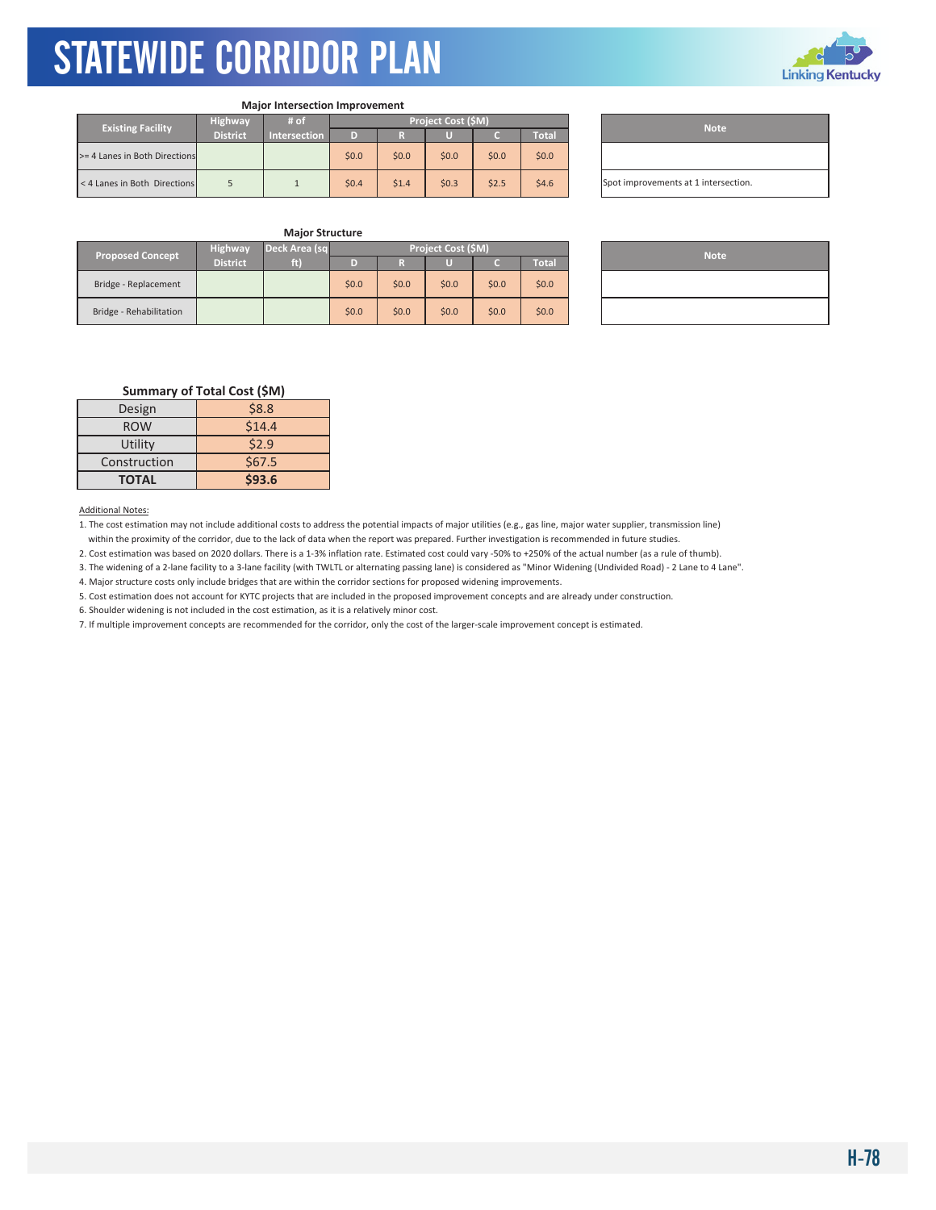### Major Intersection Improvement

| Existing Facility | Highway District | # of Intersection | Project Cost ($M) | | | | | Note |
|---|---|---|---|---|---|---|---|---|
| | | | D | R | U | C | Total | |
| >= 4 Lanes in Both Directions | | | $0.0 | $0.0 | $0.0 | $0.0 | $0.0 | |
| < 4 Lanes in Both Directions | 5 | 1 | $0.4 | $1.4 | $0.3 | $2.5 | $4.6 | Spot improvements at 1 intersection. |

### Major Structure

| Proposed Concept | Highway District | Deck Area (sq ft) | Project Cost ($M) | | | | | Note |
|---|---|---|---|---|---|---|---|---|
| | | | D | R | U | C | Total | |
| Bridge - Replacement | | | $0.0 | $0.0 | $0.0 | $0.0 | $0.0 | |
| Bridge - Rehabilitation | | | $0.0 | $0.0 | $0.0 | $0.0 | $0.0 | |

### Summary of Total Cost ($M)

| | |
|---|---|
| Design | $8.8 |
| ROW | $14.4 |
| Utility | $2.9 |
| Construction | $67.5 |
| **TOTAL** | **$93.6** |

Additional Notes:

1. The cost estimation may not include additional costs to address the potential impacts of major utilities (e.g., gas line, major water supplier, transmission line) within the proximity of the corridor, due to the lack of data when the report was prepared. Further investigation is recommended in future studies.
2. Cost estimation was based on 2020 dollars. There is a 1-3% inflation rate. Estimated cost could vary -50% to +250% of the actual number (as a rule of thumb).
3. The widening of a 2-lane facility to a 3-lane facility (with TWLTL or alternating passing lane) is considered as "Minor Widening (Undivided Road) - 2 Lane to 4 Lane".
4. Major structure costs only include bridges that are within the corridor sections for proposed widening improvements.
5. Cost estimation does not account for KYTC projects that are included in the proposed improvement concepts and are already under construction.
6. Shoulder widening is not included in the cost estimation, as it is a relatively minor cost.
7. If multiple improvement concepts are recommended for the corridor, only the cost of the larger-scale improvement concept is estimated.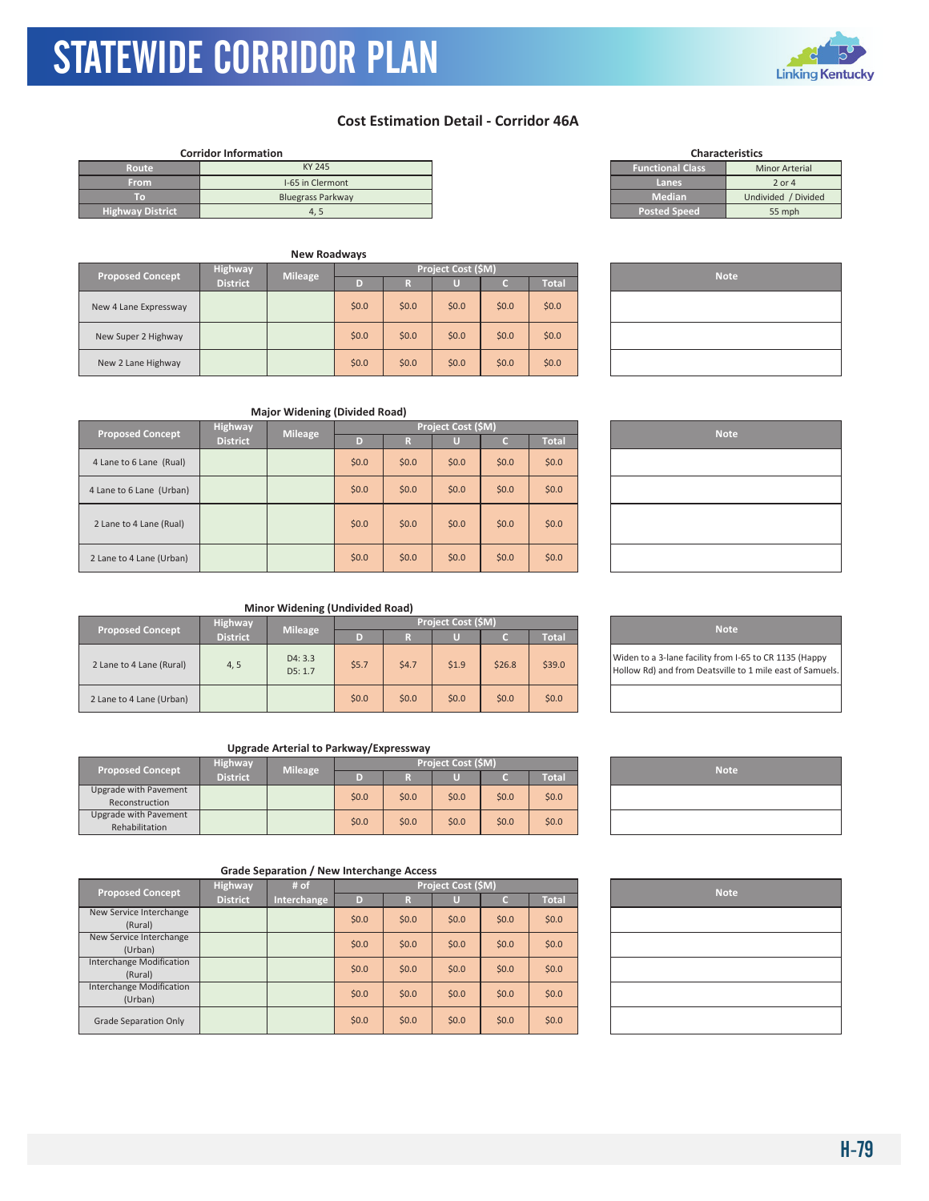# STATEWIDE CORRIDOR PLAN

## Cost Estimation Detail - Corridor 46A

**Corridor Information**

| Route | KY 245 |
|---|---|
| From | I-65 in Clermont |
| To | Bluegrass Parkway |
| Highway District | 4, 5 |

**Characteristics**

| Functional Class | Minor Arterial |
|---|---|
| Lanes | 2 or 4 |
| Median | Undivided / Divided |
| Posted Speed | 55 mph |

### New Roadways

| Proposed Concept | Highway District | Mileage | Project Cost ($M) D | R | U | C | Total | Note |
|---|---|---|---|---|---|---|---|---|
| New 4 Lane Expressway | | | $0.0 | $0.0 | $0.0 | $0.0 | $0.0 | |
| New Super 2 Highway | | | $0.0 | $0.0 | $0.0 | $0.0 | $0.0 | |
| New 2 Lane Highway | | | $0.0 | $0.0 | $0.0 | $0.0 | $0.0 | |

### Major Widening (Divided Road)

| Proposed Concept | Highway District | Mileage | Project Cost ($M) D | R | U | C | Total | Note |
|---|---|---|---|---|---|---|---|---|
| 4 Lane to 6 Lane (Rual) | | | $0.0 | $0.0 | $0.0 | $0.0 | $0.0 | |
| 4 Lane to 6 Lane (Urban) | | | $0.0 | $0.0 | $0.0 | $0.0 | $0.0 | |
| 2 Lane to 4 Lane (Rual) | | | $0.0 | $0.0 | $0.0 | $0.0 | $0.0 | |
| 2 Lane to 4 Lane (Urban) | | | $0.0 | $0.0 | $0.0 | $0.0 | $0.0 | |

### Minor Widening (Undivided Road)

| Proposed Concept | Highway District | Mileage | Project Cost ($M) D | R | U | C | Total | Note |
|---|---|---|---|---|---|---|---|---|
| 2 Lane to 4 Lane (Rural) | 4, 5 | D4: 3.3 D5: 1.7 | $5.7 | $4.7 | $1.9 | $26.8 | $39.0 | Widen to a 3-lane facility from I-65 to CR 1135 (Happy Hollow Rd) and from Deatsville to 1 mile east of Samuels. |
| 2 Lane to 4 Lane (Urban) | | | $0.0 | $0.0 | $0.0 | $0.0 | $0.0 | |

### Upgrade Arterial to Parkway/Expressway

| Proposed Concept | Highway District | Mileage | Project Cost ($M) D | R | U | C | Total | Note |
|---|---|---|---|---|---|---|---|---|
| Upgrade with Pavement Reconstruction | | | $0.0 | $0.0 | $0.0 | $0.0 | $0.0 | |
| Upgrade with Pavement Rehabilitation | | | $0.0 | $0.0 | $0.0 | $0.0 | $0.0 | |

### Grade Separation / New Interchange Access

| Proposed Concept | Highway District | # of Interchange | Project Cost ($M) D | R | U | C | Total | Note |
|---|---|---|---|---|---|---|---|---|
| New Service Interchange (Rural) | | | $0.0 | $0.0 | $0.0 | $0.0 | $0.0 | |
| New Service Interchange (Urban) | | | $0.0 | $0.0 | $0.0 | $0.0 | $0.0 | |
| Interchange Modification (Rural) | | | $0.0 | $0.0 | $0.0 | $0.0 | $0.0 | |
| Interchange Modification (Urban) | | | $0.0 | $0.0 | $0.0 | $0.0 | $0.0 | |
| Grade Separation Only | | | $0.0 | $0.0 | $0.0 | $0.0 | $0.0 | |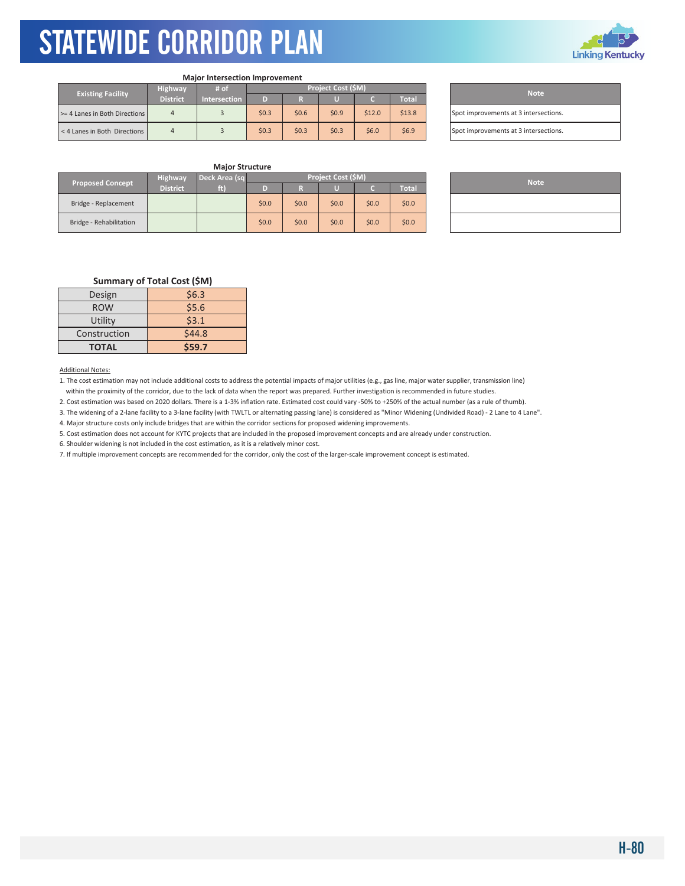### Major Intersection Improvement

| Existing Facility | Highway District | # of Intersection | Project Cost ($M) | | | | | Note |
|---|---|---|---|---|---|---|---|---|
| | | | D | R | U | C | Total | |
| >= 4 Lanes in Both Directions | 4 | 3 | $0.3 | $0.6 | $0.9 | $12.0 | $13.8 | Spot improvements at 3 intersections. |
| < 4 Lanes in Both Directions | 4 | 3 | $0.3 | $0.3 | $0.3 | $6.0 | $6.9 | Spot improvements at 3 intersections. |

### Major Structure

| Proposed Concept | Highway District | Deck Area (sq ft) | Project Cost ($M) | | | | | Note |
|---|---|---|---|---|---|---|---|---|
| | | | D | R | U | C | Total | |
| Bridge - Replacement | | | $0.0 | $0.0 | $0.0 | $0.0 | $0.0 | |
| Bridge - Rehabilitation | | | $0.0 | $0.0 | $0.0 | $0.0 | $0.0 | |

### Summary of Total Cost ($M)

| | |
|---|---|
| Design | $6.3 |
| ROW | $5.6 |
| Utility | $3.1 |
| Construction | $44.8 |
| **TOTAL** | **$59.7** |

Additional Notes:

1. The cost estimation may not include additional costs to address the potential impacts of major utilities (e.g., gas line, major water supplier, transmission line) within the proximity of the corridor, due to the lack of data when the report was prepared. Further investigation is recommended in future studies.
2. Cost estimation was based on 2020 dollars. There is a 1-3% inflation rate. Estimated cost could vary -50% to +250% of the actual number (as a rule of thumb).
3. The widening of a 2-lane facility to a 3-lane facility (with TWLTL or alternating passing lane) is considered as "Minor Widening (Undivided Road) - 2 Lane to 4 Lane".
4. Major structure costs only include bridges that are within the corridor sections for proposed widening improvements.
5. Cost estimation does not account for KYTC projects that are included in the proposed improvement concepts and are already under construction.
6. Shoulder widening is not included in the cost estimation, as it is a relatively minor cost.
7. If multiple improvement concepts are recommended for the corridor, only the cost of the larger-scale improvement concept is estimated.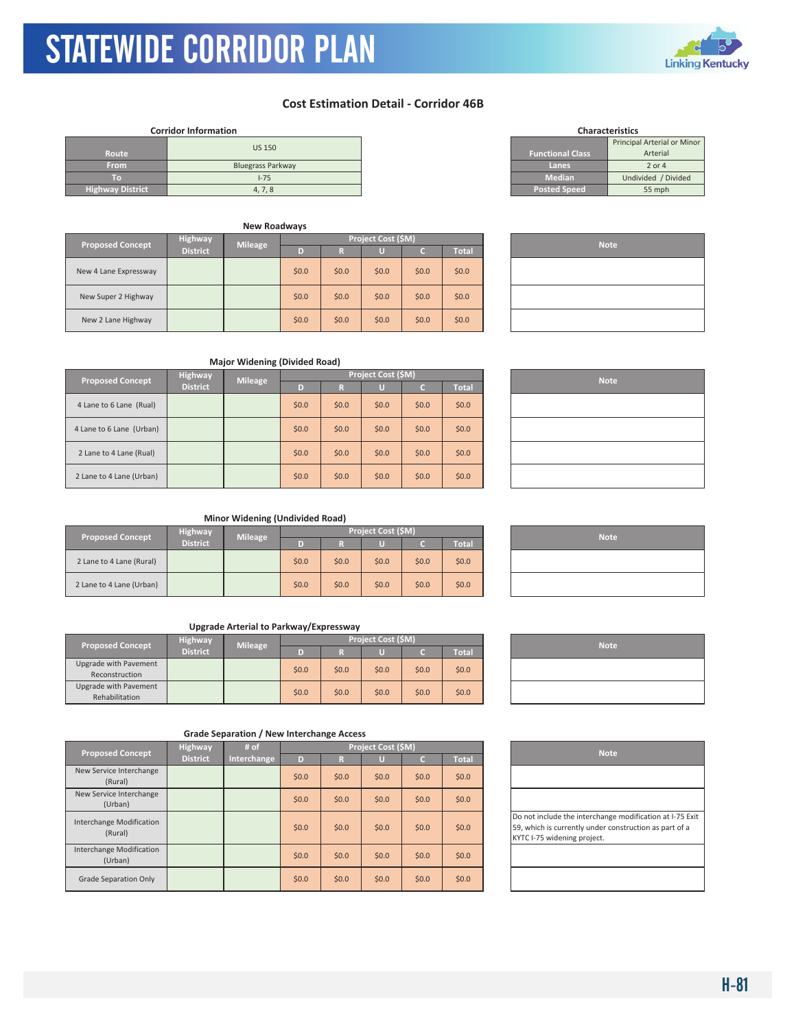## Cost Estimation Detail - Corridor 46B

**Corridor Information**

| | |
|---|---|
| Route | US 150 |
| From | Bluegrass Parkway |
| To | I-75 |
| Highway District | 4, 7, 8 |

**Characteristics**

| | |
|---|---|
| Functional Class | Principal Arterial or Minor Arterial |
| Lanes | 2 or 4 |
| Median | Undivided / Divided |
| Posted Speed | 55 mph |

**New Roadways**

| Proposed Concept | Highway District | Mileage | Project Cost ($M) D | R | U | C | Total | Note |
|---|---|---|---|---|---|---|---|---|
| New 4 Lane Expressway | | | $0.0 | $0.0 | $0.0 | $0.0 | $0.0 | |
| New Super 2 Highway | | | $0.0 | $0.0 | $0.0 | $0.0 | $0.0 | |
| New 2 Lane Highway | | | $0.0 | $0.0 | $0.0 | $0.0 | $0.0 | |

**Major Widening (Divided Road)**

| Proposed Concept | Highway District | Mileage | Project Cost ($M) D | R | U | C | Total | Note |
|---|---|---|---|---|---|---|---|---|
| 4 Lane to 6 Lane (Rual) | | | $0.0 | $0.0 | $0.0 | $0.0 | $0.0 | |
| 4 Lane to 6 Lane (Urban) | | | $0.0 | $0.0 | $0.0 | $0.0 | $0.0 | |
| 2 Lane to 4 Lane (Rual) | | | $0.0 | $0.0 | $0.0 | $0.0 | $0.0 | |
| 2 Lane to 4 Lane (Urban) | | | $0.0 | $0.0 | $0.0 | $0.0 | $0.0 | |

**Minor Widening (Undivided Road)**

| Proposed Concept | Highway District | Mileage | Project Cost ($M) D | R | U | C | Total | Note |
|---|---|---|---|---|---|---|---|---|
| 2 Lane to 4 Lane (Rural) | | | $0.0 | $0.0 | $0.0 | $0.0 | $0.0 | |
| 2 Lane to 4 Lane (Urban) | | | $0.0 | $0.0 | $0.0 | $0.0 | $0.0 | |

**Upgrade Arterial to Parkway/Expressway**

| Proposed Concept | Highway District | Mileage | Project Cost ($M) D | R | U | C | Total | Note |
|---|---|---|---|---|---|---|---|---|
| Upgrade with Pavement Reconstruction | | | $0.0 | $0.0 | $0.0 | $0.0 | $0.0 | |
| Upgrade with Pavement Rehabilitation | | | $0.0 | $0.0 | $0.0 | $0.0 | $0.0 | |

**Grade Separation / New Interchange Access**

| Proposed Concept | Highway District | # of Interchange | Project Cost ($M) D | R | U | C | Total | Note |
|---|---|---|---|---|---|---|---|---|
| New Service Interchange (Rural) | | | $0.0 | $0.0 | $0.0 | $0.0 | $0.0 | |
| New Service Interchange (Urban) | | | $0.0 | $0.0 | $0.0 | $0.0 | $0.0 | |
| Interchange Modification (Rural) | | | $0.0 | $0.0 | $0.0 | $0.0 | $0.0 | Do not include the interchange modification at I-75 Exit 59, which is currently under construction as part of a KYTC I-75 widening project. |
| Interchange Modification (Urban) | | | $0.0 | $0.0 | $0.0 | $0.0 | $0.0 | |
| Grade Separation Only | | | $0.0 | $0.0 | $0.0 | $0.0 | $0.0 | |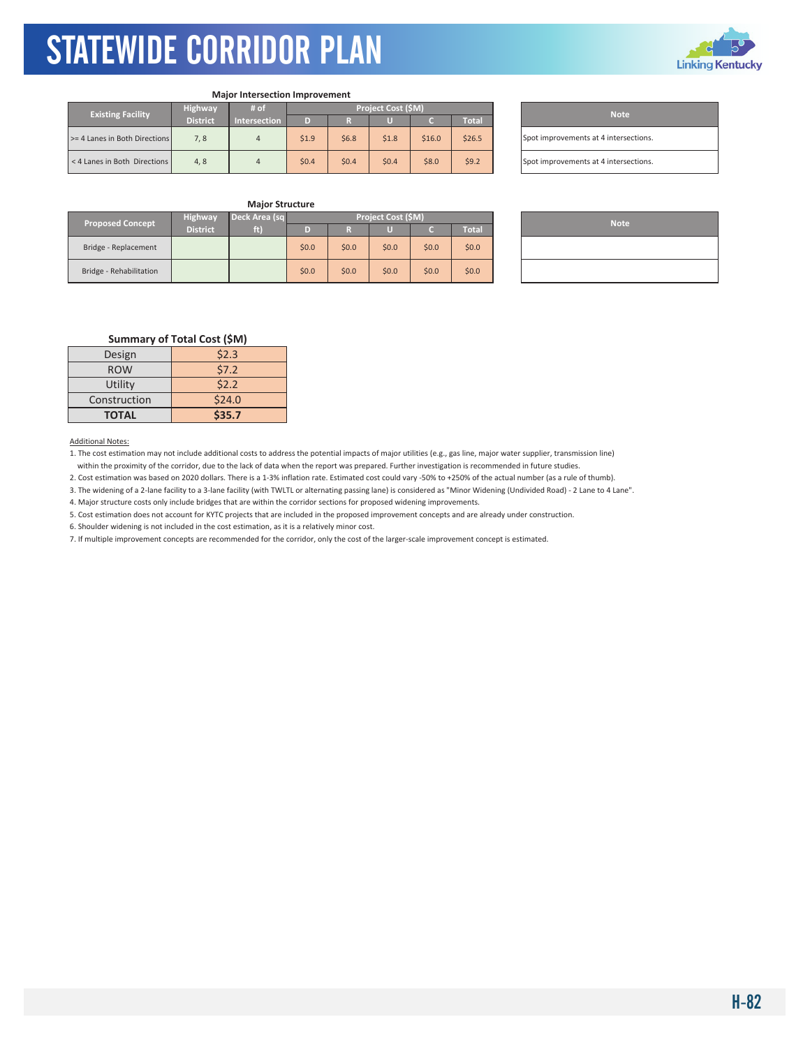# STATEWIDE CORRIDOR PLAN

**Major Intersection Improvement**

| Existing Facility | Highway District | # of Intersection | Project Cost ($M) | | | | |
|---|---|---|---|---|---|---|---|
| | | | D | R | U | C | Total |
| >= 4 Lanes in Both Directions | 7, 8 | 4 | $1.9 | $6.8 | $1.8 | $16.0 | $26.5 |
| < 4 Lanes in Both Directions | 4, 8 | 4 | $0.4 | $0.4 | $0.4 | $8.0 | $9.2 |

| Note |
|---|
| Spot improvements at 4 intersections. |
| Spot improvements at 4 intersections. |

**Major Structure**

| Proposed Concept | Highway District | Deck Area (sq ft) | Project Cost ($M) | | | | |
|---|---|---|---|---|---|---|---|
| | | | D | R | U | C | Total |
| Bridge - Replacement | | | $0.0 | $0.0 | $0.0 | $0.0 | $0.0 |
| Bridge - Rehabilitation | | | $0.0 | $0.0 | $0.0 | $0.0 | $0.0 |

| Note |
|---|
| |
| |

**Summary of Total Cost ($M)**

| | |
|---|---|
| Design | $2.3 |
| ROW | $7.2 |
| Utility | $2.2 |
| Construction | $24.0 |
| **TOTAL** | **$35.7** |

Additional Notes:

1. The cost estimation may not include additional costs to address the potential impacts of major utilities (e.g., gas line, major water supplier, transmission line) within the proximity of the corridor, due to the lack of data when the report was prepared. Further investigation is recommended in future studies.
2. Cost estimation was based on 2020 dollars. There is a 1-3% inflation rate. Estimated cost could vary -50% to +250% of the actual number (as a rule of thumb).
3. The widening of a 2-lane facility to a 3-lane facility (with TWLTL or alternating passing lane) is considered as "Minor Widening (Undivided Road) - 2 Lane to 4 Lane".
4. Major structure costs only include bridges that are within the corridor sections for proposed widening improvements.
5. Cost estimation does not account for KYTC projects that are included in the proposed improvement concepts and are already under construction.
6. Shoulder widening is not included in the cost estimation, as it is a relatively minor cost.
7. If multiple improvement concepts are recommended for the corridor, only the cost of the larger-scale improvement concept is estimated.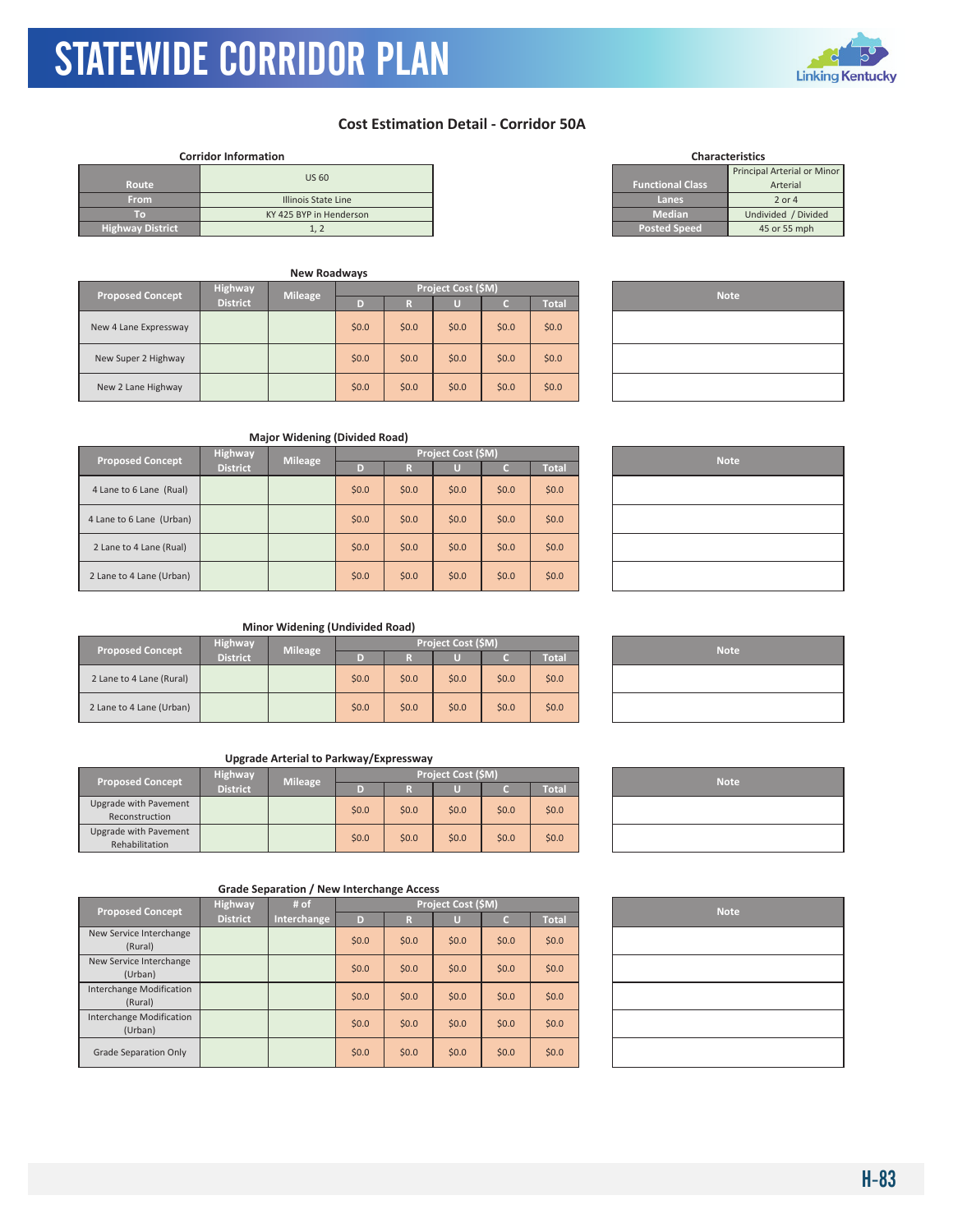# STATEWIDE CORRIDOR PLAN

## Cost Estimation Detail - Corridor 50A

**Corridor Information**

| Route | US 60 |
|---|---|
| From | Illinois State Line |
| To | KY 425 BYP in Henderson |
| Highway District | 1, 2 |

**Characteristics**

| Functional Class | Principal Arterial or Minor Arterial |
|---|---|
| Lanes | 2 or 4 |
| Median | Undivided / Divided |
| Posted Speed | 45 or 55 mph |

**New Roadways**

| Proposed Concept | Highway District | Mileage | Project Cost ($M) D | R | U | C | Total | Note |
|---|---|---|---|---|---|---|---|---|
| New 4 Lane Expressway | | | $0.0 | $0.0 | $0.0 | $0.0 | $0.0 | |
| New Super 2 Highway | | | $0.0 | $0.0 | $0.0 | $0.0 | $0.0 | |
| New 2 Lane Highway | | | $0.0 | $0.0 | $0.0 | $0.0 | $0.0 | |

**Major Widening (Divided Road)**

| Proposed Concept | Highway District | Mileage | Project Cost ($M) D | R | U | C | Total | Note |
|---|---|---|---|---|---|---|---|---|
| 4 Lane to 6 Lane (Rual) | | | $0.0 | $0.0 | $0.0 | $0.0 | $0.0 | |
| 4 Lane to 6 Lane (Urban) | | | $0.0 | $0.0 | $0.0 | $0.0 | $0.0 | |
| 2 Lane to 4 Lane (Rual) | | | $0.0 | $0.0 | $0.0 | $0.0 | $0.0 | |
| 2 Lane to 4 Lane (Urban) | | | $0.0 | $0.0 | $0.0 | $0.0 | $0.0 | |

**Minor Widening (Undivided Road)**

| Proposed Concept | Highway District | Mileage | Project Cost ($M) D | R | U | C | Total | Note |
|---|---|---|---|---|---|---|---|---|
| 2 Lane to 4 Lane (Rural) | | | $0.0 | $0.0 | $0.0 | $0.0 | $0.0 | |
| 2 Lane to 4 Lane (Urban) | | | $0.0 | $0.0 | $0.0 | $0.0 | $0.0 | |

**Upgrade Arterial to Parkway/Expressway**

| Proposed Concept | Highway District | Mileage | Project Cost ($M) D | R | U | C | Total | Note |
|---|---|---|---|---|---|---|---|---|
| Upgrade with Pavement Reconstruction | | | $0.0 | $0.0 | $0.0 | $0.0 | $0.0 | |
| Upgrade with Pavement Rehabilitation | | | $0.0 | $0.0 | $0.0 | $0.0 | $0.0 | |

**Grade Separation / New Interchange Access**

| Proposed Concept | Highway District | # of Interchange | Project Cost ($M) D | R | U | C | Total | Note |
|---|---|---|---|---|---|---|---|---|
| New Service Interchange (Rural) | | | $0.0 | $0.0 | $0.0 | $0.0 | $0.0 | |
| New Service Interchange (Urban) | | | $0.0 | $0.0 | $0.0 | $0.0 | $0.0 | |
| Interchange Modification (Rural) | | | $0.0 | $0.0 | $0.0 | $0.0 | $0.0 | |
| Interchange Modification (Urban) | | | $0.0 | $0.0 | $0.0 | $0.0 | $0.0 | |
| Grade Separation Only | | | $0.0 | $0.0 | $0.0 | $0.0 | $0.0 | |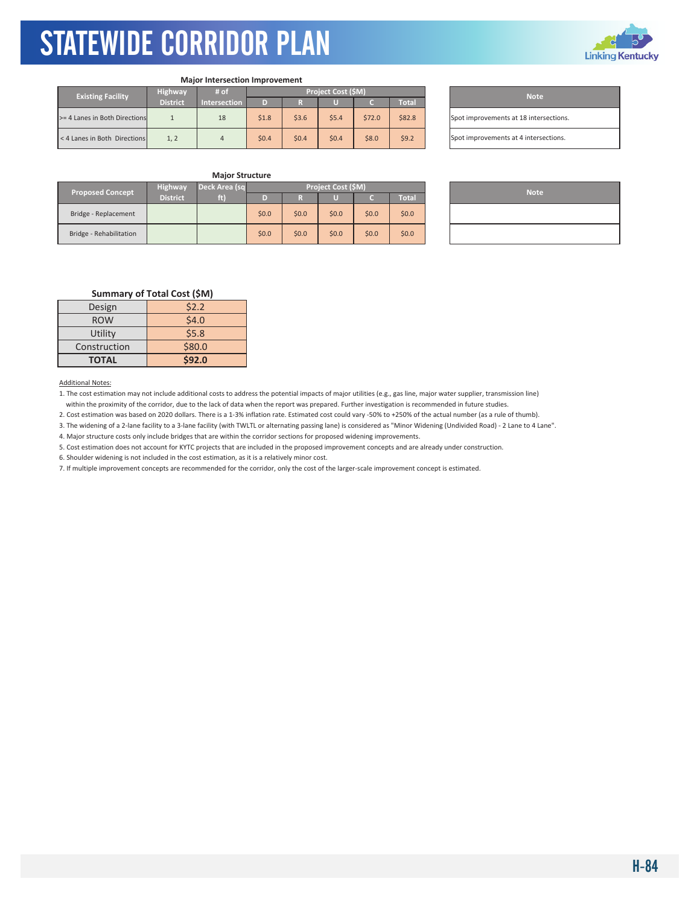### Major Intersection Improvement

| Existing Facility | Highway District | # of Intersection | Project Cost ($M) | | | | | Note |
|---|---|---|---|---|---|---|---|---|
| | | | D | R | U | C | Total | |
| >= 4 Lanes in Both Directions | 1 | 18 | $1.8 | $3.6 | $5.4 | $72.0 | $82.8 | Spot improvements at 18 intersections. |
| < 4 Lanes in Both Directions | 1, 2 | 4 | $0.4 | $0.4 | $0.4 | $8.0 | $9.2 | Spot improvements at 4 intersections. |

### Major Structure

| Proposed Concept | Highway District | Deck Area (sq ft) | Project Cost ($M) | | | | | Note |
|---|---|---|---|---|---|---|---|---|
| | | | D | R | U | C | Total | |
| Bridge - Replacement | | | $0.0 | $0.0 | $0.0 | $0.0 | $0.0 | |
| Bridge - Rehabilitation | | | $0.0 | $0.0 | $0.0 | $0.0 | $0.0 | |

### Summary of Total Cost ($M)

| | |
|---|---|
| Design | $2.2 |
| ROW | $4.0 |
| Utility | $5.8 |
| Construction | $80.0 |
| **TOTAL** | **$92.0** |

Additional Notes:

1. The cost estimation may not include additional costs to address the potential impacts of major utilities (e.g., gas line, major water supplier, transmission line) within the proximity of the corridor, due to the lack of data when the report was prepared. Further investigation is recommended in future studies.
2. Cost estimation was based on 2020 dollars. There is a 1-3% inflation rate. Estimated cost could vary -50% to +250% of the actual number (as a rule of thumb).
3. The widening of a 2-lane facility to a 3-lane facility (with TWLTL or alternating passing lane) is considered as "Minor Widening (Undivided Road) - 2 Lane to 4 Lane".
4. Major structure costs only include bridges that are within the corridor sections for proposed widening improvements.
5. Cost estimation does not account for KYTC projects that are included in the proposed improvement concepts and are already under construction.
6. Shoulder widening is not included in the cost estimation, as it is a relatively minor cost.
7. If multiple improvement concepts are recommended for the corridor, only the cost of the larger-scale improvement concept is estimated.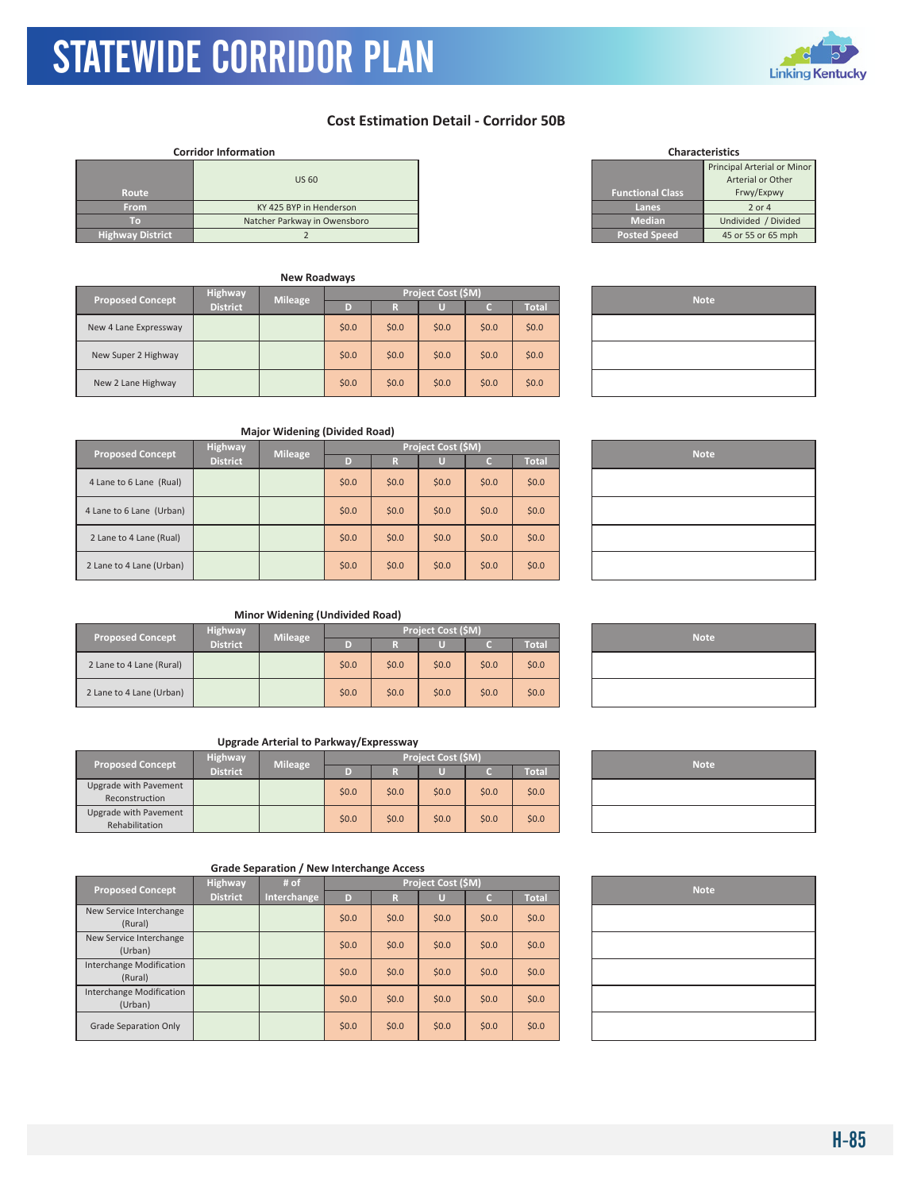# STATEWIDE CORRIDOR PLAN

## Cost Estimation Detail - Corridor 50B

**Corridor Information**

| | |
|---|---|
| Route | US 60 |
| From | KY 425 BYP in Henderson |
| To | Natcher Parkway in Owensboro |
| Highway District | 2 |

**Characteristics**

| | |
|---|---|
| Functional Class | Principal Arterial or Minor Arterial or Other Frwy/Expwy |
| Lanes | 2 or 4 |
| Median | Undivided / Divided |
| Posted Speed | 45 or 55 or 65 mph |

### New Roadways

| Proposed Concept | Highway District | Mileage | Project Cost ($M) | | | | | Note |
|---|---|---|---|---|---|---|---|---|
| | | | D | R | U | C | Total | |
| New 4 Lane Expressway | | | $0.0 | $0.0 | $0.0 | $0.0 | $0.0 | |
| New Super 2 Highway | | | $0.0 | $0.0 | $0.0 | $0.0 | $0.0 | |
| New 2 Lane Highway | | | $0.0 | $0.0 | $0.0 | $0.0 | $0.0 | |

### Major Widening (Divided Road)

| Proposed Concept | Highway District | Mileage | Project Cost ($M) | | | | | Note |
|---|---|---|---|---|---|---|---|---|
| | | | D | R | U | C | Total | |
| 4 Lane to 6 Lane (Rual) | | | $0.0 | $0.0 | $0.0 | $0.0 | $0.0 | |
| 4 Lane to 6 Lane (Urban) | | | $0.0 | $0.0 | $0.0 | $0.0 | $0.0 | |
| 2 Lane to 4 Lane (Rual) | | | $0.0 | $0.0 | $0.0 | $0.0 | $0.0 | |
| 2 Lane to 4 Lane (Urban) | | | $0.0 | $0.0 | $0.0 | $0.0 | $0.0 | |

### Minor Widening (Undivided Road)

| Proposed Concept | Highway District | Mileage | Project Cost ($M) | | | | | Note |
|---|---|---|---|---|---|---|---|---|
| | | | D | R | U | C | Total | |
| 2 Lane to 4 Lane (Rural) | | | $0.0 | $0.0 | $0.0 | $0.0 | $0.0 | |
| 2 Lane to 4 Lane (Urban) | | | $0.0 | $0.0 | $0.0 | $0.0 | $0.0 | |

### Upgrade Arterial to Parkway/Expressway

| Proposed Concept | Highway District | Mileage | Project Cost ($M) | | | | | Note |
|---|---|---|---|---|---|---|---|---|
| | | | D | R | U | C | Total | |
| Upgrade with Pavement Reconstruction | | | $0.0 | $0.0 | $0.0 | $0.0 | $0.0 | |
| Upgrade with Pavement Rehabilitation | | | $0.0 | $0.0 | $0.0 | $0.0 | $0.0 | |

### Grade Separation / New Interchange Access

| Proposed Concept | Highway District | # of Interchange | Project Cost ($M) | | | | | Note |
|---|---|---|---|---|---|---|---|---|
| | | | D | R | U | C | Total | |
| New Service Interchange (Rural) | | | $0.0 | $0.0 | $0.0 | $0.0 | $0.0 | |
| New Service Interchange (Urban) | | | $0.0 | $0.0 | $0.0 | $0.0 | $0.0 | |
| Interchange Modification (Rural) | | | $0.0 | $0.0 | $0.0 | $0.0 | $0.0 | |
| Interchange Modification (Urban) | | | $0.0 | $0.0 | $0.0 | $0.0 | $0.0 | |
| Grade Separation Only | | | $0.0 | $0.0 | $0.0 | $0.0 | $0.0 | |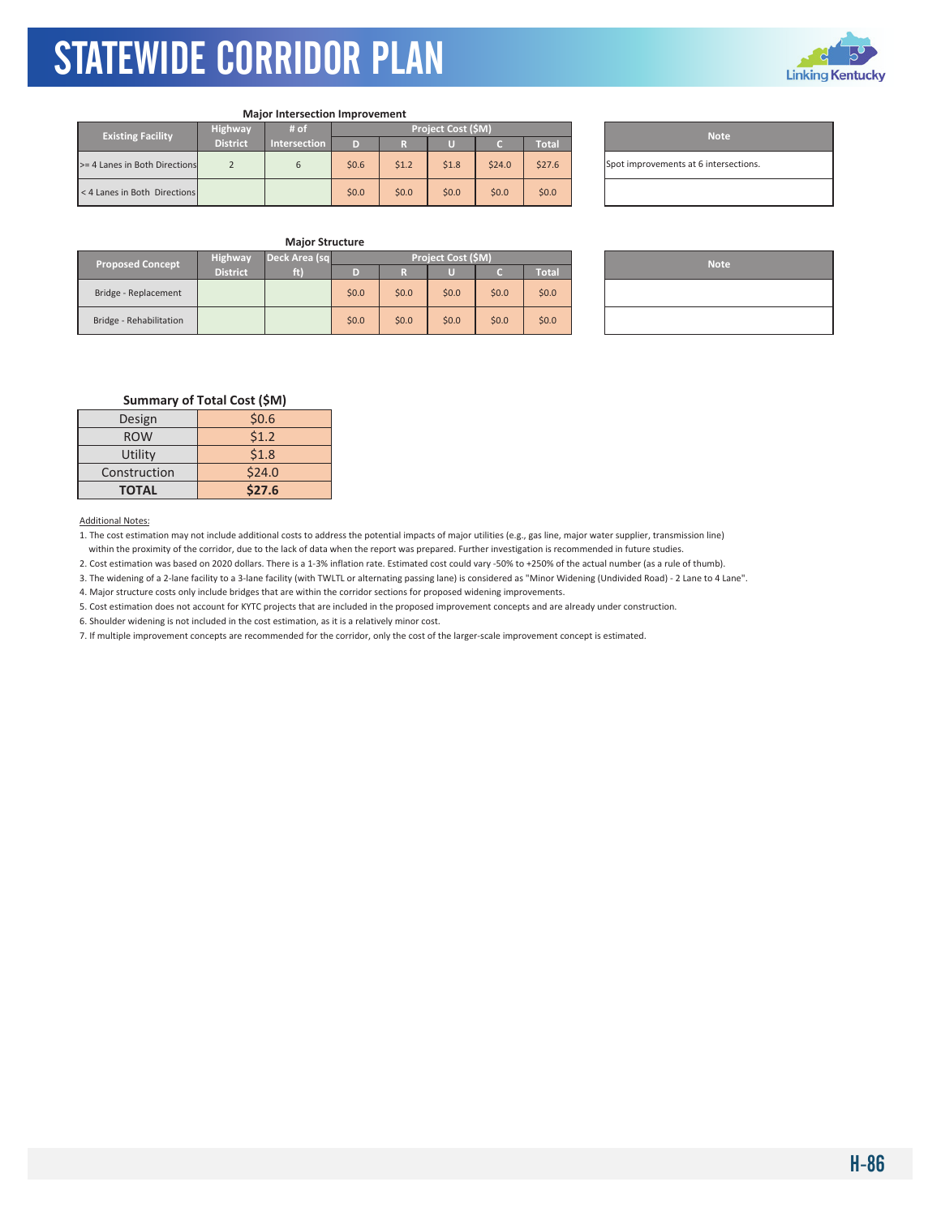### Major Intersection Improvement

| Existing Facility | Highway District | # of Intersection | Project Cost ($M) | | | | | Note |
|---|---|---|---|---|---|---|---|---|
| | | | D | R | U | C | Total | |
| >= 4 Lanes in Both Directions | 2 | 6 | $0.6 | $1.2 | $1.8 | $24.0 | $27.6 | Spot improvements at 6 intersections. |
| < 4 Lanes in Both Directions | | | $0.0 | $0.0 | $0.0 | $0.0 | $0.0 | |

### Major Structure

| Proposed Concept | Highway District | Deck Area (sq ft) | Project Cost ($M) | | | | | Note |
|---|---|---|---|---|---|---|---|---|
| | | | D | R | U | C | Total | |
| Bridge - Replacement | | | $0.0 | $0.0 | $0.0 | $0.0 | $0.0 | |
| Bridge - Rehabilitation | | | $0.0 | $0.0 | $0.0 | $0.0 | $0.0 | |

### Summary of Total Cost ($M)

| | |
|---|---|
| Design | $0.6 |
| ROW | $1.2 |
| Utility | $1.8 |
| Construction | $24.0 |
| **TOTAL** | **$27.6** |

Additional Notes:

1. The cost estimation may not include additional costs to address the potential impacts of major utilities (e.g., gas line, major water supplier, transmission line) within the proximity of the corridor, due to the lack of data when the report was prepared. Further investigation is recommended in future studies.
2. Cost estimation was based on 2020 dollars. There is a 1-3% inflation rate. Estimated cost could vary -50% to +250% of the actual number (as a rule of thumb).
3. The widening of a 2-lane facility to a 3-lane facility (with TWLTL or alternating passing lane) is considered as "Minor Widening (Undivided Road) - 2 Lane to 4 Lane".
4. Major structure costs only include bridges that are within the corridor sections for proposed widening improvements.
5. Cost estimation does not account for KYTC projects that are included in the proposed improvement concepts and are already under construction.
6. Shoulder widening is not included in the cost estimation, as it is a relatively minor cost.
7. If multiple improvement concepts are recommended for the corridor, only the cost of the larger-scale improvement concept is estimated.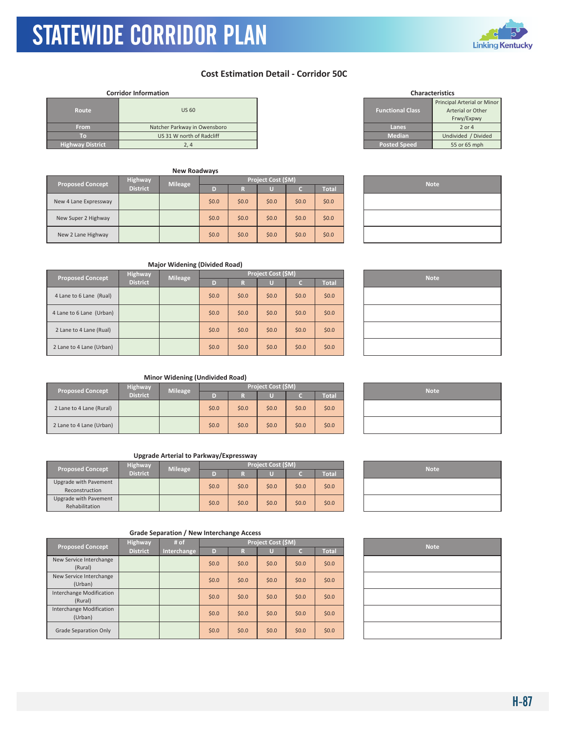# STATEWIDE CORRIDOR PLAN

## Cost Estimation Detail - Corridor 50C

**Corridor Information**

| Route | US 60 |
|---|---|
| From | Natcher Parkway in Owensboro |
| To | US 31 W north of Radcliff |
| Highway District | 2, 4 |

**Characteristics**

| Functional Class | Principal Arterial or Minor Arterial or Other Frwy/Expwy |
|---|---|
| Lanes | 2 or 4 |
| Median | Undivided / Divided |
| Posted Speed | 55 or 65 mph |

**New Roadways**

| Proposed Concept | Highway District | Mileage | Project Cost ($M) | | | | | Note |
|---|---|---|---|---|---|---|---|---|
| | | | D | R | U | C | Total | |
| New 4 Lane Expressway | | | $0.0 | $0.0 | $0.0 | $0.0 | $0.0 | |
| New Super 2 Highway | | | $0.0 | $0.0 | $0.0 | $0.0 | $0.0 | |
| New 2 Lane Highway | | | $0.0 | $0.0 | $0.0 | $0.0 | $0.0 | |

**Major Widening (Divided Road)**

| Proposed Concept | Highway District | Mileage | Project Cost ($M) | | | | | Note |
|---|---|---|---|---|---|---|---|---|
| | | | D | R | U | C | Total | |
| 4 Lane to 6 Lane (Rual) | | | $0.0 | $0.0 | $0.0 | $0.0 | $0.0 | |
| 4 Lane to 6 Lane (Urban) | | | $0.0 | $0.0 | $0.0 | $0.0 | $0.0 | |
| 2 Lane to 4 Lane (Rual) | | | $0.0 | $0.0 | $0.0 | $0.0 | $0.0 | |
| 2 Lane to 4 Lane (Urban) | | | $0.0 | $0.0 | $0.0 | $0.0 | $0.0 | |

**Minor Widening (Undivided Road)**

| Proposed Concept | Highway District | Mileage | Project Cost ($M) | | | | | Note |
|---|---|---|---|---|---|---|---|---|
| | | | D | R | U | C | Total | |
| 2 Lane to 4 Lane (Rural) | | | $0.0 | $0.0 | $0.0 | $0.0 | $0.0 | |
| 2 Lane to 4 Lane (Urban) | | | $0.0 | $0.0 | $0.0 | $0.0 | $0.0 | |

**Upgrade Arterial to Parkway/Expressway**

| Proposed Concept | Highway District | Mileage | Project Cost ($M) | | | | | Note |
|---|---|---|---|---|---|---|---|---|
| | | | D | R | U | C | Total | |
| Upgrade with Pavement Reconstruction | | | $0.0 | $0.0 | $0.0 | $0.0 | $0.0 | |
| Upgrade with Pavement Rehabilitation | | | $0.0 | $0.0 | $0.0 | $0.0 | $0.0 | |

**Grade Separation / New Interchange Access**

| Proposed Concept | Highway District | # of Interchange | Project Cost ($M) | | | | | Note |
|---|---|---|---|---|---|---|---|---|
| | | | D | R | U | C | Total | |
| New Service Interchange (Rural) | | | $0.0 | $0.0 | $0.0 | $0.0 | $0.0 | |
| New Service Interchange (Urban) | | | $0.0 | $0.0 | $0.0 | $0.0 | $0.0 | |
| Interchange Modification (Rural) | | | $0.0 | $0.0 | $0.0 | $0.0 | $0.0 | |
| Interchange Modification (Urban) | | | $0.0 | $0.0 | $0.0 | $0.0 | $0.0 | |
| Grade Separation Only | | | $0.0 | $0.0 | $0.0 | $0.0 | $0.0 | |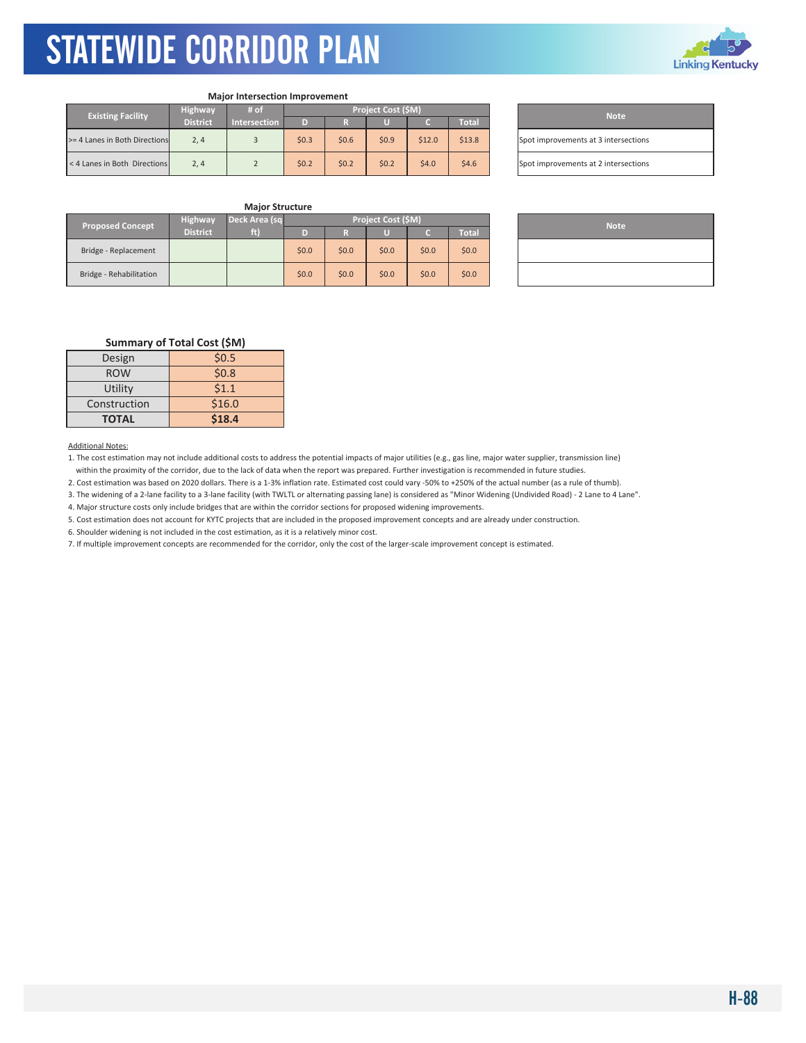### Major Intersection Improvement

| Existing Facility | Highway District | # of Intersection | Project Cost ($M) | | | | | | Note |
|---|---|---|---|---|---|---|---|---|---|
| | | | D | R | U | C | Total | | |
| >= 4 Lanes in Both Directions | 2, 4 | 3 | $0.3 | $0.6 | $0.9 | $12.0 | $13.8 | | Spot improvements at 3 intersections |
| < 4 Lanes in Both Directions | 2, 4 | 2 | $0.2 | $0.2 | $0.2 | $4.0 | $4.6 | | Spot improvements at 2 intersections |

### Major Structure

| Proposed Concept | Highway District | Deck Area (sq ft) | Project Cost ($M) | | | | | Note |
|---|---|---|---|---|---|---|---|---|
| | | | D | R | U | C | Total | |
| Bridge - Replacement | | | $0.0 | $0.0 | $0.0 | $0.0 | $0.0 | |
| Bridge - Rehabilitation | | | $0.0 | $0.0 | $0.0 | $0.0 | $0.0 | |

### Summary of Total Cost ($M)

| | |
|---|---|
| Design | $0.5 |
| ROW | $0.8 |
| Utility | $1.1 |
| Construction | $16.0 |
| **TOTAL** | **$18.4** |

Additional Notes:

1. The cost estimation may not include additional costs to address the potential impacts of major utilities (e.g., gas line, major water supplier, transmission line) within the proximity of the corridor, due to the lack of data when the report was prepared. Further investigation is recommended in future studies.
2. Cost estimation was based on 2020 dollars. There is a 1-3% inflation rate. Estimated cost could vary -50% to +250% of the actual number (as a rule of thumb).
3. The widening of a 2-lane facility to a 3-lane facility (with TWLTL or alternating passing lane) is considered as "Minor Widening (Undivided Road) - 2 Lane to 4 Lane".
4. Major structure costs only include bridges that are within the corridor sections for proposed widening improvements.
5. Cost estimation does not account for KYTC projects that are included in the proposed improvement concepts and are already under construction.
6. Shoulder widening is not included in the cost estimation, as it is a relatively minor cost.
7. If multiple improvement concepts are recommended for the corridor, only the cost of the larger-scale improvement concept is estimated.